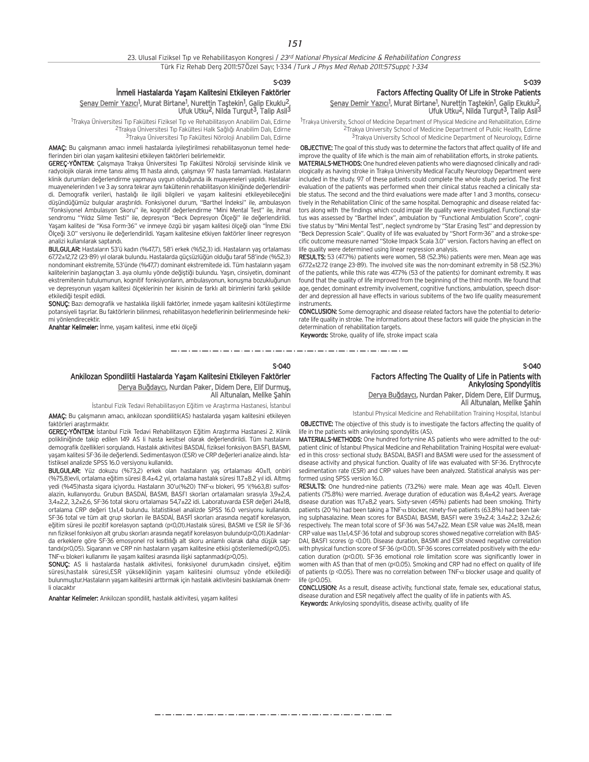## S-039

### İnmeli Hastalarda Yaşam Kalitesini Etkileyen Faktörler

Şenay Demir Yazıcı[1], Murat Birtane[1], Nurettin Taştekin[1], Galip Ekuklu[2], Ufuk Utku[2], Nilda Turgut[3], Talip Asil[3]

[1]Trakya Üniversitesi Tıp Fakültesi Fiziksel Tıp ve Rehabilitasyon Anabilim Dalı, Edirne
[2]Trakya Üniversitesi Tıp Fakültesi Halk Sağlığı Anabilim Dalı, Edirne
[3]Trakya Üniversitesi Tıp Fakültesi Nöroloji Anabilim Dalı, Edirne

**AMAÇ:** Bu çalışmanın amacı inmeli hastalarda iyileştirilmesi rehabilitasyonun temel hedeflerinden biri olan yaşam kalitesini etkileyen faktörleri belirlemektir.

**GEREÇ-YÖNTEM:** Çalışmaya Trakya Üniversitesi Tıp Fakültesi Nöroloji servisinde klinik ve radyolojik olarak inme tanısı almış 111 hasta alındı, çalışmayı 97 hasta tamamladı. Hastaların klinik durumları değerlendirme yapmaya uygun olduğunda ilk muayeneleri yapıldı. Hastalar muayenelerinden 1 ve 3 ay sonra tekrar aynı fakültenin rehabilitasyon kliniğinde değerlendirildi. Demografik verileri, hastalığı ile ilgili bilgileri ve yaşam kalitesini etkileyebileceğini düşündüğümüz bulgular araştırıldı. Fonksiyonel durum, "Barthel İndeksi" ile, ambulasyon "Fonksiyonel Ambulasyon Skoru" ile, kognitif değerlendirme "Mini Mental Test" ile, ihmal sendromu "Yıldız Silme Testi" ile, depresyon "Beck Depresyon Ölçeği" ile değerlendirildi. Yaşam kalitesi de "Kısa Form-36" ve inmeye özgü bir yaşam kalitesi ölçeği olan "İnme Etki Ölçeği 3.0" versiyonu ile değerlendirildi. Yaşam kalitesine etkiyen faktörler lineer regresyon analizi kullanılarak saptandı.

**BULGULAR:** Hastaların 53'ü kadın (%47,7), 58'i erkek (%52,3) idi. Hastaların yaş ortalaması 67,72±12,72 (23-89) yıl olarak bulundu. Hastalarda güçsüzlüğün olduğu taraf 58'inde (%52,3) nondominant ekstremite, 53'ünde (%47,7) dominant ekstremitede idi. Tüm hastaların yaşam kalitelerinin başlangıçtan 3. aya olumlu yönde değiştiği bulundu. Yaşın, cinsiyetin, dominant ekstremitenin tutulumunun, kognitif fonksiyonların, ambulasyonun, konuşma bozukluğunun ve depresyonun yaşam kalitesi ölçeklerinin her ikisinin de farklı alt birimlerini farklı şekilde etkilediği tespit edildi.

**SONUÇ:** Bazı demografik ve hastalıkla ilişkili faktörler, inmede yaşam kalitesini kötüleştirme potansiyeli taşırlar. Bu faktörlerin bilinmesi, rehabilitasyon hedeflerinin belirlenmesinde hekimi yönlendirecektir.

**Anahtar Kelimeler:** İnme, yaşam kalitesi, inme etki ölçeği

## S-039

### Factors Affecting Quality Of Life in Stroke Patients

Şenay Demir Yazıcı[1], Murat Birtane[1], Nurettin Taştekin[1], Galip Ekuklu[2], Ufuk Utku[2], Nilda Turgut[3], Talip Asil[3]

[1]Trakya University, School of Medicine Department of Physical Medicine and Rehabilitation, Edirne
[2]Trakya University School of Medicine Department of Public Health, Edirne
[3]Trakya University School of Medicine Department of Neurology, Edirne

**OBJECTIVE:** The goal of this study was to determine the factors that affect quality of life and improve the quality of life which is the main aim of rehabilitation efforts, in stroke patients.

**MATERIALS-METHODS:** One hundred eleven patients who were diagnosed clinically and radiologically as having stroke in Trakya University Medical Faculty Neurology Department were included in the study. 97 of these patients could complete the whole study period. The first evaluation of the patients was performed when their clinical status reached a clinically stable status. The second and the third evaluations were made after 1 and 3 months, consecutively in the Rehabilitation Clinic of the same hospital. Demographic and disease related factors along with the findings which could impair life quality were investigated. Functional status was assessed by "Barthel Index", ambulation by "Functional Ambulation Score", cognitive status by "Mini Mental Test", neglect syndrome by "Star Erasing Test" and depression by "Beck Depression Scale". Quality of life was evaluated by "Short Form-36" and a stroke-specific outcome measure named "Stoke Impack Scala 3.0" version. Factors having an effect on life quality were determined using linear regression analysis.

**RESULTS:** 53 (47.7%) patients were women, 58 (52.3%) patients were men. Mean age was 67.72±12.72 (range 23-89). The involved site was the non-dominant extremity in 58 (52.3%) of the patients, while this rate was 47.7% (53 of the patients) for dominant extremity. It was found that the quality of life improved from the beginning of the third month. We found that age, gender, dominant extremity involvement, cognitive functions, ambulation, speech disorder and depression all have effects in various subitems of the two life quality measurement instruments.

**CONCLUSION:** Some demographic and disease related factors have the potential to deteriorate life quality in stroke. The informations about these factors will guide the physician in the determination of rehabilitation targets.

**Keywords:** Stroke, quality of life, stroke impact scala

## S-040

### Ankilozan Spondilitli Hastalarda Yaşam Kalitesini Etkileyen Faktörler

Derya Buğdaycı, Nurdan Paker, Didem Dere, Elif Durmuş, Ali Altunalan, Melike Şahin

İstanbul Fizik Tedavi Rehabilitasyon Eğitim ve Araştırma Hastanesi, İstanbul

**AMAÇ:** Bu çalışmanın amacı, ankilozan spondilitli(AS) hastalarda yaşam kalitesini etkileyen faktörleri araştırmaktır.

**GEREÇ-YÖNTEM:** İstanbul Fizik Tedavi Rehabilitasyon Eğitim Araştırma Hastanesi 2. Klinik polikliniğinde takip edilen 149 AS li hasta kesitsel olarak değerlendirildi. Tüm hastaların demografik özellikleri sorgulandı. Hastalık aktivitesi BASDAİ, fiziksel fonksiyon BASFI, BASMI, yaşam kalitesi SF-36 ile değerlendi. Sedimentasyon (ESR) ve CRP değerleri analize alındı. İstatistiksel analizde SPSS 16.0 versiyonu kullanıldı.

**BULGULAR:** Yüz dokuzu (%73,2) erkek olan hastaların yaş ortalaması 40±11, onbiri (%75,8)evli, ortalama eğitim süresi 8.4±4.2 yıl, ortalama hastalık süresi 11.7±8.2 yıl idi. Altmış yedi (%45)hasta sigara içiyordu. Hastaların 30'u(%20) TNF-α blokeri, 95 'i(%63,8) sulfosalazin, kullanıyordu. Grubun BASDAİ, BASMI, BASFI skorları ortalamaları sırasıyla 3,9±2,4, 3,4±2,2, 3,2±2,6, SF-36 total skoru ortalaması 54,7±22 idi. Laboratuvarda ESR değeri 24±18, ortalama CRP değeri 1,1±1,4 bulundu. İstatistiksel analizde SPSS 16.0 versiyonu kullanıldı. SF-36 total ve tüm alt grup skorları ile BASDAİ, BASFİ skorları arasında negatif korelasyon, eğitim süresi ile pozitif korelasyon saptandı (p<0,01).Hastalık süresi, BASMI ve ESR ile SF-36 nın fiziksel fonksiyon alt grubu skorları arasında negatif korelasyon bulundu(p<0,01).Kadınlarda erkeklere göre SF-36 emosyonel rol kısıtlılığı alt skoru anlamlı olarak daha düşük saptandı(p<0,05). Sigaranın ve CRP nin hastaların yaşam kalitesine etkisi gösterilemedi(p<0,05). TNF-α blokeri kullanımı ile yaşam kalitesi arasında ilişki saptanmadı(p>0,05).

**SONUÇ:** AS li hastalarda hastalık aktivitesi, fonksiyonel durum,kadın cinsiyet, eğitim süresi,hastalık süresi,ESR yüksekliğinin yaşam kalitesini olumsuz yönde etkilediği bulunmuştur.Hastaların yaşam kalitesini arttırmak için hastalık aktivitesini baskılamak önemli olacaktır

**Anahtar Kelimeler:** Ankilozan spondilit, hastalık aktivitesi, yaşam kalitesi

## S-040

### Factors Affecting The Quality of Life in Patients with Ankylosing Spondylitis

Derya Buğdaycı, Nurdan Paker, Didem Dere, Elif Durmuş, Ali Altunalan, Melike Şahin

Istanbul Physical Medicine and Rehabilitation Training Hospital, Istanbul

**OBJECTIVE:** The objective of this study is to investigate the factors affecting the quality of life in the patients with ankylosing spondylitis (AS).

**MATERIALS-METHODS:** One hundred forty-nine AS patients who were admitted to the outpatient clinic of İstanbul Physical Medicine and Rehabilitation Training Hospital were evaluated in this cross- sectional study. BASDAI, BASFI and BASMI were used for the assessment of disease activity and physical function. Quality of life was evaluated with SF-36. Erythrocyte sedimentation rate (ESR) and CRP values have been analyzed. Statistical analysis was performed using SPSS version 16.0.

**RESULTS:** One hundred-nine patients (73.2%) were male. Mean age was 40±11. Eleven patients (75.8%) were married. Average duration of education was 8,4±4,2 years. Average disease duration was 11,7±8,2 years. Sixty-seven (45%) patients had been smoking. Thirty patients (20 %) had been taking a TNF-α blocker, ninety-five patients (63.8%) had been taking sulphasalazine. Mean scores for BASDAI, BASMI, BASFI were 3.9±2.4; 3.4±2.2; 3.2±2.6; respectively. The mean total score of SF-36 was 54,7±22. Mean ESR value was 24±18, mean CRP value was 1.1±1,4.SF-36 total and subgroup scores showed negative correlation with BASDAI, BASFI scores (p <0.01). Disease duration, BASMI and ESR showed negative correlation with physical function score of SF-36 (p<0.01). SF-36 scores correlated positively with the education duration (p<0.01). SF-36 emotional role limitation score was significantly lower in women with AS than that of men (p<0.05). Smoking and CRP had no effect on quality of life of patients (p <0.05). There was no correlation between TNF-α blocker usage and quality of life (p>0.05).

**CONCLUSION:** As a result, disease activity, functional state, female sex, educational status, disease duration and ESR negatively affect the quality of life in patients with AS.

**Keywords:** Ankylosing spondylitis, disease activity, quality of life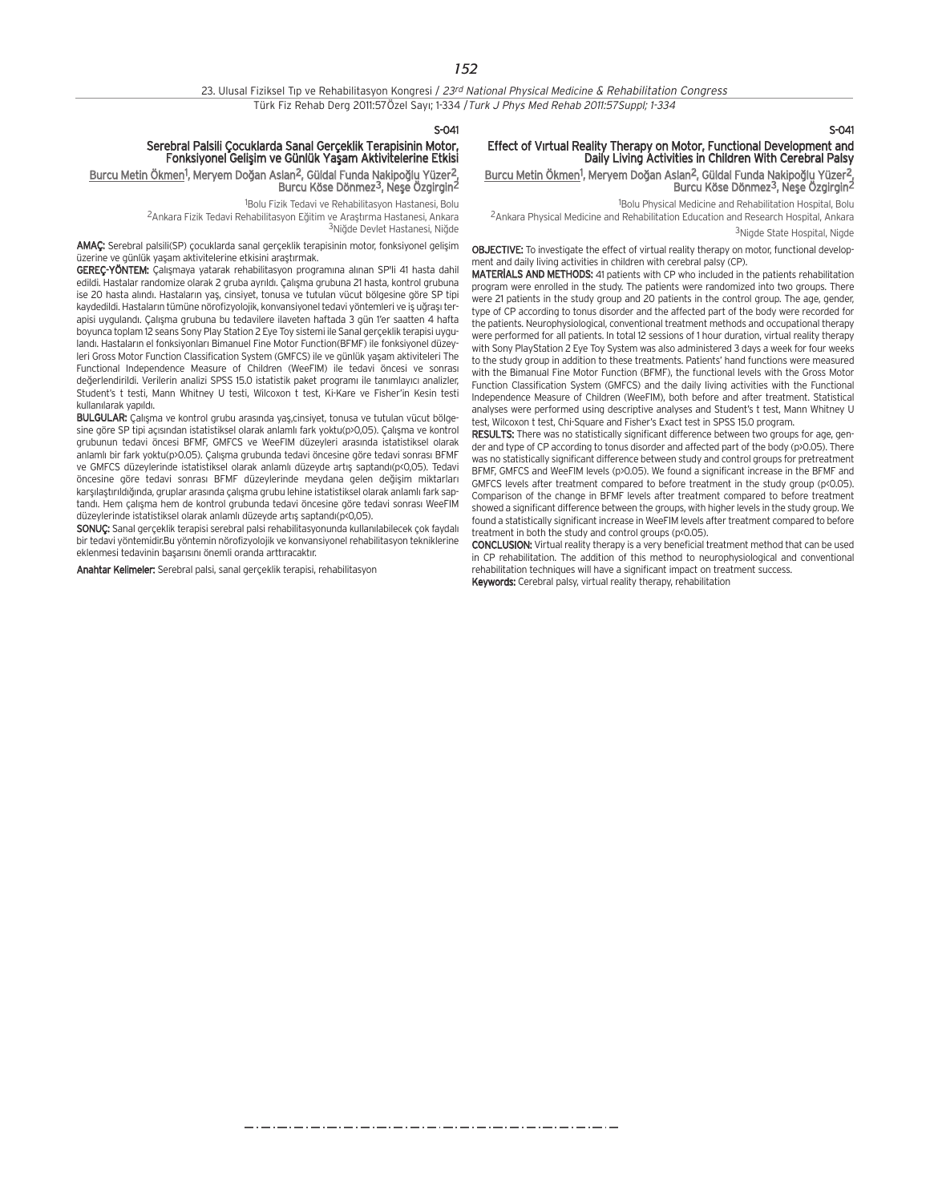S-041

## Serebral Palsili Çocuklarda Sanal Gerçeklik Terapisinin Motor, Fonksiyonel Gelişim ve Günlük Yaşam Aktivitelerine Etkisi

Burcu Metin Ökmen[1], Meryem Doğan Aslan[2], Güldal Funda Nakipoğlu Yüzer[2], Burcu Köse Dönmez[3], Neşe Özgirgin[2]

[1]Bolu Fizik Tedavi ve Rehabilitasyon Hastanesi, Bolu
[2]Ankara Fizik Tedavi Rehabilitasyon Eğitim ve Araştırma Hastanesi, Ankara
[3]Niğde Devlet Hastanesi, Niğde

**AMAÇ:** Serebral palsili(SP) çocuklarda sanal gerçeklik terapisinin motor, fonksiyonel gelişim üzerine ve günlük yaşam aktivitelerine etkisini araştırmak.

**GEREÇ-YÖNTEM:** Çalışmaya yatarak rehabilitasyon programına alınan SP'li 41 hasta dahil edildi. Hastalar randomize olarak 2 gruba ayrıldı. Çalışma grubuna 21 hasta, kontrol grubuna ise 20 hasta alındı. Hastaların yaş, cinsiyet, tonusa ve tutulan vücut bölgesine göre SP tipi kaydedildi. Hastaların tümüne nörofizyolojik, konvansiyonel tedavi yöntemleri ve iş uğraşı terapisi uygulandı. Çalışma grubuna bu tedavilere ilaveten haftada 3 gün 1'er saatten 4 hafta boyunca toplam 12 seans Sony Play Station 2 Eye Toy sistemi ile Sanal gerçeklik terapisi uygulandı. Hastaların el fonksiyonları Bimanuel Fine Motor Function(BFMF) ile fonksiyonel düzeyleri Gross Motor Function Classification System (GMFCS) ile ve günlük yaşam aktiviteleri The Functional Independence Measure of Children (WeeFIM) ile tedavi öncesi ve sonrası değerlendirildi. Verilerin analizi SPSS 15.0 istatistik paket programı ile tanımlayıcı analizler, Student's t testi, Mann Whitney U testi, Wilcoxon t test, Ki-Kare ve Fisher'in Kesin testi kullanılarak yapıldı.

**BULGULAR:** Çalışma ve kontrol grubu arasında yaş,cinsiyet, tonusa ve tutulan vücut bölgesine göre SP tipi açısından istatistiksel olarak anlamlı fark yoktu($p>0,05$). Çalışma ve kontrol grubunun tedavi öncesi BFMF, GMFCS ve WeeFIM düzeyleri arasında istatistiksel olarak anlamlı bir fark yoktu($p>0.05$). Çalışma grubunda tedavi öncesine göre tedavi sonrası BFMF ve GMFCS düzeylerinde istatistiksel olarak anlamlı düzeyde artış saptandı($p<0,05$). Tedavi öncesine göre tedavi sonrası BFMF düzeylerinde meydana gelen değişim miktarları karşılaştırıldığında, gruplar arasında çalışma grubu lehine istatistiksel olarak anlamlı fark saptandı. Hem çalışma hem de kontrol grubunda tedavi öncesine göre tedavi sonrası WeeFIM düzeylerinde istatistiksel olarak anlamlı düzeyde artış saptandı($p<0,05$).

**SONUÇ:** Sanal gerçeklik terapisi serebral palsi rehabilitasyonunda kullanılabilecek çok faydalı bir tedavi yöntemidir.Bu yöntemin nörofizyolojik ve konvansiyonel rehabilitasyon tekniklerine eklenmesi tedavinin başarısını önemli oranda arttıracaktır.

**Anahtar Kelimeler:** Serebral palsi, sanal gerçeklik terapisi, rehabilitasyon

S-041

## Effect of Vırtual Reality Therapy on Motor, Functional Development and Daily Living Activities in Children With Cerebral Palsy

Burcu Metin Ökmen[1], Meryem Doğan Aslan[2], Güldal Funda Nakipoğlu Yüzer[2], Burcu Köse Dönmez[3], Neşe Özgirgin[2]

[1]Bolu Physical Medicine and Rehabilitation Hospital, Bolu
[2]Ankara Physical Medicine and Rehabilitation Education and Research Hospital, Ankara
[3]Nigde State Hospital, Nigde

**OBJECTIVE:** To investigate the effect of virtual reality therapy on motor, functional development and daily living activities in children with cerebral palsy (CP).

**MATERİALS AND METHODS:** 41 patients with CP who included in the patients rehabilitation program were enrolled in the study. The patients were randomized into two groups. There were 21 patients in the study group and 20 patients in the control group. The age, gender, type of CP according to tonus disorder and the affected part of the body were recorded for the patients. Neurophysiological, conventional treatment methods and occupational therapy were performed for all patients. In total 12 sessions of 1 hour duration, virtual reality therapy with Sony PlayStation 2 Eye Toy System was also administered 3 days a week for four weeks to the study group in addition to these treatments. Patients' hand functions were measured with the Bimanual Fine Motor Function (BFMF), the functional levels with the Gross Motor Function Classification System (GMFCS) and the daily living activities with the Functional Independence Measure of Children (WeeFIM), both before and after treatment. Statistical analyses were performed using descriptive analyses and Student's t test, Mann Whitney U test, Wilcoxon t test, Chi-Square and Fisher's Exact test in SPSS 15.0 program.

**RESULTS:** There was no statistically significant difference between two groups for age, gender and type of CP according to tonus disorder and affected part of the body ($p>0.05$). There was no statistically significant difference between study and control groups for pretreatment BFMF, GMFCS and WeeFIM levels ($p>0.05$). We found a significant increase in the BFMF and GMFCS levels after treatment compared to before treatment in the study group ($p<0.05$). Comparison of the change in BFMF levels after treatment compared to before treatment showed a significant difference between the groups, with higher levels in the study group. We found a statistically significant increase in WeeFIM levels after treatment compared to before treatment in both the study and control groups ($p<0.05$).

**CONCLUSION:** Virtual reality therapy is a very beneficial treatment method that can be used in CP rehabilitation. The addition of this method to neurophysiological and conventional rehabilitation techniques will have a significant impact on treatment success.

**Keywords:** Cerebral palsy, virtual reality therapy, rehabilitation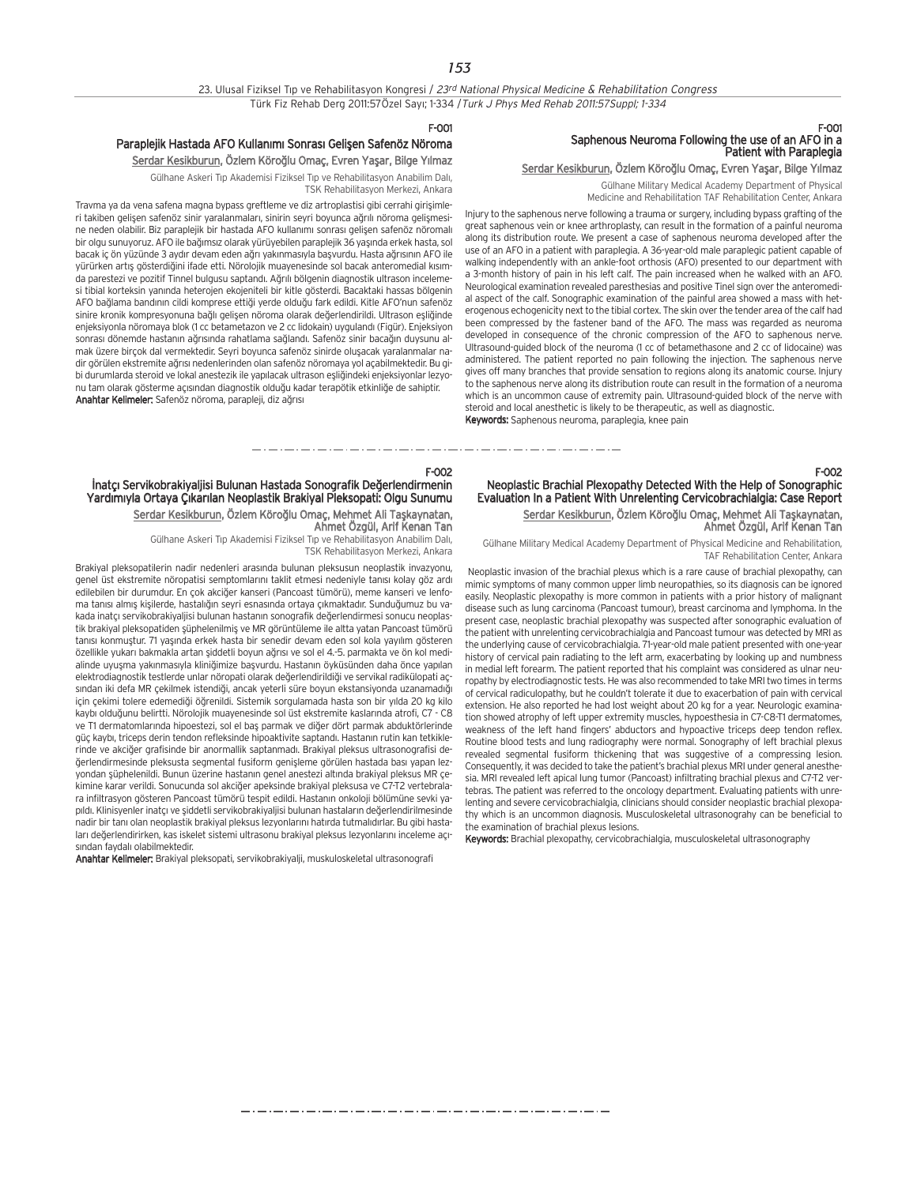F-001

## Paraplejik Hastada AFO Kullanımı Sonrası Gelişen Safenöz Nöroma

Serdar Kesikburun, Özlem Köroğlu Omaç, Evren Yaşar, Bilge Yılmaz

Gülhane Askeri Tıp Akademisi Fiziksel Tıp ve Rehabilitasyon Anabilim Dalı, TSK Rehabilitasyon Merkezi, Ankara

Travma ya da vena safena magna bypass greftleme ve diz artroplastisi gibi cerrahi girişimleri takiben gelişen safenöz sinir yaralanmaları, sinirin seyri boyunca ağrılı nöroma gelişmesine neden olabilir. Biz paraplejik bir hastada AFO kullanımı sonrası gelişen safenöz nöromalı bir olgu sunuyoruz. AFO ile bağımsız olarak yürüyebilen paraplejik 36 yaşında erkek hasta, sol bacak iç ön yüzünde 3 aydır devam eden ağrı yakınmasıyla başvurdu. Hasta ağrısının AFO ile yürürken artış gösterdiğini ifade etti. Nörolojik muayenesinde sol bacak anteromedial kısımda parestezi ve pozitif Tinnel bulgusu saptandı. Ağrılı bölgenin diagnostik ultrason incelemesi tibial korteksin yanında heterojen ekojeniteli bir kitle gösterdi. Bacaktaki hassas bölgenin AFO bağlama bandının cildi komprese ettiği yerde olduğu fark edildi. Kitle AFO'nun safenöz sinire kronik kompresyonuna bağlı gelişen nöroma olarak değerlendirildi. Ultrason eşliğinde enjeksiyonla nöromaya blok (1 cc betametazon ve 2 cc lidokain) uygulandı (Figür). Enjeksiyon sonrası dönemde hastanın ağrısında rahatlama sağlandı. Safenöz sinir bacağın duysunu almak üzere birçok dal vermektedir. Seyri boyunca safenöz sinirde oluşacak yaralanmalar nadir görülen ekstremite ağrısı nedenlerinden olan safenöz nöromaya yol açabilmektedir. Bu gibi durumlarda steroid ve lokal anestezik ile yapılacak ultrason eşliğindeki enjeksiyonlar lezyonu tam olarak gösterme açısından diagnostik olduğu kadar terapötik etkinliğe de sahiptir.

**Anahtar Kelimeler:** Safenöz nöroma, parapleji, diz ağrısı

F-001

## Saphenous Neuroma Following the use of an AFO in a Patient with Paraplegia

Serdar Kesikburun, Özlem Köroğlu Omaç, Evren Yaşar, Bilge Yılmaz

Gülhane Military Medical Academy Department of Physical Medicine and Rehabilitation TAF Rehabilitation Center, Ankara

Injury to the saphenous nerve following a trauma or surgery, including bypass grafting of the great saphenous vein or knee arthroplasty, can result in the formation of a painful neuroma along its distribution route. We present a case of saphenous neuroma developed after the use of an AFO in a patient with paraplegia. A 36-year-old male paraplegic patient capable of walking independently with an ankle-foot orthosis (AFO) presented to our department with a 3-month history of pain in his left calf. The pain increased when he walked with an AFO. Neurological examination revealed paresthesias and positive Tinel sign over the anteromedial aspect of the calf. Sonographic examination of the painful area showed a mass with heterogeneous echogenicity next to the tibial cortex. The skin over the tender area of the calf had been compressed by the fastener band of the AFO. The mass was regarded as neuroma developed in consequence of the chronic compression of the AFO to saphenous nerve. Ultrasound-guided block of the neuroma (1 cc of betamethasone and 2 cc of lidocaine) was administered. The patient reported no pain following the injection. The saphenous nerve gives off many branches that provide sensation to regions along its anatomic course. Injury to the saphenous nerve along its distribution route can result in the formation of a neuroma which is an uncommon cause of extremity pain. Ultrasound-guided block of the nerve with steroid and local anesthetic is likely to be therapeutic, as well as diagnostic.

**Keywords:** Saphenous neuroma, paraplegia, knee pain

F-002

## İnatçı Servikobrakiyaljisi Bulunan Hastada Sonografik Değerlendirmenin Yardımıyla Ortaya Çıkarılan Neoplastik Brakiyal Pleksopati: Olgu Sunumu

Serdar Kesikburun, Özlem Köroğlu Omaç, Mehmet Ali Taşkaynatan, Ahmet Özgül, Arif Kenan Tan

Gülhane Askeri Tıp Akademisi Fiziksel Tıp ve Rehabilitasyon Anabilim Dalı, TSK Rehabilitasyon Merkezi, Ankara

Brakiyal pleksopatilerin nadir nedenleri arasında bulunan pleksusun neoplastik invazyonu, genel üst ekstremite nöropatisi semptomlarını taklit etmesi nedeniyle tanısı kolay göz ardı edilebilen bir durumdur. En çok akciğer kanseri (Pancoast tümörü), meme kanseri ve lenfoma tanısı almış kişilerde, hastalığın seyri esnasında ortaya çıkmaktadır. Sunduğumuz bu vakada inatçı servikobrakiyaljisi bulunan hastanın sonografik değerlendirmesi sonucu neoplastik brakiyal pleksopatiden şüphelenilmiş ve MR görüntüleme ile altta yatan Pancoast tümörü tanısı konmuştur. 71 yaşında erkek hasta bir senedir devam eden sol kola yayılım gösteren özellikle yukarı bakmakla artan şiddetli boyun ağrısı ve sol el 4.-5. parmakta ve ön kol medialinde uyuşma yakınmasıyla kliniğimize başvurdu. Hastanın öyküsünden daha önce yapılan elektrodiagnostik testlerde unlar nöropati olarak değerlendirildiği ve servikal radikülopati açısından iki defa MR çekilmek istendiği, ancak yeterli süre boyun ekstansiyonda uzanamadığı için çekimi tolere edemediği öğrenildi. Sistemik sorgulamada hasta son bir yılda 20 kg kilo kaybı olduğunu belirtti. Nörolojik muayenesinde sol üst ekstremite kaslarında atrofi, C7 - C8 ve T1 dermatomlarında hipoestezi, sol el baş parmak ve diğer dört parmak abduktörlerinde güç kaybı, triceps derin tendon refleksinde hipoaktivite saptandı. Hastanın rutin kan tetkiklerinde ve akciğer grafisinde bir anormallik saptanmadı. Brakiyal pleksus ultrasonografisi değerlendirmesinde pleksusta segmental fusiform genişleme görülen hastada bası yapan lezyondan şüphelenildi. Bunun üzerine hastanın genel anestezi altında brakiyal pleksus MR çekimine karar verildi. Sonucunda sol akciğer apeksinde brakiyal pleksusa ve C7-T2 vertebralara infiltrasyon gösteren Pancoast tümörü tespit edildi. Hastanın onkoloji bölümüne sevki yapıldı. Klinisyenler inatçı ve şiddetli servikobrakiyaljisi bulunan hastaların değerlendirilmesinde nadir bir tanı olan neoplastik brakiyal pleksus lezyonlarını hatırda tutmalıdırlar. Bu gibi hastaları değerlendirirken, kas iskelet sistemi ultrasonu brakiyal pleksus lezyonlarını inceleme açısından faydalı olabilmektedir.

**Anahtar Kelimeler:** Brakiyal pleksopati, servikobrakiyalji, muskuloskeletal ultrasonografi

F-002

## Neoplastic Brachial Plexopathy Detected With the Help of Sonographic Evaluation In a Patient With Unrelenting Cervicobrachialgia: Case Report

Serdar Kesikburun, Özlem Köroğlu Omaç, Mehmet Ali Taşkaynatan, Ahmet Özgül, Arif Kenan Tan

Gülhane Military Medical Academy Department of Physical Medicine and Rehabilitation, TAF Rehabilitation Center, Ankara

Neoplastic invasion of the brachial plexus which is a rare cause of brachial plexopathy, can mimic symptoms of many common upper limb neuropathies, so its diagnosis can be ignored easily. Neoplastic plexopathy is more common in patients with a prior history of malignant disease such as lung carcinoma (Pancoast tumour), breast carcinoma and lymphoma. In the present case, neoplastic brachial plexopathy was suspected after sonographic evaluation of the patient with unrelenting cervicobrachialgia and Pancoast tumour was detected by MRI as the underlying cause of cervicobrachialgia. 71-year-old male patient presented with one-year history of cervical pain radiating to the left arm, exacerbating by looking up and numbness in medial left forearm. The patient reported that his complaint was considered as ulnar neuropathy by electrodiagnostic tests. He was also recommended to take MRI two times in terms of cervical radiculopathy, but he couldn't tolerate it due to exacerbation of pain with cervical extension. He also reported he had lost weight about 20 kg for a year. Neurologic examination showed atrophy of left upper extremity muscles, hypoesthesia in C7-C8-T1 dermatomes, weakness of the left hand fingers' abductors and hypoactive triceps deep tendon reflex. Routine blood tests and lung radiography were normal. Sonography of left brachial plexus revealed segmental fusiform thickening that was suggestive of a compressing lesion. Consequently, it was decided to take the patient's brachial plexus MRI under general anesthesia. MRI revealed left apical lung tumor (Pancoast) infiltrating brachial plexus and C7-T2 vertebras. The patient was referred to the oncology department. Evaluating patients with unrelenting and severe cervicobrachialgia, clinicians should consider neoplastic brachial plexopathy which is an uncommon diagnosis. Musculoskeletal ultrasonograhy can be beneficial to the examination of brachial plexus lesions.

**Keywords:** Brachial plexopathy, cervicobrachialgia, musculoskeletal ultrasonography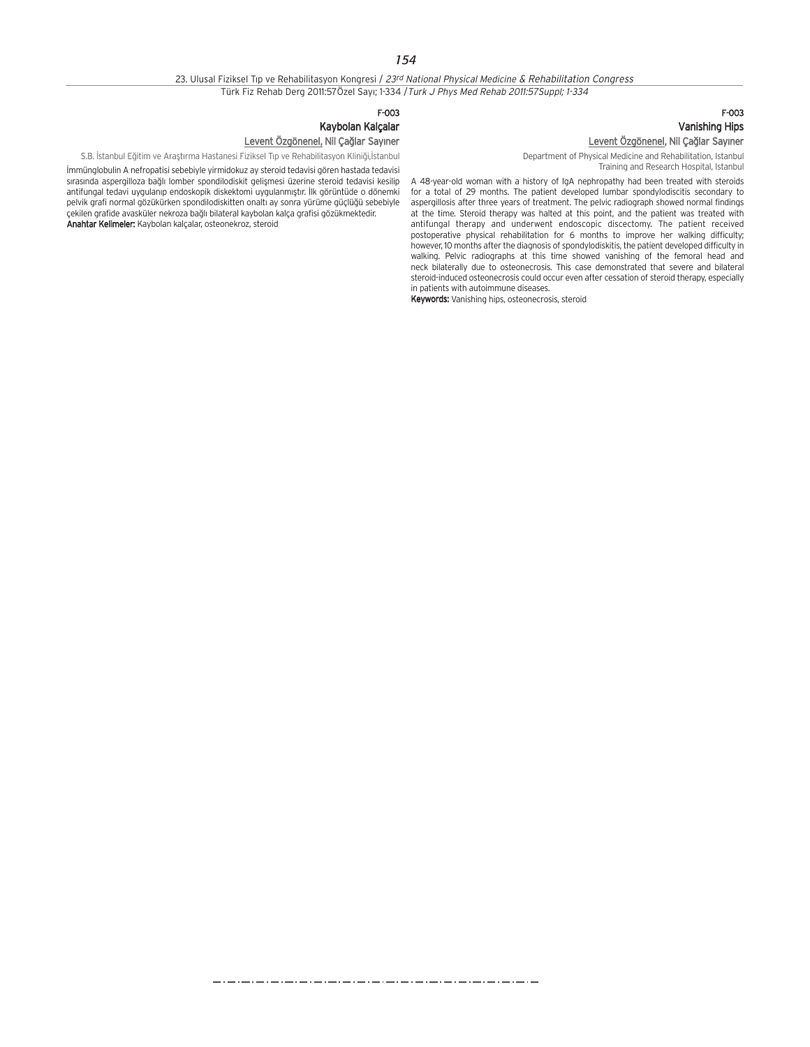F-003

## Kaybolan Kalçalar

Levent Özgönenel, Nil Çağlar Sayıner

S.B. İstanbul Eğitim ve Araştırma Hastanesi Fiziksel Tıp ve Rehabilitasyon Kliniği,İstanbul

İmmünglobulin A nefropatisi sebebiyle yirmidokuz ay steroid tedavisi gören hastada tedavisi sırasında aspergilloza bağlı lomber spondilodiskit gelişmesi üzerine steroid tedavisi kesilip antifungal tedavi uygulanıp endoskopik diskektomi uygulanmıştır. İlk görüntüde o dönemki pelvik grafi normal gözükürken spondilodiskitten onaltı ay sonra yürüme güçlüğü sebebiyle çekilen grafide avasküler nekroza bağlı bilateral kaybolan kalça grafisi gözükmektedir.

**Anahtar Kelimeler:** Kaybolan kalçalar, osteonekroz, steroid

F-003

## Vanishing Hips

Levent Özgönenel, Nil Çağlar Sayıner

Department of Physical Medicine and Rehabilitation, Istanbul Training and Research Hospital, Istanbul

A 48-year-old woman with a history of IgA nephropathy had been treated with steroids for a total of 29 months. The patient developed lumbar spondylodiscitis secondary to aspergillosis after three years of treatment. The pelvic radiograph showed normal findings at the time. Steroid therapy was halted at this point, and the patient was treated with antifungal therapy and underwent endoscopic discectomy. The patient received postoperative physical rehabilitation for 6 months to improve her walking difficulty; however, 10 months after the diagnosis of spondylodiskitis, the patient developed difficulty in walking. Pelvic radiographs at this time showed vanishing of the femoral head and neck bilaterally due to osteonecrosis. This case demonstrated that severe and bilateral steroid-induced osteonecrosis could occur even after cessation of steroid therapy, especially in patients with autoimmune diseases.

**Keywords:** Vanishing hips, osteonecrosis, steroid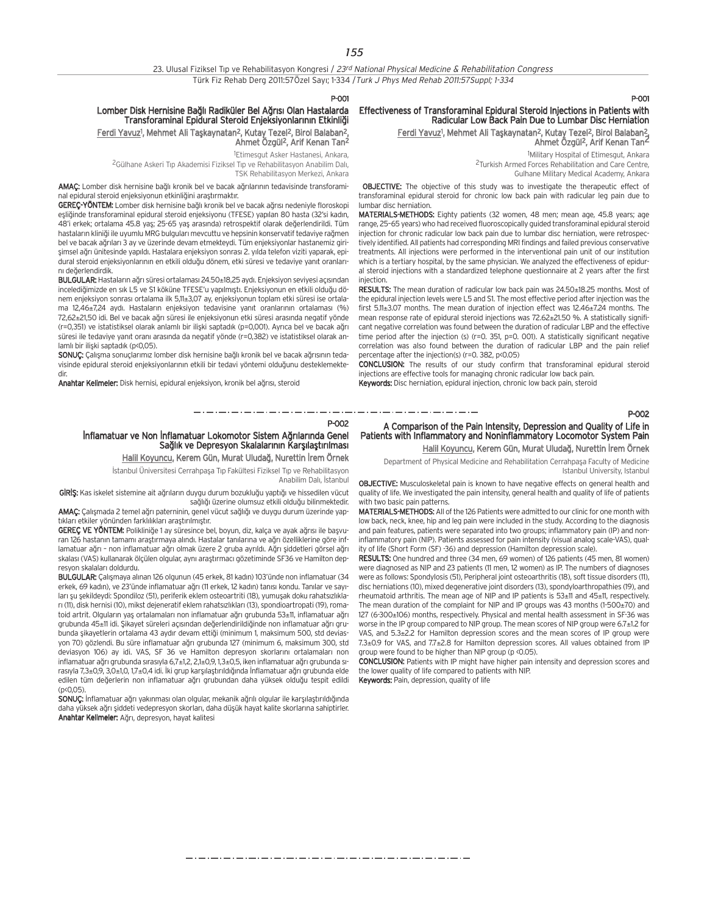P-001

## Lomber Disk Hernisine Bağlı Radiküler Bel Ağrısı Olan Hastalarda Transforaminal Epidural Steroid Enjeksiyonlarının Etkinliği

Ferdi Yavuz[1], Mehmet Ali Taşkaynatan[2], Kutay Tezel[2], Birol Balaban[2], Ahmet Özgül[2], Arif Kenan Tan[2]

[1]Etimesgut Asker Hastanesi, Ankara,
[2]Gülhane Askeri Tıp Akademisi Fiziksel Tıp ve Rehabilitasyon Anabilim Dalı, TSK Rehabilitasyon Merkezi, Ankara

**AMAÇ:** Lomber disk hernisine bağlı kronik bel ve bacak ağrılarının tedavisinde transforaminal epidural steroid enjeksiyonun etkinliğini araştırmaktır.

**GEREÇ-YÖNTEM:** Lomber disk hernisine bağlı kronik bel ve bacak ağrısı nedeniyle floroskopi eşliğinde transforaminal epidural steroid enjeksiyonu (TFESE) yapılan 80 hasta (32'si kadın, 48'i erkek; ortalama 45.8 yaş; 25-65 yaş arasında) retrospektif olarak değerlendirildi. Tüm hastaların kliniği ile uyumlu MRG bulguları mevcuttu ve hepsinin konservatif tedaviye rağmen bel ve bacak ağrıları 3 ay ve üzerinde devam etmekteydi. Tüm enjeksiyonlar hastanemiz girişimsel ağrı ünitesinde yapıldı. Hastalara enjeksiyon sonrası 2. yılda telefon viziti yaparak, epidural steroid enjeksiyonlarının en etkili olduğu dönem, etki süresi ve tedaviye yanıt oranlarını değerlendirdik.

**BULGULAR:** Hastaların ağrı süresi ortalaması 24.50±18,25 aydı. Enjeksiyon seviyesi açısından incelediğimizde en sık L5 ve S1 köküne TFESE'u yapılmıştı. Enjeksiyonun en etkili olduğu dönem enjeksiyon sonrası ortalama ilk 5,11±3,07 ay, enjeksiyonun toplam etki süresi ise ortalama 12,46±7,24 aydı. Hastaların enjeksiyon tedavisine yanıt oranlarının ortalaması (%) 72,62±21,50 idi. Bel ve bacak ağrı süresi ile enjeksiyonun etki süresi arasında negatif yönde (r=0,351) ve istatistiksel olarak anlamlı bir ilişki saptadık (p=0,001). Ayrıca bel ve bacak ağrı süresi ile tedaviye yanıt oranı arasında da negatif yönde (r=0,382) ve istatistiksel olarak anlamlı bir ilişki saptadık (p<0,05).

**SONUÇ:** Çalışma sonuçlarımız lomber disk hernisine bağlı kronik bel ve bacak ağrısının tedavisinde epidural steroid enjeksiyonlarının etkili bir tedavi yöntemi olduğunu desteklemektedir.

**Anahtar Kelimeler:** Disk hernisi, epidural enjeksiyon, kronik bel ağrısı, steroid

P-001

## Effectiveness of Transforaminal Epidural Steroid Injections in Patients with Radicular Low Back Pain Due to Lumbar Disc Herniation

Ferdi Yavuz[1], Mehmet Ali Taşkaynatan[2], Kutay Tezel[2], Birol Balaban[2], Ahmet Özgül[2], Arif Kenan Tan[2]

[1]Military Hospital of Etimesgut, Ankara
[2]Turkish Armed Forces Rehabilitation and Care Centre, Gulhane Military Medical Academy, Ankara

**OBJECTIVE:** The objective of this study was to investigate the therapeutic effect of transforaminal epidural steroid for chronic low back pain with radicular leg pain due to lumbar disc herniation.

**MATERIALS-METHODS:** Eighty patients (32 women, 48 men; mean age, 45.8 years; age range, 25–65 years) who had received fluoroscopically guided transforaminal epidural steroid injection for chronic radicular low back pain due to lumbar disc herniation, were retrospectively identified. All patients had corresponding MRI findings and failed previous conservative treatments. All injections were performed in the interventional pain unit of our institution which is a tertiary hospital, by the same physician. We analyzed the effectiveness of epidural steroid injections with a standardized telephone questionnaire at 2 years after the first injection.

**RESULTS:** The mean duration of radicular low back pain was 24.50±18.25 months. Most of the epidural injection levels were L5 and S1. The most effective period after injection was the first 5.11±3.07 months. The mean duration of injection effect was 12.46±7.24 months. The mean response rate of epidural steroid injections was 72.62±21.50 %. A statistically significant negative correlation was found between the duration of radicular LBP and the effective time period after the injection (s) (r=0. 351, p=0. 001). A statistically significant negative correlation was also found between the duration of radicular LBP and the pain relief percentage after the injection(s) (r=0. 382, p<0.05)

**CONCLUSION:** The results of our study confirm that transforaminal epidural steroid injections are effective tools for managing chronic radicular low back pain.

**Keywords:** Disc herniation, epidural injection, chronic low back pain, steroid

---

P-002

## İnflamatuar ve Non İnflamatuar Lokomotor Sistem Ağrılarında Genel Sağlık ve Depresyon Skalalarının Karşılaştırılması

Halil Koyuncu, Kerem Gün, Murat Uludağ, Nurettin İrem Örnek

İstanbul Üniversitesi Cerrahpaşa Tıp Fakültesi Fiziksel Tıp ve Rehabilitasyon Anabilim Dalı, İstanbul

**GİRİŞ:** Kas iskelet sistemine ait ağrıların duygu durum bozukluğu yaptığı ve hissedilen vücut sağlığı üzerine olumsuz etkili olduğu bilinmektedir.

**AMAÇ:** Çalışmada 2 temel ağrı paterninin, genel vücut sağlığı ve duygu durum üzerinde yaptıkları etkiler yönünden farklılıkları araştırılmıştır.

**GEREÇ VE YÖNTEM:** Polikliniğe 1 ay süresince bel, boyun, diz, kalça ve ayak ağrısı ile başvuran 126 hastanın tamamı araştırmaya alındı. Hastalar tanılarına ve ağrı özelliklerine göre inflamatuar ağrı – non inflamatuar ağrı olmak üzere 2 gruba ayrıldı. Ağrı şiddetleri görsel ağrı skalası (VAS) kullanarak ölçülen olgular, aynı araştırmacı gözetiminde SF36 ve Hamilton depresyon skalaları doldurdu.

**BULGULAR:** Çalışmaya alınan 126 olgunun (45 erkek, 81 kadın) 103'ünde non inflamatuar (34 erkek, 69 kadın), ve 23'ünde inflamatuar ağrı (11 erkek, 12 kadın) tanısı kondu. Tanılar ve sayıları şu şekildeydi: Spondiloz (51), periferik eklem osteoartriti (18), yumuşak doku rahatsızlıkları (11), disk hernisi (10), mikst dejeneratif eklem rahatsızlıkları (13), spondioartropati (19), romatoid artrit. Olguların yaş ortalamaları non inflamatuar ağrı grubunda 53±11, inflamatuar ağrı grubunda 45±11 idi. Şikayet süreleri açısından değerlendirildiğinde non inflamatuar ağrı grubunda şikayetlerin ortalama 43 aydır devam ettiği (minimum 1, maksimum 500, std deviasyon 70) gözlendi. Bu süre inflamatuar ağrı grubunda 127 (minimum 6, maksimum 300, std deviasyon 106) ay idi. VAS, SF 36 ve Hamilton depresyon skorlarını ortalamaları non inflamatuar ağrı grubunda sırasıyla 6,7±1,2, 2,1±0,9, 1,3±0,5, iken inflamatuar ağrı grubunda sırasıyla 7,3±0,9, 3,0±1,0, 1,7±0,4 idi. İki grup karşılaştırıldığında İnflamatuar ağrı grubunda elde edilen tüm değerlerin non inflamatuar ağrı grubundan daha yüksek olduğu tespit edildi (p<0,05).

**SONUÇ:** İnflamatuar ağrı yakınması olan olgular, mekanik ağrılı olgular ile karşılaştırıldığında daha yüksek ağrı şiddeti vedepresyon skorları, daha düşük hayat kalite skorlarına sahiptirler.

**Anahtar Kelimeler:** Ağrı, depresyon, hayat kalitesi

P-002

## A Comparison of the Pain Intensity, Depression and Quality of Life in Patients with Inflammatory and Noninflammatory Locomotor System Pain

Halil Koyuncu, Kerem Gün, Murat Uludağ, Nurettin İrem Örnek

Department of Physical Medicine and Rehabilitation Cerrahpaşa Faculty of Medicine Istanbul University, Istanbul

**OBJECTIVE:** Musculoskeletal pain is known to have negative effects on general health and quality of life. We investigated the pain intensity, general health and quality of life of patients with two basic pain patterns.

**MATERIALS-METHODS:** All of the 126 Patients were admitted to our clinic for one month with low back, neck, knee, hip and leg pain were included in the study. According to the diagnosis and pain features, patients were separated into two groups; inflammatory pain (IP) and noninflammatory pain (NIP). Patients assessed for pain intensity (visual analog scale-VAS), quality of life (Short Form (SF) -36) and depression (Hamilton depression scale).

**RESULTS:** One hundred and three (34 men, 69 women) of 126 patients (45 men, 81 women) were diagnosed as NIP and 23 patients (11 men, 12 women) as IP. The numbers of diagnoses were as follows: Spondylosis (51), Peripheral joint osteoarthritis (18), soft tissue disorders (11), disc herniations (10), mixed degenerative joint disorders (13), spondyloarthropathies (19), and rheumatoid arthritis. The mean age of NIP and IP patients is 53±11 and 45±11, respectively. The mean duration of the complaint for NIP and IP groups was 43 months (1-500±70) and 127 (6-300±106) months, respectively. Physical and mental health assessment in SF-36 was worse in the IP group compared to NIP group. The mean scores of NIP group were 6.7±1.2 for VAS, and 5.3±2.2 for Hamilton depression scores and the mean scores of IP group were 7.3±0.9 for VAS, and 7.7±2.8 for Hamilton depression scores. All values obtained from IP group were found to be higher than NIP group (p <0.05).

**CONCLUSION:** Patients with IP might have higher pain intensity and depression scores and the lower quality of life compared to patients with NIP.

**Keywords:** Pain, depression, quality of life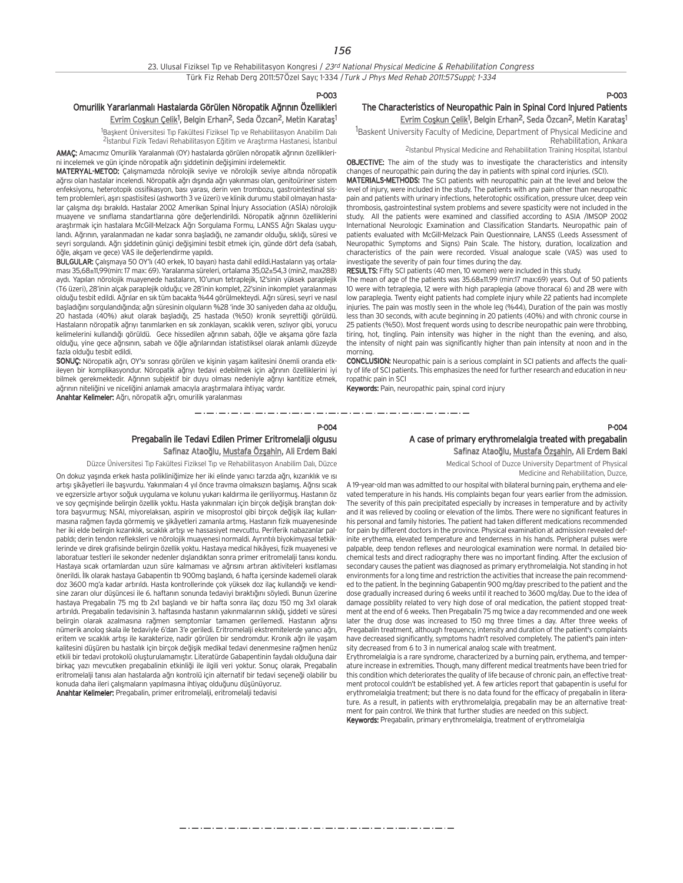P-003

## Omurilik Yararlanmalı Hastalarda Görülen Nöropatik Ağrının Özellikleri

Evrim Coşkun Çelik[1], Belgin Erhan[2], Seda Özcan[2], Metin Karataş[1]

[1]Başkent Üniversitesi Tıp Fakültesi Fiziksel Tıp ve Rehabilitasyon Anabilim Dalı
[2]İstanbul Fizik Tedavi Rehabilitasyon Eğitim ve Araştırma Hastanesi, İstanbul

**AMAÇ:** Amacımız Omurilik Yaralanmalı (OY) hastalarda görülen nöropatik ağrının özelliklerini incelemek ve gün içinde nöropatik ağrı şiddetinin değişimini irdelemektir.

**MATERYAL-METOD:** Çalışmamızda nörolojik seviye ve nörolojik seviye altında nöropatik ağrısı olan hastalar incelendi. Nöropatik ağrı dışında ağrı yakınması olan, genitoüriner sistem enfeksiyonu, heterotopik ossifikasyon, bası yarası, derin ven trombozu, gastrointestinal sistem problemleri, aşırı spastisitesi (ashworth 3 ve üzeri) ve klinik durumu stabil olmayan hastalar çalışma dışı bırakıldı. Hastalar 2002 Amerikan Spinal İnjury Association (ASİA) nörolojik muayene ve sınıflama standartlarına göre değerlendirildi. Nöropatik ağrının özelliklerini araştırmak için hastalara McGill-Melzack Ağrı Sorgulama Formu, LANSS Ağrı Skalası uygulandı. Ağrının, yaralanmadan ne kadar sonra başladığı, ne zamandır olduğu, sıklığı, süresi ve seyri sorgulandı. Ağrı şiddetinin güniçi değişimini tesbit etmek için, günde dört defa (sabah, öğle, akşam ve gece) VAS ile değerlendirme yapıldı.

**BULGULAR:** Çalışmaya 50 OY'lu (40 erkek, 10 bayan) hasta dahil edildi.Hastaların yaş ortalaması 35,68±11,99(min: 17 max: 69). Yaralanma süreleri, ortalama 35,02±54,3 (min2, max288) aydı. Yapılan nörolojik muayenede hastaların, 10'unun tetraplejik, 12'sinin yüksek paraplejik (T6 üzeri), 28'inin alçak paraplejik olduğu; ve 28'inin komplet, 22'sinin inkomplet yaralanması olduğu tesbit edildi. Ağrılar en sık tüm bacakta %44 görülmekteydi. Ağrı süresi, seyri ve nasıl başladığını sorgulandığında; ağrı süresinin olguların %28 'inde 30 saniyeden daha az olduğu, 20 hastada (40%) akut olarak başladığı, 25 hastada (%50) kronik seyrettiği görüldü. Hastaların nöropatik ağrıyı tanımlarken en sık zonklayan, sıcaklık veren, sızlıyor gibi, yorucu kelimelerini kullandığı görüldü. Gece hissedilen ağrının sabah, öğle ve akşama göre fazla olduğu, yine gece ağrısının, sabah ve öğle ağrılarından istatistiksel olarak anlamlı düzeyde fazla olduğu tesbit edildi.

**SONUÇ:** Nöropatik ağrı, OY'sı sonrası görülen ve kişinin yaşam kalitesini önemli oranda etkileyen bir komplikasyondur. Nöropatik ağrıyı tedavi edebilmek için ağrının özelliklerini iyi bilmek gerekmektedir. Ağrının subjektif bir duyu olması nedeniyle ağrıyı kantitize etmek, ağrının niteliğini ve niceliğini anlamak amacıyla araştırmalara ihtiyaç vardır.

**Anahtar Kelimeler:** Ağrı, nöropatik ağrı, omurilik yaralanması

P-003

## The Characteristics of Neuropathic Pain in Spinal Cord Injured Patients

Evrim Coşkun Çelik[1], Belgin Erhan[2], Seda Özcan[2], Metin Karataş[1]

[1]Baskent University Faculty of Medicine, Department of Physical Medicine and Rehabilitation, Ankara
[2]Istanbul Physical Medicine and Rehabilitation Training Hospital, Istanbul

**OBJECTIVE:** The aim of the study was to investigate the characteristics and intensity changes of neuropathic pain during the day in patients with spinal cord injuries. (SCI).

**MATERIALS-METHODS:** The SCI patients with neuropathic pain at the level and below the level of injury, were included in the study. The patients with any pain other than neuropathic pain and patients with urinary infections, heterotophic ossification, pressure ulcer, deep vein thrombosis, gastrointestinal system problems and severe spasticity were not included in the study. All the patients were examined and classified according to ASIA /IMSOP 2002 International Neurologic Examination and Classification Standarts. Neuropathic pain of patients evaluated with McGill-Melzack Pain Questionnaire, LANSS (Leeds Assessment of Neuropathic Symptoms and Signs) Pain Scale. The history, duration, localization and characteristics of the pain were recorded. Visual analogue scale (VAS) was used to investigate the severity of pain four times during the day.

**RESULTS:** Fifty SCI patients (40 men, 10 women) were included in this study.
The mean of age of the patients was 35.68±11.99 (min:17 max:69) years. Out of 50 patients 10 were with tetraplegia, 12 were with high paraplegia (above thoracal 6) and 28 were with low paraplegia. Twenty eight patients had complete injury while 22 patients had incomplete injuries. The pain was mostly seen in the whole leg (%44), Duration of the pain was mostly less than 30 seconds, with acute beginning in 20 patients (40%) and with chronic course in 25 patients (%50). Most frequent words using to describe neuropathic pain were throbbing, tiring, hot, tingling. Pain intensity was higher in the night than the evening, and also, the intensity of night pain was significantly higher than pain intensity at noon and in the morning.

**CONCLUSION:** Neuropathic pain is a serious complaint in SCI patients and affects the quality of life of SCI patients. This emphasizes the need for further research and education in neuropathic pain in SCI

**Keywords:** Pain, neuropathic pain, spinal cord injury

P-004

## Pregabalin ile Tedavi Edilen Primer Eritromelalji olgusu

Safinaz Ataoğlu, Mustafa Özşahin, Ali Erdem Baki

Düzce Üniversitesi Tıp Fakültesi Fiziksel Tıp ve Rehabilitasyon Anabilim Dalı, Düzce

On dokuz yaşında erkek hasta polikliniğimize her iki elinde yanıcı tarzda ağrı, kızarıklık ve ısı artışı şikâyetleri ile başvurdu. Yakınmaları 4 yıl önce travma olmaksızın başlamış. Ağrısı sıcak ve egzersizle artıyor soğuk uygulama ve kolunu yukarı kaldırma ile geriliyormuş. Hastanın öz ve soy geçmişinde belirgin özellik yoktu. Hasta yakınmaları için birçok değişik branştan doktora başvurmuş; NSAI, miyorelaksan, aspirin ve misoprostol gibi birçok değişik ilaç kullanmasına rağmen fayda görmemiş ve şikâyetleri zamanla artmış. Hastanın fizik muayenesinde her iki elde belirgin kızarıklık, sıcaklık artışı ve hassasiyet mevcuttu. Periferik nabazanlar palpabldı; derin tendon refleksleri ve nörolojik muayenesi normaldi. Ayrıntılı biyokimyasal tetkiklerinde ve direk grafisinde belirgin özellik yoktu. Hastaya medical hikâyesi, fizik muayenesi ve laboratuar testleri ile sekonder nedenler dışlandıktan sonra primer eritromelalji tanısı kondu. Hastaya sıcak ortamlardan uzun süre kalmaması ve ağrısını artıran aktiviteleri kısıtlaması önerildi. İlk olarak hastaya Gabapentin tb 900mg başlandı, 6 hafta içersinde kademeli olarak doz 3600 mg'a kadar artırıldı. Hasta kontrollerinde çok yüksek doz ilaç kullandığı ve kendisine zararı olur düşüncesi ile 6. haftanın sonunda tedaviyi bıraktığını söyledi. Bunun üzerine hastaya Pregabalin 75 mg tb 2x1 başlandı ve bir hafta sonra ilaç dozu 150 mg 3x1 olarak artırıldı. Pregabalin tedavisinin 3. haftasında hastanın yakınmalarının sıklığı, şiddeti ve süresi belirgin olarak azalmasına rağmen semptomlar tamamen gerilemedi. Hastanın ağrısı nümerik anolog skala ile tedaviyle 6'dan 3'e geriledi. Eritromelalji ekstremitelerde yanıcı ağrı, eritem ve sıcaklık artışı ile karakterize, nadir görülen bir sendromdur. Kronik ağrı ile yaşam kalitesini düşüren bu hastalık için birçok değişik medikal tedavi denenmesine rağmen henüz etkili bir tedavi protokolü oluşturulamamıştır. Literatürde Gabapentinin faydalı olduğuna dair birkaç yazı mevcutken pregabalinin etkinliği ile ilgili veri yoktur. Sonuç olarak, Pregabalin eritromelalji tanısı alan hastalarda ağrı kontrolü için alternatif bir tedavi seçeneği olabilir bu konuda daha ileri çalışmaların yapılmasına ihtiyaç olduğunu düşünüyoruz.

**Anahtar Kelimeler:** Pregabalin, primer eritromelalji, eritromelalji tedavisi

P-004

## A case of primary erythromelalgia treated with pregabalin

Safinaz Ataoğlu, Mustafa Özşahin, Ali Erdem Baki

Medical School of Duzce University Department of Physical Medicine and Rehabilitation, Duzce,

A 19-year-old man was admitted to our hospital with bilateral burning pain, erythema and elevated temperature in his hands. His complaints began four years earlier from the admission. The severity of this pain precipitated especially by increases in temperature and by activity and it was relieved by cooling or elevation of the limbs. There were no significant features in his personal and family histories. The patient had taken different medications recommended for pain by different doctors in the province. Physical examination at admission revealed definite erythema, elevated temperature and tenderness in his hands. Peripheral pulses were palpable, deep tendon reflexes and neurological examination were normal. In detailed biochemical tests and direct radiography there was no important finding. After the exclusion of secondary causes the patient was diagnosed as primary erythromelalgia. Not standing in hot environments for a long time and restriction the activities that increase the pain recommended to the patient. İn the beginning Gabapentin 900 mg/day prescribed to the patient and the dose gradually increased during 6 weeks until it reached to 3600 mg/day. Due to the idea of damage possiblity related to very high dose of oral medication, the patient stopped treatment at the end of 6 weeks. Then Pregabalin 75 mg twice a day recommended and one week later the drug dose was increased to 150 mg three times a day. After three weeks of Pregabalin treatment, although frequency, intensity and duration of the patient's complaints have decreased significantly, symptoms hadn't resolved completely. The patient's pain intensity decreased from 6 to 3 in numerical analog scale with treatment.

Erythromelalgia is a rare syndrome, characterized by a burning pain, erythema, and temperature increase in extremities. Though, many different medical treatments have been tried for this condition which deteriorates the quality of life because of chronic pain, an effective treatment protocol couldn't be established yet. A few articles report that gabapentin is useful for erythromelalgia treatment; but there is no data found for the efficacy of pregabalin in literature. As a result, in patients with erythromelalgia, pregabalin may be an alternative treatment for pain control. We think that further studies are needed on this subject.

**Keywords:** Pregabalin, primary erythromelalgia, treatment of erythromelalgia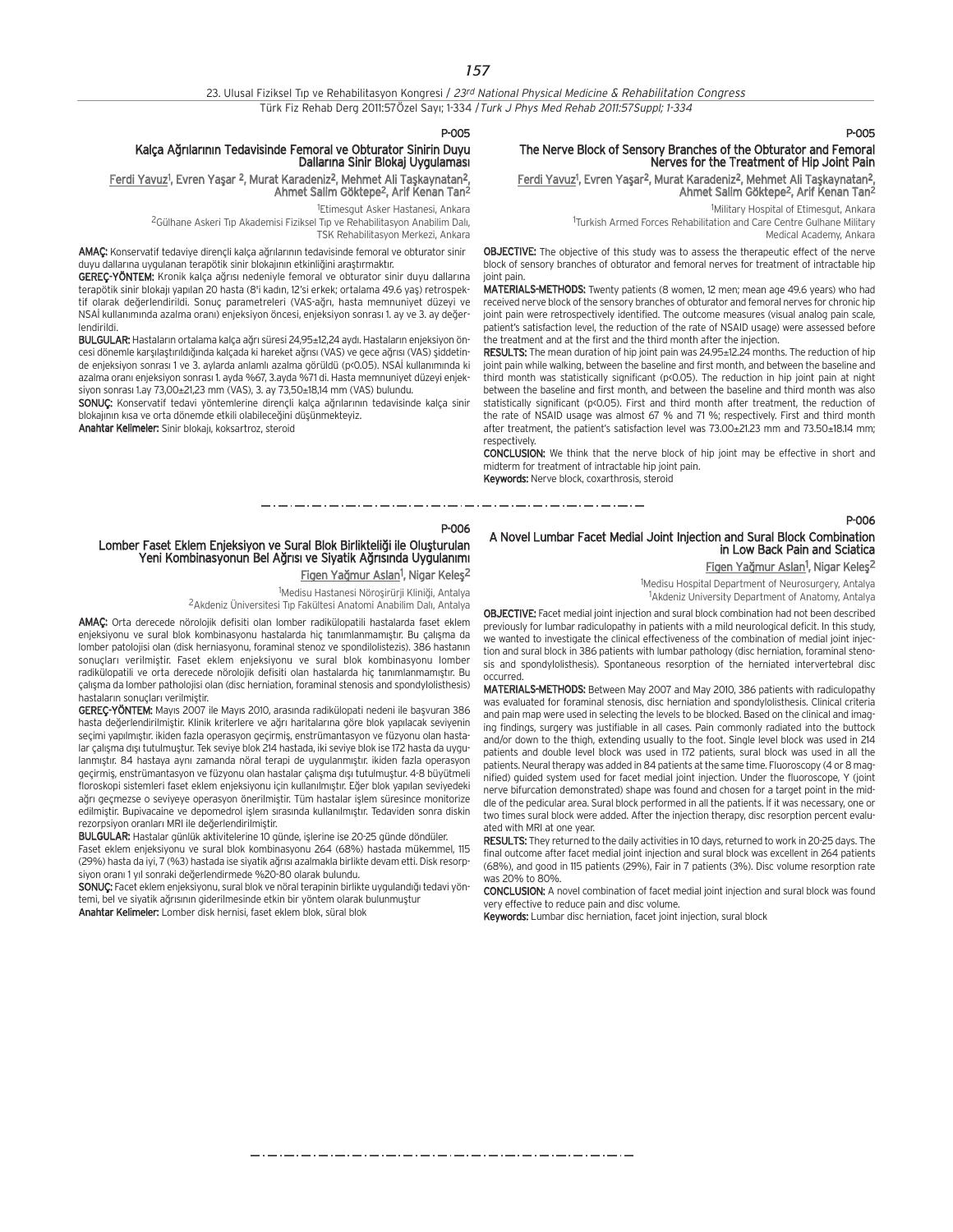## P-005

### Kalça Ağrılarının Tedavisinde Femoral ve Obturator Sinirin Duyu Dallarına Sinir Blokaj Uygulaması

Ferdi Yavuz[1], Evren Yaşar [2], Murat Karadeniz[2], Mehmet Ali Taşkaynatan[2], Ahmet Salim Göktepe[2], Arif Kenan Tan[2]

[1]Etimesgut Asker Hastanesi, Ankara
[2]Gülhane Askeri Tıp Akademisi Fiziksel Tıp ve Rehabilitasyon Anabilim Dalı, TSK Rehabilitasyon Merkezi, Ankara

**AMAÇ:** Konservatif tedaviye dirençli kalça ağrılarının tedavisinde femoral ve obturator sinir duyu dallarına uygulanan terapötik sinir blokajının etkinliğini araştırmaktır.

**GEREÇ-YÖNTEM:** Kronik kalça ağrısı nedeniyle femoral ve obturator sinir duyu dallarına terapötik sinir blokajı yapılan 20 hasta (8'i kadın, 12'si erkek; ortalama 49.6 yaş) retrospektif olarak değerlendirildi. Sonuç parametreleri (VAS-ağrı, hasta memnuniyet düzeyi ve NSAİ kullanımında azalma oranı) enjeksiyon öncesi, enjeksiyon sonrası 1. ay ve 3. ay değerlendirildi.

**BULGULAR:** Hastaların ortalama kalça ağrı süresi 24,95±12,24 aydı. Hastaların enjeksiyon öncesi dönemle karşılaştırıldığında kalçada ki hareket ağrısı (VAS) ve gece ağrısı (VAS) şiddetinde enjeksiyon sonrası 1 ve 3. aylarda anlamlı azalma görüldü ($p<0.05$). NSAİ kullanımında ki azalma oranı enjeksiyon sonrası 1. ayda %67, 3.ayda %71 di. Hasta memnuniyet düzeyi enjeksiyon sonrası 1.ay 73,00±21,23 mm (VAS), 3. ay 73,50±18,14 mm (VAS) bulundu.

**SONUÇ:** Konservatif tedavi yöntemlerine dirençli kalça ağrılarının tedavisinde kalça sinir blokajının kısa ve orta dönemde etkili olabileceğini düşünmekteyiz.

**Anahtar Kelimeler:** Sinir blokajı, koksartroz, steroid

## P-005

### The Nerve Block of Sensory Branches of the Obturator and Femoral Nerves for the Treatment of Hip Joint Pain

Ferdi Yavuz[1], Evren Yaşar[2], Murat Karadeniz[2], Mehmet Ali Taşkaynatan[2], Ahmet Salim Göktepe[2], Arif Kenan Tan[2]

[1]Military Hospital of Etimesgut, Ankara
[1]Turkish Armed Forces Rehabilitation and Care Centre Gulhane Military Medical Academy, Ankara

**OBJECTIVE:** The objective of this study was to assess the therapeutic effect of the nerve block of sensory branches of obturator and femoral nerves for treatment of intractable hip joint pain.

**MATERIALS-METHODS:** Twenty patients (8 women, 12 men; mean age 49.6 years) who had received nerve block of the sensory branches of obturator and femoral nerves for chronic hip joint pain were retrospectively identified. The outcome measures (visual analog pain scale, patient's satisfaction level, the reduction of the rate of NSAID usage) were assessed before the treatment and at the first and the third month after the injection.

**RESULTS:** The mean duration of hip joint pain was 24.95±12.24 months. The reduction of hip joint pain while walking, between the baseline and first month, and between the baseline and third month was statistically significant ($p<0.05$). The reduction in hip joint pain at night between the baseline and first month, and between the baseline and third month was also statistically significant ($p<0.05$). First and third month after treatment, the reduction of the rate of NSAID usage was almost 67 % and 71 %; respectively. First and third month after treatment, the patient's satisfaction level was 73.00±21.23 mm and 73.50±18.14 mm; respectively.

**CONCLUSION:** We think that the nerve block of hip joint may be effective in short and midterm for treatment of intractable hip joint pain.

**Keywords:** Nerve block, coxarthrosis, steroid

## P-006

### Lomber Faset Eklem Enjeksiyon ve Sural Blok Birlikteliği ile Oluşturulan Yeni Kombinasyonun Bel Ağrısı ve Siyatik Ağrısında Uygulanımı

Figen Yağmur Aslan[1], Nigar Keleş[2]

[1]Medisu Hastanesi Nöroşirürji Kliniği, Antalya
[2]Akdeniz Üniversitesi Tıp Fakültesi Anatomi Anabilim Dalı, Antalya

**AMAÇ:** Orta derecede nörolojik defisiti olan lomber radikülopatili hastalarda faset eklem enjeksiyonu ve sural blok kombinasyonu hastalarda hiç tanımlanmamıştır. Bu çalışma da lomber patolojisi olan (disk herniasyonu, foraminal stenoz ve spondilolistezis). 386 hastanın sonuçları verilmiştir. Faset eklem enjeksiyonu ve sural blok kombinasyonu lomber radikülopatili ve orta derecede nörolojik defisiti olan hastalarda hiç tanımlanmamıştır. Bu çalışma da lomber pathalojisi olan (disc herniation, foraminal stenosis and spondylolisthesis) hastaların sonuçları verilmiştir.

**GEREÇ-YÖNTEM:** Mayıs 2007 ile Mayıs 2010, arasında radikülopati nedeni ile başvuran 386 hasta değerlendirilmiştir. Klinik kriterlere ve ağrı haritalarına göre blok yapılacak seviyenin seçimi yapılmıştır. ikiden fazla operasyon geçirmiş, enstrümantasyon ve füzyonu olan hastalar çalışma dışı tutulmuştur. Tek seviye blok 214 hastada, iki seviye blok ise 172 hasta da uygulanmıştır. 84 hastaya aynı zamanda nöral terapi de uygulanmıştır. ikiden fazla operasyon geçirmiş, enstrümantasyon ve füzyonu olan hastalar çalışma dışı tutulmuştur. 4-8 büyütmeli floroskopi sistemleri faset eklem enjeksiyonu için kullanılmıştır. Eğer blok yapılan seviyedeki ağrı geçmezse o seviyeye operasyon önerilmiştir. Tüm hastalar işlem süresince monitorize edilmiştir. Bupivacaine ve depomedrol işlem sırasında kullanılmıştır. Tedaviden sonra diskin rezorpsiyon oranları MRI ile değerlendirilmiştir.

**BULGULAR:** Hastalar günlük aktivitelerine 10 günde, işlerine ise 20-25 günde döndüler. Faset eklem enjeksiyonu ve sural blok kombinasyonu 264 (68%) hastada mükemmel, 115 (29%) hasta da iyi, 7 (%3) hastada ise siyatik ağrısı azalmakla birlikte devam etti. Disk resorpsiyon oranı 1 yıl sonraki değerlendirmede %20-80 olarak bulundu.

**SONUÇ:** Facet eklem enjeksiyonu, sural blok ve nöral terapinin birlikte uygulandığı tedavi yöntemi, bel ve siyatik ağrısının giderilmesinde etkin bir yöntem olarak bulunmuştur

**Anahtar Kelimeler:** Lomber disk hernisi, faset eklem blok, süral blok

## P-006

### A Novel Lumbar Facet Medial Joint Injection and Sural Block Combination in Low Back Pain and Sciatica

Figen Yağmur Aslan[1], Nigar Keleş[2]

[1]Medisu Hospital Department of Neurosurgery, Antalya
[1]Akdeniz University Department of Anatomy, Antalya

**OBJECTIVE:** Facet medial joint injection and sural block combination had not been described previously for lumbar radiculopathy in patients with a mild neurological deficit. In this study, we wanted to investigate the clinical effectiveness of the combination of medial joint injection and sural block in 386 patients with lumbar pathology (disc herniation, foraminal stenosis and spondylolisthesis). Spontaneous resorption of the herniated intervertebral disc occurred.

**MATERIALS-METHODS:** Between May 2007 and May 2010, 386 patients with radiculopathy was evaluated for foraminal stenosis, disc herniation and spondylolisthesis. Clinical criteria and pain map were used in selecting the levels to be blocked. Based on the clinical and imaging findings, surgery was justifiable in all cases. Pain commonly radiated into the buttock and/or down to the thigh, extending usually to the foot. Single level block was used in 214 patients and double level block was used in 172 patients, sural block was used in all the patients. Neural therapy was added in 84 patients at the same time. Fluoroscopy (4 or 8 magnified) guided system used for facet medial joint injection. Under the fluoroscope, Y (joint nerve bifurcation demonstrated) shape was found and chosen for a target point in the middle of the pedicular area. Sural block performed in all the patients. İf it was necessary, one or two times sural block were added. After the injection therapy, disc resorption percent evaluated with MRI at one year.

**RESULTS:** They returned to the daily activities in 10 days, returned to work in 20-25 days. The final outcome after facet medial joint injection and sural block was excellent in 264 patients (68%), and good in 115 patients (29%), Fair in 7 patients (3%). Disc volume resorption rate was 20% to 80%.

**CONCLUSION:** A novel combination of facet medial joint injection and sural block was found very effective to reduce pain and disc volume.

**Keywords:** Lumbar disc herniation, facet joint injection, sural block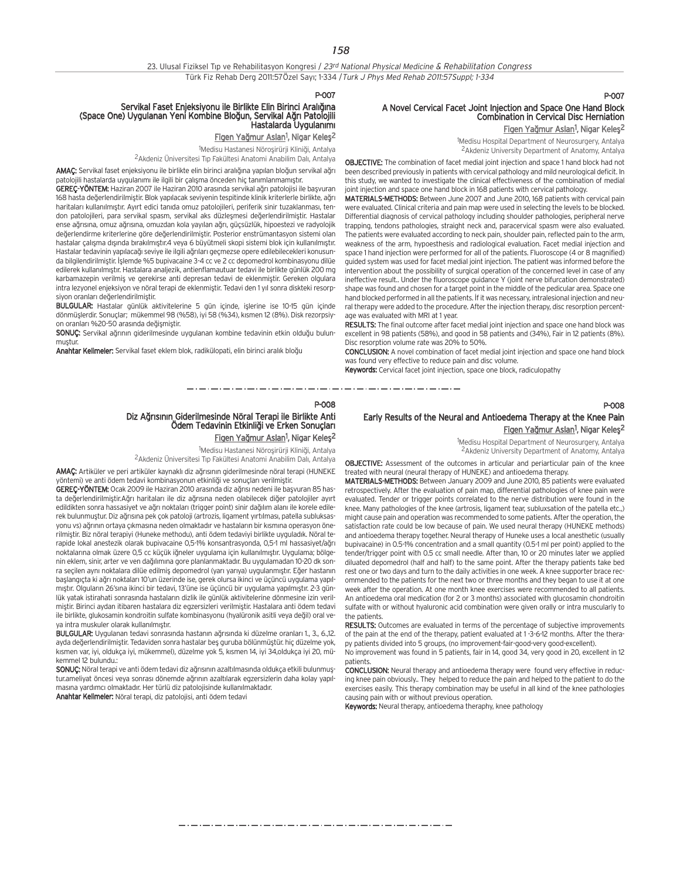## P-007

### Servikal Faset Enjeksiyonu ile Birlikte Elin Birinci Aralığına (Space One) Uygulanan Yeni Kombine Bloğun, Servikal Ağrı Patolojili Hastalarda Uygulanımı

Figen Yağmur Aslan[1], Nigar Keleş[2]

[1]Medisu Hastanesi Nöroşirürji Kliniği, Antalya
[2]Akdeniz Üniversitesi Tıp Fakültesi Anatomi Anabilim Dalı, Antalya

**AMAÇ:** Servikal faset enjeksiyonu ile birlikte elin birinci aralığına yapılan bloğun servikal ağrı patolojili hastalarda uygulanımı ile ilgili bir çalışma önceden hiç tanımlanmamıştır.

**GEREÇ-YÖNTEM:** Haziran 2007 ile Haziran 2010 arasında servikal ağrı patolojisi ile başvuran 168 hasta değerlendirilmiştir. Blok yapılacak seviyenin tespitinde klinik kriterlerle birlikte, ağrı haritaları kullanılmıştır. Ayırt edici tanıda omuz patolojileri, periferik sinir tuzaklanması, tendon patolojileri, para servikal spasm, servikal aks düzleşmesi değerlendirilmiştir. Hastalar ense ağrısına, omuz ağrısına, omuzdan kola yayılan ağrı, güçsüzlük, hipoestezi ve radyolojik değerlendirme kriterlerine göre değerlendirilmiştir. Posterior enstrümantasyon sistemi olan hastalar çalışma dışında bırakılmıştır.4 veya 6 büyütmeli skopi sistemi blok için kullanılmıştır. Hastalar tedavinin yapılacağı seviye ile ilgili ağrıları geçmezse opere edilebilecekleri konusunda bilgilendirilmiştir. İşlemde %5 bupivacaine 3-4 cc ve 2 cc depomedrol kombinasyonu dilüe edilerek kullanılmıştır. Hastalara analjezik, antienflamautuar tedavi ile birlikte günlük 200 mg karbamazepin verilmiş ve gerekirse anti depresan tedavi de eklenmiştir. Gereken olgulara intra lezyonel enjeksiyon ve nöral terapi de eklenmiştir. Tedavi den 1 yıl sonra diskteki resorpsiyon oranları değerlendirilmiştir.

**BULGULAR:** Hastalar günlük aktivitelerine 5 gün içinde, işlerine ise 10-15 gün içinde dönmüşlerdir. Sonuçlar; mükemmel 98 (%58), iyi 58 (%34), kısmen 12 (8%). Disk rezorpsiyon oranları %20-50 arasında değişmiştir.

**SONUÇ:** Servikal ağrının giderilmesinde uygulanan kombine tedavinin etkin olduğu bulunmuştur.

**Anahtar Kelimeler:** Servikal faset eklem blok, radikülopati, elin birinci aralık bloğu

## P-007

### A Novel Cervical Facet Joint Injection and Space One Hand Block Combination in Cervical Disc Herniation

Figen Yağmur Aslan[1], Nigar Keleş[2]

[1]Medisu Hospital Department of Neurosurgery, Antalya
[2]Akdeniz University Department of Anatomy, Antalya

**OBJECTIVE:** The combination of facet medial joint injection and space 1 hand block had not been described previously in patients with cervical pathology and mild neurological deficit. In this study, we wanted to investigate the clinical effectiveness of the combination of medial joint injection and space one hand block in 168 patients with cervical pathology.

**MATERIALS-METHODS:** Between June 2007 and June 2010, 168 patients with cervical pain were evaluated. Clinical criteria and pain map were used in selecting the levels to be blocked. Differential diagnosis of cervical pathology including shoulder pathologies, peripheral nerve trapping, tendons pathologies, straight neck and, paracervical spasm were also evaluated. The patients were evaluated according to neck pain, shoulder pain, reflected pain to the arm, weakness of the arm, hypoesthesis and radiological evaluation. Facet medial injection and space 1 hand injection were performed for all of the patients. Fluoroscope (4 or 8 magnified) guided system was used for facet medial joint injection. The patient was informed before the intervention about the possibility of surgical operation of the concerned level in case of any ineffective result.. Under the fluoroscope guidance Y (joint nerve bifurcation demonstrated) shape was found and chosen for a target point in the middle of the pedicular area. Space one hand blocked performed in all the patients. İf it was necessary, intralesional injection and neural therapy were added to the procedure. After the injection therapy, disc resorption percentage was evaluated with MRI at 1 year.

**RESULTS:** The final outcome after facet medial joint injection and space one hand block was excellent in 98 patients (58%), and good in 58 patients and (34%), Fair in 12 patients (8%). Disc resorption volume rate was 20% to 50%.

**CONCLUSION:** A novel combination of facet medial joint injection and space one hand block was found very effective to reduce pain and disc volume.

**Keywords:** Cervical facet joint injection, space one block, radiculopathy

## P-008

### Diz Ağrısının Giderilmesinde Nöral Terapi ile Birlikte Anti Ödem Tedavinin Etkinliği ve Erken Sonuçları

Figen Yağmur Aslan[1], Nigar Keleş[2]

[1]Medisu Hastanesi Nöroşirürji Kliniği, Antalya
[2]Akdeniz Üniversitesi Tıp Fakültesi Anatomi Anabilim Dalı, Antalya

**AMAÇ:** Artiküler ve peri artiküler kaynaklı diz ağrısının giderilmesinde nöral terapi (HUNEKE yöntemi) ve anti ödem tedavi kombinasyonunun etkinliği ve sonuçları verilmiştir.

**GEREÇ-YÖNTEM:** Ocak 2009 ile Haziran 2010 arasında diz ağrısı nedeni ile başvuran 85 hasta değerlendirilmiştir.Ağrı haritaları ile diz ağrısına neden olabilecek diğer patolojiler ayırt edildikten sonra hassasiyet ve ağrı noktaları (trigger point) sinir dağılım alanı ile korele edilerek bulunmuştur. Diz ağrısına pek çok patoloji (artrozis, ligament yırtılması, patella subluksasyonu vs) ağrının ortaya çıkmasına neden olmaktadır ve hastaların bir kısmına operasyon önerilmiştir. Biz nöral terapiyi (Huneke methodu), anti ödem tedaviyi birlikte uyguladık. Nöral terapide lokal anestezik olarak bupivacaine 0,5-1% konsantrasyonda, 0,5-1 ml hassasiyet/ağrı noktalarına olmak üzere 0,5 cc küçük iğneler uygulama için kullanılmıştır. Uygulama; bölgenin eklem, sinir, arter ve ven dağılımına gore planlanmaktadır. Bu uygulamadan 10-20 dk sonra seçilen aynı noktalara dilüe edilmiş depomedrol (yarı yarıya) uygulanmıştır. Eğer hastanın başlangıçta ki ağrı noktaları 10'un üzerinde ise, gerek olursa ikinci ve üçüncü uygulama yapılmıştır. Olguların 26'sına ikinci bir tedavi, 13'üne ise üçüncü bir uygulama yapılmıştır. 2-3 günlük yatak istirahati sonrasında hastaların dizlik ile günlük aktivitelerine dönmesine izin verilmiştir. Birinci aydan itibaren hastalara diz egzersizleri verilmiştir. Hastalara anti ödem tedavi ile birlikte, glukosamin kondroitin sulfate kombinasyonu (hyalüronik asitli veya değil) oral veya intra muskuler olarak kullanılmıştır.

**BULGULAR:** Uygulanan tedavi sonrasında hastanın ağrısında ki düzelme oranları 1., 3., 6.,12. ayda değerlendirilmiştir. Tedaviden sonra hastalar beş guruba bölünmüştür. hiç düzelme yok, kısmen var, iyi, oldukça iyi, mükemmel), düzelme yok 5, kısmen 14, iyi 34,oldukça iyi 20, mükemmel 12 bulundu.:

**SONUÇ:** Nöral terapi ve anti ödem tedavi diz ağrısının azaltılmasında oldukça etkili bulunmuştur.ameliyat öncesi veya sonrası dönemde ağrının azaltılarak egzersizlerin daha kolay yapılmasına yardımcı olmaktadır. Her türlü diz patolojisinde kullanılmaktadır.

**Anahtar Kelimeler:** Nöral terapi, diz patolojisi, anti ödem tedavi

## P-008

### Early Results of the Neural and Antioedema Therapy at the Knee Pain

Figen Yağmur Aslan[1], Nigar Keleş[2]

[1]Medisu Hospital Department of Neurosurgery, Antalya
[2]Akdeniz University Department of Anatomy, Antalya

**OBJECTIVE:** Assessment of the outcomes in articular and periarticular pain of the knee treated with neural (neural therapy of HUNEKE) and antioedema therapy.

**MATERIALS-METHODS:** Between January 2009 and June 2010, 85 patients were evaluated retrospectively. After the evaluation of pain map, differential pathologies of knee pain were evaluated. Tender or trigger points correlated to the nerve distribution were found in the knee. Many pathologies of the knee (artrosis, ligament tear, subluxsation of the patella etc.,) might cause pain and operation was recommended to some patients. After the operation, the satisfaction rate could be low because of pain. We used neural therapy (HUNEKE methods) and antioedema therapy together. Neural therapy of Huneke uses a local anesthetic (usually bupivacaine) in 0.5-1% concentration and a small quantity (0.5-1 ml per point) applied to the tender/trigger point with 0.5 cc small needle. After than, 10 or 20 minutes later we applied diluated depomedrol (half and half) to the same point. After the therapy patients take bed rest one or two days and turn to the daily activities in one week. A knee supporter brace recommended to the patients for the next two or three months and they began to use it at one week after the operation. At one month knee exercises were recommended to all patients. An antioedema oral medication (for 2 or 3 months) associated with glucosamin chondroitin sulfate with or without hyaluronic acid combination were given orally or intra muscularly to the patients.

**RESULTS:** Outcomes are evaluated in terms of the percentage of subjective improvements of the pain at the end of the therapy, patient evaluated at 1 -3-6-12 months. After the therapy patients divided into 5 groups, (no improvement-fair-good-very good-excellent).

No improvement was found in 5 patients, fair in 14, good 34, very good in 20, excellent in 12 patients.

**CONCLUSION:** Neural therapy and antioedema therapy were found very effective in reducing knee pain obviously.. They helped to reduce the pain and helped to the patient to do the exercises easily. This therapy combination may be useful in all kind of the knee pathologies causing pain with or without previous operation.

**Keywords:** Neural therapy, antioedema theraphy, knee pathology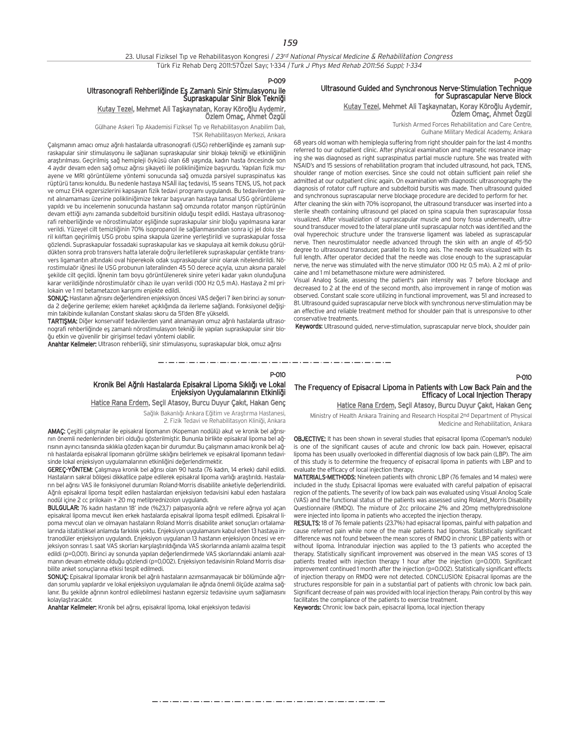## P-009

### Ultrasonografi Rehberliğinde Eş Zamanlı Sinir Stimulasyonu ile Supraskapular Sinir Blok Tekniği

Kutay Tezel, Mehmet Ali Taşkaynatan, Koray Köroğlu Aydemir, Özlem Omaç, Ahmet Özgül

Gülhane Askeri Tıp Akademisi Fiziksel Tıp ve Rehabilitasyon Anabilim Dalı, TSK Rehabilitasyon Merkezi, Ankara

Çalışmanın amacı omuz ağrılı hastalarda ultrasonografi (USG) rehberliğinde eş zamanlı supraskapular sinir stimulasyonu ile sağlanan supraskapular sinir blokajı tekniği ve etkinliğinin araştırılması. Geçirilmiş sağ hemipleji öyküsü olan 68 yaşında, kadın hasta öncesinde son 4 aydır devam eden sağ omuz ağrısı şikayeti ile polikliniğimize başvurdu. Yapılan fizik muayene ve MRI görüntüleme yöntemi sonucunda sağ omuzda parsiyel supraspinatus kas rüptürü tanısı konuldu. Bu nedenle hastaya NSAİİ ilaç tedavisi, 15 seans TENS, US, hot pack ve omuz EHA egzersizlerini kapsayan fizik tedavi programı uygulandı. Bu tedavilerden yanıt alınamaması üzerine polikliniğimize tekrar başvuran hastaya tanısal USG görüntüleme yapıldı ve bu incelemenin sonucunda hastanın sağ omzunda rotator manşon rüptürünün devam ettiği aynı zamanda subdeltoid bursitinin olduğu tespit edildi. Hastaya ultrasonografi rehberliğinde ve nörostimulator eşliğinde supraskapular sinir bloğu yapılmasına karar verildi. Yüzeyel cilt temizliğinin 70% isopropanol ile sağlanmasından sonra içi jel dolu steril kılıftan geçirilmiş USG probu spina skapula üzerine yerleştirildi ve supraskapular fossa gözlendi. Supraskapular fossadaki supraskapular kas ve skapulaya ait kemik dokusu görüldükten sonra prob transvers hatta laterale doğru ilerletilerek supraskapular çentikte transvers ligamantın altındaki oval hiperekoik odak supraskapular sinir olarak nitelendirildi. Nörostimulaör iğnesi ile USG probunun lateralinden 45 50 derece açıyla, uzun aksına paralel şekilde cilt geçildi. İğnenin tam boyu görüntülenerek sinire yeteri kadar yakın olunduğuna karar verildiğinde nörostimulatör cihazı ile uyarı verildi (100 Hz 0,5 mA). Hastaya 2 ml prilokain ve 1 ml betametazon karışımı enjekte edildi.

**SONUÇ:** Hastanın ağrısını değerlendiren enjeksiyon öncesi VAS değeri 7 iken birinci ay sonunda 2 değerine gerileme; eklem hareket açıklığında da ilerleme sağlandı. Fonksiyonel değişimin takibinde kullanılan Constant skalası skoru da 51'den 81'e yükseldi.

**TARTIŞMA:** Diğer konservatif tedavilerden yanıt alınamayan omuz ağrılı hastalarda ultrasonografi rehberliğinde eş zamanlı nörostimulasyon tekniği ile yapılan supraskapular sinir bloğu etkin ve güvenilir bir girişimsel tedavi yöntemi olabilir.

**Anahtar Kelimeler:** Ultrason rehberliği, sinir stimulasyonu, supraskapular blok, omuz ağrısı

## P-009

### Ultrasound Guided and Synchronous Nerve-Stimulation Technique for Suprascapular Nerve Block

Kutay Tezel, Mehmet Ali Taşkaynatan, Koray Köroğlu Aydemir, Özlem Omaç, Ahmet Özgül

Turkish Armed Forces Rehabilitation and Care Centre, Gulhane Military Medical Academy, Ankara

68 years old woman with hemiplegia suffering from right shoulder pain for the last 4 months referred to our outpatient clinic. After physical examination and magnetic resonance imaging she was diagnosed as right supraspinatus partial muscle rupture. She was treated with NSAID's and 15 sessions of rehabilitation program that included ultrasound, hot pack, TENS, shoulder range of motion exercises. Since she could not obtain sufficient pain relief she admitted at our outpatient clinic again. On examination with diagnostic ultrasonography the diagnosis of rotator cuff rupture and subdeltoid bursitis was made. Then ultrasound guided and synchronous suprascapular nerve blockage procedure are decided to perform for her.

After cleaning the skin with 70% isopropanol, the ultrasound transducer was inserted into a sterile sheath containing ultrasound gel placed on spina scapula then suprascapular fossa visualized. After visualiziation of suprascapular muscle and bony fossa underneath, ultrasound transducer moved to the lateral plane until suprascapular notch was identified and the oval hyperechoic structure under the transverse ligament was labeled as suprascapular nerve. Then neurostimulator needle advanced through the skin with an angle of 45-50 degree to ultrasound transducer, parallel to its long axis. The needle was visualized with its full length. After operator decided that the needle was close enough to the suprascapular nerve, the nerve was stimulated with the nerve stimulator (100 Hz 0.5 mA). A 2 ml of prilocaine and 1 ml betamethasone mixture were administered.

Visual Analog Scale, assessing the patient's pain intensity was 7 before blockage and decreased to 2 at the end of the second month, also improvement in range of motion was observed. Constant scale score utilizing in functional improvement, was 51 and increased to 81. Ultrasound guided suprascapular nerve block with synchronous nerve-stimulation may be an effective and reliable treatment method for shoulder pain that is unresponsive to other conservative treatments.

**Keywords:** Ultrasound guided, nerve-stimulation, suprascapular nerve block, shoulder pain

## P-010

### Kronik Bel Ağrılı Hastalarda Episakral Lipoma Sıklığı ve Lokal Enjeksiyon Uygulamalarının Etkinliği

Hatice Rana Erdem, Seçil Atasoy, Burcu Duyur Çakıt, Hakan Genç

Sağlık Bakanlığı Ankara Eğitim ve Araştırma Hastanesi, 2. Fizik Tedavi ve Rehabilitasyon Kliniği, Ankara

**AMAÇ:** Çeşitli çalışmalar ile episakral lipomanın (Kopeman nodülü) akut ve kronik bel ağrısının önemli nedenlerinden biri olduğu gösterilmiştir. Bununla birlikte episakral lipoma bel ağrısının ayırıcı tanısında sıklıkla gözden kaçan bir durumdur. Bu çalışmanın amacı kronik bel ağrılı hastalarda episakral lipomanın görülme sıklığını belirlemek ve episakral lipomanın tedavisinde lokal enjeksiyon uygulamalarının etkinliğini değerlendirmektir.

**GEREÇ-YÖNTEM:** Çalışmaya kronik bel ağrısı olan 90 hasta (76 kadın, 14 erkek) dahil edildi. Hastaların sakral bölgesi dikkatlice palpe edilerek episakral lipoma varlığı araştırıldı. Hastaların bel ağrısı VAS ile fonksiyonel durumları Roland-Morris disabilite anketiyle değerlendirildi. Ağrılı episakral lipoma tespit edilen hastalardan enjeksiyon tedavisini kabul eden hastalara nodül içine 2 cc prilokain + 20 mg metilprednizolon uygulandı.

**BULGULAR:** 76 kadın hastanın 18' inde (%23,7) palpasyonla ağrılı ve refere ağrıya yol açan episakral lipoma mevcut iken erkek hastalarda episakral lipoma tespit edilmedi. Episakral lipoma mevcut olan ve olmayan hastaların Roland Morris disabilite anket sonuçları ortalamalarında istatistiksel anlamda farklılık yoktu. Enjeksiyon uygulamasını kabul eden 13 hastaya intranodüler enjeksiyon uygulandı. Enjeksiyon uygulanan 13 hastanın enjeksiyon öncesi ve enjeksiyon sonrası 1. saat VAS skorları karşılaştırıldığında VAS skorlarında anlamlı azalma tespit edildi (p=0,001). Birinci ay sonunda yapılan değerlendirmede VAS skorlarındaki anlamlı azalmanın devam etmekte olduğu gözlendi (p=0,002). Enjeksiyon tedavisinin Roland Morris disabilite anket sonuçlarına etkisi tespit edilmedi.

**SONUÇ:** Episakral lipomalar kronik bel ağrılı hastaların azımsanmayacak bir bölümünde ağrıdan sorumlu yapılardır ve lokal enjeksiyon uygulamaları ile ağrıda önemli ölçüde azalma sağlanır. Bu şekilde ağrının kontrol edilebilmesi hastanın egzersiz tedavisine uyum sağlamasını kolaylaştıracaktır.

**Anahtar Kelimeler:** Kronik bel ağrısı, episakral lipoma, lokal enjeksiyon tedavisi

## P-010

### The Frequency of Episacral Lipoma in Patients with Low Back Pain and the Efficacy of Local Injection Therapy

Hatice Rana Erdem, Seçil Atasoy, Burcu Duyur Çakıt, Hakan Genç

Ministry of Health Ankara Training and Research Hospital 2nd Department of Physical Medicine and Rehabilitation, Ankara

**OBJECTIVE:** It has been shown in several studies that episacral lipoma (Copeman's nodule) is one of the significant causes of acute and chronic low back pain. However, episacral lipoma has been usually overlooked in differential diagnosis of low back pain (LBP). The aim of this study is to determine the frequency of episacral lipoma in patients with LBP and to evaluate the efficacy of local injection therapy.

**MATERIALS-METHODS:** Nineteen patients with chronic LBP (76 females and 14 males) were included in the study. Episacral lipomas were evaluated with careful palpation of episacral region of the patients. The severity of low back pain was evaluated using Visual Anolog Scale (VAS) and the functional status of the patients was assessed using Roland_Morris Disability Questionnaire (RMDQ). The mixture of 2cc prilocaine 2% and 20mg methylprednisolone were injected into lipoma in patients who accepted the injection therapy.

**RESULTS:** 18 of 76 female patients (23.7%) had episacral lipomas, painful with palpation and cause referred pain while none of the male patients had lipomas. Statistically significant difference was not found between the mean scores of RMDQ in chronic LBP patients with or without lipoma. İntranodular injection was applied to the 13 patients who accepted the therapy. Statistically significant improvement was observed in the mean VAS scores of 13 patients treated with injection therapy 1 hour after the injection (p=0.001). Significant improvement continued 1 month after the injection (p=0.002). Statistically significant effects of injection therapy on RMDQ were not detected. CONCLUSION: Episacral lipomas are the structures responsible for pain in a substantial part of patients with chronic low back pain. Significant decrease of pain was provided with local injection therapy. Pain control by this way facilitates the compliance of the patients to exercise treatment.

**Keywords:** Chronic low back pain, episacral lipoma, local injection therapy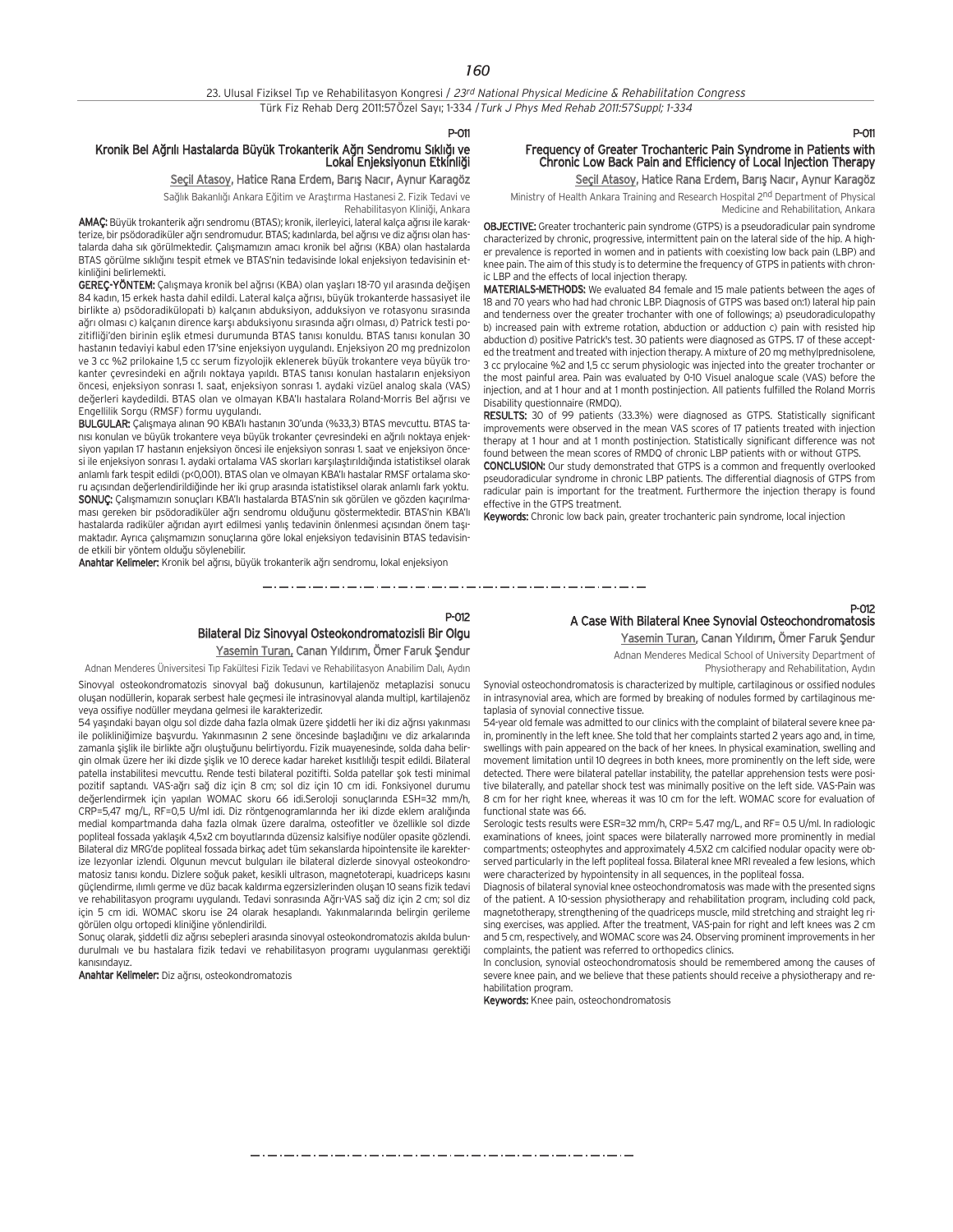P-011

## Kronik Bel Ağrılı Hastalarda Büyük Trokanterik Ağrı Sendromu Sıklığı ve Lokal Enjeksiyonun Etkinliği

Seçil Atasoy, Hatice Rana Erdem, Barış Nacır, Aynur Karagöz

Sağlık Bakanlığı Ankara Eğitim ve Araştırma Hastanesi 2. Fizik Tedavi ve Rehabilitasyon Kliniği, Ankara

**AMAÇ:** Büyük trokanterik ağrı sendromu (BTAS); kronik, ilerleyici, lateral kalça ağrısı ile karakterize, bir psödoradiküler ağrı sendromudur. BTAS; kadınlarda, bel ağrısı ve diz ağrısı olan hastalarda daha sık görülmektedir. Çalışmamızın amacı kronik bel ağrısı (KBA) olan hastalarda BTAS görülme sıklığını tespit etmek ve BTAS'nin tedavisinde lokal enjeksiyon tedavisinin etkinliğini belirlemekti.

**GEREÇ-YÖNTEM:** Çalışmaya kronik bel ağrısı (KBA) olan yaşları 18-70 yıl arasında değişen 84 kadın, 15 erkek hasta dahil edildi. Lateral kalça ağrısı, büyük trokanterde hassasiyet ile birlikte a) psödoradikülopati b) kalçanın abduksiyon, adduksiyon ve rotasyonu sırasında ağrı olması c) kalçanın dirence karşı abduksiyonu sırasında ağrı olması, d) Patrick testi pozitifliği'den birinin eşlik etmesi durumunda BTAS tanısı konuldu. BTAS tanısı konulan 30 hastanın tedaviyi kabul eden 17'sine enjeksiyon uygulandı. Enjeksiyon 20 mg prednizolon ve 3 cc %2 prilokaine 1,5 cc serum fizyolojik eklenerek büyük trokantere veya büyük trokanter çevresindeki en ağrılı noktaya yapıldı. BTAS tanısı konulan hastaların enjeksiyon öncesi, enjeksiyon sonrası 1. saat, enjeksiyon sonrası 1. aydaki vizüel analog skala (VAS) değerleri kaydedildi. BTAS olan ve olmayan KBA'lı hastalara Roland-Morris Bel ağrısı ve Engellilik Sorgu (RMSF) formu uygulandı.

**BULGULAR:** Çalışmaya alınan 90 KBA'lı hastanın 30'unda (%33,3) BTAS mevcuttu. BTAS tanısı konulan ve büyük trokantere veya büyük trokanter çevresindeki en ağrılı noktaya enjeksiyon yapılan 17 hastanın enjeksiyon öncesi ile enjeksiyon sonrası 1. saat ve enjeksiyon öncesi ile enjeksiyon sonrası 1. aydaki ortalama VAS skorları karşılaştırıldığında istatistiksel olarak anlamlı fark tespit edildi ($p<0,001$). BTAS olan ve olmayan KBA'lı hastalar RMSF ortalama skoru açısından değerlendirildiğinde her iki grup arasında istatistiksel olarak anlamlı fark yoktu.

**SONUÇ:** Çalışmamızın sonuçları KBA'lı hastalarda BTAS'nin sık görülen ve gözden kaçırılmaması gereken bir psödoradiküler ağrı sendromu olduğunu göstermektedir. BTAS'nin KBA'lı hastalarda radiküler ağrıdan ayırt edilmesi yanlış tedavinin önlenmesi açısından önem taşımaktadır. Ayrıca çalışmamızın sonuçlarına göre lokal enjeksiyon tedavisinin BTAS tedavisinde etkili bir yöntem olduğu söylenebilir.

**Anahtar Kelimeler:** Kronik bel ağrısı, büyük trokanterik ağrı sendromu, lokal enjeksiyon

P-011

## Frequency of Greater Trochanteric Pain Syndrome in Patients with Chronic Low Back Pain and Efficiency of Local Injection Therapy

Seçil Atasoy, Hatice Rana Erdem, Barış Nacır, Aynur Karagöz

Ministry of Health Ankara Training and Research Hospital 2nd Department of Physical Medicine and Rehabilitation, Ankara

**OBJECTIVE:** Greater trochanteric pain syndrome (GTPS) is a pseudoradicular pain syndrome characterized by chronic, progressive, intermittent pain on the lateral side of the hip. A higher prevalence is reported in women and in patients with coexisting low back pain (LBP) and knee pain. The aim of this study is to determine the frequency of GTPS in patients with chronic LBP and the effects of local injection therapy.

**MATERIALS-METHODS:** We evaluated 84 female and 15 male patients between the ages of 18 and 70 years who had had chronic LBP. Diagnosis of GTPS was based on:1) lateral hip pain and tenderness over the greater trochanter with one of followings; a) pseudoradiculopathy b) increased pain with extreme rotation, abduction or adduction c) pain with resisted hip abduction d) positive Patrick's test. 30 patients were diagnosed as GTPS. 17 of these accepted the treatment and treated with injection therapy. A mixture of 20 mg methylprednisolene, 3 cc prylocaine %2 and 1,5 cc serum physiologic was injected into the greater trochanter or the most painful area. Pain was evaluated by 0-10 Visuel analogue scale (VAS) before the injection, and at 1 hour and at 1 month postinjection. All patients fulfilled the Roland Morris Disability questionnaire (RMDQ).

**RESULTS:** 30 of 99 patients (33.3%) were diagnosed as GTPS. Statistically significant improvements were observed in the mean VAS scores of 17 patients treated with injection therapy at 1 hour and at 1 month postinjection. Statistically significant difference was not found between the mean scores of RMDQ of chronic LBP patients with or without GTPS.

**CONCLUSION:** Our study demonstrated that GTPS is a common and frequently overlooked pseudoradicular syndrome in chronic LBP patients. The differential diagnosis of GTPS from radicular pain is important for the treatment. Furthermore the injection therapy is found effective in the GTPS treatment.

**Keywords:** Chronic low back pain, greater trochanteric pain syndrome, local injection

---

P-012

## Bilateral Diz Sinovyal Osteokondromatozisli Bir Olgu

Yasemin Turan, Canan Yıldırım, Ömer Faruk Şendur

Adnan Menderes Üniversitesi Tıp Fakültesi Fizik Tedavi ve Rehabilitasyon Anabilim Dalı, Aydın

Sinovyal osteokondromatozis sinovyal bağ dokusunun, kartilajenöz metaplazisi sonucu oluşan nodüllerin, koparak serbest hale geçmesi ile intrasinovyal alanda multipl, kartilajenöz veya ossifiye nodüller meydana gelmesi ile karakterizedir.

54 yaşındaki bayan olgu sol dizde daha fazla olmak üzere şiddetli her iki diz ağrısı yakınması ile polikliniğimize başvurdu. Yakınmasının 2 sene öncesinde başladığını ve diz arkalarında zamanla şişlik ile birlikte ağrı oluştuğunu belirtiyordu. Fizik muayenesinde, solda daha belirgin olmak üzere her iki dizde şişlik ve 10 derece kadar hareket kısıtlılığı tespit edildi. Bilateral patella instabilitesi mevcuttu. Rende testi bilateral pozitifti. Solda patellar şok testi minimal pozitif saptandı. VAS-ağrı sağ diz için 8 cm; sol diz için 10 cm idi. Fonksiyonel durumu değerlendirmek için yapılan WOMAC skoru 66 idi.Seroloji sonuçlarında ESH=32 mm/h, CRP=5,47 mg/L, RF=0,5 U/ml idi. Diz röntgenogramlarında her iki dizde eklem aralığında medial kompartmanda daha fazla olmak üzere daralma, osteofitler ve özellikle sol dizde popliteal fossada yaklaşık 4,5x2 cm boyutlarında düzensiz kalsifiye nodüler opasite gözlendi. Bilateral diz MRG'de popliteal fossada birkaç adet tüm sekanslarda hipointensite ile karekterize lezyonlar izlendi. Olgunun mevcut bulguları ile bilateral dizlerde sinovyal osteokondromatozisi tanısı kondu. Dizlere soğuk paket, kesikli ultrason, magnetoterapi, kuadriceps kasını güçlendirme, ılımlı germe ve düz bacak kaldırma egzersizlerinden oluşan 10 seans fizik tedavi ve rehabilitasyon programı uygulandı. Tedavi sonrasında Ağrı-VAS sağ diz için 2 cm; sol diz için 5 cm idi. WOMAC skoru ise 24 olarak hesaplandı. Yakınmalarında belirgin gerileme görülen olgu ortopedi kliniğine yönlendirildi.

Sonuç olarak, şiddetli diz ağrısı sebepleri arasında sinovyal osteokondromatozis akılda bulundurulmalı ve bu hastalara fizik tedavi ve rehabilitasyon programı uygulanması gerektiği kanısındayız.

**Anahtar Kelimeler:** Diz ağrısı, osteokondromatozis

P-012

## A Case With Bilateral Knee Synovial Osteochondromatosis

Yasemin Turan, Canan Yıldırım, Ömer Faruk Şendur

Adnan Menderes Medical School of University Department of Physiotherapy and Rehabilitation, Aydın

Synovial osteochondromatosis is characterized by multiple, cartilaginous or ossified nodules in intrasynovial area, which are formed by breaking of nodules formed by cartilaginous metaplasia of synovial connective tissue.

54-year old female was admitted to our clinics with the complaint of bilateral severe knee pain, prominently in the left knee. She told that her complaints started 2 years ago and, in time, swellings with pain appeared on the back of her knees. In physical examination, swelling and movement limitation until 10 degrees in both knees, more prominently on the left side, were detected. There were bilateral patellar instability, the patellar apprehension tests were positive bilaterally, and patellar shock test was minimally positive on the left side. VAS-Pain was 8 cm for her right knee, whereas it was 10 cm for the left. WOMAC score for evaluation of functional state was 66.

Serologic tests results were ESR=32 mm/h, CRP= 5.47 mg/L, and RF= 0.5 U/ml. In radiologic examinations of knees, joint spaces were bilaterally narrowed more prominently in medial compartments; osteophytes and approximately 4.5X2 cm calcified nodular opacity were observed particularly in the left popliteal fossa. Bilateral knee MRI revealed a few lesions, which were characterized by hypointensity in all sequences, in the popliteal fossa.

Diagnosis of bilateral synovial knee osteochondromatosis was made with the presented signs of the patient. A 10-session physiotherapy and rehabilitation program, including cold pack, magnetotherapy, strengthening of the quadriceps muscle, mild stretching and straight leg rising exercises, was applied. After the treatment, VAS-pain for right and left knees was 2 cm and 5 cm, respectively, and WOMAC score was 24. Observing prominent improvements in her complaints, the patient was referred to orthopedics clinics.

In conclusion, synovial osteochondromatosis should be remembered among the causes of severe knee pain, and we believe that these patients should receive a physiotherapy and rehabilitation program.

**Keywords:** Knee pain, osteochondromatosis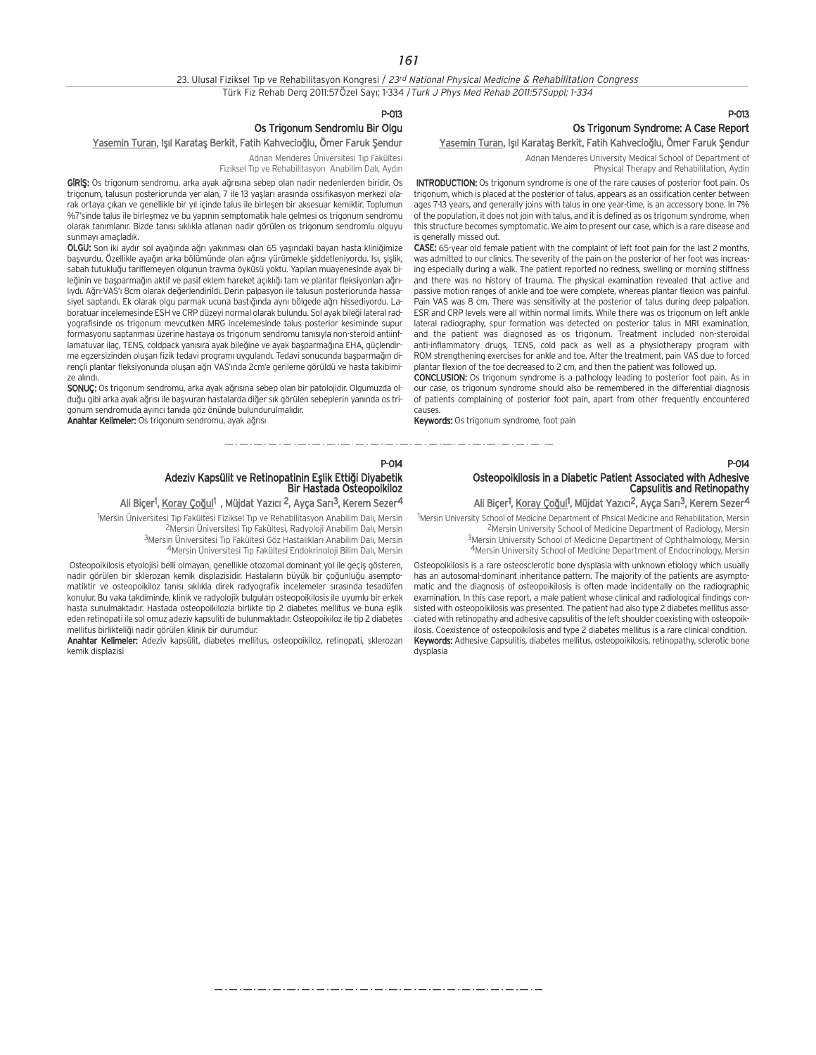## P-013

### Os Trigonum Sendromlu Bir Olgu

Yasemin Turan, Işıl Karataş Berkit, Fatih Kahvecioğlu, Ömer Faruk Şendur

Adnan Menderes Üniversitesi Tıp Fakültesi Fiziksel Tıp ve Rehabilitasyon Anabilim Dalı, Aydın

**GİRİŞ:** Os trigonum sendromu, arka ayak ağrısına sebep olan nadir nedenlerden biridir. Os trigonum, talusun posteriorunda yer alan, 7 ile 13 yaşları arasında ossifikasyon merkezi olarak ortaya çıkan ve genellikle bir yıl içinde talus ile birleşen bir aksesuar kemiktir. Toplumun %7'sinde talus ile birleşmez ve bu yapının semptomatik hale gelmesi os trigonum sendromu olarak tanımlanır. Bizde tanısı sıklıkla atlanan nadir görülen os trigonum sendromlu olguyu sunmayı amaçladık.

**OLGU:** Son iki aydır sol ayağında ağrı yakınması olan 65 yaşındaki bayan hasta kliniğimize başvurdu. Özellikle ayağın arka bölümünde olan ağrısı yürümekle şiddetleniyordu. Isı, şişlik, sabah tutukluğu tariflemeyen olgunun travma öyküsü yoktu. Yapılan muayenesinde ayak bileğinin ve başparmağın aktif ve pasif eklem hareket açıklığı tam ve plantar fleksiyonları ağrılıydı. Ağrı-VAS'ı 8cm olarak değerlendirildi. Derin palpasyon ile talusun posteriorunda hassasiyet saptandı. Ek olarak olgu parmak ucuna bastığında aynı bölgede ağrı hissediyordu. Laboratuar incelemesinde ESH ve CRP düzeyi normal olarak bulundu. Sol ayak bileği lateral radyografisinde os trigonum mevcutken MRG incelemesinde talus posterior kesiminde supur formasyonu saptanması üzerine hastaya os trigonum sendromu tanısıyla non-steroid antiinflamatuvar ilaç, TENS, coldpack yanısıra ayak bileğine ve ayak başparmağına EHA, güçlendirme egzersizinden oluşan fizik tedavi programı uygulandı. Tedavi sonucunda başparmağın dirençli plantar fleksiyonunda oluşan ağrı VAS'ında 2cm'e gerileme görüldü ve hasta takibimize alındı.

**SONUÇ:** Os trigonum sendromu, arka ayak ağrısına sebep olan bir patolojidir. Olgumuzda olduğu gibi arka ayak ağrısı ile başvuran hastalarda diğer sık görülen sebeplerin yanında os trigonum sendromunda ayırıcı tanıda göz önünde bulundurulmalıdır.

**Anahtar Kelimeler:** Os trigonum sendromu, ayak ağrısı

## P-013

### Os Trigonum Syndrome: A Case Report

Yasemin Turan, Işıl Karataş Berkit, Fatih Kahvecioğlu, Ömer Faruk Şendur

Adnan Menderes University Medical School of Department of Physical Therapy and Rehabilitation, Aydin

**INTRODUCTION:** Os trigonum syndrome is one of the rare causes of posterior foot pain. Os trigonum, which is placed at the posterior of talus, appears as an ossification center between ages 7-13 years, and generally joins with talus in one year-time, is an accessory bone. In 7% of the population, it does not join with talus, and it is defined as os trigonum syndrome, when this structure becomes symptomatic. We aim to present our case, which is a rare disease and is generally missed out.

**CASE:** 65-year old female patient with the complaint of left foot pain for the last 2 months, was admitted to our clinics. The severity of the pain on the posterior of her foot was increasing especially during a walk. The patient reported no redness, swelling or morning stiffness and there was no history of trauma. The physical examination revealed that active and passive motion ranges of ankle and toe were complete, whereas plantar flexion was painful. Pain VAS was 8 cm. There was sensitivity at the posterior of talus during deep palpation. ESR and CRP levels were all within normal limits. While there was os trigonum on left ankle lateral radiography, spur formation was detected on posterior talus in MRI examination, and the patient was diagnosed as os trigonum. Treatment included non-steroidal anti-inflammatory drugs, TENS, cold pack as well as a physiotherapy program with ROM strengthening exercises for ankle and toe. After the treatment, pain VAS due to forced plantar flexion of the toe decreased to 2 cm, and then the patient was followed up.

**CONCLUSION:** Os trigonum syndrome is a pathology leading to posterior foot pain. As in our case, os trigonum syndrome should also be remembered in the differential diagnosis of patients complaining of posterior foot pain, apart from other frequently encountered causes.

**Keywords:** Os trigonum syndrome, foot pain

## P-014

### Adeziv Kapsülit ve Retinopatinin Eşlik Ettiği Diyabetik Bir Hastada Osteopoikiloz

Ali Biçer[1], Koray Çoğul[1], Müjdat Yazıcı[2], Ayça Sarı[3], Kerem Sezer[4]

[1]Mersin Üniversitesi Tıp Fakültesi Fiziksel Tıp ve Rehabilitasyon Anabilim Dalı, Mersin
[2]Mersin Üniversitesi Tıp Fakültesi, Radyoloji Anabilim Dalı, Mersin
[3]Mersin Üniversitesi Tıp Fakültesi Göz Hastalıkları Anabilim Dalı, Mersin
[4]Mersin Üniversitesi Tıp Fakültesi Endokrinoloji Bilim Dalı, Mersin

Osteopoikilosis etyolojisi belli olmayan, genellikle otozomal dominant yol ile geçiş gösteren, nadir görülen bir sklerozan kemik displazisidir. Hastaların büyük bir çoğunluğu asemptomatiktir ve osteopoikiloz tanısı sıklıkla direk radyografik incelemeler sırasında tesadüfen konulur. Bu vaka takdiminde, klinik ve radyolojik bulguları osteopoikilosis ile uyumlu bir erkek hasta sunulmaktadır. Hastada osteopoikilozla birlikte tip 2 diabetes mellitus ve buna eşlik eden retinopati ile sol omuz adeziv kapsuliti de bulunmaktadır. Osteopoikiloz ile tip 2 diabetes mellitus birlikteliği nadir görülen klinik bir durumdur.

**Anahtar Kelimeler:** Adeziv kapsülit, diabetes mellitus, osteopoikiloz, retinopati, sklerozan kemik displazisi

## P-014

### Osteopoikilosis in a Diabetic Patient Associated with Adhesive Capsulitis and Retinopathy

Ali Biçer[1], Koray Çoğul[1], Müjdat Yazıcı[2], Ayça Sarı[3], Kerem Sezer[4]

[1]Mersin University School of Medicine Department of Phsical Medicine and Rehabilitation, Mersin
[2]Mersin University School of Medicine Department of Radiology, Mersin
[3]Mersin University School of Medicine Department of Ophthalmology, Mersin
[4]Mersin University School of Medicine Department of Endocrinology, Mersin

Osteopoikilosis is a rare osteosclerotic bone dysplasia with unknown etiology which usually has an autosomal-dominant inheritance pattern. The majority of the patients are asymptomatic and the diagnosis of osteopoikilosis is often made incidentally on the radiographic examination. In this case report, a male patient whose clinical and radiological findings consisted with osteopoikilosis was presented. The patient had also type 2 diabetes mellitus associated with retinopathy and adhesive capsulitis of the left shoulder coexisting with osteopoikilosis. Coexistence of osteopoikilosis and type 2 diabetes mellitus is a rare clinical condition.

**Keywords:** Adhesive Capsulitis, diabetes mellitus, osteopoikilosis, retinopathy, sclerotic bone dysplasia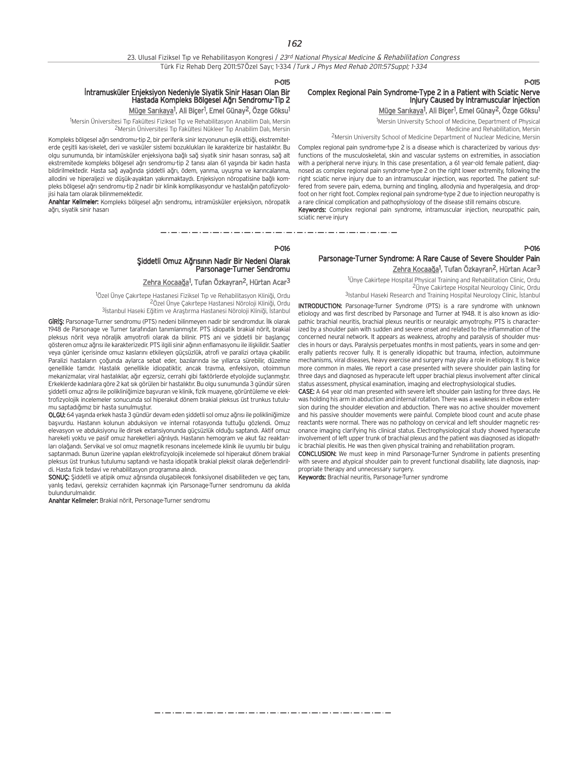P-015

### İntramusküler Enjeksiyon Nedeniyle Siyatik Sinir Hasarı Olan Bir Hastada Kompleks Bölgesel Ağrı Sendromu-Tip 2

Müge Sarıkaya[1], Ali Biçer[1], Emel Günay[2], Özge Göksu[1]

[1]Mersin Üniversitesi Tıp Fakültesi Fiziksel Tıp ve Rehabilitasyon Anabilim Dalı, Mersin
[2]Mersin Üniversitesi Tıp Fakültesi Nükleer Tıp Anabilim Dalı, Mersin

Kompleks bölgesel ağrı sendromu-tip 2, bir periferik sinir lezyonunun eşlik ettiği, ekstremitelerde çeşitli kas-iskelet, deri ve vasküler sistemi bozuklukları ile karakterize bir hastalıktır. Bu olgu sunumunda, bir intamüsküler enjeksiyona bağlı sağ siyatik sinir hasarı sonrası, sağ alt ekstremitede kompleks bölgesel ağrı sendromu-tip 2 tanısı alan 61 yaşında bir kadın hasta bildirilmektedir. Hasta sağ ayağında şiddetli ağrı, ödem, yanma, uyuşma ve karıncalanma, allodini ve hiperaljezi ve düşük-ayaktan yakınmaktaydı. Enjeksiyon nöropatisine bağlı kompleks bölgesel ağrı sendromu-tip 2 nadir bir klinik komplikasyondur ve hastalığın patofizyolojisi hala tam olarak bilinmemektedir.

**Anahtar Kelimeler:** Kompleks bölgesel ağrı sendromu, intramüsküler enjeksiyon, nöropatik ağrı, siyatik sinir hasarı

P-015

### Complex Regional Pain Syndrome-Type 2 in a Patient with Sciatic Nerve Injury Caused by Intramuscular Injection

Müge Sarıkaya[1], Ali Biçer[1], Emel Günay[2], Özge Göksu[1]

[1]Mersin University School of Medicine, Department of Physical Medicine and Rehabilitation, Mersin
[2]Mersin University School of Medicine Department of Nuclear Medicine, Mersin

Complex regional pain syndrome-type 2 is a disease which is characterized by various dysfunctions of the musculoskeletal, skin and vascular systems on extremities, in association with a peripheral nerve injury. In this case presentation, a 61 year-old female patient, diagnosed as complex regional pain syndrome-type 2 on the right lower extremity, following the right sciatic nerve injury due to an intramuscular injection, was reported. The patient suffered from severe pain, edema, burning and tingling, allodynia and hyperalgesia, and dropfoot on her right foot. Complex regional pain syndrome-type 2 due to injection neuropathy is a rare clinical complication and pathophysiology of the disease still remains obscure.

**Keywords:** Complex regional pain syndrome, intramuscular injection, neuropathic pain, sciatic nerve injury

---

P-016

### Şiddetli Omuz Ağrısının Nadir Bir Nedeni Olarak Parsonage-Turner Sendromu

Zehra Kocaağa[1], Tufan Özkayran[2], Hürtan Acar[3]

[1]Özel Ünye Çakırtepe Hastanesi Fiziksel Tıp ve Rehabilitasyon Kliniği, Ordu
[2]Özel Ünye Çakırtepe Hastanesi Nöroloji Kliniği, Ordu
[3]İstanbul Haseki Eğitim ve Araştırma Hastanesi Nöroloji Kliniği, İstanbul

**GİRİŞ:** Parsonage-Turner sendromu (PTS) nedeni bilinmeyen nadir bir sendromdur. İlk olarak 1948 de Parsonage ve Turner tarafından tanımlanmıştır. PTS idiopatik brakial nörit, brakial pleksus nörit veya nöraljik amyotrofi olarak da bilinir. PTS ani ve şiddetli bir başlangıç gösteren omuz ağrısı ile karakterizedir. PTS ilgili sinir ağının enflamasyonu ile ilişkilidir. Saatler veya günler içerisinde omuz kaslarını etkileyen güçsüzlük, atrofi ve paralizi ortaya çıkabilir. Paralizi hastaların çoğunda aylarca sebat eder, bazılarında ise yıllarca sürebilir, düzelme genellikle tamdır. Hastalık genellikle idiopatiktir, ancak travma, enfeksiyon, otoimmun mekanizmalar, viral hastalıklar, ağır egzersiz, cerrahi gibi faktörlerde etyolojide suçlanmıştır. Erkeklerde kadınlara göre 2 kat sık görülen bir hastalıktır. Bu olgu sunumunda 3 gündür süren şiddetli omuz ağrısı ile polikliniğimize başvuran ve klinik, fizik muayene, görüntüleme ve elektrofizyolojik incelemeler sonucunda sol hiperakut dönem brakial pleksus üst trunkus tutulumu saptadığımız bir hasta sunulmuştur.

**OLGU:** 64 yaşında erkek hasta 3 gündür devam eden şiddetli sol omuz ağrısı ile polikliniğimize başvurdu. Hastanın kolunu abduksiyon ve internal rotasyonda tuttuğu gözlendi. Omuz elevasyon ve abduksiyonu ile dirsek extansiyonunda güçsüzlük olduğu saptandı. Aktif omuz hareketi yoktu ve pasif omuz hareketleri ağrılıydı. Hastanın hemogram ve akut faz reaktanları olağandı. Servikal ve sol omuz magnetik resonans incelemede klinik ile uyumlu bir bulgu saptanmadı. Bunun üzerine yapılan elektrofizyolojik incelemede sol hiperakut dönem brakial pleksus üst trunkus tutulumu saptandı ve hasta idiopatik brakial pleksit olarak değerlendirildi. Hasta fizik tedavi ve rehabilitasyon programına alındı.

**SONUÇ:** Şiddetli ve atipik omuz ağrısında oluşabilecek fonksiyonel disabiliteden ve geç tanı, yanlış tedavi, gereksiz cerrahiden kaçınmak için Parsonage-Turner sendromunu da akılda bulundurulmalıdır.

**Anahtar Kelimeler:** Brakial nörit, Personage-Turner sendromu

P-016

### Parsonage-Turner Syndrome: A Rare Cause of Severe Shoulder Pain

Zehra Kocaağa[1], Tufan Özkayran[2], Hürtan Acar[3]

[1]Ünye Cakirtepe Hospital Physical Training and Rehabilitation Clinic, Ordu
[2]Ünye Cakirtepe Hospital Neurology Clinic, Ordu
[3]Istanbul Haseki Research and Training Hospital Neurology Clinic, İstanbul

**INTRODUCTION:** Parsonage-Turner Syndrome (PTS) is a rare syndrome with unknown etiology and was first described by Parsonage and Turner at 1948. It is also known as idiopathic brachial neuritis, brachial plexus neuritis or neuralgic amyotrophy. PTS is characterized by a shoulder pain with sudden and severe onset and related to the inflammation of the concerned neural network. It appears as weakness, atrophy and paralysis of shoulder muscles in hours or days. Paralysis perpetuates months in most patients, years in some and generally patients recover fully. It is generally idiopathic but trauma, infection, autoimmune mechanisms, viral diseases, heavy exercise and surgery may play a role in etiology. It is twice more common in males. We report a case presented with severe shoulder pain lasting for three days and diagnosed as hyperacute left upper brachial plexus involvement after clinical status assessment, physical examination, imaging and electrophysiological studies.

**CASE:** A 64 year old man presented with severe left shoulder pain lasting for three days. He was holding his arm in abduction and internal rotation. There was a weakness in elbow extension during the shoulder elevation and abduction. There was no active shoulder movement and his passive shoulder movements were painful. Complete blood count and acute phase reactants were normal. There was no pathology on cervical and left shoulder magnetic resonance imaging clarifying his clinical status. Electrophysiological study showed hyperacute involvement of left upper trunk of brachial plexus and the patient was diagnosed as idiopathic brachial plexitis. He was then given physical training and rehabilitation program.

**CONCLUSION:** We must keep in mind Parsonage-Turner Syndrome in patients presenting with severe and atypical shoulder pain to prevent functional disability, late diagnosis, inappropriate therapy and unnecessary surgery.

**Keywords:** Brachial neuritis, Parsonage-Turner syndrome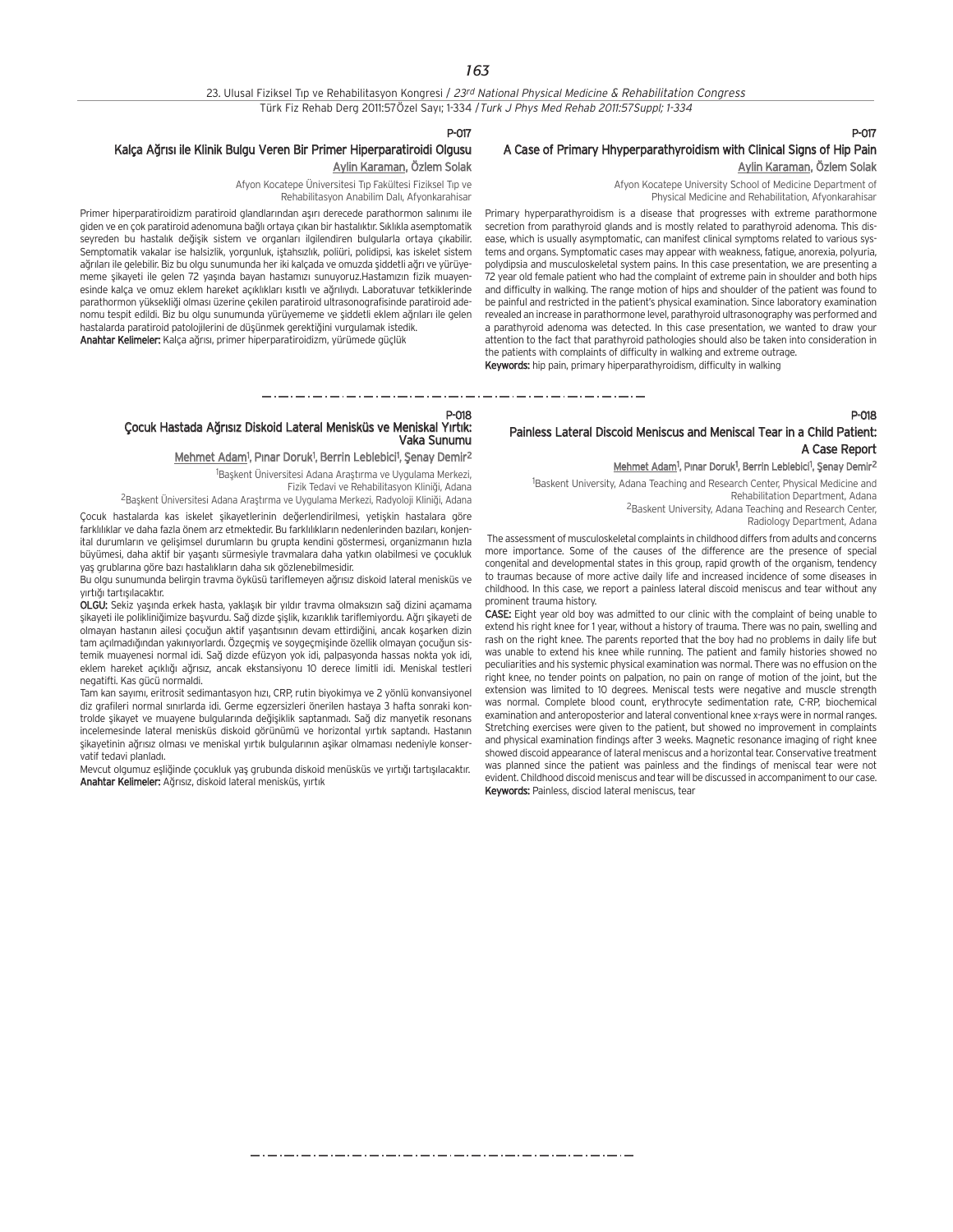P-017

## Kalça Ağrısı ile Klinik Bulgu Veren Bir Primer Hiperparatiroidi Olgusu

Aylin Karaman, Özlem Solak

Afyon Kocatepe Üniversitesi Tıp Fakültesi Fiziksel Tıp ve Rehabilitasyon Anabilim Dalı, Afyonkarahisar

Primer hiperparatiroidizm paratiroid glandlarından aşırı derecede parathormon salınımı ile giden ve en çok paratiroid adenomuna bağlı ortaya çıkan bir hastalıktır. Sıklıkla asemptomatik seyreden bu hastalık değişik sistem ve organları ilgilendiren bulgularla ortaya çıkabilir. Semptomatik vakalar ise halsizlik, yorgunluk, iştahsızlık, poliüri, polidipsi, kas iskelet sistem ağrıları ile gelebilir. Biz bu olgu sunumunda her iki kalçada ve omuzda şiddetli ağrı ve yürüyememe şikayeti ile gelen 72 yaşında bayan hastamızı sunuyoruz.Hastamızın fizik muayenesinde kalça ve omuz eklem hareket açıklıkları kısıtlı ve ağrılıydı. Laboratuvar tetkiklerinde parathormon yüksekliği olması üzerine çekilen paratiroid ultrasonografisinde paratiroid adenomu tespit edildi. Biz bu olgu sunumunda yürüyememe ve şiddetli eklem ağrıları ile gelen hastalarda paratiroid patolojilerini de düşünmek gerektiğini vurgulamak istedik.

**Anahtar Kelimeler:** Kalça ağrısı, primer hiperparatiroidizm, yürümede güçlük

P-017

## A Case of Primary Hhyperparathyroidism with Clinical Signs of Hip Pain

Aylin Karaman, Özlem Solak

Afyon Kocatepe University School of Medicine Department of Physical Medicine and Rehabilitation, Afyonkarahisar

Primary hyperparathyroidism is a disease that progresses with extreme parathormone secretion from parathyroid glands and is mostly related to parathyroid adenoma. This disease, which is usually asymptomatic, can manifest clinical symptoms related to various systems and organs. Symptomatic cases may appear with weakness, fatigue, anorexia, polyuria, polydipsia and musculoskeletal system pains. In this case presentation, we are presenting a 72 year old female patient who had the complaint of extreme pain in shoulder and both hips and difficulty in walking. The range motion of hips and shoulder of the patient was found to be painful and restricted in the patient's physical examination. Since laboratory examination revealed an increase in parathormone level, parathyroid ultrasonography was performed and a parathyroid adenoma was detected. In this case presentation, we wanted to draw your attention to the fact that parathyroid pathologies should also be taken into consideration in the patients with complaints of difficulty in walking and extreme outrage.

**Keywords:** hip pain, primary hiperparathyroidism, difficulty in walking

P-018

## Çocuk Hastada Ağrısız Diskoid Lateral Menisküs ve Meniskal Yırtık: Vaka Sunumu

Mehmet Adam[1], Pınar Doruk[1], Berrin Leblebici[1], Şenay Demir[2]

[1]Başkent Üniversitesi Adana Araştırma ve Uygulama Merkezi, Fizik Tedavi ve Rehabilitasyon Kliniği, Adana

[2]Başkent Üniversitesi Adana Araştırma ve Uygulama Merkezi, Radyoloji Kliniği, Adana

Çocuk hastalarda kas iskelet şikayetlerinin değerlendirilmesi, yetişkin hastalara göre farklılıklar ve daha fazla önem arz etmektedir. Bu farklılıkların nedenlerinden bazıları, konjenital durumların ve gelişimsel durumların bu grupta kendini göstermesi, organizmanın hızla büyümesi, daha aktif bir yaşantı sürmesiyle travmalara daha yatkın olabilmesi ve çocukluk yaş gruplarına göre bazı hastalıkların daha sık gözlenebilmesidir.

Bu olgu sunumunda belirgin travma öyküsü tariflemeyen ağrısız diskoid lateral menisküs ve yırtığı tartışılacaktır.

**OLGU:** Sekiz yaşında erkek hasta, yaklaşık bir yıldır travma olmaksızın sağ dizini açamama şikayeti ile polikliniğimize başvurdu. Sağ dizde şişlik, kızarıklık tariflemiyordu. Ağrı şikayeti de olmayan hastanın ailesi çocuğun aktif yaşantısının devam ettirdiğini, ancak koşarken dizin tam açılmadığından yakınıyorlardı. Özgeçmiş ve soygeçmişinde özellik olmayan çocuğun sistemik muayenesi normal idi. Sağ dizde efüzyon yok idi, palpasyonda hassas nokta yok idi, eklem hareket açıklığı ağrısız, ancak ekstansiyonu 10 derece limitli idi. Meniskal testleri negatifti. Kas gücü normaldi.

Tam kan sayımı, eritrosit sedimantasyon hızı, CRP, rutin biyokimya ve 2 yönlü konvansiyonel diz grafileri normal sınırlarda idi. Germe egzersizleri önerilen hastaya 3 hafta sonraki kontrolde şikayet ve muayene bulgularında değişiklik saptanmadı. Sağ diz manyetik resonans incelemesinde lateral menisküs diskoid görünümü ve horizontal yırtık saptandı. Hastanın şikayetinin ağrısız olması ve meniskal yırtık bulgularının aşikar olmaması nedeniyle konservatif tedavi planladı.

Mevcut olgumuz eşliğinde çocukluk yaş grubunda diskoid menüsküs ve yırtığı tartışılacaktır.

**Anahtar Kelimeler:** Ağrısız, diskoid lateral menisküs, yırtık

P-018

## Painless Lateral Discoid Meniscus and Meniscal Tear in a Child Patient: A Case Report

Mehmet Adam[1], Pınar Doruk[1], Berrin Leblebici[1], Şenay Demir[2]

[1]Baskent University, Adana Teaching and Research Center, Physical Medicine and Rehabilitation Department, Adana

[2]Baskent University, Adana Teaching and Research Center, Radiology Department, Adana

The assessment of musculoskeletal complaints in childhood differs from adults and concerns more importance. Some of the causes of the difference are the presence of special congenital and developmental states in this group, rapid growth of the organism, tendency to traumas because of more active daily life and increased incidence of some diseases in childhood. In this case, we report a painless lateral discoid meniscus and tear without any prominent trauma history.

**CASE:** Eight year old boy was admitted to our clinic with the complaint of being unable to extend his right knee for 1 year, without a history of trauma. There was no pain, swelling and rash on the right knee. The parents reported that the boy had no problems in daily life but was unable to extend his knee while running. The patient and family histories showed no peculiarities and his systemic physical examination was normal. There was no effusion on the right knee, no tender points on palpation, no pain on range of motion of the joint, but the extension was limited to 10 degrees. Meniscal tests were negative and muscle strength was normal. Complete blood count, erythrocyte sedimentation rate, C-RP, biochemical examination and anteroposterior and lateral conventional knee x-rays were in normal ranges. Stretching exercises were given to the patient, but showed no improvement in complaints and physical examination findings after 3 weeks. Magnetic resonance imaging of right knee showed discoid appearance of lateral meniscus and a horizontal tear. Conservative treatment was planned since the patient was painless and the findings of meniscal tear were not evident. Childhood discoid meniscus and tear will be discussed in accompaniment to our case.

**Keywords:** Painless, disciod lateral meniscus, tear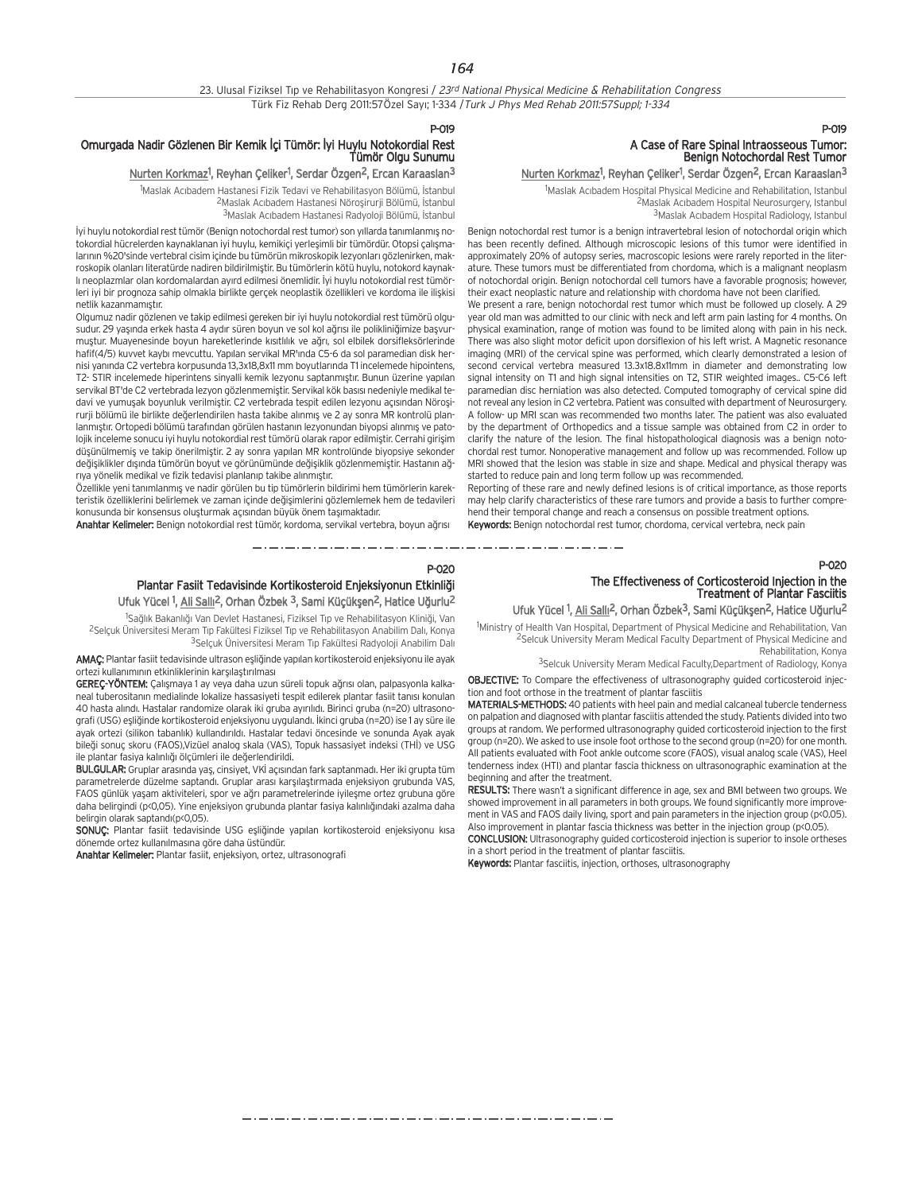P-019

## Omurgada Nadir Gözlenen Bir Kemik İçi Tümör: İyi Huylu Notokordial Rest Tümör Olgu Sunumu

Nurten Korkmaz[1], Reyhan Çeliker[1], Serdar Özgen[2], Ercan Karaaslan[3]

[1]Maslak Acıbadem Hastanesi Fizik Tedavi ve Rehabilitasyon Bölümü, İstanbul
[2]Maslak Acıbadem Hastanesi Nöroşirurji Bölümü, İstanbul
[3]Maslak Acıbadem Hastanesi Radyoloji Bölümü, İstanbul

İyi huylu notokordial rest tümör (Benign notochordal rest tumor) son yıllarda tanımlanmış notokordial hücrelerden kaynaklanan iyi huylu, kemikiçi yerleşimli bir tümördür. Otopsi çalışmalarının %20'sinde vertebral cisim içinde bu tümörün mikroskopik lezyonları gözlenirken, makroskopik olanları literatürde nadiren bildirilmiştir. Bu tümörlerin kötü huylu, notokord kaynaklı neoplazmlar olan kordomalardan ayırd edilmesi önemlidir. İyi huylu notokordial rest tümörleri iyi bir prognoza sahip olmakla birlikte gerçek neoplastik özellikleri ve kordoma ile ilişkisi netlik kazanmamıştır.

Olgumuz nadir gözlenen ve takip edilmesi gereken bir iyi huylu notokordial rest tümörü olgusudur. 29 yaşında erkek hasta 4 aydır süren boyun ve sol kol ağrısı ile polikliniğimize başvurmuştur. Muayenesinde boyun hareketlerinde kısıtlılık ve ağrı, sol elbilek dorsifleksörlerinde hafif(4/5) kuvvet kaybı mevcuttu. Yapılan servikal MR'ında C5-6 da sol paramedian disk hernisi yanında C2 vertebra korpusunda 13,3x18,8x11 mm boyutlarında T1 incelemede hipointens, T2- STIR incelemede hiperintens sinyalli kemik lezyonu saptanmıştır. Bunun üzerine yapılan servikal BT'de C2 vertebrada lezyon gözlenmemiştir. Servikal kök basısı nedeniyle medikal tedavi ve yumuşak boyunluk verilmiştir. C2 vertebrada tespit edilen lezyonu açısından Nöroşirurji bölümü ile birlikte değerlendirilen hasta takibe alınmış ve 2 ay sonra MR kontrolü planlanmıştır. Ortopedi bölümü tarafından görülen hastanın lezyonundan biyopsi alınmış ve patolojik inceleme sonucu iyi huylu notokordial rest tümörü olarak rapor edilmiştir. Cerrahi girişim düşünülmemiş ve takip önerilmiştir. 2 ay sonra yapılan MR kontrolünde biyopsiye sekonder değişiklikler dışında tümörün boyut ve görünümünde değişiklik gözlenmemiştir. Hastanın ağrıya yönelik medikal ve fizik tedavisi planlanıp takibe alınmıştır.

Özellikle yeni tanımlanmış ve nadir görülen bu tip tümörlerin bildirimi hem tümörlerin karekteristik özelliklerini belirlemek ve zaman içinde değişimlerini gözlemlemek hem de tedavileri konusunda bir konsensus oluşturmak açısından büyük önem taşımaktadır.

**Anahtar Kelimeler:** Benign notokordial rest tümör, kordoma, servikal vertebra, boyun ağrısı

P-019

## A Case of Rare Spinal Intraosseous Tumor: Benign Notochordal Rest Tumor

Nurten Korkmaz[1], Reyhan Çeliker[1], Serdar Özgen[2], Ercan Karaaslan[3]

[1]Maslak Acıbadem Hospital Physical Medicine and Rehabilitation, Istanbul
[2]Maslak Acıbadem Hospital Neurosurgery, Istanbul
[3]Maslak Acıbadem Hospital Radiology, Istanbul

Benign notochordal rest tumor is a benign intravertebral lesion of notochordal origin which has been recently defined. Although microscopic lesions of this tumor were identified in approximately 20% of autopsy series, macroscopic lesions were rarely reported in the literature. These tumors must be differentiated from chordoma, which is a malignant neoplasm of notochordal origin. Benign notochordal cell tumors have a favorable prognosis; however, their exact neoplastic nature and relationship with chordoma have not been clarified.

We present a rare, benign notochordal rest tumor which must be followed up closely. A 29 year old man was admitted to our clinic with neck and left arm pain lasting for 4 months. On physical examination, range of motion was found to be limited along with pain in his neck. There was also slight motor deficit upon dorsiflexion of his left wrist. A Magnetic resonance imaging (MRI) of the cervical spine was performed, which clearly demonstrated a lesion of second cervical vertebra measured 13.3x18.8x11mm in diameter and demonstrating low signal intensity on T1 and high signal intensities on T2, STIR weighted images.. C5-C6 left paramedian disc herniation was also detected. Computed tomography of cervical spine did not reveal any lesion in C2 vertebra. Patient was consulted with department of Neurosurgery. A follow- up MRI scan was recommended two months later. The patient was also evaluated by the department of Orthopedics and a tissue sample was obtained from C2 in order to clarify the nature of the lesion. The final histopathological diagnosis was a benign notochordal rest tumor. Nonoperative management and follow up was recommended. Follow up MRI showed that the lesion was stable in size and shape. Medical and physical therapy was started to reduce pain and long term follow up was recommended.

Reporting of these rare and newly defined lesions is of critical importance, as those reports may help clarify characteristics of these rare tumors and provide a basis to further comprehend their temporal change and reach a consensus on possible treatment options.

**Keywords:** Benign notochordal rest tumor, chordoma, cervical vertebra, neck pain

P-020

## Plantar Fasiit Tedavisinde Kortikosteroid Enjeksiyonun Etkinliği

Ufuk Yücel [1], Ali Sallı[2], Orhan Özbek [3], Sami Küçükşen[2], Hatice Uğurlu[2]

[1]Sağlık Bakanlığı Van Devlet Hastanesi, Fiziksel Tıp ve Rehabilitasyon Kliniği, Van
[2]Selçuk Üniversitesi Meram Tıp Fakültesi Fiziksel Tıp ve Rehabilitasyon Anabilim Dalı, Konya
[3]Selçuk Üniversitesi Meram Tıp Fakültesi Radyoloji Anabilim Dalı

**AMAÇ:** Plantar fasiit tedavisinde ultrason eşliğinde yapılan kortikosteroid enjeksiyonu ile ayak ortezi kullanımının etkinliklerinin karşılaştırılması

**GEREÇ-YÖNTEM:** Çalışmaya 1 ay veya daha uzun süreli topuk ağrısı olan, palpasyonla kalkaneal tuberositanın medialinde lokalize hassasiyeti tespit edilerek plantar fasiit tanısı konulan 40 hasta alındı. Hastalar randomize olarak iki gruba ayırıldı. Birinci gruba (n=20) ultrasonografi (USG) eşliğinde kortikosteroid enjeksiyonu uygulandı. İkinci gruba (n=20) ise 1 ay süre ile ayak ortezi (silikon tabanlık) kullandırıldı. Hastalar tedavi öncesinde ve sonunda Ayak ayak bileği sonuç skoru (FAOS),Vizüel analog skala (VAS), Topuk hassasiyet indeksi (THİ) ve USG ile plantar fasiya kalınlığı ölçümleri ile değerlendirildi.

**BULGULAR:** Gruplar arasında yaş, cinsiyet, VKİ açısından fark saptanmadı. Her iki grupta tüm parametrelerde düzelme saptandı. Gruplar arası karşılaştırmada enjeksiyon grubunda VAS, FAOS günlük yaşam aktiviteleri, spor ve ağrı parametrelerinde iyileşme ortez grubuna göre daha belirgindi (p<0,05). Yine enjeksiyon grubunda plantar fasiya kalınlığındaki azalma daha belirgin olarak saptandı(p<0,05).

**SONUÇ:** Plantar fasiit tedavisinde USG eşliğinde yapılan kortikosteroid enjeksiyonu kısa dönemde ortez kullanılmasına göre daha üstündür.

**Anahtar Kelimeler:** Plantar fasiit, enjeksiyon, ortez, ultrasonografi

P-020

## The Effectiveness of Corticosteroid Injection in the Treatment of Plantar Fasciitis

Ufuk Yücel [1], Ali Sallı[2], Orhan Özbek[3], Sami Küçükşen[2], Hatice Uğurlu[2]

[1]Ministry of Health Van Hospital, Department of Physical Medicine and Rehabilitation, Van
[2]Selcuk University Meram Medical Faculty Department of Physical Medicine and Rehabilitation, Konya
[3]Selcuk University Meram Medical Faculty,Department of Radiology, Konya

**OBJECTIVE:** To Compare the effectiveness of ultrasonography guided corticosteroid injection and foot orthose in the treatment of plantar fasciitis

**MATERIALS-METHODS:** 40 patients with heel pain and medial calcaneal tubercle tenderness on palpation and diagnosed with plantar fasciitis attended the study. Patients divided into two groups at random. We performed ultrasonography guided corticosteroid injection to the first group (n=20). We asked to use insole foot orthose to the second group (n=20) for one month. All patients evaluated with Foot ankle outcome score (FAOS), visual analog scale (VAS), Heel tenderness index (HTI) and plantar fascia thickness on ultrasonographic examination at the beginning and after the treatment.

**RESULTS:** There wasn't a significant difference in age, sex and BMI between two groups. We showed improvement in all parameters in both groups. We found significantly more improvement in VAS and FAOS daily living, sport and pain parameters in the injection group (p<0.05). Also improvement in plantar fascia thickness was better in the injection group (p<0.05).

**CONCLUSION:** Ultrasonography guided corticosteroid injection is superior to insole ortheses in a short period in the treatment of plantar fasciitis.

**Keywords:** Plantar fasciitis, injection, orthoses, ultrasonography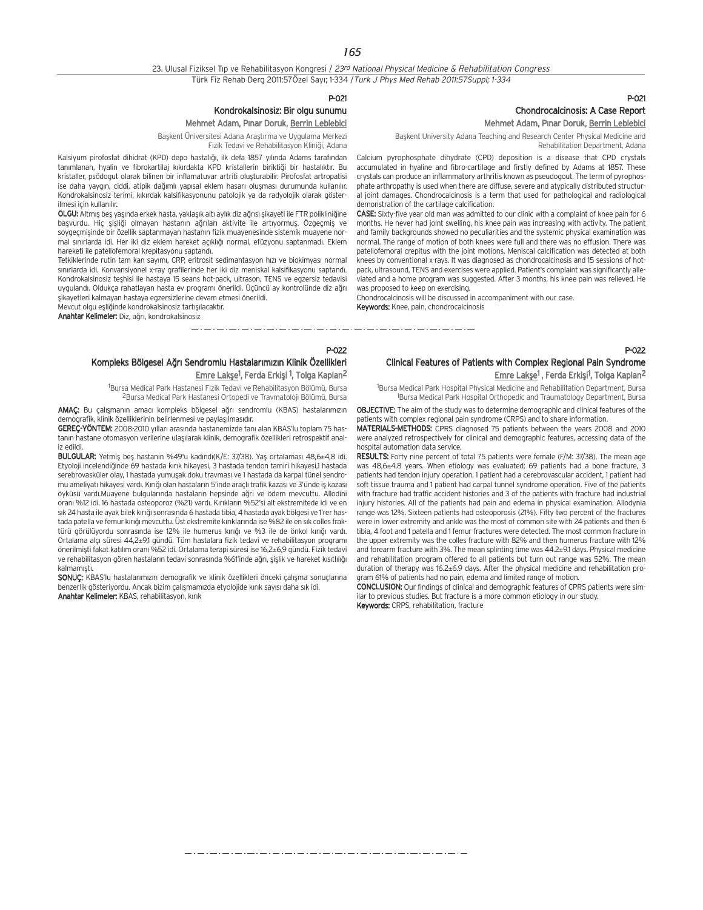P-021

## Kondrokalsinosiz: Bir olgu sunumu

Mehmet Adam, Pınar Doruk, Berrin Leblebici

Başkent Üniversitesi Adana Araştırma ve Uygulama Merkezi Fizik Tedavi ve Rehabilitasyon Kliniği, Adana

Kalsiyum pirofosfat dihidrat (KPD) depo hastalığı, ilk defa 1857 yılında Adams tarafından tanımlanan, hyalin ve fibrokartilaj kıkırdakta KPD kristallerin biriktiği bir hastalıktır. Bu kristaller, psödogut olarak bilinen bir inflamatuvar artriti oluşturabilir. Pirofosfat artropatisi ise daha yaygın, ciddi, atipik dağılımlı yapısal eklem hasarı oluşması durumunda kullanılır. Kondrokalsinosiz terimi, kıkırdak kalsifikasyonunu patolojik ya da radyolojik olarak gösterilmesi için kullanılır.

**OLGU:** Altmış beş yaşında erkek hasta, yaklaşık altı aylık diz ağrısı şikayeti ile FTR polikliniğine başvurdu. Hiç şişliği olmayan hastanın ağrıları aktivite ile artıyormuş. Özgeçmiş ve soygeçmişinde bir özellik saptanmayan hastanın fizik muayenesinde sistemik muayene normal sınırlarda idi. Her iki diz eklem hareket açıklığı normal, efüzyonu saptanmadı. Eklem hareketi ile patellofemoral krepitasyonu saptandı.

Tetkiklerinde rutin tam kan sayımı, CRP, eritrosit sedimantasyon hızı ve biokimyası normal sınırlarda idi. Konvansiyonel x-ray grafilerinde her iki diz meniskal kalsifikasyonu saptandı. Kondrokalsinosiz teşhisi ile hastaya 15 seans hot-pack, ultrason, TENS ve egzersiz tedavisi uygulandı. Oldukça rahatlayan hasta ev programı önerildi. Üçüncü ay kontrolünde diz ağrı şikayetleri kalmayan hastaya egzersizlerine devam etmesi önerildi.

Mevcut olgu eşliğinde kondrokalsinosiz tartışılacaktır.

**Anahtar Kelimeler:** Diz, ağrı, kondrokalsinosiz

P-021

## Chondrocalcinosis: A Case Report

Mehmet Adam, Pınar Doruk, Berrin Leblebici

Başkent University Adana Teaching and Research Center Physical Medicine and Rehabilitation Department, Adana

Calcium pyrophosphate dihydrate (CPD) deposition is a disease that CPD crystals accumulated in hyaline and fibro-cartilage and firstly defined by Adams at 1857. These crystals can produce an inflammatory arthritis known as pseudogout. The term of pyrophosphate arthropathy is used when there are diffuse, severe and atypically distributed structural joint damages. Chondrocalcinosis is a term that used for pathological and radiological demonstration of the cartilage calcification.

**CASE:** Sixty-five year old man was admitted to our clinic with a complaint of knee pain for 6 months. He never had joint swelling, his knee pain was increasing with activity. The patient and family backgrounds showed no peculiarities and the systemic physical examination was normal. The range of motion of both knees were full and there was no effusion. There was patellofemoral crepitus with the joint motions. Meniscal calcification was detected at both knees by conventional x-rays. It was diagnosed as chondrocalcinosis and 15 sessions of hot-pack, ultrasound, TENS and exercises were applied. Patient's complaint was significantly alleviated and a home program was suggested. After 3 months, his knee pain was relieved. He was proposed to keep on exercising.

Chondrocalcinosis will be discussed in accompaniment with our case.

**Keywords:** Knee, pain, chondrocalcinosis

P-022

## Kompleks Bölgesel Ağrı Sendromlu Hastalarımızın Klinik Özellikleri

Emre Lakşe[1], Ferda Erkişi [1], Tolga Kaplan[2]

[1]Bursa Medical Park Hastanesi Fizik Tedavi ve Rehabilitasyon Bölümü, Bursa
[2]Bursa Medical Park Hastanesi Ortopedi ve Travmatoloji Bölümü, Bursa

**AMAÇ:** Bu çalışmanın amacı kompleks bölgesel ağrı sendromlu (KBAS) hastalarımızın demografik, klinik özelliklerinin belirlenmesi ve paylaşılmasıdır.

**GEREÇ-YÖNTEM:** 2008-2010 yılları arasında hastanemizde tanı alan KBAS'lu toplam 75 hastanın hastane otomasyon verilerine ulaşılarak klinik, demografik özellikleri retrospektif analiz edildi.

**BULGULAR:** Yetmiş beş hastanın %49'u kadındı(K/E: 37/38). Yaş ortalaması 48,6±4,8 idi. Etyoloji incelendiğinde 69 hastada kırık hikayesi, 3 hastada tendon tamiri hikayesi,1 hastada serebrovasküler olay, 1 hastada yumuşak doku travması ve 1 hastada da karpal tünel sendromu ameliyatı hikayesi vardı. Kırığı olan hastaların 5'inde araçlı trafik kazası ve 3'ünde iş kazası öyküsü vardı.Muayene bulgularında hastaların hepsinde ağrı ve ödem mevcuttu. Allodini oranı %12 idi. 16 hastada osteoporoz (%21) vardı. Kırıkların %52'si alt ekstremitede idi ve en sık 24 hasta ile ayak bilek kırığı sonrasında 6 hastada tibia, 4 hastada ayak bölgesi ve 1'rer hastada patella ve femur kırığı mevcuttu. Üst ekstremite kırıklarında ise %82 ile en sık colles fraktürü görülüyordu sonrasında ise 12% ile humerus kırığı ve %3 ile de önkol kırığı vardı. Ortalama alçı süresi 44,2±9,1 gündü. Tüm hastalara fizik tedavi ve rehabilitasyon programı önerilmişti fakat katılım oranı %52 idi. Ortalama terapi süresi ise 16,2±6,9 gündü. Fizik tedavi ve rehabilitasyon gören hastaların tedavi sonrasında %61'inde ağrı, şişlik ve hareket kısıtlılığı kalmamıştı.

**SONUÇ:** KBAS'lu hastalarımızın demografik ve klinik özellikleri önceki çalışma sonuçlarına benzerlik gösteriyordu. Ancak bizim çalışmamızda etyolojide kırık sayısı daha sık idi.

**Anahtar Kelimeler:** KBAS, rehabilitasyon, kırık

P-022

## Clinical Features of Patients with Complex Regional Pain Syndrome

Emre Lakşe[1] , Ferda Erkişi[1], Tolga Kaplan[2]

[1]Bursa Medical Park Hospital Physical Medicine and Rehabilitation Department, Bursa
[1]Bursa Medical Park Hospital Orthopedic and Traumatology Department, Bursa

**OBJECTIVE:** The aim of the study was to determine demographic and clinical features of the patients with complex regional pain syndrome (CRPS) and to share information.

**MATERIALS-METHODS:** CPRS diagnosed 75 patients between the years 2008 and 2010 were analyzed retrospectively for clinical and demographic features, accessing data of the hospital automation data service.

**RESULTS:** Forty nine percent of total 75 patients were female (F/M: 37/38). The mean age was 48,6±4,8 years. When etiology was evaluated; 69 patients had a bone fracture, 3 patients had tendon injury operation, 1 patient had a cerebrovascular accident, 1 patient had soft tissue trauma and 1 patient had carpal tunnel syndrome operation. Five of the patients with fracture had traffic accident histories and 3 of the patients with fracture had industrial injury histories. All of the patients had pain and edema in physical examination. Allodynia range was 12%. Sixteen patients had osteoporosis (21%). Fifty two percent of the fractures were in lower extremity and ankle was the most of common site with 24 patients and then 6 tibia, 4 foot and 1 patella and 1 femur fractures were detected. The most common fracture in the upper extremity was the colles fracture with 82% and then humerus fracture with 12% and forearm fracture with 3%. The mean splinting time was 44.2±9.1 days. Physical medicine and rehabilitation program offered to all patients but turn out range was 52%. The mean duration of therapy was 16.2±6.9 days. After the physical medicine and rehabilitation program 61% of patients had no pain, edema and limited range of motion.

**CONCLUSION:** Our findings of clinical and demographic features of CPRS patients were similar to previous studies. But fracture is a more common etiology in our study.

**Keywords:** CRPS, rehabilitation, fracture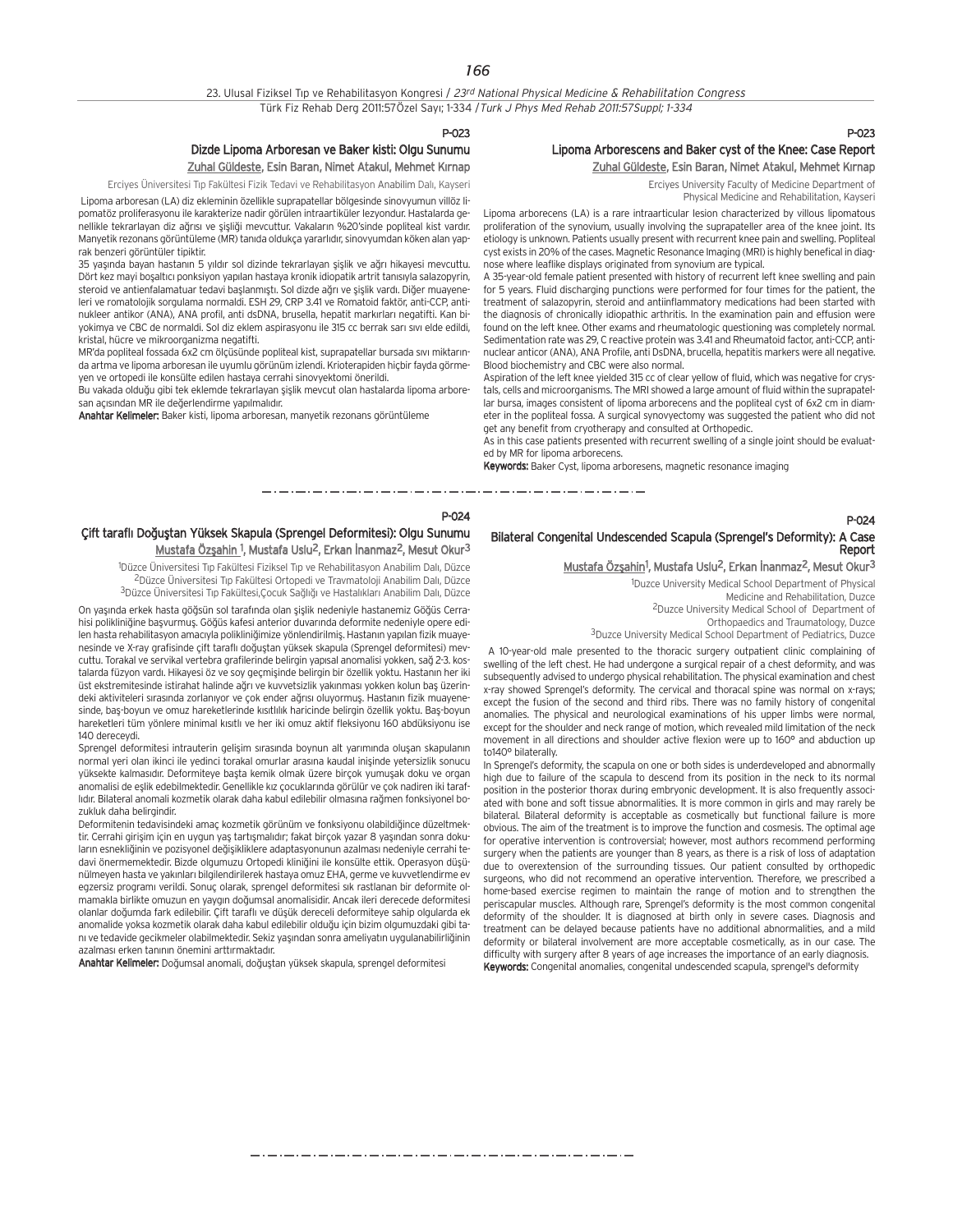P-023

## Dizde Lipoma Arboresan ve Baker kisti: Olgu Sunumu

Zuhal Güldeste, Esin Baran, Nimet Atakul, Mehmet Kırnap

Erciyes Üniversitesi Tıp Fakültesi Fizik Tedavi ve Rehabilitasyon Anabilim Dalı, Kayseri

Lipoma arboresan (LA) diz ekleminin özellikle suprapatellar bölgesinde sinovyumun villöz lipomatöz proliferasyonu ile karakterize nadir görülen intraartiküler lezyondur. Hastalarda genellikle tekrarlayan diz ağrısı ve şişliği mevcuttur. Vakaların %20'sinde popliteal kist vardır. Manyetik rezonans görüntüleme (MR) tanıda oldukça yararlıdır, sinovyumdan köken alan yaprak benzeri görüntüler tipiktir.

35 yaşında bayan hastanın 5 yıldır sol dizinde tekrarlayan şişlik ve ağrı hikayesi mevcuttu. Dört kez mayi boşaltıcı ponksiyon yapılan hastaya kronik idiopatik artrit tanısıyla salazopyrin, steroid ve antienfalamatuar tedavi başlanmıştı. Sol dizde ağrı ve şişlik vardı. Diğer muayeneleri ve romatolojik sorgulama normaldi. ESH 29, CRP 3.41 ve Romatoid faktör, anti-CCP, antinukleer antikor (ANA), ANA profil, anti dsDNA, brusella, hepatit markırları negatifti. Kan biyokimya ve CBC de normaldi. Sol diz eklem aspirasyonu ile 315 cc berrak sarı sıvı elde edildi, kristal, hücre ve mikroorganizma negatifti.

MR'da popliteal fossada 6x2 cm ölçüsünde popliteal kist, suprapatellar bursada sıvı miktarında artma ve lipoma arboresan ile uyumlu görünüm izlendi. Krioterapiden hiçbir fayda görmeyen ve ortopedi ile konsülte edilen hastaya cerrahi sinovyektomi önerildi.

Bu vakada olduğu gibi tek eklemde tekrarlayan şişlik mevcut olan hastalarda lipoma arboresan açısından MR ile değerlendirme yapılmalıdır.

**Anahtar Kelimeler:** Baker kisti, lipoma arboresan, manyetik rezonans görüntüleme

P-023

## Lipoma Arborescens and Baker cyst of the Knee: Case Report

Zuhal Güldeste, Esin Baran, Nimet Atakul, Mehmet Kırnap

Erciyes University Faculty of Medicine Department of Physical Medicine and Rehabilitation, Kayseri

Lipoma arborecens (LA) is a rare intraarticular lesion characterized by villous lipomatous proliferation of the synovium, usually involving the suprapateller area of the knee joint. Its etiology is unknown. Patients usually present with recurrent knee pain and swelling. Popliteal cyst exists in 20% of the cases. Magnetic Resonance Imaging (MRI) is highly benefical in diagnose where leaflike displays originated from synovium are typical.

A 35-year-old female patient presented with history of recurrent left knee swelling and pain for 5 years. Fluid discharging punctions were performed for four times for the patient, the treatment of salazopyrin, steroid and antiinflammatory medications had been started with the diagnosis of chronically idiopathic arthritis. In the examination pain and effusion were found on the left knee. Other exams and rheumatologic questioning was completely normal. Sedimentation rate was 29, C reactive protein was 3.41 and Rheumatoid factor, anti-CCP, antinuclear anticor (ANA), ANA Profile, anti DsDNA, brucella, hepatitis markers were all negative. Blood biochemistry and CBC were also normal.

Aspiration of the left knee yielded 315 cc of clear yellow of fluid, which was negative for crystals, cells and microorganisms. The MRI showed a large amount of fluid within the suprapatellar bursa, images consistent of lipoma arborecens and the popliteal cyst of 6x2 cm in diameter in the popliteal fossa. A surgical synovyectomy was suggested the patient who did not get any benefit from cryotherapy and consulted at Orthopedic.

As in this case patients presented with recurrent swelling of a single joint should be evaluated by MR for lipoma arborecens.

**Keywords:** Baker Cyst, lipoma arboresens, magnetic resonance imaging

P-024

## Çift taraflı Doğuştan Yüksek Skapula (Sprengel Deformitesi): Olgu Sunumu

Mustafa Özşahin [1], Mustafa Uslu[2], Erkan İnanmaz[2], Mesut Okur[3]

[1]Düzce Üniversitesi Tıp Fakültesi Fiziksel Tıp ve Rehabilitasyon Anabilim Dalı, Düzce
[2]Düzce Üniversitesi Tıp Fakültesi Ortopedi ve Travmatoloji Anabilim Dalı, Düzce
[3]Düzce Üniversitesi Tıp Fakültesi,Çocuk Sağlığı ve Hastalıkları Anabilim Dalı, Düzce

On yaşında erkek hasta göğsün sol tarafında olan şişlik nedeniyle hastanemiz Göğüs Cerrahisi polikliniğine başvurmuş. Göğüs kafesi anterior duvarında deformite nedeniyle opere edilen hasta rehabilitasyon amacıyla polikliniğimize yönlendirilmiş. Hastanın yapılan fizik muayenesinde ve X-ray grafisinde çift taraflı doğuştan yüksek skapula (Sprengel deformitesi) mevcuttu. Torakal ve servikal vertebra grafilerinde belirgin yapısal anomalisi yokken, sağ 2-3. kostalarda füzyon vardı. Hikayesi öz ve soy geçmişinde belirgin bir özellik yoktu. Hastanın her iki üst ekstremitesinde istirahat halinde ağrı ve kuvvetsizlik yakınması yokken kolun baş üzerindeki aktiviteleri sırasında zorlanıyor ve çok ender ağrısı oluyormuş. Hastanın fizik muayenesinde, baş-boyun ve omuz hareketlerinde kısıtlılık haricinde belirgin özellik yoktu. Baş-boyun hareketleri tüm yönlere minimal kısıtlı ve her iki omuz aktif fleksiyonu 160 abdüksiyonu ise 140 dereceydi.

Sprengel deformitesi intrauterin gelişim sırasında boynun alt yarımında oluşan skapulanın normal yeri olan ikinci ile yedinci torakal omurlar arasına kaudal inişinde yetersizlik sonucu yüksekte kalmasıdır. Deformiteye başta kemik olmak üzere birçok yumuşak doku ve organ anomalisi de eşlik edebilmektedir. Genellikle kız çocuklarında görülür ve çok nadiren iki taraflıdır. Bilateral anomali kozmetik olarak daha kabul edilebilir olmasına rağmen fonksiyonel bozukluk daha belirgindir.

Deformitenin tedavisindeki amaç kozmetik görünüm ve fonksiyonu olabildiğince düzeltmektir. Cerrahi girişim için en uygun yaş tartışmalıdır; fakat birçok yazar 8 yaşından sonra dokuların esnekliğinin ve pozisyonel değişikliklere adaptasyonunun azalması nedeniyle cerrahi tedavi önermemektedir. Bizde olgumuzu Ortopedi kliniğini ile konsülte ettik. Operasyon düşünülmeyen hasta ve yakınları bilgilendirilerek hastaya omuz EHA, germe ve kuvvetlendirme ev egzersiz programı verildi. Sonuç olarak, sprengel deformitesi sık rastlanan bir deformite olmamakla birlikte omuzun en yaygın doğumsal anomalisidir. Ancak ileri derecede deformitesi olanlar doğumda fark edilebilir. Çift taraflı ve düşük dereceli deformiteye sahip olgularda ek anomalide yoksa kozmetik olarak daha kabul edilebilir olduğu için bizim olgumuzdaki gibi tanı ve tedavide gecikmeler olabilmektedir. Sekiz yaşından sonra ameliyatın uygulanabilirliğinin azalması erken tanının önemini arttırmaktadır.

**Anahtar Kelimeler:** Doğumsal anomali, doğuştan yüksek skapula, sprengel deformitesi

P-024

## Bilateral Congenital Undescended Scapula (Sprengel's Deformity): A Case Report

Mustafa Özşahin[1], Mustafa Uslu[2], Erkan İnanmaz[2], Mesut Okur[3]

[1]Duzce University Medical School Department of Physical Medicine and Rehabilitation, Duzce
[2]Duzce University Medical School of Department of Orthopaedics and Traumatology, Duzce
[3]Duzce University Medical School Department of Pediatrics, Duzce

A 10-year-old male presented to the thoracic surgery outpatient clinic complaining of swelling of the left chest. He had undergone a surgical repair of a chest deformity, and was subsequently advised to undergo physical rehabilitation. The physical examination and chest x-ray showed Sprengel's deformity. The cervical and thoracal spine was normal on x-rays; except the fusion of the second and third ribs. There was no family history of congenital anomalies. The physical and neurological examinations of his upper limbs were normal, except for the shoulder and neck range of motion, which revealed mild limitation of the neck movement in all directions and shoulder active flexion were up to 160° and abduction up to140° bilaterally.

In Sprengel's deformity, the scapula on one or both sides is underdeveloped and abnormally high due to failure of the scapula to descend from its position in the neck to its normal position in the posterior thorax during embryonic development. It is also frequently associated with bone and soft tissue abnormalities. It is more common in girls and may rarely be bilateral. Bilateral deformity is acceptable as cosmetically but functional failure is more obvious. The aim of the treatment is to improve the function and cosmesis. The optimal age for operative intervention is controversial; however, most authors recommend performing surgery when the patients are younger than 8 years, as there is a risk of loss of adaptation due to overextension of the surrounding tissues. Our patient consulted by orthopedic surgeons, who did not recommend an operative intervention. Therefore, we prescribed a home-based exercise regimen to maintain the range of motion and to strengthen the periscapular muscles. Although rare, Sprengel's deformity is the most common congenital deformity of the shoulder. It is diagnosed at birth only in severe cases. Diagnosis and treatment can be delayed because patients have no additional abnormalities, and a mild deformity or bilateral involvement are more acceptable cosmetically, as in our case. The difficulty with surgery after 8 years of age increases the importance of an early diagnosis.

**Keywords:** Congenital anomalies, congenital undescended scapula, sprengel's deformity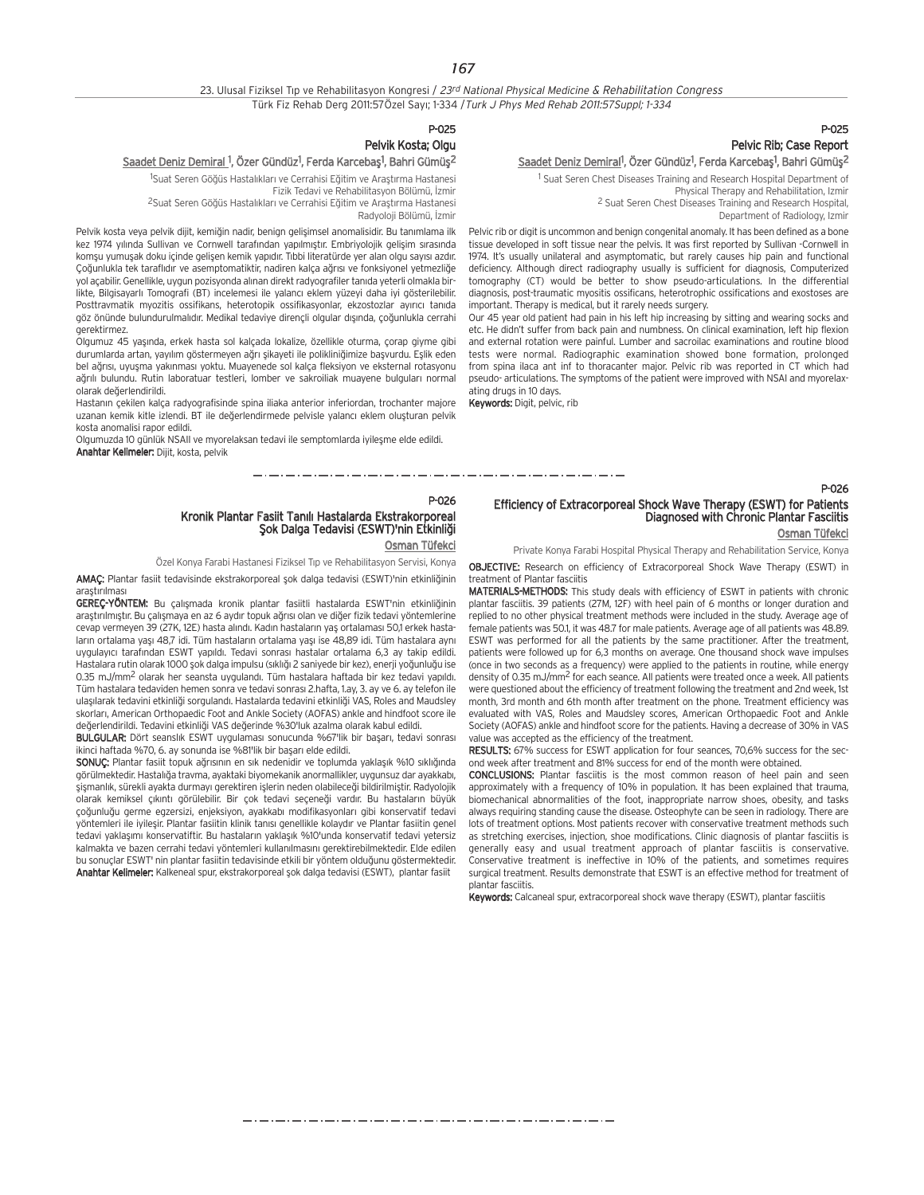## P-025

### Pelvik Kosta; Olgu

Saadet Deniz Demiral [1], Özer Gündüz[1], Ferda Karcebaş[1], Bahri Gümüş[2]

[1]Suat Seren Göğüs Hastalıkları ve Cerrahisi Eğitim ve Araştırma Hastanesi Fizik Tedavi ve Rehabilitasyon Bölümü, İzmir
[2]Suat Seren Göğüs Hastalıkları ve Cerrahisi Eğitim ve Araştırma Hastanesi Radyoloji Bölümü, İzmir

Pelvik kosta veya pelvik dijit, kemiğin nadir, benign gelişimsel anomalisidir. Bu tanımlama ilk kez 1974 yılında Sullivan ve Cornwell tarafından yapılmıştır. Embriyolojik gelişim sırasında komşu yumuşak doku içinde gelişen kemik yapıdır. Tıbbi literatürde yer alan olgu sayısı azdır. Çoğunlukla tek taraflıdır ve asemptomatiktir, nadiren kalça ağrısı ve fonksiyonel yetmezliğe yol açabilir. Genellikle, uygun pozisyonda alınan direkt radyografiler tanıda yeterli olmakla birlikte, Bilgisayarlı Tomografi (BT) incelemesi ile yalancı eklem yüzeyi daha iyi gösterilebilir. Posttravmatik myozitis ossifikans, heterotopik ossifikasyonlar, ekzostozlar ayırıcı tanıda göz önünde bulundurulmalıdır. Medikal tedaviye dirençli olgular dışında, çoğunlukla cerrahi gerektirmez.

Olgumuz 45 yaşında, erkek hasta sol kalçada lokalize, özellikle oturma, çorap giyme gibi durumlarda artan, yayılım göstermeyen ağrı şikayeti ile polikliniğimize başvurdu. Eşlik eden bel ağrısı, uyuşma yakınması yoktu. Muayenede sol kalça fleksiyon ve eksternal rotasyonu ağrılı bulundu. Rutin laboratuar testleri, lomber ve sakroiliak muayene bulguları normal olarak değerlendirildi.

Hastanın çekilen kalça radyografisinde spina iliaka anterior inferiordan, trochanter majore uzanan kemik kitle izlendi. BT ile değerlendirmede pelviste yalancı eklem oluşturan pelvik kosta anomalisi rapor edildi.

Olgumuzda 10 günlük NSAII ve myorelaksan tedavi ile semptomlarda iyileşme elde edildi.

**Anahtar Kelimeler:** Dijit, kosta, pelvik

## P-025

### Pelvic Rib; Case Report

Saadet Deniz Demiral[1], Özer Gündüz[1], Ferda Karcebaş[1], Bahri Gümüş[2]

[1] Suat Seren Chest Diseases Training and Research Hospital Department of Physical Therapy and Rehabilitation, Izmir
[2] Suat Seren Chest Diseases Training and Research Hospital, Department of Radiology, Izmir

Pelvic rib or digit is uncommon and benign congenital anomaly. It has been defined as a bone tissue developed in soft tissue near the pelvis. It was first reported by Sullivan -Cornwell in 1974. It's usually unilateral and asymptomatic, but rarely causes hip pain and functional deficiency. Although direct radiography usually is sufficient for diagnosis, Computerized tomography (CT) would be better to show pseudo-articulations. In the differential diagnosis, post-traumatic myositis ossificans, heterotrophic ossifications and exostoses are important. Therapy is medical, but it rarely needs surgery.

Our 45 year old patient had pain in his left hip increasing by sitting and wearing socks and etc. He didn't suffer from back pain and numbness. On clinical examination, left hip flexion and external rotation were painful. Lumber and sacroilac examinations and routine blood tests were normal. Radiographic examination showed bone formation, prolonged from spina ilaca ant inf to thoracanter major. Pelvic rib was reported in CT which had pseudo- articulations. The symptoms of the patient were improved with NSAI and myorelaxating drugs in 10 days.

**Keywords:** Digit, pelvic, rib

## P-026

### Kronik Plantar Fasiit Tanılı Hastalarda Ekstrakorporeal Şok Dalga Tedavisi (ESWT)'nin Etkinliği

Osman Tüfekci

Özel Konya Farabi Hastanesi Fiziksel Tıp ve Rehabilitasyon Servisi, Konya

**AMAÇ:** Plantar fasiit tedavisinde ekstrakorporeal şok dalga tedavisi (ESWT)'nin etkinliğinin araştırılması

**GEREÇ-YÖNTEM:** Bu çalışmada kronik plantar fasiitli hastalarda ESWT'nin etkinliğinin araştırılmıştır. Bu çalışmaya en az 6 aydır topuk ağrısı olan ve diğer fizik tedavi yöntemlerine cevap vermeyen 39 (27K, 12E) hasta alındı. Kadın hastaların yaş ortalaması 50,1 erkek hastaların ortalama yaşı 48,7 idi. Tüm hastaların ortalama yaşı ise 48,89 idi. Tüm hastalara aynı uygulayıcı tarafından ESWT yapıldı. Tedavi sonrası hastalar ortalama 6,3 ay takip edildi. Hastalara rutin olarak 1000 şok dalga impulsu (sıklığı 2 saniyede bir kez), enerji yoğunluğu ise 0.35 $mJ/mm^2$ olarak her seansta uygulandı. Tüm hastalara haftada bir kez tedavi yapıldı. Tüm hastalara tedaviden hemen sonra ve tedavi sonrası 2.hafta, 1.ay, 3. ay ve 6. ay telefon ile ulaşılarak tedavini etkinliği sorgulandı. Hastalarda tedavini etkinliği VAS, Roles and Maudsley skorları, American Orthopaedic Foot and Ankle Society (AOFAS) ankle and hindfoot score ile değerlendirildi. Tedavini etkinliği VAS değerinde %30'luk azalma olarak kabul edildi.

**BULGULAR:** Dört seanslık ESWT uygulaması sonucunda %67'lik bir başarı, tedavi sonrası ikinci haftada %70, 6. ay sonunda ise %81'lik bir başarı elde edildi.

**SONUÇ:** Plantar fasiit topuk ağrısının en sık nedenidir ve toplumda yaklaşık %10 sıklığında görülmektedir. Hastalığa travma, ayaktaki biyomekanik anormallikler, uygunsuz dar ayakkabı, şişmanlık, sürekli ayakta durmayı gerektiren işlerin neden olabileceği bildirilmiştir. Radyolojik olarak kemiksel çıkıntı görülebilir. Bir çok tedavi seçeneği vardır. Bu hastaların büyük çoğunluğu germe egzersizi, enjeksiyon, ayakkabı modifikasyonları gibi konservatif tedavi yöntemleri ile iyileşir. Plantar fasiitin klinik tanısı genellikle kolaydır ve Plantar fasiitin genel tedavi yaklaşımı konservatiftir. Bu hastaların yaklaşık %10'unda konservatif tedavi yetersiz kalmakta ve bazen cerrahi tedavi yöntemleri kullanılmasını gerektirebilmektedir. Elde edilen bu sonuçlar ESWT' nin plantar fasiitin tedavisinde etkili bir yöntem olduğunu göstermektedir.

**Anahtar Kelimeler:** Kalkeneal spur, ekstrakorporeal şok dalga tedavisi (ESWT), plantar fasiit

## P-026

### Efficiency of Extracorporeal Shock Wave Therapy (ESWT) for Patients Diagnosed with Chronic Plantar Fasciitis

Osman Tüfekci

Private Konya Farabi Hospital Physical Therapy and Rehabilitation Service, Konya

**OBJECTIVE:** Research on efficiency of Extracorporeal Shock Wave Therapy (ESWT) in treatment of Plantar fasciitis

**MATERIALS-METHODS:** This study deals with efficiency of ESWT in patients with chronic plantar fasciitis. 39 patients (27M, 12F) with heel pain of 6 months or longer duration and replied to no other physical treatment methods were included in the study. Average age of female patients was 50.1, it was 48.7 for male patients. Average age of all patients was 48.89. ESWT was performed for all the patients by the same practitioner. After the treatment, patients were followed up for 6,3 months on average. One thousand shock wave impulses (once in two seconds as a frequency) were applied to the patients in routine, while energy density of 0.35 $mJ/mm^2$ for each seance. All patients were treated once a week. All patients were questioned about the efficiency of treatment following the treatment and 2nd week, 1st month, 3rd month and 6th month after treatment on the phone. Treatment efficiency was evaluated with VAS, Roles and Maudsley scores, American Orthopaedic Foot and Ankle Society (AOFAS) ankle and hindfoot score for the patients. Having a decrease of 30% in VAS value was accepted as the efficiency of the treatment.

**RESULTS:** 67% success for ESWT application for four seances, 70,6% success for the second week after treatment and 81% success for end of the month were obtained.

**CONCLUSIONS:** Plantar fasciitis is the most common reason of heel pain and seen approximately with a frequency of 10% in population. It has been explained that trauma, biomechanical abnormalities of the foot, inappropriate narrow shoes, obesity, and tasks always requiring standing cause the disease. Osteophyte can be seen in radiology. There are lots of treatment options. Most patients recover with conservative treatment methods such as stretching exercises, injection, shoe modifications. Clinic diagnosis of plantar fasciitis is generally easy and usual treatment approach of plantar fasciitis is conservative. Conservative treatment is ineffective in 10% of the patients, and sometimes requires surgical treatment. Results demonstrate that ESWT is an effective method for treatment of plantar fasciitis.

**Keywords:** Calcaneal spur, extracorporeal shock wave therapy (ESWT), plantar fasciitis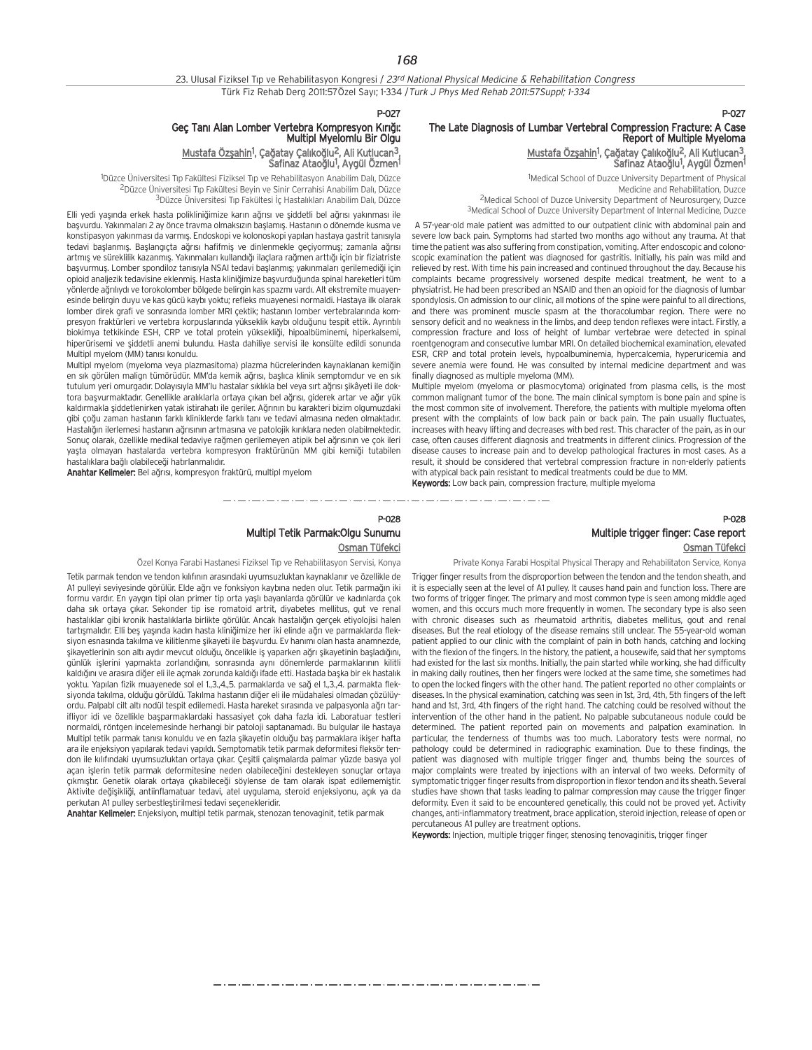P-027

## Geç Tanı Alan Lomber Vertebra Kompresyon Kırığı: Multipl Myelomlu Bir Olgu

Mustafa Özşahin[1], Çağatay Çalıkoğlu[2], Ali Kutlucan[3], Safinaz Ataoğlu[1], Aygül Özmen[1]

[1]Düzce Üniversitesi Tıp Fakültesi Fiziksel Tıp ve Rehabilitasyon Anabilim Dalı, Düzce
[2]Düzce Üniversitesi Tıp Fakültesi Beyin ve Sinir Cerrahisi Anabilim Dalı, Düzce
[3]Düzce Üniversitesi Tıp Fakültesi İç Hastalıkları Anabilim Dalı, Düzce

Elli yedi yaşında erkek hasta polikliniğimize karın ağrısı ve şiddetli bel ağrısı yakınması ile başvurdu. Yakınmaları 2 ay önce travma olmaksızın başlamış. Hastanın o dönemde kusma ve konstipasyon yakınması da varmış. Endoskopi ve kolonoskopi yapılan hastaya gastrit tanısıyla tedavi başlanmış. Başlangıçta ağrısı hafifmiş ve dinlenmekle geçiyormuş; zamanla ağrısı artmış ve süreklilik kazanmış. Yakınmaları kullandığı ilaçlara rağmen arttığı için bir fiziatriste başvurmuş. Lomber spondiloz tanısıyla NSAİ tedavi başlanmış; yakınmaları gerilemediği için opioid analjezik tedavisine eklenmiş. Hasta kliniğimize başvurduğunda spinal hareketleri tüm yönlerde ağrılıydı ve torokolomber bölgede belirgin kas spazmı vardı. Alt ekstremite muayenesinde belirgin duyu ve kas gücü kaybı yoktu; refleks muayenesi normaldi. Hastaya ilk olarak lomber direk grafi ve sonrasında lomber MRI çektik; hastanın lomber vertebralarında kompresyon fraktürleri ve vertebra korpuslarında yükseklik kaybı olduğunu tespit ettik. Ayrıntılı biokimya tetkikinde ESH, CRP ve total protein yüksekliği, hipoalbüminemi, hiperkalsemi, hiperürisemi ve şiddetli anemi bulundu. Hasta dahiliye servisi ile konsülte edildi sonunda Multipl myelom (MM) tanısı konuldu.

Multipl myelom (myeloma veya plazmasitoma) plazma hücrelerinden kaynaklanan kemiğin en sık görülen malign tümörüdür. MM'da kemik ağrısı, başlıca klinik semptomdur ve en sık tutulum yeri omurgadır. Dolayısıyla MM'lu hastalar sıklıkla bel veya sırt ağrısı şikâyeti ile doktora başvurmaktadır. Genellikle aralıklarla ortaya çıkan bel ağrısı, giderek artar ve ağır yük kaldırmakla şiddetlenirken yatak istirahatı ile geriler. Ağrının bu karakteri bizim olgumuzdaki gibi çoğu zaman hastanın farklı kliniklerde farklı tanı ve tedavi almasına neden olmaktadır. Hastalığın ilerlemesi hastanın ağrısının artmasına ve patolojik kırıklara neden olabilmektedir. Sonuç olarak, özellikle medikal tedaviye rağmen gerilemeyen atipik bel ağrısının ve çok ileri yaşta olmayan hastalarda vertebra kompresyon fraktürünün MM gibi kemiği tutabilen hastalıklara bağlı olabileceği hatırlanmalıdır.

**Anahtar Kelimeler:** Bel ağrısı, kompresyon fraktürü, multipl myelom

P-027

## The Late Diagnosis of Lumbar Vertebral Compression Fracture: A Case Report of Multiple Myeloma

Mustafa Özşahin[1], Çağatay Çalıkoğlu[2], Ali Kutlucan[3], Safinaz Ataoğlu[1], Aygül Özmen[1]

[1]Medical School of Duzce University Department of Physical Medicine and Rehabilitation, Duzce
[2]Medical School of Duzce University Department of Neurosurgery, Duzce
[3]Medical School of Duzce University Department of Internal Medicine, Duzce

A 57-year-old male patient was admitted to our outpatient clinic with abdominal pain and severe low back pain. Symptoms had started two months ago without any trauma. At that time the patient was also suffering from constipation, vomiting. After endoscopic and colonoscopic examination the patient was diagnosed for gastritis. Initially, his pain was mild and relieved by rest. With time his pain increased and continued throughout the day. Because his complaints became progressively worsened despite medical treatment, he went to a physiatrist. He had been prescribed an NSAID and then an opioid for the diagnosis of lumbar spondylosis. On admission to our clinic, all motions of the spine were painful to all directions, and there was prominent muscle spasm at the thoracolumbar region. There were no sensory deficit and no weakness in the limbs, and deep tendon reflexes were intact. Firstly, a compression fracture and loss of height of lumbar vertebrae were detected in spinal roentgenogram and consecutive lumbar MRI. On detailed biochemical examination, elevated ESR, CRP and total protein levels, hypoalbuminemia, hypercalcemia, hyperuricemia and severe anemia were found. He was consulted by internal medicine department and was finally diagnosed as multiple myeloma (MM).

Multiple myelom (myeloma or plasmocytoma) originated from plasma cells, is the most common malignant tumor of the bone. The main clinical symptom is bone pain and spine is the most common site of involvement. Therefore, the patients with multiple myeloma often present with the complaints of low back pain or back pain. The pain usually fluctuates, increases with heavy lifting and decreases with bed rest. This character of the pain, as in our case, often causes different diagnosis and treatments in different clinics. Progression of the disease causes to increase pain and to develop pathological fractures in most cases. As a result, it should be considered that vertebral compression fracture in non-elderly patients with atypical back pain resistant to medical treatments could be due to MM.

**Keywords:** Low back pain, compression fracture, multiple myeloma

P-028

## Multipl Tetik Parmak:Olgu Sunumu

Osman Tüfekci

Özel Konya Farabi Hastanesi Fiziksel Tıp ve Rehabilitasyon Servisi, Konya

Tetik parmak tendon ve tendon kılıfının arasındaki uyumsuzluktan kaynaklanır ve özellikle de A1 pulleyi seviyesinde görülür. Elde ağrı ve fonksiyon kaybına neden olur. Tetik parmağın iki formu vardır. En yaygın tipi olan primer tip orta yaşlı bayanlarda görülür ve kadınlarda çok daha sık ortaya çıkar. Sekonder tip ise romatoid artrit, diyabetes mellitus, gut ve renal hastalıklar gibi kronik hastalıklarla birlikte görülür. Ancak hastalığın gerçek etiyolojisi halen tartışmalıdır. Elli beş yaşında kadın hasta kliniğimize her iki elinde ağrı ve parmaklarda fleksiyon esnasında takılma ve kilitlenme şikayeti ile başvurdu. Ev hanımı olan hasta anamnezde, şikayetlerinin son altı aydır mevcut olduğu, öncelikle iş yaparken ağrı şikayetinin başladığını, günlük işlerini yapmakta zorlandığını, sonrasında aynı dönemlerde parmaklarının kilitli kaldığını ve arasıra diğer eli ile açmak zorunda kaldığı ifade etti. Hastada başka bir ek hastalık yoktu. Yapılan fizik muayenede sol el 1.,3.,4.,5. parmaklarda ve sağ el 1.,3.,4. parmakta fleksiyonda takılma, olduğu görüldü. Takılma hastanın diğer eli ile müdahalesi olmadan çözülüyordu. Palpabl cilt altı nodül tespit edilemedi. Hasta hareket sırasında ve palpasyonla ağrı tarifliyor idi ve özellikle başparmaklardaki hassasiyet çok daha fazla idi. Laboratuar testleri normaldi, röntgen incelemesinde herhangi bir patoloji saptanamadı. Bu bulgular ile hastaya Multipl tetik parmak tanısı konuldu ve en fazla şikayetin olduğu baş parmaklara ikişer hafta ara ile enjeksiyon yapılarak tedavi yapıldı. Semptomatik tetik parmak deformitesi fleksör tendon ile kılıfındaki uyumsuzluktan ortaya çıkar. Çeşitli çalışmalarda palmar yüzde basıya yol açan işlerin tetik parmak deformitesine neden olabileceğini destekleyen sonuçlar ortaya çıkmıştır. Genetik olarak ortaya çıkabileceği söylense de tam olarak ispat edilememiştir. Aktivite değişikliği, antiinflamatuar tedavi, atel uygulama, steroid enjeksiyonu, açık ya da perkutan A1 pulley serbestleştirilmesi tedavi seçenekleridir.

**Anahtar Kelimeler:** Enjeksiyon, multipl tetik parmak, stenozan tenovaginit, tetik parmak

P-028

## Multiple trigger finger: Case report

Osman Tüfekci

Private Konya Farabi Hospital Physical Therapy and Rehabilitaton Service, Konya

Trigger finger results from the disproportion between the tendon and the tendon sheath, and it is especially seen at the level of A1 pulley. It causes hand pain and function loss. There are two forms of trigger finger. The primary and most common type is seen among middle aged women, and this occurs much more frequently in women. The secondary type is also seen with chronic diseases such as rheumatoid arthritis, diabetes mellitus, gout and renal diseases. But the real etiology of the disease remains still unclear. The 55-year-old woman patient applied to our clinic with the complaint of pain in both hands, catching and locking with the flexion of the fingers. In the history, the patient, a housewife, said that her symptoms had existed for the last six months. Initially, the pain started while working, she had difficulty in making daily routines, then her fingers were locked at the same time, she sometimes had to open the locked fingers with the other hand. The patient reported no other complaints or diseases. In the physical examination, catching was seen in 1st, 3rd, 4th, 5th fingers of the left hand and 1st, 3rd, 4th fingers of the right hand. The catching could be resolved without the intervention of the other hand in the patient. No palpable subcutaneous nodule could be determined. The patient reported pain on movements and palpation examination. In particular, the tenderness of thumbs was too much. Laboratory tests were normal, no pathology could be determined in radiographic examination. Due to these findings, the patient was diagnosed with multiple trigger finger and, thumbs being the sources of major complaints were treated by injections with an interval of two weeks. Deformity of symptomatic trigger finger results from disproportion in flexor tendon and its sheath. Several studies have shown that tasks leading to palmar compression may cause the trigger finger deformity. Even it said to be encountered genetically, this could not be proved yet. Activity changes, anti-inflammatory treatment, brace application, steroid injection, release of open or percutaneous A1 pulley are treatment options.

**Keywords:** Injection, multiple trigger finger, stenosing tenovaginitis, trigger finger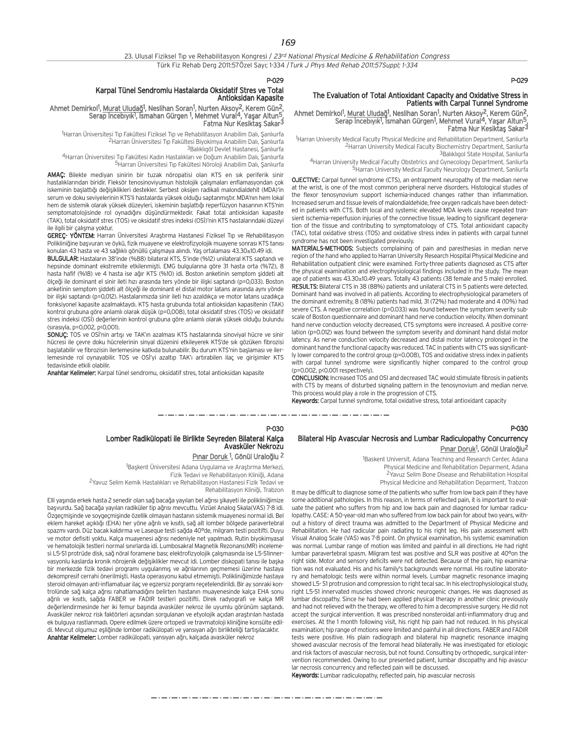P-029

## Karpal Tünel Sendromlu Hastalarda Oksidatif Stres ve Total Antioksidan Kapasite

Ahmet Demirkol[1], Murat Uludağ[1], Neslihan Soran[1], Nurten Aksoy[2], Kerem Gün[2], Serap İncebıyık[1], İsmahan Gürgen [1], Mehmet Vural[4], Yaşar Altun[5], Fatma Nur Kesiktaş Sakar[3]

[1]Harran Üniversitesi Tıp Fakültesi Fiziksel Tıp ve Rehabilitasyon Anabilim Dalı, Şanlıurfa
[2]Harran Üniversitesi Tıp Fakültesi Biyokimya Anabilim Dalı, Şanlıurfa
[3]Balıklıgöl Devlet Hastanesi, Şanlıurfa
[4]Harran Üniversitesi Tıp Fakültesi Kadın Hastalıkları ve Doğum Anabilim Dalı, Şanlıurfa
[5]Harran Üniversitesi Tıp Fakültesi Nöroloji Anabilim Dalı, Şanlıurfa

**AMAÇ:** Bilekte mediyan sinirin bir tuzak nöropatisi olan KTS en sık periferik sinir hastalıklarından biridir. Fleksör tenosinoviyumun histolojik çalışmaları enflamasyondan çok iskeminin başlattığı değişiklikleri destekler. Serbest oksijen radikali malondialdehit (MDA)'in serum ve doku seviyelerinin KTS'li hastalarda yüksek olduğu saptanmıştır. MDA'nın hem lokal hem de sistemik olarak yüksek düzeyleri, iskeminin başlattığı reperfüzyon hasarının KTS'nin semptomatolojisinde rol oynadığını düşündürmektedir. Fakat total antioksidan kapasite (TAK), total oksidatif stres (TOS) ve oksidatif stres indeksi (OSİ)'nin KTS hastalarındaki düzeyi ile ilgili bir çalışma yoktur.

**GEREÇ- YÖNTEM:** Harran Üniversitesi Araştırma Hastanesi Fiziksel Tıp ve Rehabilitasyon Polikliniğine başvuran ve öykü, fizik muayene ve elektrofizyolojik muayene sonrası KTS tanısı konulan 43 hasta ve 43 sağlıklı gönüllü çalışmaya alındı. Yaş ortalaması 43.30±10.49 idi.

**BULGULAR:** Hastaların 38'inde (%88) bilateral KTS, 5'inde (%12) unilateral KTS saptandı ve hepsinde dominant ekstremite etkilenmişti. EMG bulgularına göre 31 hasta orta (%72), 8 hasta hafif (%18) ve 4 hasta ise ağır KTS (%10) idi. Boston anketinin semptom şiddeti alt ölçeği ile dominant el sinir ileti hızı arasında ters yönde bir ilişki saptandı (p=0,033). Boston anketinin semptom şiddeti alt ölçeği ile dominant el distal motor latans arasında aynı yönde bir ilişki saptandı (p=0,012). Hastalarımızda sinir ileti hızı azaldıkça ve motor latans uzadıkça fonksiyonel kapasite azalmaktaydı. KTS hasta grubunda total antioksidan kapasitenin (TAK) kontrol grubuna göre anlamlı olarak düşük (p=0,008), total oksidatif stres (TOS) ve oksidatif stres indeksi (OSİ) değerlerinin kontrol grubuna göre anlamlı olarak yüksek olduğu bulundu (sırasıyla, p=0,002, p<0,001).

**SONUÇ:** TOS ve OSİ'nin artışı ve TAK'ın azalması KTS hastalarında sinoviyal hücre ve sinir hücresinin ile çevre doku hücrelerinin sinyal düzenini etkileyerek KTS'de sık gözüken fibrozisi başlatabilir ve fibrozisin ilerlemesine katkıda bulunabilir. Bu durum KTS'nin başlaması ve ilerlemesinde rol oynayabilir. TOS ve OSİ'yi azaltıp TAK'ı artırabilen ilaç ve girişimler KTS tedavisinde etkili olabilir.

**Anahtar Kelimeler:** Karpal tünel sendromu, oksidatif stres, total antioksidan kapasite

P-029

## The Evaluation of Total Antioxidant Capacity and Oxidative Stress in Patients with Carpal Tunnel Syndrome

Ahmet Demirkol[1], Murat Uludağ[1], Neslihan Soran[1], Nurten Aksoy[2], Kerem Gün[2], Serap İncebıyık[1], İsmahan Gürgen[1], Mehmet Vural[4], Yaşar Altun[5], Fatma Nur Kesiktaş Sakar[3]

[1]Harran University Medical Faculty Physical Medicine and Rehabilitation Department, Sanliurfa
[2]Harran University Medical Faculty Biochemistry Department, Sanliurfa
[3]Balıklıgol State Hospital, Sanliurfa
[4]Harran University Medical Faculty Obstetrics and Gynecology Department, Sanliurfa
[5]Harran University Medical Faculty Neurology Department, Sanliurfa

**OJECTIVE:** Carpal tunnel syndrome (CTS), an entrapment neuropathy of the median nerve at the wrist, is one of the most common peripheral nerve disorders. Histological studies of the flexor tenosynovium support ischemia-induced changes rather than inflammation. Increased serum and tissue levels of malondialdehide, free oxygen radicals have been detected in patients with CTS. Both local and systemic elevated MDA levels cause repeated transient ischemia–reperfusion injuries of the connective tissue, leading to significant degeneration of the tissue and contributing to symptomatology of CTS. Total antioxidant capacity (TAC), total oxidative stress (TOS) and oxidative stress index in patients with carpal tunnel syndrome has not been investigated previously.

**MATERİALS-METHODS:** Subjects complaining of pain and paresthesias in median nerve region of the hand who applied to Harran University Research Hospital Physical Medicine and Rehabilitation outpatient clinic were examined. Forty-three patients diagnosed as CTS after the physical examination and electrophysiological findings included in the study. The mean age of patients was 43.30±10.49 years. Totally 43 patients (38 female and 5 male) enrolled.

**RESULTS:** Bilateral CTS in 38 (88%) patients and unilateral CTS in 5 patients were detected. Dominant hand was involved in all patients. According to electrophysiological parameters of the dominant extremity, 8 (18%) patients had mild, 31 (72%) had moderate and 4 (10%) had severe CTS. A negative correlation (p=0.033) was found between the symptom severity subscale of Boston questionnaire and dominant hand nerve conduction velocity. When dominant hand nerve conduction velocity decreased, CTS symptoms were increased. A positive correlation (p=0.012) was found between the symptom severity and dominant hand distal motor latency. As nerve conduction velocity decreased and distal motor latency prolonged in the dominant hand the functional capacity was reduced. TAC in patients with CTS was significantly lower compared to the control group (p=0.008), TOS and oxidative stress index in patients with carpal tunnel syndrome were significantly higher compared to the control group (p=0.002, p<0.001 respectively).

**CONCLUSION:** Increased TOS and OSI and decreased TAC would stimulate fibrosis in patients with CTS by means of disturbed signaling pattern in the tenosynovium and median nerve. This process would play a role in the progression of CTS.

**Keywords:** Carpal tunnel syndrome, total oxidative stress, total antioxidant capacity

P-030

## Lomber Radikülopati ile Birlikte Seyreden Bilateral Kalça Avasküler Nekrozu

Pınar Doruk [1], Gönül Uraloğlu [2]

[1]Başkent Üniversitesi Adana Uygulama ve Araştırma Merkezi, Fizik Tedavi ve Rehabilitasyon Kliniği, Adana
[2]Yavuz Selim Kemik Hastalıkları ve Rehabilitasyon Hastanesi Fizik Tedavi ve Rehabilitasyon Kliniği, Trabzon

Elli yaşında erkek hasta 2 senedir olan sağ bacağa yayılan bel ağrısı şikayeti ile polikliniğimize başvurdu. Sağ bacağa yayılan radiküler tip ağrısı mevcuttu. Vizüel Analog Skala(VAS) 7-8 idi. Özgeçmişinde ve soygeçmişinde özellik olmayan hastanın sistemik muayenesi normal idi. Bel eklem hareket açıklığı (EHA) her yöne ağrılı ve kısıtlı, sağ alt lomber bölgede paravertebral spazmı vardı. Düz bacak kaldırma ve Laseque testi sağda 40ºde, milgram testi pozitifti. Duyu ve motor defisiti yoktu. Kalça muayenesi ağrısı nedeniyle net yapılmadı. Rutin biyokimyasal ve hematolojik testleri normal sınırlarda idi. Lumbosakral Magnetik Rezonans(MR) incelemesi L5-S1 protrüde disk, sağ nöral foramene bası; elektrofizyolojik çalışmasında ise L5-S1innervasyonlu kaslarda kronik nörojenik değişiklikler mevcut idi. Lomber diskopati tanısı ile başka bir merkezde fizik tedavi programı uygulanmış ve ağrılarının geçmemesi üzerine hastaya dekompresif cerrahi önerilmişti. Hasta operasyonu kabul etmemişti. Polikliniğimizde hastaya steroid olmayan anti-inflamatuar ilaç ve egzersiz porgramı reçetelendirildi. Bir ay sonraki kontrolünde sağ kalça ağrısı rahatlamadığını belirten hastanın muayenesinde kalça EHA sonu ağrılı ve kısıtlı, sağda FABER ve FADIR testleri pozitifti. Direk radyografi ve kalça MR değerlendirmesinde her iki femur başında avasküler nekroz ile uyumlu görünüm saptandı. Avasküler nekroz risk faktörleri açısından sorgulanan ve etyolojik açıdan araştırılan hastada ek bulguya rastlanmadı. Opere edilmek üzere ortopedi ve travmatoloji kliniğine konsülte edildi. Mevcut olgumuz eşliğinde lomber radikülopati ve yansıyan ağrı birlikteliği tartışılacaktır.

**Anahtar Kelimeler:** Lomber radikülopati, yansıyan ağrı, kalçada avasküler nekroz

P-030

## Bilateral Hip Avascular Necrosis and Lumbar Radiculopathy Concurrency

Pınar Doruk[1], Gönül Uraloğlu[2]

[1]Baskent Universit, Adana Teaching and Research Center, Adana Physical Medicine and Rehabilitation Deparment, Adana
[2]Yavuz Selim Bone Disease and Rehabilitation Hospital Physical Medicine and Rehabilitation Deparment, Trabzon

It may be difficult to diagnose some of the patients who suffer from low back pain if they have some additional pathologies. In this reason, in terms of reflected pain, it is important to evaluate the patient who suffers from hip and low back pain and diagnosed for lumbar radiculopathy. CASE: A 50-year-old man who suffered from low back pain for about two years, without a history of direct trauma was admitted to the Department of Physical Medicine and Rehabilitation. He had radicular pain radiating to his right leg. His pain assessment with Visual Analog Scale (VAS) was 7-8 point. On physical examination, his systemic examination was normal. Lumbar range of motion was limited and painful in all directions. He had right lumbar paravertebral spasm. Milgram test was positive and SLR was positive at 40ºon the right side. Motor and sensory deficits were not detected. Because of the pain, hip examination was not evaluated. His and his family's backgrounds were normal. His routine laboratory and hematologic tests were within normal levels. Lumbar magnetic resonance imaging showed L5- S1 protrusion and compression to right tecal sac. In his electrophysiological study, right L5-S1 innervated muscles showed chronic neurogenic changes. He was diagnosed as lumbar discopathy. Since he had been applied physical therapy in another clinic previously and had not relieved with the therapy, we offered to him a decompressive surgery. He did not accept the surgical intervention. It was prescribed nonsteroidal anti-inflammatory drug and exercises. At the 1 month following visit, his right hip pain had not reduced. In his physical examination; hip range of motions were limited and painful in all directions. FABER and FADIR tests were positive. His plain radiograph and bilateral hip magnetic resonance imaging showed avascular necrosis of the femoral head bilaterally. He was investigated for etiologic and risk factors of avascular necrosis, but not found. Consulting by orthopedic, surgical intervention recommended. Owing to our presented patient, lumbar discopathy and hip avascular necrosis concurrency and reflected pain will be discussed.

**Keywords:** Lumbar radiculopathy, reflected pain, hip avascular necrosis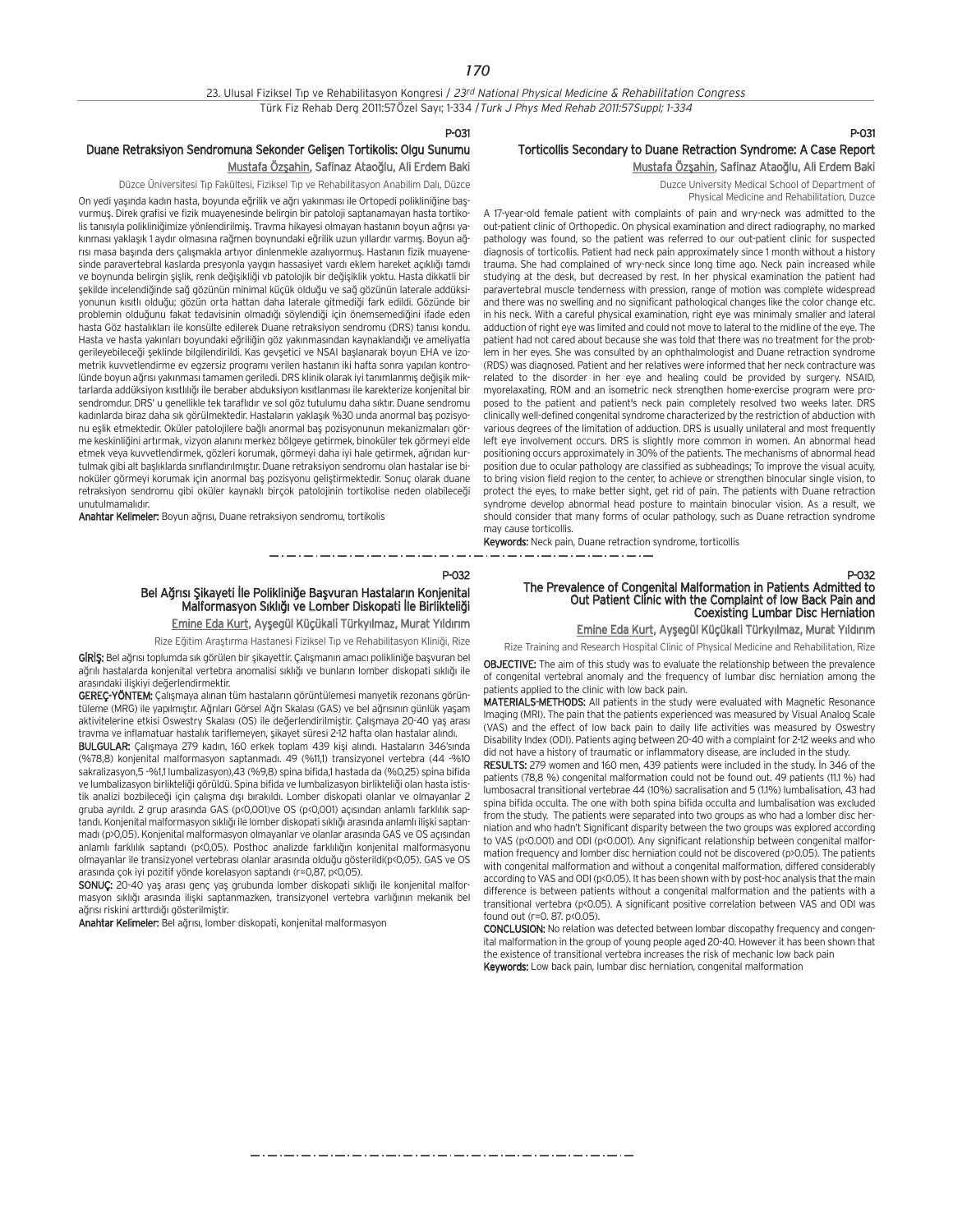P-031

## Duane Retraksiyon Sendromuna Sekonder Gelişen Tortikolis: Olgu Sunumu

Mustafa Özşahin, Safinaz Ataoğlu, Ali Erdem Baki

Düzce Üniversitesi Tıp Fakültesi, Fiziksel Tıp ve Rehabilitasyon Anabilim Dalı, Düzce

On yedi yaşında kadın hasta, boyunda eğrilik ve ağrı yakınması ile Ortopedi polikliniğine başvurmuş. Direk grafisi ve fizik muayenesinde belirgin bir patoloji saptanamayan hasta tortikolis tanısıyla polikliniğimize yönlendirilmiş. Travma hikayesi olmayan hastanın boyun ağrısı yakınması yaklaşık 1 aydır olmasına rağmen boynundaki eğrilik uzun yıllardır varmış. Boyun ağrısı masa başında ders çalışmakla artıyor dinlenmekle azalıyormuş. Hastanın fizik muayenesinde paravertebral kaslarda presyonla yaygın hassasiyet vardı eklem hareket açıklığı tamdı ve boynunda belirgin şişlik, renk değişikliği vb patolojik bir değişiklik yoktu. Hasta dikkatli bir şekilde incelendiğinde sağ gözünün minimal küçük olduğu ve sağ gözünün laterale addüksiyonunun kısıtlı olduğu; gözün orta hattan daha laterale gitmediği fark edildi. Gözünde bir problemin olduğunu fakat tedavisinin olmadığı söylendiği için önemsemediğini ifade eden hasta Göz hastalıkları ile konsülte edilerek Duane retraksiyon sendromu (DRS) tanısı kondu. Hasta ve hasta yakınları boyundaki eğriliğin göz yakınmasından kaynaklandığı ve ameliyatla gerileyebileceği şeklinde bilgilendirildi. Kas gevşetici ve NSAI başlanarak boyun EHA ve izometrik kuvvetlendirme ev egzersiz programı verilen hastanın iki hafta sonra yapılan kontrolünde boyun ağrısı yakınması tamamen geriledi. DRS klinik olarak iyi tanımlanmış değişik miktarlarda addüksiyon kısıtlılığı ile beraber abduksiyon kısıtlanması ile karekterize konjenital bir sendromdur. DRS' u genellikle tek taraflıdır ve sol göz tutulumu daha sıktır. Duane sendromu kadınlarda biraz daha sık görülmektedir. Hastaların yaklaşık %30 unda anormal baş pozisyonu eşlik etmektedir. Oküler patolojilere bağlı anormal baş pozisyonunun mekanizmaları görme keskinliğini artırmak, vizyon alanını merkez bölgeye getirmek, binoküler tek görmeyi elde etmek veya kuvvetlendirmek, gözleri korumak, görmeyi daha iyi hale getirmek, ağrıdan kurtulmak gibi alt başlıklarda sınıflandırılmıştır. Duane retraksiyon sendromu olan hastalar ise binoküler görmeyi korumak için anormal baş pozisyonu geliştirmektedir. Sonuç olarak duane retraksiyon sendromu gibi oküler kaynaklı birçok patolojinin tortikolise neden olabileceği unutulmamalıdır.

**Anahtar Kelimeler:** Boyun ağrısı, Duane retraksiyon sendromu, tortikolis

P-031

## Torticollis Secondary to Duane Retraction Syndrome: A Case Report

Mustafa Özşahin, Safinaz Ataoğlu, Ali Erdem Baki

Duzce University Medical School of Department of Physical Medicine and Rehabilitation, Duzce

A 17-year-old female patient with complaints of pain and wry-neck was admitted to the out-patient clinic of Orthopedic. On physical examination and direct radiography, no marked pathology was found, so the patient was referred to our out-patient clinic for suspected diagnosis of torticollis. Patient had neck pain approximately since 1 month without a history trauma. She had complained of wry-neck since long time ago. Neck pain increased while studying at the desk, but decreased by rest. In her physical examination the patient had paravertebral muscle tenderness with pression, range of motion was complete widespread and there was no swelling and no significant pathological changes like the color change etc. in his neck. With a careful physical examination, right eye was minimaly smaller and lateral adduction of right eye was limited and could not move to lateral to the midline of the eye. The patient had not cared about because she was told that there was no treatment for the problem in her eyes. She was consulted by an ophthalmologist and Duane retraction syndrome (RDS) was diagnosed. Patient and her relatives were informed that her neck contracture was related to the disorder in her eye and healing could be provided by surgery. NSAID, myorelaxating, ROM and an isometric neck strengthen home-exercise program were proposed to the patient and patient's neck pain completely resolved two weeks later. DRS clinically well-defined congenital syndrome characterized by the restriction of abduction with various degrees of the limitation of adduction. DRS is usually unilateral and most frequently left eye involvement occurs. DRS is slightly more common in women. An abnormal head positioning occurs approximately in 30% of the patients. The mechanisms of abnormal head position due to ocular pathology are classified as subheadings; To improve the visual acuity, to bring vision field region to the center, to achieve or strengthen binocular single vision, to protect the eyes, to make better sight, get rid of pain. The patients with Duane retraction syndrome develop abnormal head posture to maintain binocular vision. As a result, we should consider that many forms of ocular pathology, such as Duane retraction syndrome may cause torticollis.

**Keywords:** Neck pain, Duane retraction syndrome, torticollis

P-032

## Bel Ağrısı Şikayeti İle Polikliniğe Başvuran Hastaların Konjenital Malformasyon Sıklığı ve Lomber Diskopati İle Birlikteliği

Emine Eda Kurt, Ayşegül Küçükali Türkyılmaz, Murat Yıldırım

Rize Eğitim Araştırma Hastanesi Fiziksel Tıp ve Rehabilitasyon Kliniği, Rize

**GİRİŞ:** Bel ağrısı toplumda sık görülen bir şikayettir. Çalışmanın amacı polikliniğe başvuran bel ağrılı hastalarda konjenital vertebra anomalisi sıklığı ve bunların lomber diskopati sıklığı ile arasındaki ilişkiyi değerlendirmektir.

**GEREÇ-YÖNTEM:** Çalışmaya alınan tüm hastaların görüntülemesi manyetik rezonans görüntüleme (MRG) ile yapılmıştır. Ağrıları Görsel Ağrı Skalası (GAS) ve bel ağrısının günlük yaşam aktivitelerine etkisi Oswestry Skalası (OS) ile değerlendirilmiştir. Çalışmaya 20-40 yaş arası travma ve inflamatuar hastalık tariflemeyen, şikayet süresi 2-12 hafta olan hastalar alındı.

**BULGULAR:** Çalışmaya 279 kadın, 160 erkek toplam 439 kişi alındı. Hastaların 346'sında (%78,8) konjenital malformasyon saptanmadı. 49 (%11,1) transizyonel vertebra (44 -%10 sakralizasyon,5 -%1,1 lumbalizasyon),43 (%9,8) spina bifida,1 hastada da (%0,25) spina bifida ve lumbalizasyon birlikteliği görüldü. Spina bifida ve lumbalizasyon birlikteliği olan hasta ististik analizi bozbileceği için çalışma dışı bırakıldı. Lomber diskopati olanlar ve olmayanlar 2 gruba ayrıldı. 2 grup arasında GAS (p<0,001)ve OS (p<0,001) açısından anlamlı farklılık saptandı. Konjenital malformasyon sıklığı ile lomber diskopati sıklığı arasında anlamlı ilişki saptanmadı (p>0,05). Konjenital malformasyon olmayanlar ve olanlar arasında GAS ve OS açısından anlamlı farklılık saptandı (p<0,05). Posthoc analizde farklılığın konjenital malformasyonu olmayanlar ile transizyonel vertebrası olanlar arasında olduğu gösterildi(p<0,05). GAS ve OS arasında çok iyi pozitif yönde korelasyon saptandı (r=0,87, p<0,05).

**SONUÇ:** 20-40 yaş arası genç yaş grubunda lomber diskopati sıklığı ile konjenital malformasyon sıklığı arasında ilişki saptanmazken, transizyonel vertebra varlığının mekanik bel ağrısı riskini arttırdığı gösterilmiştir.

**Anahtar Kelimeler:** Bel ağrısı, lomber diskopati, konjenital malformasyon

P-032

## The Prevalence of Congenital Malformation in Patients Admitted to Out Patient Clinic with the Complaint of low Back Pain and Coexisting Lumbar Disc Herniation

Emine Eda Kurt, Ayşegül Küçükali Türkyılmaz, Murat Yıldırım

Rize Training and Research Hospital Clinic of Physical Medicine and Rehabilitation, Rize

**OBJECTIVE:** The aim of this study was to evaluate the relationship between the prevalence of congenital vertebral anomaly and the frequency of lumbar disc herniation among the patients applied to the clinic with low back pain.

**MATERIALS-METHODS:** All patients in the study were evaluated with Magnetic Resonance Imaging (MRI). The pain that the patients experienced was measured by Visual Analog Scale (VAS) and the effect of low back pain to daily life activities was measured by Oswestry Disability Index (ODI). Patients aging between 20-40 with a complaint for 2-12 weeks and who did not have a history of traumatic or inflammatory disease, are included in the study.

**RESULTS:** 279 women and 160 men, 439 patients were included in the study. İn 346 of the patients (78,8 %) congenital malformation could not be found out. 49 patients (11.1 %) had lumbosacral transitional vertebrae 44 (10%) sacralisation and 5 (1.1%) lumbalisation, 43 had spina bifida occulta. The one with both spina bifida occulta and lumbalisation was excluded from the study. The patients were separated into two groups as who had a lomber disc herniation and who hadn't Significant disparity between the two groups was explored according to VAS (p<0.001) and ODI (p<0.001). Any significant relationship between congenital malformation frequency and lomber disc herniation could not be discovered (p>0.05). The patients with congenital malformation and without a congenital malformation, differed considerably according to VAS and ODI (p<0.05). It has been shown with by post-hoc analysit that the main difference is between patients without a congenital malformation and the patients with a transitional vertebra (p<0.05). A significant positive correlation between VAS and ODI was found out (r=0. 87. p<0.05).

**CONCLUSION:** No relation was detected between lombar discopathy frequency and congenital malformation in the group of young people aged 20-40. However it has been shown that the existence of transitional vertebra increases the risk of mechanic low back pain

**Keywords:** Low back pain, lumbar disc herniation, congenital malformation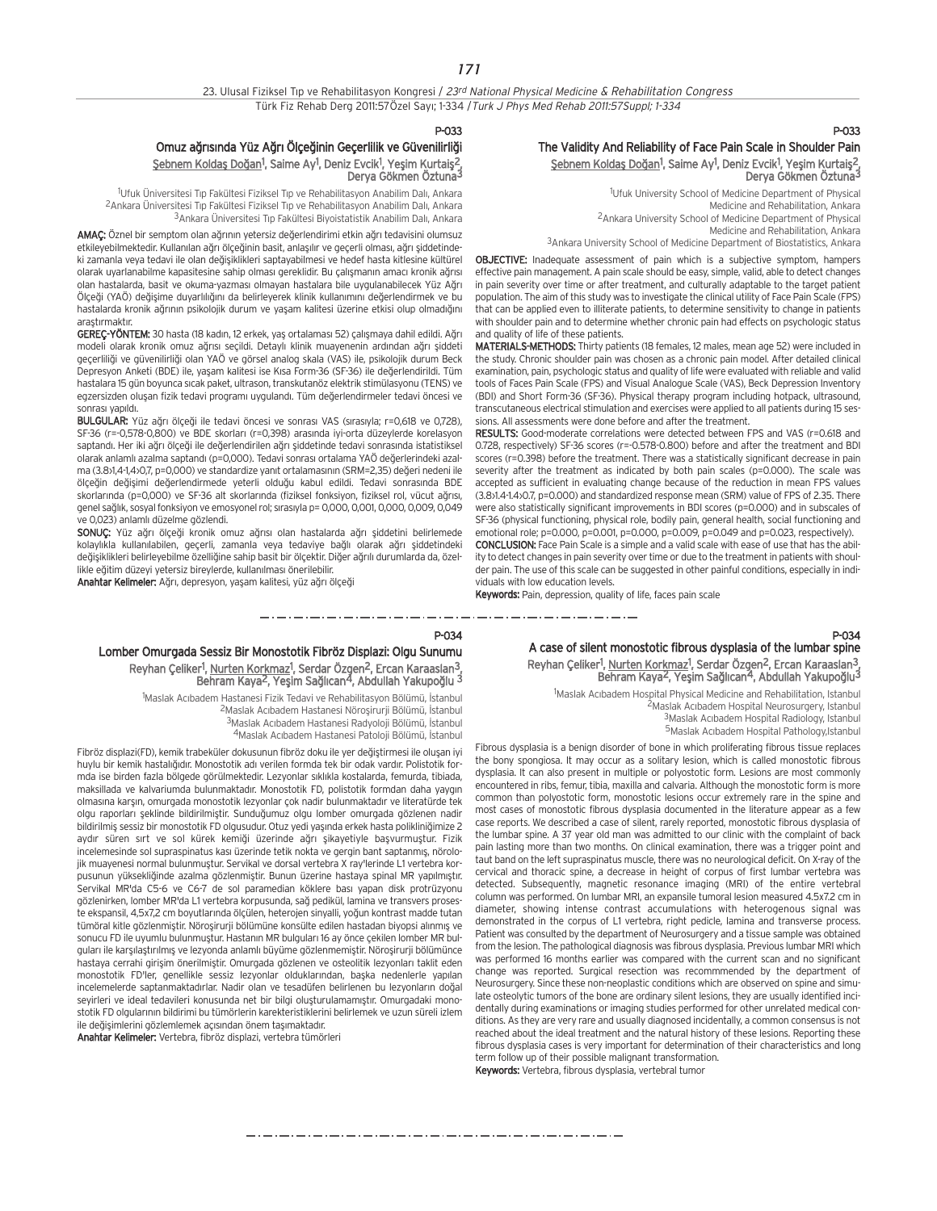## P-033

### Omuz ağrısında Yüz Ağrı Ölçeğinin Geçerlilik ve Güvenilirliği

Şebnem Koldaş Doğan[1], Saime Ay[1], Deniz Evcik[1], Yeşim Kurtaiş[2], Derya Gökmen Öztuna[3]

[1]Ufuk Üniversitesi Tıp Fakültesi Fiziksel Tıp ve Rehabilitasyon Anabilim Dalı, Ankara
[2]Ankara Üniversitesi Tıp Fakültesi Fiziksel Tıp ve Rehabilitasyon Anabilim Dalı, Ankara
[3]Ankara Üniversitesi Tıp Fakültesi Biyoistatistik Anabilim Dalı, Ankara

**AMAÇ:** Öznel bir semptom olan ağrının yetersiz değerlendirimi etkin ağrı tedavisini olumsuz etkileyebilmektedir. Kullanılan ağrı ölçeğinin basit, anlaşılır ve geçerli olması, ağrı şiddetindeki zamanla veya tedavi ile olan değişiklikleri saptayabilmesi ve hedef hasta kitlesine kültürel olarak uyarlanabilme kapasitesine sahip olması gereklidir. Bu çalışmanın amacı kronik ağrısı olan hastalarda, basit ve okuma-yazması olmayan hastalara bile uygulanabilecek Yüz Ağrı Ölçeği (YAÖ) değişime duyarlılığını da belirleyerek klinik kullanımını değerlendirmek ve bu hastalarda kronik ağrının psikolojik durum ve yaşam kalitesi üzerine etkisi olup olmadığını araştırmaktır.

**GEREÇ-YÖNTEM:** 30 hasta (18 kadın, 12 erkek, yaş ortalaması 52) çalışmaya dahil edildi. Ağrı modeli olarak kronik omuz ağrısı seçildi. Detaylı klinik muayenenin ardından ağrı şiddeti geçerliliği ve güvenilirliği olan YAÖ ve görsel analog skala (VAS) ile, psikolojik durum Beck Depresyon Anketi (BDE) ile, yaşam kalitesi ise Kısa Form-36 (SF-36) ile değerlendirildi. Tüm hastalara 15 gün boyunca sıcak paket, ultrason, transkutanöz elektrik stimülasyonu (TENS) ve egzersizden oluşan fizik tedavi programı uygulandı. Tüm değerlendirmeler tedavi öncesi ve sonrası yapıldı.

**BULGULAR:** Yüz ağrı ölçeği ile tedavi öncesi ve sonrası VAS (sırasıyla; r=0,618 ve 0,728), SF-36 (r=-0,578-0,800) ve BDE skorları (r=0,398) arasında iyi-orta düzeylerde korelasyon saptandı. Her iki ağrı ölçeği ile değerlendirilen ağrı şiddetinde tedavi sonrasında istatistiksel olarak anlamlı azalma saptandı (p=0,000). Tedavi sonrası ortalama YAÖ değerlerindeki azalma (3.8>1,4-1,4>0,7, p=0,000) ve standardize yanıt ortalamasının (SRM=2,35) değeri nedeni ile ölçeğin değişimi değerlendirmede yeterli olduğu kabul edildi. Tedavi sonrasında BDE skorlarında (p=0,000) ve SF-36 alt skorlarında (fiziksel fonksiyon, fiziksel rol, vücut ağrısı, genel sağlık, sosyal fonksiyon ve emosyonel rol; sırasıyla p= 0,000, 0,001, 0,000, 0,009, 0,049 ve 0,023) anlamlı düzelme gözlendi.

**SONUÇ:** Yüz ağrı ölçeği kronik omuz ağrısı olan hastalarda ağrı şiddetini belirlemede kolaylıkla kullanılabilen, geçerli, zamanla veya tedaviye bağlı olarak ağrı şiddetindeki değişiklikleri belirleyebilme özelliğine sahip basit bir ölçektir. Diğer ağrılı durumlarda da, özellikle eğitim düzeyi yetersiz bireylerde, kullanılması önerilebilir.

**Anahtar Kelimeler:** Ağrı, depresyon, yaşam kalitesi, yüz ağrı ölçeği

## P-033

### The Validity And Reliability of Face Pain Scale in Shoulder Pain

Şebnem Koldaş Doğan[1], Saime Ay[1], Deniz Evcik[1], Yeşim Kurtaiş[2], Derya Gökmen Öztuna[3]

[1]Ufuk University School of Medicine Department of Physical Medicine and Rehabilitation, Ankara
[2]Ankara University School of Medicine Department of Physical Medicine and Rehabilitation, Ankara
[3]Ankara University School of Medicine Department of Biostatistics, Ankara

**OBJECTIVE:** Inadequate assessment of pain which is a subjective symptom, hampers effective pain management. A pain scale should be easy, simple, valid, able to detect changes in pain severity over time or after treatment, and culturally adaptable to the target patient population. The aim of this study was to investigate the clinical utility of Face Pain Scale (FPS) that can be applied even to illiterate patients, to determine sensitivity to change in patients with shoulder pain and to determine whether chronic pain had effects on psychologic status and quality of life of these patients.

**MATERIALS-METHODS:** Thirty patients (18 females, 12 males, mean age 52) were included in the study. Chronic shoulder pain was chosen as a chronic pain model. After detailed clinical examination, pain, psychologic status and quality of life were evaluated with reliable and valid tools of Faces Pain Scale (FPS) and Visual Analogue Scale (VAS), Beck Depression Inventory (BDI) and Short Form-36 (SF-36). Physical therapy program including hotpack, ultrasound, transcutaneous electrical stimulation and exercises were applied to all patients during 15 sessions. All assessments were done before and after the treatment.

**RESULTS:** Good-moderate correlations were detected between FPS and VAS (r=0.618 and 0.728, respectively) SF-36 scores (r=-0.578-0.800) before and after the treatment and BDI scores (r=0.398) before the treatment. There was a statistically significant decrease in pain severity after the treatment as indicated by both pain scales (p=0.000). The scale was accepted as sufficient in evaluating change because of the reduction in mean FPS values (3.8>1.4-1.4>0.7, p=0.000) and standardized response mean (SRM) value of FPS of 2.35. There were also statistically significant improvements in BDI scores (p=0.000) and in subscales of SF-36 (physical functioning, physical role, bodily pain, general health, social functioning and emotional role; p=0.000, p=0.001, p=0.000, p=0.009, p=0.049 and p=0.023, respectively).

**CONCLUSION:** Face Pain Scale is a simple and a valid scale with ease of use that has the ability to detect changes in pain severity over time or due to the treatment in patients with shoulder pain. The use of this scale can be suggested in other painful conditions, especially in individuals with low education levels.

**Keywords:** Pain, depression, quality of life, faces pain scale

## P-034

### Lomber Omurgada Sessiz Bir Monostotik Fibröz Displazi: Olgu Sunumu

Reyhan Çeliker[1], Nurten Korkmaz[1], Serdar Özgen[2], Ercan Karaaslan[3], Behram Kaya[2], Yeşim Sağlıcan[4], Abdullah Yakupoğlu [3]

[1]Maslak Acıbadem Hastanesi Fizik Tedavi ve Rehabilitasyon Bölümü, İstanbul
[2]Maslak Acıbadem Hastanesi Nöroşirurji Bölümü, İstanbul
[3]Maslak Acıbadem Hastanesi Radyoloji Bölümü, İstanbul
[4]Maslak Acıbadem Hastanesi Patoloji Bölümü, İstanbul

Fibröz displazi(FD), kemik trabeküler dokusunun fibröz doku ile yer değiştirmesi ile oluşan iyi huylu bir kemik hastalığıdır. Monostotik adı verilen formda tek bir odak vardır. Polistotik formda ise birden fazla bölgede görülmektedir. Lezyonlar sıklıkla kostalarda, femurda, tibiada, maksillada ve kalvariumda bulunmaktadır. Monostotik FD, polistotik formdan daha yaygın olmasına karşın, omurgada monostotik lezyonlar çok nadir bulunmaktadır ve literatürde tek olgu raporları şeklinde bildirilmiştir. Sunduğumuz olgu lomber omurgada gözlenen nadir bildirilmiş sessiz bir monostotik FD olgusudur. Otuz yedi yaşında erkek hasta polikliniğimize 2 aydır süren sırt ve sol kürek kemiği üzerinde ağrı şikayetiyle başvurmuştur. Fizik incelemesinde sol supraspinatus kası üzerinde tetik nokta ve gergin bant saptanmış, nörolojik muayenesi normal bulunmuştur. Servikal ve dorsal vertebra X ray'lerinde L1 vertebra korpusunun yüksekliğinde azalma gözlenmiştir. Bunun üzerine hastaya spinal MR yapılmıştır. Servikal MR'da C5-6 ve C6-7 de sol paramedian köklere bası yapan disk protrüzyonu gözlenirken, lomber MR'da L1 vertebra korpusunda, sağ pedikül, lamina ve transvers proseste ekspansil, 4,5x7,2 cm boyutlarında ölçülen, heterojen sinyalli, yoğun kontrast madde tutan tümöral kitle gözlenmiştir. Nöroşirurji bölümüne konsülte edilen hastadan biyopsi alınmış ve sonucu FD ile uyumlu bulunmuştur. Hastanın MR bulguları 16 ay önce çekilen lomber MR bulguları ile karşılaştırılmış ve lezyonda anlamlı büyüme gözlenmemiştir. Nöroşirurji bölümünce hastaya cerrahi girişim önerilmiştir. Omurgada gözlenen ve osteolitik lezyonları taklit eden monostotik FD'ler, genellikle sessiz lezyonlar olduklarından, başka nedenlerle yapılan incelemelerde saptanmaktadırlar. Nadir olan ve tesadüfen belirlenen bu lezyonların doğal seyirleri ve ideal tedavileri konusunda net bir bilgi oluşturulamamıştır. Omurgadaki monostotik FD olgularının bildirimi bu tümörlerin karekteristiklerini belirlemek ve uzun süreli izlem ile değişimlerini gözlemlemek açısından önem taşımaktadır.

**Anahtar Kelimeler:** Vertebra, fibröz displazi, vertebra tümörleri

## P-034

### A case of silent monostotic fibrous dysplasia of the lumbar spine

Reyhan Çeliker[1], Nurten Korkmaz[1], Serdar Özgen[2], Ercan Karaaslan[3], Behram Kaya[2], Yeşim Sağlıcan[4], Abdullah Yakupoğlu[3]

[1]Maslak Acıbadem Hospital Physical Medicine and Rehabilitation, Istanbul
[2]Maslak Acıbadem Hospital Neurosurgery, Istanbul
[3]Maslak Acıbadem Hospital Radiology, Istanbul
[5]Maslak Acıbadem Hospital Pathology,Istanbul

Fibrous dysplasia is a benign disorder of bone in which proliferating fibrous tissue replaces the bony spongiosa. It may occur as a solitary lesion, which is called monostotic fibrous dysplasia. It can also present in multiple or polyostotic form. Lesions are most commonly encountered in ribs, femur, tibia, maxilla and calvaria. Although the monostotic form is more common than polyostotic form, monostotic lesions occur extremely rare in the spine and most cases of monostotic fibrous dysplasia documented in the literature appear as a few case reports. We described a case of silent, rarely reported, monostotic fibrous dysplasia of the lumbar spine. A 37 year old man was admitted to our clinic with the complaint of back pain lasting more than two months. On clinical examination, there was a trigger point and taut band on the left supraspinatus muscle, there was no neurological deficit. On X-ray of the cervical and thoracic spine, a decrease in height of corpus of first lumbar vertebra was detected. Subsequently, magnetic resonance imaging (MRI) of the entire vertebral column was performed. On lumbar MRI, an expansile tumoral lesion measured 4.5x7.2 cm in diameter, showing intense contrast accumulations with heterogeneous signal was demonstrated in the corpus of L1 vertebra, right pedicle, lamina and transverse process. Patient was consulted by the department of Neurosurgery and a tissue sample was obtained from the lesion. The pathological diagnosis was fibrous dysplasia. Previous lumbar MRI which was performed 16 months earlier was compared with the current scan and no significant change was reported. Surgical resection was recommmended by the department of Neurosurgery. Since these non-neoplastic conditions which are observed on spine and simulate osteolytic tumors of the bone are ordinary silent lesions, they are usually identified incidentally during examinations or imaging studies performed for other unrelated medical conditions. As they are very rare and usually diagnosed incidentally, a common consensus is not reached about the ideal treatment and the natural history of these lesions. Reporting these fibrous dysplasia cases is very important for determination of their characteristics and long term follow up of their possible malignant transformation.

**Keywords:** Vertebra, fibrous dysplasia, vertebral tumor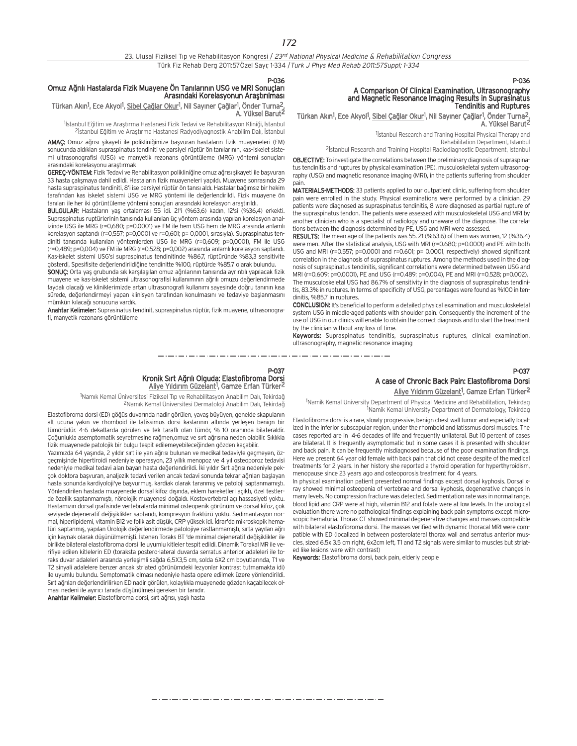P-036

## Omuz Ağrılı Hastalarda Fizik Muayene Ön Tanılarının USG ve MRI Sonuçları Arasındaki Korelasyonun Araştırılması

Türkan Akın[1], Ece Akyol[1], Sibel Çağlar Okur[1], Nil Sayıner Çağlar[1], Önder Turna[2], A. Yüksel Barut[2]

[1]İstanbul Eğitim ve Araştırma Hastanesi Fizik Tedavi ve Rehabilitasyon Kliniği, İstanbul
[2]İstanbul Eğitim ve Araştırma Hastanesi Radyodiagnostik Anabilim Dalı, İstanbul

**AMAÇ:** Omuz ağrısı şikayeti ile polikliniğimize başvuran hastaların fizik muayeneleri (FM) sonucunda aldıkları supraspinatus tendinit ve parsiyel rüptür ön tanılarının, kas-iskelet sistemi ultrasonografisi (USG) ve manyetik rezonans görüntüleme (MRG) yöntemi sonuçları arasındaki korelasyonu araştırmak

**GEREÇ-YÖNTEM:** Fizik Tedavi ve Rehabilitasyon polikliniğine omuz ağrısı şikayeti ile başvuran 33 hasta çalışmaya dahil edildi. Hastaların fizik muayeneleri yapıldı. Muayene sonrasında 29 hasta supraspinatus tendiniti, 8'i ise parsiyel rüptür ön tanısı aldı. Hastalar bağımsız bir hekim tarafından kas iskelet sistemi USG ve MRG yöntemi ile değerlendirildi. Fizik muayene ön tanıları ile her iki görüntüleme yöntemi sonuçları arasındaki korelasyon araştırıldı.

**BULGULAR:** Hastaların yaş ortalaması 55 idi. 21'i (%63,6) kadın, 12'si (%36,4) erkekti. Supraspinatus rüptürlerinin tanısında kullanılan üç yöntem arasında yapılan korelasyon analizinde USG ile MRG (r=0,680; p=0,0001) ve FM ile hem USG hem de MRG arasında anlamlı korelasyon saptandı (r=0,557; p=0,0001 ve r=0,601; p= 0,0001, sırasıyla). Supraspinatus tendiniti tanısında kullanılan yöntemlerden USG ile MRG (r=0,609; p=0,0001), FM ile USG (r=0,489; p=0,004) ve FM ile MRG (r=0,528; p=0,002) arasında anlamlı korelasyon saptandı. Kas-iskelet sistemi USG'si supraspinatus tendinitinde %86,7, rüptüründe %83,3 sensitivite gösterdi, Spesifisite değerlendirildiğine tendinitte %100, rüptürde %85.7 olarak bulundu.

**SONUÇ:** Orta yaş grubunda sık karşılaşılan omuz ağrılarının tanısında ayrıntılı yapılacak fizik muayene ve kas-iskelet sistemi ultrasonografisi kullanımının ağrılı omuzu değerlendirmede faydalı olacağı ve kliniklerimizde artan ultrasonografi kullanımı sayesinde doğru tanının kısa sürede, değerlendirmeyi yapan klinisyen tarafından konulmasını ve tedaviye başlanmasını mümkün kılacağı sonucuna vardık.

**Anahtar Kelimeler:** Suprasinatus tendinit, supraspinatus rüptür, fizik muayene, ultrasonografi, manyetik rezonans görüntüleme

P-036

## A Comparison Of Clinical Examination, Ultrasonography and Magnetic Resonance Imaging Results in Suprasinatus Tendinitis and Ruptures

Türkan Akın[1], Ece Akyol[1], Sibel Çağlar Okur[1], Nil Sayıner Çağlar[1], Önder Turna[2], A. Yüksel Barut[2]

[1]İstanbul Research and Traning Hospital Physical Therapy and Rehabilitation Department, Istanbul
[2]İstanbul Research and Training Hospital Radiodiagnostic Department, Istanbul

**OBJECTIVE:** To investigate the correlations between the preliminary diagnosis of supraspinatus tendinitis and ruptures by physical examination (PE), musculoskeletal system ultrasonography (USG) and magnetic resonance imaging (MRI), in the patients suffering from shoulder pain.

**MATERIALS-METHODS:** 33 patients applied to our outpatient clinic, suffering from shoulder pain were enrolled in the study. Physical examinations were performed by a clinician. 29 patients were diagnosed as supraspinatus tendinitis, 8 were diagnosed as partial rupture of the supraspinatus tendon. The patients were assessed with musculoskeletal USG and MRI by another clinician who is a specialist of radiology and unaware of the diagnose. The correlations between the diagnose determined by PE, USG and MRI were assessed.

**RESULTS:** The mean age of the patients was 55. 21 (%63.6) of them was women, 12 (%36.4) were men. After the statistical analysis, USG with MRI (r=0.680; p=0.0001) and PE with both USG and MRI (r=0.557; p=0.0001 and r=0.601; p= 0.0001, respectively) showed significant correlation in the diagnosis of supraspinatus ruptures. Among the methods used in the diagnosis of supraspinatus tendinitis, significant correlations were determined between USG and MRI (r=0.609; p=0.0001), PE and USG (r=0.489; p=0.004), PE and MRI (r=0.528; p=0.002). The musculoskeletal USG had 86.7% of sensitivity in the diagnosis of supraspinatus tendinitis, 83.3% in ruptures. In terms of specificity of USG, percentages were found as %100 in tendinitis, %85.7 in ruptures.

**CONCLUSION:** It's beneficial to perform a detailed physical examination and musculoskeletal system USG in middle-aged patients with shoulder pain. Consequently the increment of the use of USG in our clinics will enable to obtain the correct diagnosis and to start the treatment by the clinician without any loss of time.

**Keywords:** Supraspinatus tendinitis, supraspinatus ruptures, clinical examination, ultrasonography, magnetic resonance imaging

P-037

## Kronik Sırt Ağrılı Olguda: Elastofibroma Dorsi

Aliye Yıldırım Güzelant[1], Gamze Erfan Türker[2]

[1]Namık Kemal Üniversitesi Fiziksel Tıp ve Rehabilitasyon Anabilim Dalı, Tekirdağ
[2]Namık Kemal Üniversitesi Dermatoloji Anabilim Dalı, Tekirdağ

Elastofibroma dorsi (ED) göğüs duvarında nadir görülen, yavaş büyüyen, genelde skapulanın alt ucuna yakın ve rhomboid ile latissimus dorsi kaslarının altında yerleşen benign bir tümördür. 4-6 dekatlarda görülen ve tek taraflı olan tümör, % 10 oranında bilateraldir. Çoğunlukla asemptomatik seyretmesine rağmen,omuz ve sırt ağrısına neden olabilir. Sıklıkla fizik muayenede patolojik bir bulgu tespit edilemeyebileceğinden gözden kaçabilir.

Yazımızda 64 yaşında, 2 yıldır sırt ile yan ağrısı bulunan ve medikal tedaviyle geçmeyen, özgeçmişinde hipertiroidi nedeniyle operasyon, 23 yıllık menopoz ve 4 yıl osteoporoz tedavisi nedeniyle medikal tedavi alan bayan hasta değerlendirildi. İki yıldır Sırt ağrısı nedeniyle pekçok doktora başvuran, analjezik tedavi verilen ancak tedavi sonunda tekrar ağrıları başlayan hasta sonunda kardiyoloji'ye başvurmuş, kardiak olarak taranmış ve patoloji saptanmamıştı. Yönlendirilen hastada muayenede dorsal kifoz dışında, eklem hareketleri açıktı, özel testlerde özellik saptanmamıştı, nörolojik muayenesi doğaldı. Kostovertebral açı hassasiyeti yoktu. Hastamızın dorsal grafisinde vertebralarda minimal osteopenik görünüm ve dorsal kifoz, çok seviyede dejeneratif değişiklikler saptandı, kompresyon fraktürü yoktu. Sedimantasyon normal, hiperlipidemi, vitamin B12 ve folik asit düşük, CRP yüksek idi. İdrar'da mikroskopik hematüri saptanmış, yapılan Ürolojik değerlendirmede patolojiye rastlanmamıştı, sırta yayılan ağrı için kaynak olarak düşünülmemişti. İstenen Toraks BT 'de minimal dejeneratif değişiklikler ile birlikte bilateral elastofibroma dorsi ile uyumlu kitleler tespit edildi. Dinamik Torakal MR ile verifiye edilen kitlelerin ED (toraksta postero-lateral duvarda serratus anterior adaleleri ile toraks duvar adaleleri arasında yerleşimli sağda 6,5X3,5 cm, solda 6X2 cm boyutlarında, T1 ve T2 sinyali adalelere benzer ancak striated görünümdeki lezyonlar kontrast tutmamakta idi) ile uyumlu bulundu. Semptomatik olması nedeniyle hasta opere edilmek üzere yönlendirildi. Sırt ağrıları değerlendirilirken ED nadir görülen, kolaylıkla muayenede gözden kaçabilecek olması nedeni ile ayırıcı tanıda düşünülmesi gereken bir tanıdır.

**Anahtar Kelimeler:** Elastofibroma dorsi, sırt ağrısı, yaşlı hasta

P-037

## A case of Chronic Back Pain: Elastofibroma Dorsi

Aliye Yıldırım Güzelant[1], Gamze Erfan Türker[2]

[1]Namık Kemal University Department of Physical Medicine and Rehabilitation, Tekirdag
[1]Namık Kemal University Department of Dermatology, Tekirdag

Elastofibroma dorsi is a rare, slowly progressive, benign chest wall tumor and especially localized in the inferior subscapular region, under the rhomboid and latissmus dorsi muscles. The cases reported are in 4-6 decades of life and frequently unilateral. But 10 percent of cases are bilateral. It is frequently asymptomatic but in some cases it is presented with shoulder and back pain. It can be frequently misdiagnosed because of the poor examination findings. Here we present 64 year old female with back pain that did not cease despite of the medical treatments for 2 years. In her history she reported a thyroid operation for hyperthyroidism, menopause since 23 years ago and osteoporosis treatment for 4 years.

In physical examination patient presented normal findings except dorsal kyphosis. Dorsal x-ray showed minimal osteopenia of vertebrae and dorsal kyphosis, degenerative changes in many levels. No compression fracture was detected. Sedimentation rate was in normal range, blood lipid and CRP were at high, vitamin B12 and folate were at low levels. In the urological evaluation there were no pathological findings explaining back pain symptoms except microscopic hematuria. Thorax CT showed minimal degenerative changes and masses compatible with bilateral elastofibroma dorsi. The masses verified with dynamic thoracal MRI were compatible with ED (localized in between posterolateral thorax wall and serratus anterior muscles, sized 6.5x 3.5 cm right, 6x2cm left, T1 and T2 signals were similar to muscles but striated like lesions were with contrast)

**Keywords:** Elastofibroma dorsi, back pain, elderly people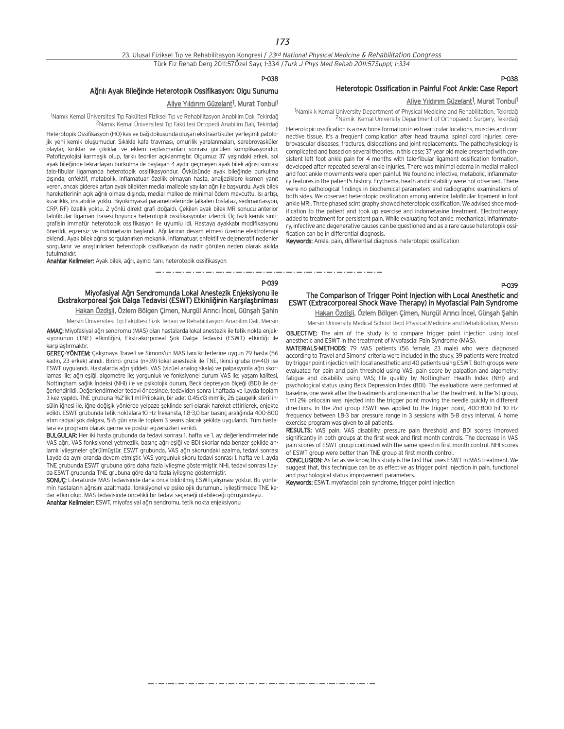P-038

## Ağrılı Ayak Bileğinde Heterotopik Ossifikasyon: Olgu Sunumu

Aliye Yıldırım Güzelant[1], Murat Tonbul[1]

[1]Namık Kemal Üniversitesi Tıp Fakültesi Fiziksel Tıp ve Rehabilitasyon Anabilim Dalı, Tekirdağ
[2]Namık Kemal Üniversitesi Tıp Fakültesi Ortopedi Anabilim Dalı, Tekirdağ

Heterotopik Ossifikasyon (HO) kas ve bağ dokusunda oluşan ekstraartiküler yerleşimli patolojik yeni kemik oluşumudur. Sıklıkla kafa travması, omurilik yaralanmaları, serebrovasküler olaylar, kırıklar ve çıkıklar ve eklem replasmanları sonrası görülen komplikasyondur. Patofizyolojisi karmaşık olup, farklı teoriler açıklanmıştır. Olgumuz 37 yaşındaki erkek, sol ayak bileğinde tekrarlayan burkulma ile başlayan 4 aydır geçmeyen ayak bilek ağrısı sonrası talo-fibular ligamanda heterotopik ossifikasyondur. Öyküsünde ayak bileğinde burkulma dışında, enfektif, metabolik, inflamatuar özellik olmayan hasta, analjeziklere kısmen yanıt veren, ancak giderek artan ayak bilekten medial malleole yayılan ağrı ile başvurdu. Ayak bilek hareketlerinin açık ağrılı olması dışında, medial malleolde minimal ödem mevcuttu. Isı artışı, kızarıklık, instabilite yoktu. Biyokimyasal parametrelerinde (alkalen fosfataz, sedimantasyon, CRP, RF) özellik yoktu. 2 yönlü direkt grafi doğaldı. Çekilen ayak bilek MR sonucu anterior talofibular ligaman trasesi boyunca heterotopik ossifikasyonlar izlendi. Üç fazlı kemik sintigrafisin immatür heterotopik ossifikasyon ile uyumlu idi. Hastaya ayakkabı modifikasyonu önerildi, egzersiz ve indometazin başlandı. Ağrılarının devam etmesi üzerine elektroterapi eklendi. Ayak bilek ağrısı sorgulanırken mekanik, inflamatuar, enfektif ve dejeneratif nedenler sorgulanır ve araştırılırken heterotopik ossifikasyon da nadir görülen neden olarak akılda tutulmalıdır.

**Anahtar Kelimeler:** Ayak bilek, ağrı, ayırıcı tanı, heterotopik ossifikasyon

P-038

## Heterotopic Ossification in Painful Foot Ankle: Case Report

Aliye Yıldırım Güzelant[1], Murat Tonbul[1]

[1]Namık k Kemal University Department of Physical Medicine and Rehabilitation, Tekirdağ
[2]Namık Kemal University Department of Orthopaedic Surgery, Tekirdağ

Heterotopic ossification is a new bone formation in extraarticular locations, muscles and connective tissue. It's a frequent complication after head trauma, spinal cord injuries, cerebrovascular diseases, fractures, dislocations and joint replacements. The pathophysiology is complicated and based on several theories. In this case; 37 year old male presented with consistent left foot ankle pain for 4 months with talo-fibular ligament ossification formation, developed after repeated several ankle injuries, There was minimal edema in medial malleol and foot ankle movements were open painful. We found no infective, metabolic, inflammatory features in the patient's history. Erythema, heath and instability were not observed. There were no pathological findings in biochemical parameters and radiographic examinations of both sides. We observed heterotopic ossification among anterior talofibular ligament in foot ankle MRI. Three phased scintigraphy showed heterotopic ossification. We advised shoe modification to the patient and took up exercise and indometasine treatment. Electrotherapy added to treatment for persistent pain. While evaluating foot ankle, mechanical, inflammatory, infective and degenerative causes can be questioned and as a rare cause heterotopic ossification can be in differential diagnosis.

**Keywords:** Ankle, pain, differential diagnosis, heterotopic ossification

P-039

## Miyofasiyal Ağrı Sendromunda Lokal Anestezik Enjeksiyonu ile Ekstrakorporeal Şok Dalga Tedavisi (ESWT) Etkinliğinin Karşılaştırılması

Hakan Özdişli, Özlem Bölgen Çimen, Nurgül Arıncı İncel, Günşah Şahin

Mersin Üniversitesi Tıp Fakültesi Fizik Tedavi ve Rehabilitasyon Anabilim Dalı, Mersin

**AMAÇ:** Miyofasiyal ağrı sendromu (MAS) olan hastalarda lokal anestezik ile tetik nokta enjeksiyonunun (TNE) etkinliğini, Ekstrakorporeal Şok Dalga Tedavisi (ESWT) etkinliği ile karşılaştırmaktır.

**GEREÇ-YÖNTEM:** Çalışmaya Travell ve Simons'un MAS tanı kriterlerine uygun 79 hasta (56 kadın, 23 erkek) alındı. Birinci gruba (n=39) lokal anestezik ile TNE, İkinci gruba (n=40) ise ESWT uygulandı. Hastalarda ağrı şiddeti, VAS (vizüel analog skala) ve palpasyonla ağrı skorlaması ile; ağrı eşiği, algometre ile; yorgunluk ve fonksiyonel durum VAS ile; yaşam kalitesi, Nottingham sağlık İndeksi (NHI) ile ve psikolojik durum, Beck depresyon ölçeği (BDI) ile değerlendirildi. Değerlendirmeler tedavi öncesinde, tedaviden sonra 1.haftada ve 1.ayda toplam 3 kez yapıldı. TNE grubuna %2'lik 1 ml Prilokain, bir adet 0.45x13 mm'lik, 26 gaugelik steril insülin iğnesi ile, iğne değişik yönlerde yelpaze şeklinde seri olarak hareket ettirilerek, enjekte edildi. ESWT grubunda tetik noktalara 10 Hz frekansta, 1,8-3,0 bar basınç aralığında 400-800 atım radyal şok dalgası, 5-8 gün ara ile toplam 3 seans olacak şekilde uygulandı. Tüm hastalara ev programı olarak germe ve postür egzersizleri verildi.

**BULGULAR:** Her iki hasta grubunda da tedavi sonrası 1. hafta ve 1. ay değerlendirmelerinde VAS ağrı, VAS fonksiyonel yetmezlik, basınç ağrı eşiği ve BDI skorlarında benzer şekilde anlamlı iyileşmeler görülmüştür. ESWT grubunda, VAS ağrı skorundaki azalma, tedavi sonrası 1.ayda da aynı oranda devam etmiştir. VAS yorgunluk skoru tedavi sonrası 1. hafta ve 1. ayda TNE grubunda ESWT grubuna göre daha fazla iyileşme göstermiştir. NHI, tedavi sonrası 1.ayda ESWT grubunda TNE grubuna göre daha fazla iyileşme göstermiştir.

**SONUÇ:** Literatürde MAS tedavisinde daha önce bildirilmiş ESWTçalışması yoktur. Bu yöntemin hastaların ağrısını azaltmada, fonksiyonel ve psikolojik durumunu iyileştirmede TNE kadar etkin olup, MAS tedavisinde öncelikli bir tedavi seçeneği olabileceği görüşündeyiz.

**Anahtar Kelimeler:** ESWT, miyofasiyal ağrı sendromu, tetik nokta enjeksiyonu

P-039

## The Comparison of Trigger Point Injection with Local Anesthetic and ESWT (Extracorporeal Shock Wave Therapy) in Myofascial Pain Syndrome

Hakan Özdişli, Özlem Bölgen Çimen, Nurgül Arıncı İncel, Günşah Şahin

Mersin University Medical School Dept Physical Medicine and Rehabilitation, Mersin

**OBJECTIVE:** The aim of the study is to compare trigger point injection using local anesthetic and ESWT in the treatment of Myofascial Pain Syndrome (MAS).

**MATERIALS-METHODS:** 79 MAS patients (56 female, 23 male) who were diagnosed according to Travel and Simons' criteria were included in the study. 39 patients were treated by trigger point injection with local anesthetic and 40 patients using ESWT. Both groups were evaluated for pain and pain threshold using VAS, pain score by palpation and algometry; fatigue and disability using VAS; life quality by Nottingham Health Index (NHI) and psychological status using Beck Depression Index (BDI). The evaluations were performed at baseline, one week after the treatments and one month after the treatment. In the 1st group, 1 ml 2% prilocain was injected into the trigger point moving the needle quickly in different directions. In the 2nd group ESWT was applied to the trigger point, 400-800 hit 10 Hz frequency between 1,8-3 bar pressure range in 3 sessions with 5-8 days interval. A home exercise program was given to all patients.

**RESULTS:** VAS pain, VAS disability, pressure pain threshold and BDI scores improved significantly in both groups at the first week and first month controls. The decrease in VAS pain scores of ESWT group continued with the same speed in first month control. NHI scores of ESWT group were better than TNE group at first month control.

**CONCLUSION:** As far as we know, this study is the first that uses ESWT in MAS treatment. We suggest that, this technique can be as effective as trigger point injection in pain, functional and psychological status improvement parameters.

**Keywords:** ESWT, myofascial pain syndrome, trigger point injection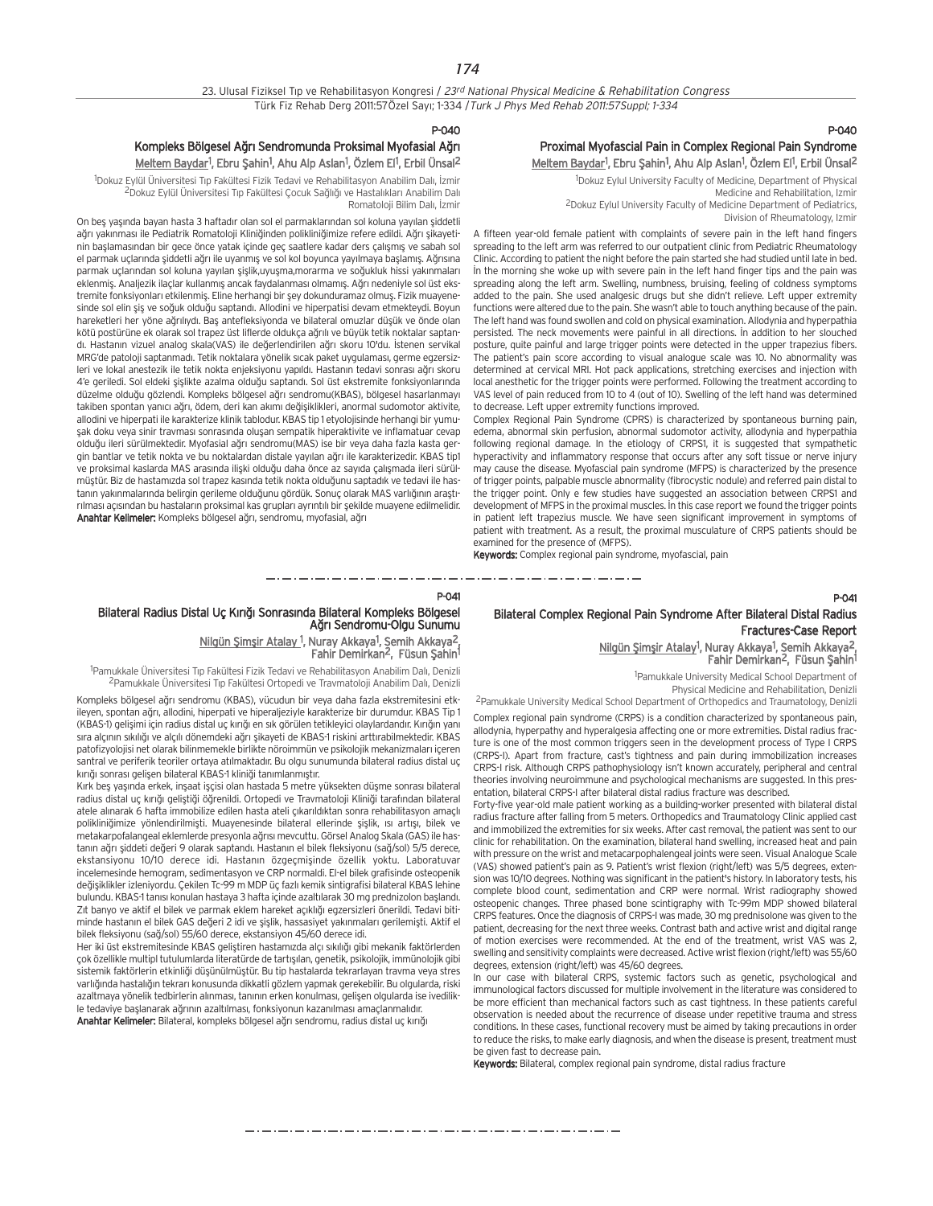## P-040

### Kompleks Bölgesel Ağrı Sendromunda Proksimal Myofasial Ağrı

Meltem Baydar[1], Ebru Şahin[1], Ahu Alp Aslan[1], Özlem El[1], Erbil Ünsal[2]

[1]Dokuz Eylül Üniversitesi Tıp Fakültesi Fizik Tedavi ve Rehabilitasyon Anabilim Dalı, İzmir
[2]Dokuz Eylül Üniversitesi Tıp Fakültesi Çocuk Sağlığı ve Hastalıkları Anabilim Dalı Romatoloji Bilim Dalı, İzmir

On beş yaşında bayan hasta 3 haftadır olan sol el parmaklarından sol koluna yayılan şiddetli ağrı yakınması ile Pediatrik Romatoloji Kliniğinden polikliniğimize refere edildi. Ağrı şikayetinin başlamasından bir gece önce yatak içinde geç saatlere kadar ders çalışmış ve sabah sol el parmak uçlarında şiddetli ağrı ile uyanmış ve sol kol boyunca yayılmaya başlamış. Ağrısına parmak uçlarından sol koluna yayılan şişlik,uyuşma,morarma ve soğukluk hissi yakınmaları eklenmiş. Analjezik ilaçlar kullanmış ancak faydalanması olmamış. Ağrı nedeniyle sol üst ekstremite fonksiyonları etkilenmiş. Eline herhangi bir şey dokunduramaz olmuş. Fizik muayenesinde sol elin şiş ve soğuk olduğu saptandı. Allodini ve hiperpatisi devam etmekteydi. Boyun hareketleri her yöne ağrılıydı. Baş antefleksiyonda ve bilateral omuzlar düşük ve önde olan kötü postürüne ek olarak sol trapez üst liflerde oldukça ağrılı ve büyük tetik noktalar saptandı. Hastanın vizuel analog skala(VAS) ile değerlendirilen ağrı skoru 10'du. İstenen servikal MRG'de patoloji saptanmadı. Tetik noktalara yönelik sıcak paket uygulaması, germe egzersizleri ve lokal anestezik ile tetik nokta enjeksiyonu yapıldı. Hastanın tedavi sonrası ağrı skoru 4'e geriledi. Sol eldeki şişlikte azalma olduğu saptandı. Sol üst ekstremite fonksiyonlarında düzelme olduğu gözlendi. Kompleks bölgesel ağrı sendromu(KBAS), bölgesel hasarlanmayı takiben spontan yanıcı ağrı, ödem, deri kan akımı değişiklikleri, anormal sudomotor aktivite, allodini ve hiperpati ile karakterize klinik tablodur. KBAS tip 1 etyolojisinde herhangi bir yumuşak doku veya sinir travması sonrasında oluşan sempatik hiperaktivite ve inflamatuar cevap olduğu ileri sürülmektedir. Myofasial ağrı sendromu(MAS) ise bir veya daha fazla kasta gergin bantlar ve tetik nokta ve bu noktalardan distale yayılan ağrı ile karakterizedir. KBAS tip1 ve proksimal kaslarda MAS arasında ilişki olduğu daha önce az sayıda çalışmada ileri sürülmüştür. Biz de hastamızda sol trapez kasında tetik nokta olduğunu saptadık ve tedavi ile hastanın yakınmalarında belirgin gerileme olduğunu gördük. Sonuç olarak MAS varlığının araştırılması açısından bu hastaların proksimal kas grupları ayrıntılı bir şekilde muayene edilmelidir.

**Anahtar Kelimeler:** Kompleks bölgesel ağrı, sendromu, myofasial, ağrı

## P-040

### Proximal Myofascial Pain in Complex Regional Pain Syndrome

Meltem Baydar[1], Ebru Şahin[1], Ahu Alp Aslan[1], Özlem El[1], Erbil Ünsal[2]

[1]Dokuz Eylul University Faculty of Medicine, Department of Physical Medicine and Rehabilitation, Izmir
[2]Dokuz Eylul University Faculty of Medicine Department of Pediatrics, Division of Rheumatology, Izmir

A fifteen year-old female patient with complaints of severe pain in the left hand fingers spreading to the left arm was referred to our outpatient clinic from Pediatric Rheumatology Clinic. According to patient the night before the pain started she had studied until late in bed. İn the morning she woke up with severe pain in the left hand finger tips and the pain was spreading along the left arm. Swelling, numbness, bruising, feeling of coldness symptoms added to the pain. She used analgesic drugs but she didn't relieve. Left upper extremity functions were altered due to the pain. She wasn't able to touch anything because of the pain. The left hand was found swollen and cold on physical examination. Allodynia and hyperpathia persisted. The neck movements were painful in all directions. İn addition to her slouched posture, quite painful and large trigger points were detected in the upper trapezius fibers. The patient's pain score according to visual analogue scale was 10. No abnormality was determined at cervical MRI. Hot pack applications, stretching exercises and injection with local anesthetic for the trigger points were performed. Following the treatment according to VAS level of pain reduced from 10 to 4 (out of 10). Swelling of the left hand was determined to decrease. Left upper extremity functions improved.

Complex Regional Pain Syndrome (CPRS) is characterized by spontaneous burning pain, edema, abnormal skin perfusion, abnormal sudomotor activity, allodynia and hyperpathia following regional damage. In the etiology of CRPS1, it is suggested that sympathetic hyperactivity and inflammatory response that occurs after any soft tissue or nerve injury may cause the disease. Myofascial pain syndrome (MFPS) is characterized by the presence of trigger points, palpable muscle abnormality (fibrocystic nodule) and referred pain distal to the trigger point. Only e few studies have suggested an association between CRPS1 and development of MFPS in the proximal muscles. In this case report we found the trigger points in patient left trapezius muscle. We have seen significant improvement in symptoms of patient with treatment. As a result, the proximal musculature of CRPS patients should be examined for the presence of (MFPS).

**Keywords:** Complex regional pain syndrome, myofascial, pain

## P-041

### Bilateral Radius Distal Uç Kırığı Sonrasında Bilateral Kompleks Bölgesel Ağrı Sendromu-Olgu Sunumu

Nilgün Şimşir Atalay[1], Nuray Akkaya[1], Semih Akkaya[2], Fahir Demirkan[2], Füsun Şahin[1]

[1]Pamukkale Üniversitesi Tıp Fakültesi Fizik Tedavi ve Rehabilitasyon Anabilim Dalı, Denizli
[2]Pamukkale Üniversitesi Tıp Fakültesi Ortopedi ve Travmatoloji Anabilim Dalı, Denizli

Kompleks bölgesel ağrı sendromu (KBAS), vücudun bir veya daha fazla ekstremitesini etkileyen, spontan ağrı, allodini, hiperpati ve hiperaljeziyle karakterize bir durumdur. KBAS Tip 1 (KBAS-1) gelişimi için radius distal uç kırığı en sık görülen tetikleyici olaylardandır. Kırığın yanı sıra alçının sıkılığı ve alçılı dönemdeki ağrı şikayeti de KBAS-1 riskini arttırabilmektedir. KBAS patofizyolojisi net olarak bilinmemekle birlikte nöroimmün ve psikolojik mekanizmaları içeren santral ve periferik teoriler ortaya atılmaktadır. Bu olgu sunumunda bilateral radius distal uç kırığı sonrası gelişen bilateral KBAS-1 kliniği tanımlanmıştır.

Kırk beş yaşında erkek, inşaat işçisi olan hastada 5 metre yüksekten düşme sonrası bilateral radius distal uç kırığı geliştiği öğrenildi. Ortopedi ve Travmatoloji Kliniği tarafından bilateral atele alınarak 6 hafta immobilize edilen hasta ateli çıkarıldıktan sonra rehabilitasyon amaçlı polikliniğimize yönlendirilmişti. Muayenesinde bilateral ellerinde şişlik, ısı artışı, bilek ve metakarpofalangeal eklemlerde presyonla ağrısı mevcuttu. Görsel Analog Skala (GAS) ile hastanın ağrı şiddeti değeri 9 olarak saptandı. Hastanın el bilek fleksiyonu (sağ/sol) 5/5 derece, ekstansiyonu 10/10 derece idi. Hastanın özgeçmişinde özellik yoktu. Laboratuvar incelemesinde hemogram, sedimentasyon ve CRP normaldi. El-el bilek grafisinde osteopenik değişiklikler izleniyordu. Çekilen Tc-99 m MDP üç fazlı kemik sintigrafisi bilateral KBAS lehine bulundu. KBAS-1 tanısı konulan hastaya 3 hafta içinde azaltılarak 30 mg prednizolon başlandı. Zıt banyo ve aktif el bilek ve parmak eklem hareket açıklığı egzersizleri önerildi. Tedavi bitiminde hastanın el bilek GAS değeri 2 idi ve şişlik, hassasiyet yakınmaları gerilemişti. Aktif el bilek fleksiyonu (sağ/sol) 55/60 derece, ekstansiyon 45/60 derece idi.

Her iki üst ekstremitesinde KBAS geliştiren hastamızda alçı sıkılığı gibi mekanik faktörlerden çok özellikle multipl tutulumlarda literatürde de tartışılan, genetik, psikolojik, immünolojik gibi sistemik faktörlerin etkinliği düşünülmüştür. Bu tip hastalarda tekrarlayan travma veya stres varlığında hastalığın tekrarı konusunda dikkatli gözlem yapmak gerekebilir. Bu olgularda, riski azaltmaya yönelik tedbirlerin alınması, tanının erken konulması, gelişen olgularda ise ivedilikle tedaviye başlanarak ağrının azaltılması, fonksiyonun kazanılması amaçlanmalıdır.

**Anahtar Kelimeler:** Bilateral, kompleks bölgesel ağrı sendromu, radius distal uç kırığı

## P-041

### Bilateral Complex Regional Pain Syndrome After Bilateral Distal Radius Fractures-Case Report

Nilgün Şimşir Atalay[1], Nuray Akkaya[1], Semih Akkaya[2], Fahir Demirkan[2], Füsun Şahin[1]

[1]Pamukkale University Medical School Department of Physical Medicine and Rehabilitation, Denizli
[2]Pamukkale University Medical School Department of Orthopedics and Traumatology, Denizli

Complex regional pain syndrome (CRPS) is a condition characterized by spontaneous pain, allodynia, hyperpathy and hyperalgesia affecting one or more extremities. Distal radius fracture is one of the most common triggers seen in the development process of Type I CRPS (CRPS-I). Apart from fracture, cast's tightness and pain during immobilization increases CRPS-I risk. Although CRPS pathophysiology isn't known accurately, peripheral and central theories involving neuroimmune and psychological mechanisms are suggested. In this presentation, bilateral CRPS-I after bilateral distal radius fracture was described.

Forty-five year-old male patient working as a building-worker presented with bilateral distal radius fracture after falling from 5 meters. Orthopedics and Traumatology Clinic applied cast and immobilized the extremities for six weeks. After cast removal, the patient was sent to our clinic for rehabilitation. On the examination, bilateral hand swelling, increased heat and pain with pressure on the wrist and metacarpophalangeal joints were seen. Visual Analogue Scale (VAS) showed patient's pain as 9. Patient's wrist flexion (right/left) was 5/5 degrees, extension was 10/10 degrees. Nothing was significant in the patient's history. In laboratory tests, his complete blood count, sedimentation and CRP were normal. Wrist radiography showed osteopenic changes. Three phased bone scintigraphy with Tc-99m MDP showed bilateral CRPS features. Once the diagnosis of CRPS-I was made, 30 mg prednisolone was given to the patient, decreasing for the next three weeks. Contrast bath and active wrist and digital range of motion exercises were recommended. At the end of the treatment, wrist VAS was 2, swelling and sensitivity complaints were decreased. Active wrist flexion (right/left) was 55/60 degrees, extension (right/left) was 45/60 degrees.

In our case with bilateral CRPS, systemic factors such as genetic, psychological and immunological factors discussed for multiple involvement in the literature was considered to be more efficient than mechanical factors such as cast tightness. In these patients careful observation is needed about the recurrence of disease under repetitive trauma and stress conditions. In these cases, functional recovery must be aimed by taking precautions in order to reduce the risks, to make early diagnosis, and when the disease is present, treatment must be given fast to decrease pain.

**Keywords:** Bilateral, complex regional pain syndrome, distal radius fracture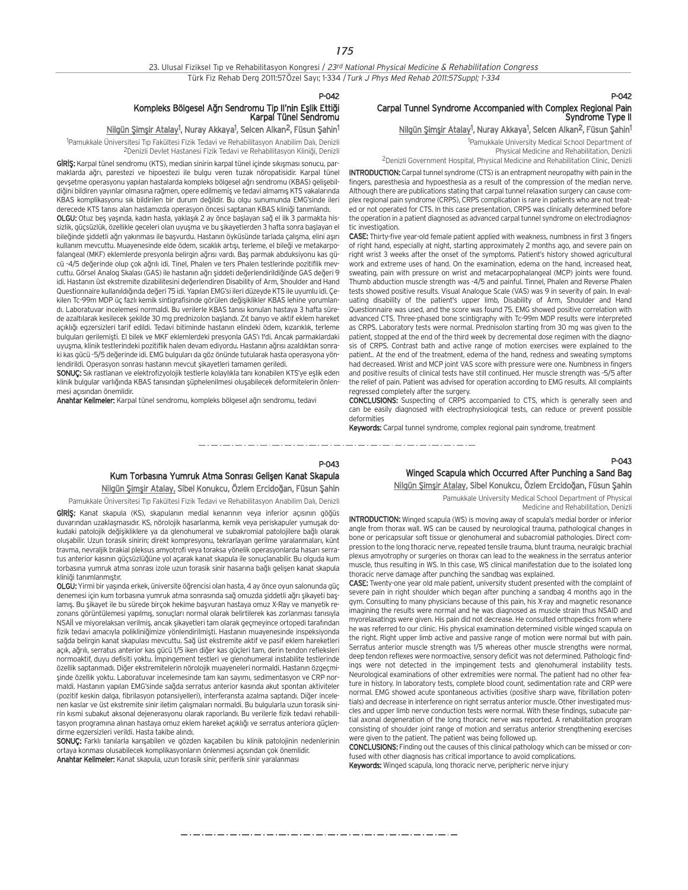P-042

## Kompleks Bölgesel Ağrı Sendromu Tip II'nin Eşlik Ettiği Karpal Tünel Sendromu

Nilgün Şimşir Atalay[1], Nuray Akkaya[1], Selcen Alkan[2], Füsun Şahin[1]

[1]Pamukkale Üniversitesi Tıp Fakültesi Fizik Tedavi ve Rehabilitasyon Anabilim Dalı, Denizli
[2]Denizli Devlet Hastanesi Fizik Tedavi ve Rehabilitasyon Kliniği, Denizli

**GİRİŞ:** Karpal tünel sendromu (KTS), median sinirin karpal tünel içinde sıkışması sonucu, parmaklarda ağrı, parestezi ve hipoestezi ile bulgu veren tuzak nöropatisidir. Karpal tünel gevşetme operasyonu yapılan hastalarda kompleks bölgesel ağrı sendromu (KBAS) gelişebildiğini bildiren yayınlar olmasına rağmen, opere edilmemiş ve tedavi almamış KTS vakalarında KBAS komplikasyonu sık bildirilen bir durum değildir. Bu olgu sunumunda EMG'sinde ileri derecede KTS tanısı alan hastamızda operasyon öncesi saptanan KBAS kliniği tanımlandı.

**OLGU:** Otuz beş yaşında, kadın hasta, yaklaşık 2 ay önce başlayan sağ el ilk 3 parmakta hissizlik, güçsüzlük, özellikle geceleri olan uyuşma ve bu şikayetlerden 3 hafta sonra başlayan el bileğinde şiddetli ağrı yakınması ile başvurdu. Hastanın öyküsünde tarlada çalışma, elini aşırı kullanım mevcuttu. Muayenesinde elde ödem, sıcaklık artışı, terleme, el bileği ve metakarpofalangeal (MKF) eklemlerde presyonla belirgin ağrısı vardı. Baş parmak abduksiyonu kas gücü -4/5 değerinde olup çok ağrılı idi. Tinel, Phalen ve ters Phalen testlerinde pozitiflik mevcuttu. Görsel Analog Skalası (GAS) ile hastanın ağrı şiddeti değerlendirildiğinde GAS değeri 9 idi. Hastanın üst ekstremite dizabilitesini değerlendiren Disability of Arm, Shoulder and Hand Questionnaire kullanıldığında değeri 75 idi. Yapılan EMG'si ileri düzeyde KTS ile uyumlu idi. Çekilen Tc-99m MDP üç fazlı kemik sintigrafisinde görülen değişiklikler KBAS lehine yorumlandı. Laboratuvar incelemesi normaldi. Bu verilerle KBAS tanısı konulan hastaya 3 hafta sürede azaltılarak kesilecek şekilde 30 mg prednizolon başlandı. Zıt banyo ve aktif eklem hareket açıklığı egzersizleri tarif edildi. Tedavi bitiminde hastanın elindeki ödem, kızarıklık, terleme bulguları gerilemişti. El bilek ve MKF eklemlerdeki presyonla GAS'ı 1'di. Ancak parmaklardaki uyuşma, klinik testlerindeki pozitiflik halen devam ediyordu. Hastanın ağrısı azaldıktan sonraki kas gücü -5/5 değerinde idi. EMG bulguları da göz önünde tutularak hasta operasyona yönlendirildi. Operasyon sonrası hastanın mevcut şikayetleri tamamen geriledi.

**SONUÇ:** Sık rastlanan ve elektrofizyolojik testlerle kolaylıkla tanı konabilen KTS'ye eşlik eden klinik bulgular varlığında KBAS tanısından şüphelenilmesi oluşabilecek deformitelerin önlenmesi açısından önemlidir.

**Anahtar Kelimeler:** Karpal tünel sendromu, kompleks bölgesel ağrı sendromu, tedavi

P-042

## Carpal Tunnel Syndrome Accompanied with Complex Regional Pain Syndrome Type II

Nilgün Şimşir Atalay[1], Nuray Akkaya[1], Selcen Alkan[2], Füsun Şahin[1]

[1]Pamukkale University Medical School Department of Physical Medicine and Rehabilitation, Denizli
[2]Denizli Government Hospital, Physical Medicine and Rehabilitation Clinic, Denizli

**INTRODUCTION:** Carpal tunnel syndrome (CTS) is an entrapment neuropathy with pain in the fingers, paresthesia and hypoesthesia as a result of the compression of the median nerve. Although there are publications stating that carpal tunnel relaxation surgery can cause complex regional pain syndrome (CRPS), CRPS complication is rare in patients who are not treated or not operated for CTS. In this case presentation, CRPS was clinically determined before the operation in a patient diagnosed as advanced carpal tunnel syndrome on electrodiagnostic investigation.

**CASE:** Thirty-five year-old female patient applied with weakness, numbness in first 3 fingers of right hand, especially at night, starting approximately 2 months ago, and severe pain on right wrist 3 weeks after the onset of the symptoms. Patient's history showed agricultural work and extreme uses of hand. On the examination, edema on the hand, increased heat, sweating, pain with pressure on wrist and metacarpophalangeal (MCP) joints were found. Thumb abduction muscle strength was -4/5 and painful. Tinnel, Phalen and Reverse Phalen tests showed positive results. Visual Analogue Scale (VAS) was 9 in severity of pain. In evaluating disability of the patient's upper limb, Disability of Arm, Shoulder and Hand Questionnaire was used, and the score was found 75. EMG showed positive correlation with advanced CTS. Three-phased bone scintigraphy with Tc-99m MDP results were interpreted as CRPS. Laboratory tests were normal. Prednisolon starting from 30 mg was given to the patient, stopped at the end of the third week by decremental dose regimen with the diagnosis of CRPS. Contrast bath and active range of motion exercises were explained to the patient.. At the end of the treatment, edema of the hand, redness and sweating symptoms had decreased. Wrist and MCP joint VAS score with pressure were one. Numbness in fingers and positive results of clinical tests have still continued. Her muscle strength was -5/5 after the relief of pain. Patient was advised for operation according to EMG results. All complaints regressed completely after the surgery.

**CONCLUSIONS:** Suspecting of CRPS accompanied to CTS, which is generally seen and can be easily diagnosed with electrophysiological tests, can reduce or prevent possible deformities

**Keywords:** Carpal tunnel syndrome, complex regional pain syndrome, treatment

P-043

## Kum Torbasına Yumruk Atma Sonrası Gelişen Kanat Skapula

Nilgün Şimşir Atalay, Sibel Konukcu, Özlem Ercidoğan, Füsun Şahin

Pamukkale Üniversitesi Tıp Fakültesi Fizik Tedavi ve Rehabilitasyon Anabilim Dalı, Denizli

**GİRİŞ:** Kanat skapula (KS), skapulanın medial kenarının veya inferior açısının göğüs duvarından uzaklaşmasıdır. KS, nörolojik hasarlanma, kemik veya periskapuler yumuşak dokudaki patolojik değişikliklere ya da glenohumeral ve subakromial patolojilere bağlı olarak oluşabilir. Uzun torasik sinirin; direkt kompresyonu, tekrarlayan gerilme yaralanmaları, künt travma, nevraljik brakial pleksus amyotrofi veya toraksa yönelik operasyonlarda hasarı serratus anterior kasının güçsüzlüğüne yol açarak kanat skapula ile sonuçlanabilir. Bu olguda kum torbasına yumruk atma sonrası izole uzun torasik sinir hasarına bağlı gelişen kanat skapula kliniği tanımlanmıştır.

**OLGU:** Yirmi bir yaşında erkek, üniversite öğrencisi olan hasta, 4 ay önce oyun salonunda güç denemesi için kum torbasına yumruk atma sonrasında sağ omuzda şiddetli ağrı şikayeti başlamış. Bu şikayet ile bu sürede birçok hekime başvuran hastaya omuz X-Ray ve manyetik rezonans görüntülemesi yapılmış, sonuçları normal olarak belirtilerek kas zorlanması tanısıyla NSAİİ ve miyorelaksan verilmiş, ancak şikayetleri tam olarak geçmeyince ortopedi tarafından fizik tedavi amacıyla polikliniğimize yönlendirilmişti. Hastanın muayenesinde inspeksiyonda sağda belirgin kanat skapulası mevcuttu. Sağ üst ekstremite aktif ve pasif eklem hareketleri açık, ağrılı, serratus anterior kas gücü 1/5 iken diğer kas güçleri tam, derin tendon refleksleri normoaktif, duyu defisiti yoktu. İmpingement testleri ve glenohumeral instabilite testlerinde özellik saptanmadı. Diğer ekstremitelerin nörolojik muayeneleri normaldi. Hastanın özgeçmişinde özellik yoktu. Laboratuvar incelemesinde tam kan sayımı, sedimentasyon ve CRP normaldi. Hastanın yapılan EMG'sinde sağda serratus anterior kasında akut spontan aktiviteler (pozitif keskin dalga, fibrilasyon potansiyelleri), interferansta azalma saptandı. Diğer incelenen kaslar ve üst ekstremite sinir iletim çalışmaları normaldi. Bu bulgularla uzun torasik sinirin kısmi subakut aksonal dejenerasyonu olarak raporlandı. Bu verilerle fizik tedavi rehabilitasyon programına alınan hastaya omuz eklem hareket açıklığı ve serratus anteriora güçlendirme egzersizleri verildi. Hasta takibe alındı.

**SONUÇ:** Farklı tanılarla karışabilen ve gözden kaçabilen bu klinik patolojinin nedenlerinin ortaya konması olusabilecek komplikasyonların önlenmesi açısından çok önemlidir.

**Anahtar Kelimeler:** Kanat skapula, uzun torasik sinir, periferik sinir yaralanması

P-043

## Winged Scapula which Occurred After Punching a Sand Bag

Nilgün Şimşir Atalay, Sibel Konukcu, Özlem Ercidoğan, Füsun Şahin

Pamukkale University Medical School Department of Physical Medicine and Rehabilitation, Denizli

**INTRODUCTION:** Winged scapula (WS) is moving away of scapula's medial border or inferior angle from thorax wall. WS can be caused by neurological trauma, pathological changes in bone or pericapsular soft tissue or glenohumeral and subacromial pathologies. Direct compression to the long thoracic nerve, repeated tensile trauma, blunt trauma, neuralgic brachial plexus amyotrophy or surgeries on thorax can lead to the weakness in the serratus anterior muscle, thus resulting in WS. In this case, WS clinical manifestation due to the isolated long thoracic nerve damage after punching the sandbag was explained.

**CASE:** Twenty-one year old male patient, university student presented with the complaint of severe pain in right shoulder which began after punching a sandbag 4 months ago in the gym. Consulting to many physicians because of this pain, his X-ray and magnetic resonance imagining the results were normal and he was diagnosed as muscle strain thus NSAID and myorelaxatings were given. His pain did not decrease. He consulted orthopedics from where he was referred to our clinic. His physical examination determined visible winged scapula on the right. Right upper limb active and passive range of motion were normal but with pain. Serratus anterior muscle strength was 1/5 whereas other muscle strengths were normal, deep tendon reflexes were normoactive, sensory deficit was not determined. Pathologic findings were not detected in the impingement tests and glenohumeral instability tests. Neurological examinations of other extremities were normal. The patient had no other feature in history. In laboratory tests, complete blood count, sedimentation rate and CRP were normal. EMG showed acute spontaneous activities (positive sharp wave, fibrillation potentials) and decrease in interference on right serratus anterior muscle. Other investigated muscles and upper limb nerve conduction tests were normal. With these findings, subacute partial axonal degeneration of the long thoracic nerve was reported. A rehabilitation program consisting of shoulder joint range of motion and serratus anterior strengthening exercises were given to the patient. The patient was being followed up.

**CONCLUSIONS:** Finding out the causes of this clinical pathology which can be missed or confused with other diagnosis has critical importance to avoid complications.

**Keywords:** Winged scapula, long thoracic nerve, peripheric nerve injury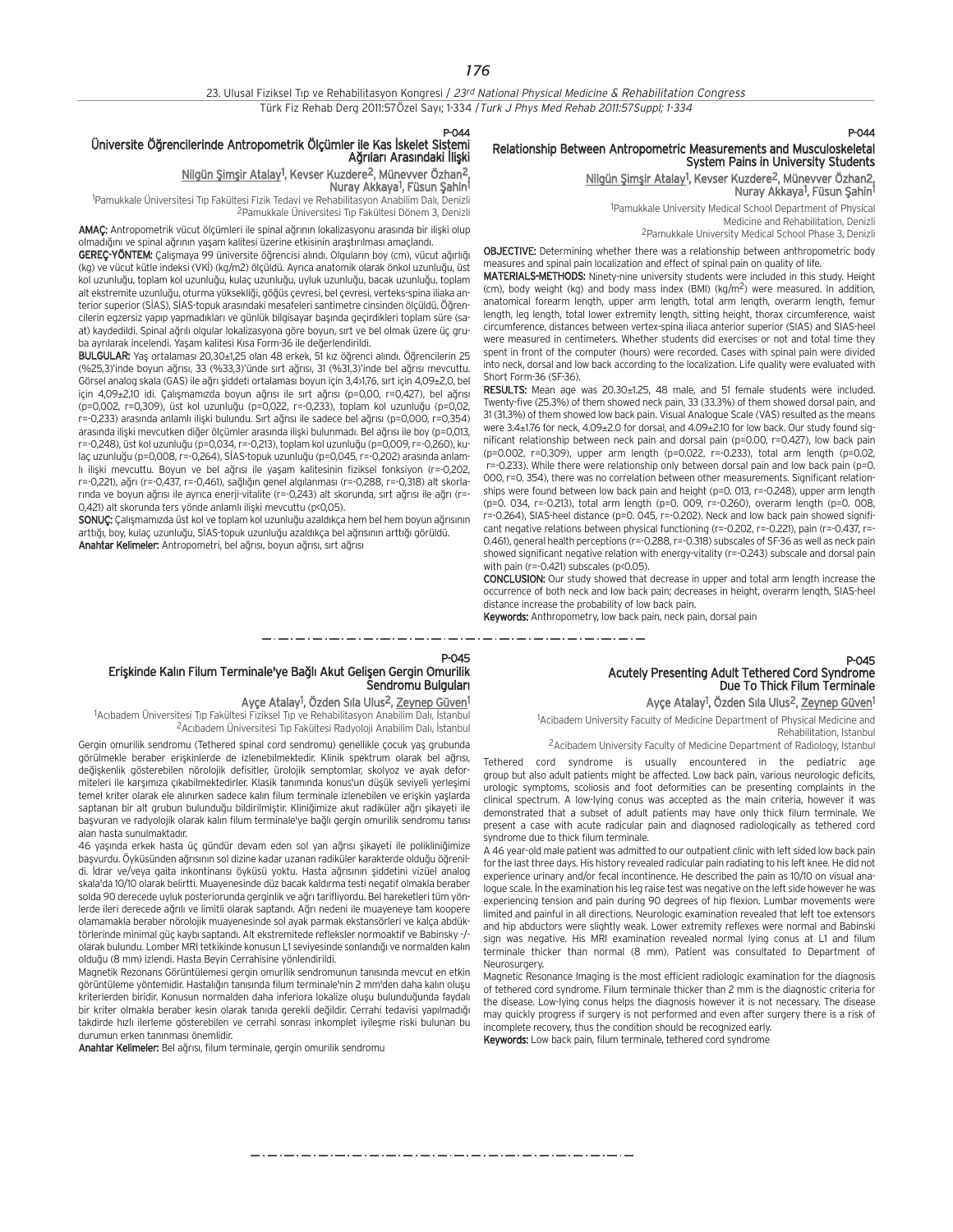## P-044

### Üniversite Öğrencilerinde Antropometrik Ölçümler ile Kas İskelet Sistemi Ağrıları Arasındaki İlişki

Nilgün Şimşir Atalay[1], Kevser Kuzdere[2], Münevver Özhan[2], Nuray Akkaya[1], Füsun Şahin[1]

[1]Pamukkale Üniversitesi Tıp Fakültesi Fizik Tedavi ve Rehabilitasyon Anabilim Dalı, Denizli
[2]Pamukkale Üniversitesi Tıp Fakültesi Dönem 3, Denizli

**AMAÇ:** Antropometrik vücut ölçümleri ile spinal ağrının lokalizasyonu arasında bir ilişki olup olmadığını ve spinal ağrının yaşam kalitesi üzerine etkisinin araştırılması amaçlandı.

**GEREÇ-YÖNTEM:** Çalışmaya 99 üniversite öğrencisi alındı. Olguların boy (cm), vücut ağırlığı (kg) ve vücut kütle indeksi (VKİ) (kg/m2) ölçüldü. Ayrıca anatomik olarak önkol uzunluğu, üst kol uzunluğu, toplam kol uzunluğu, kulaç uzunluğu, uyluk uzunluğu, bacak uzunluğu, toplam alt ekstremite uzunluğu, oturma yüksekliği, göğüs çevresi, bel çevresi, verteks-spina iliaka anterior superior (SİAS), SİAS-topuk arasındaki mesafeleri santimetre cinsinden ölçüldü. Öğrencilerin egzersiz yapıp yapmadıkları ve günlük bilgisayar başında geçirdikleri toplam süre (saat) kaydedildi. Spinal ağrılı olgular lokalizasyona göre boyun, sırt ve bel olmak üzere üç gruba ayrılarak incelendi. Yaşam kalitesi Kısa Form-36 ile değerlendirildi.

**BULGULAR:** Yaş ortalaması 20,30±1,25 olan 48 erkek, 51 kız öğrenci alındı. Öğrencilerin 25 (%25,3)'inde boyun ağrısı, 33 (%33,3)'ünde sırt ağrısı, 31 (%31,3)'inde bel ağrısı mevcuttu. Görsel analog skala (GAS) ile ağrı şiddeti ortalaması boyun için 3,4±1,76, sırt için 4,09±2,0, bel için 4,09±2,10 idi. Çalışmamızda boyun ağrısı ile sırt ağrısı (p=0,00, r=0,427), bel ağrısı (p=0,002, r=0,309), üst kol uzunluğu (p=0,022, r=-0,233), toplam kol uzunluğu (p=0,02, r=-0,233) arasında anlamlı ilişki bulundu. Sırt ağrısı ile sadece bel ağrısı (p=0,000, r=0,354) arasında ilişki mevcutken diğer ölçümler arasında ilişki bulunmadı. Bel ağrısı ile boy (p=0,013, r=-0,248), üst kol uzunluğu (p=0,034, r=-0,213), toplam kol uzunluğu (p=0,009, r=-0,260), kulaç uzunluğu (p=0,008, r=-0,264), SİAS-topuk uzunluğu (p=0,045, r=-0,202) arasında anlamlı ilişki mevcuttu. Boyun ve bel ağrısı ile yaşam kalitesinin fiziksel fonksiyon (r=-0,202, r=-0,221), ağrı (r=-0,437, r=-0,461), sağlığın genel algılanması (r=-0,288, r=-0,318) alt skorlarında ve boyun ağrısı ile ayrıca enerji-vitalite (r=-0,243) alt skorunda, sırt ağrısı ile ağrı (r=-0,421) alt skorunda ters yönde anlamlı ilişki mevcuttu (p<0,05).

**SONUÇ:** Çalışmamızda üst kol ve toplam kol uzunluğu azaldıkça hem bel hem boyun ağrısının arttığı, boy, kulaç uzunluğu, SİAS-topuk uzunluğu azaldıkça bel ağrısının arttığı görüldü.

**Anahtar Kelimeler:** Antropometri, bel ağrısı, boyun ağrısı, sırt ağrısı

## P-044

### Relationship Between Antropometric Measurements and Musculoskeletal System Pains in University Students

Nilgün Şimşir Atalay[1], Kevser Kuzdere[2], Münevver Özhan[2], Nuray Akkaya[1], Füsun Şahin[1]

[1]Pamukkale University Medical School Department of Physical Medicine and Rehabilitation, Denizli
[2]Pamukkale University Medical School Phase 3, Denizli

**OBJECTIVE:** Determining whether there was a relationship between anthropometric body measures and spinal pain localization and effect of spinal pain on quality of life.

**MATERIALS-METHODS:** Ninety-nine university students were included in this study. Height (cm), body weight (kg) and body mass index (BMI) (kg/m[2]) were measured. In addition, anatomical forearm length, upper arm length, total arm length, overarm length, femur length, leg length, total lower extremity length, sitting height, thorax circumference, waist circumference, distances between vertex-spina iliaca anterior superior (SIAS) and SIAS-heel were measured in centimeters. Whether students did exercises or not and total time they spent in front of the computer (hours) were recorded. Cases with spinal pain were divided into neck, dorsal and low back according to the localization. Life quality were evaluated with Short Form-36 (SF-36).

**RESULTS:** Mean age was 20.30±1.25, 48 male, and 51 female students were included. Twenty-five (25.3%) of them showed neck pain, 33 (33.3%) of them showed dorsal pain, and 31 (31.3%) of them showed low back pain. Visual Analogue Scale (VAS) resulted as the means were 3.4±1.76 for neck, 4.09±2.0 for dorsal, and 4.09±2.10 for low back. Our study found significant relationship between neck pain and dorsal pain (p=0.00, r=0.427), low back pain (p=0.002, r=0.309), upper arm length (p=0.022, r=-0.233), total arm length (p=0.02, r=-0.233). While there were relationship only between dorsal pain and low back pain (p=0. 000, r=0. 354), there was no correlation between other measurements. Significant relationships were found between low back pain and height (p=0. 013, r=-0.248), upper arm length (p=0. 034, r=-0.213), total arm length (p=0. 009, r=-0.260), overarm length (p=0. 008, r=-0.264), SIAS-heel distance (p=0. 045, r=-0.202). Neck and low back pain showed significant negative relations between physical functioning (r=-0.202, r=-0.221), pain (r=-0.437, r=-0.461), general health perceptions (r=-0.288, r=-0.318) subscales of SF-36 as well as neck pain showed significant negative relation with energy-vitality (r=-0.243) subscale and dorsal pain with pain (r=-0.421) subscales (p<0.05).

**CONCLUSION:** Our study showed that decrease in upper and total arm length increase the occurrence of both neck and low back pain; decreases in height, overarm length, SIAS-heel distance increase the probability of low back pain.

**Keywords:** Anthropometry, low back pain, neck pain, dorsal pain

## P-045

### Erişkinde Kalın Filum Terminale'ye Bağlı Akut Gelişen Gergin Omurilik Sendromu Bulguları

Ayçe Atalay[1], Özden Sıla Ulus[2], Zeynep Güven[1]

[1]Acıbadem Üniversitesi Tıp Fakültesi Fiziksel Tıp ve Rehabilitasyon Anabilim Dalı, İstanbul
[2]Acıbadem Üniversitesi Tıp Fakültesi Radyoloji Anabilim Dalı, İstanbul

Gergin omurilik sendromu (Tethered spinal cord sendromu) genellikle çocuk yaş grubunda görülmekle beraber erişkinlerde de izlenebilmektedir. Klinik spektrum olarak bel ağrısı, değişkenlik gösterebilen nörolojik defisitler, ürolojik semptomlar, skolyoz ve ayak deformiteleri ile karşımıza çıkabilmektedirler. Klasik tanımında konus'un düşük seviyeli yerleşimi temel kriter olarak ele alınırken sadece kalın filum terminale izlenebilen ve erişkin yaşlarda saptanan bir alt grubun bulunduğu bildirilmiştir. Kliniğimize akut radiküler ağrı şikayeti ile başvuran ve radyolojik olarak kalın filum terminale'ye bağlı gergin omurilik sendromu tanısı alan hasta sunulmaktadır.

46 yaşında erkek hasta üç gündür devam eden sol yan ağrısı şikayeti ile polikliniğimize başvurdu. Öyküsünden ağrısının sol dizine kadar uzanan radiküler karakterde olduğu öğrenildi. İdrar ve/veya gaita inkontinansı öyküsü yoktu. Hasta ağrısının şiddetini vizüel analog skala'da 10/10 olarak belirtti. Muayenesinde düz bacak kaldırma testi negatif olmakla beraber solda 90 derecede uyluk posteriorunda gerginlik ve ağrı tarifliyordu. Bel hareketleri tüm yönlerde ileri derecede ağrılı ve limitli olarak saptandı. Ağrı nedeni ile muayeneye tam koopere olamamakla beraber nörolojik muayenesinde sol ayak parmak ekstansörleri ve kalça abdüktörlerinde minimal güç kaybı saptandı. Alt ekstremitede refleksler normoaktif ve Babinsky -/- olarak bulundu. Lomber MRI tetkikinde konusun L1 seviyesinde sonlandığı ve normalden kalın olduğu (8 mm) izlendi. Hasta Beyin Cerrahisine yönlendirildi.

Magnetik Rezonans Görüntülemesi gergin omurilik sendromunun tanısında mevcut en etkin görüntüleme yöntemidir. Hastalığın tanısında filum terminale'nin 2 mm'den daha kalın oluşu kriterlerden biridir. Konusun normalden daha inferiora lokalize oluşu bulunduğunda faydalı bir kriter olmakla beraber kesin olarak tanıda gerekli değildir. Cerrahi tedavisi yapılmadığı takdirde hızlı ilerleme gösterebilen ve cerrahi sonrası inkomplet iyileşme riski bulunan bu durumun erken tanınması önemlidir.

**Anahtar Kelimeler:** Bel ağrısı, filum terminale, gergin omurilik sendromu

## P-045

### Acutely Presenting Adult Tethered Cord Syndrome Due To Thick Filum Terminale

Ayçe Atalay[1], Özden Sıla Ulus[2], Zeynep Güven[1]

[1]Acibadem University Faculty of Medicine Department of Physical Medicine and Rehabilitation, Istanbul
[2]Acibadem University Faculty of Medicine Department of Radiology, Istanbul

Tethered cord syndrome is usually encountered in the pediatric age group but also adult patients might be affected. Low back pain, various neurologic deficits, urologic symptoms, scoliosis and foot deformities can be presenting complaints in the clinical spectrum. A low-lying conus was accepted as the main criteria, however it was demonstrated that a subset of adult patients may have only thick filum terminale. We present a case with acute radicular pain and diagnosed radiologically as tethered cord syndrome due to thick filum terminale.

A 46 year-old male patient was admitted to our outpatient clinic with left sided low back pain for the last three days. His history revealed radicular pain radiating to his left knee. He did not experience urinary and/or fecal incontinence. He described the pain as 10/10 on visual analogue scale. In the examination his leg raise test was negative on the left side however he was experiencing tension and pain during 90 degrees of hip flexion. Lumbar movements were limited and painful in all directions. Neurologic examination revealed that left toe extensors and hip abductors were slightly weak. Lower extremity reflexes were normal and Babinski sign was negative. His MRI examination revealed normal lying conus at L1 and filum terminale thicker than normal (8 mm). Patient was consultated to Department of Neurosurgery.

Magnetic Resonance Imaging is the most efficient radiologic examination for the diagnosis of tethered cord syndrome. Filum terminale thicker than 2 mm is the diagnostic criteria for the disease. Low-lying conus helps the diagnosis however it is not necessary. The disease may quickly progress if surgery is not performed and even after surgery there is a risk of incomplete recovery, thus the condition should be recognized early.

**Keywords:** Low back pain, filum terminale, tethered cord syndrome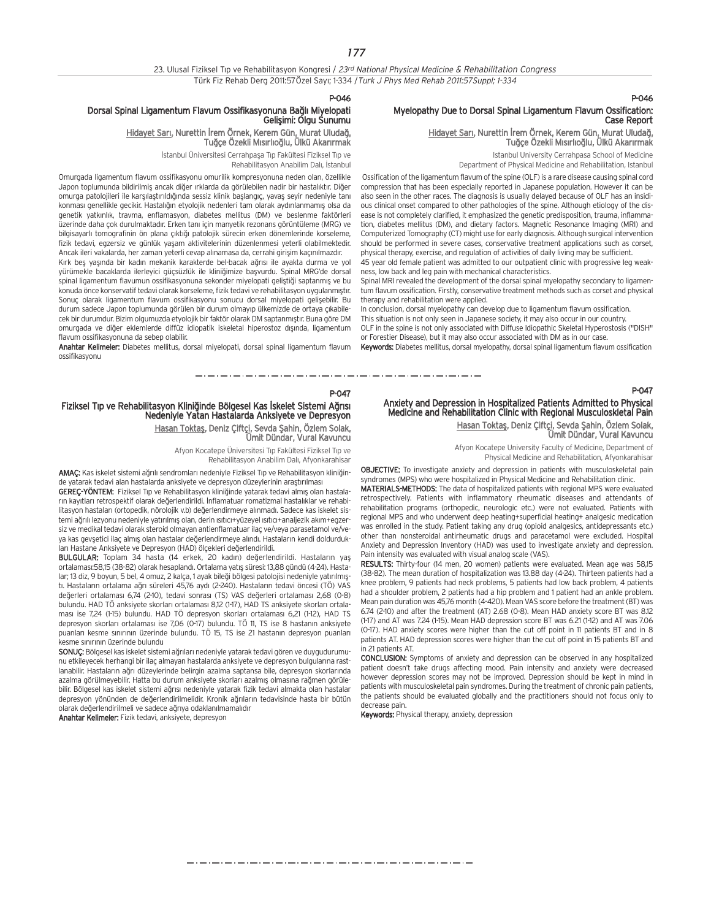P-046

## Dorsal Spinal Ligamentum Flavum Ossifikasyonuna Bağlı Miyelopati Gelişimi: Olgu Sunumu

Hidayet Sarı, Nurettin İrem Örnek, Kerem Gün, Murat Uludağ, Tuğçe Özekli Mısırlıoğlu, Ülkü Akarırmak

İstanbul Üniversitesi Cerrahpaşa Tıp Fakültesi Fiziksel Tıp ve Rehabilitasyon Anabilim Dalı, İstanbul

Omurgada ligamentum flavum ossifikasyonu omurilik kompresyonuna neden olan, özellikle Japon toplumunda bildirilmiş ancak diğer ırklarda da görülebilen nadir bir hastalıktır. Diğer omurga patolojileri ile karşılaştırıldığında sessiz klinik başlangıç, yavaş seyir nedeniyle tanı konması genellikle gecikir. Hastalığın etyolojik nedenleri tam olarak aydınlanmamış olsa da genetik yatkınlık, travma, enflamasyon, diabetes mellitus (DM) ve beslenme faktörleri üzerinde daha çok durulmaktadır. Erken tanı için manyetik rezonans görüntüleme (MRG) ve bilgisayarlı tomografinin ön plana çıktığı patolojik sürecin erken dönemlerinde korseleme, fizik tedavi, egzersiz ve günlük yaşam aktivitelerinin düzenlenmesi yeterli olabilmektedir. Ancak ileri vakalarda, her zaman yeterli cevap alınamasa da, cerrahi girişim kaçınılmazdır.

Kırk beş yaşında bir kadın mekanik karakterde bel-bacak ağrısı ile ayakta durma ve yol yürümekle bacaklarda ilerleyici güçsüzlük ile kliniğimize başvurdu. Spinal MRG'de dorsal spinal ligamentum flavumun ossifikasyonuna sekonder miyelopati geliştiği saptanmış ve bu konuda önce konservatif tedavi olarak korseleme, fizik tedavi ve rehabilitasyon uygulanmıştır. Sonuç olarak ligamentum flavum ossifikasyonu sonucu dorsal miyelopati gelişebilir. Bu durum sadece Japon toplumunda görülen bir durum olmayıp ülkemizde de ortaya çıkabilecek bir durumdur. Bizim olgumuzda etyolojik bir faktör olarak DM saptanmıştır. Buna göre DM omurgada ve diğer eklemlerde diffüz idiopatik iskeletal hiperostoz dışında, ligamentum flavum ossifikasyonuna da sebep olabilir.

**Anahtar Kelimeler:** Diabetes mellitus, dorsal miyelopati, dorsal spinal ligamentum flavum ossifikasyonu

P-046

## Myelopathy Due to Dorsal Spinal Ligamentum Flavum Ossification: Case Report

Hidayet Sarı, Nurettin İrem Örnek, Kerem Gün, Murat Uludağ, Tuğçe Özekli Mısırlıoğlu, Ülkü Akarırmak

Istanbul University Cerrahpasa School of Medicine Department of Physical Medicine and Rehabilitation, Istanbul

Ossification of the ligamentum flavum of the spine (OLF) is a rare disease causing spinal cord compression that has been especially reported in Japanese population. However it can be also seen in the other races. The diagnosis is usually delayed because of OLF has an insidious clinical onset compared to other pathologies of the spine. Although etiology of the disease is not completely clarified, it emphasized the genetic predisposition, trauma, inflammation, diabetes mellitus (DM), and dietary factors. Magnetic Resonance Imaging (MRI) and Computerized Tomography (CT) might use for early diagnosis. Although surgical intervention should be performed in severe cases, conservative treatment applications such as corset, physical therapy, exercise, and regulation of activities of daily living may be sufficient.

45 year old female patient was admitted to our outpatient clinic with progressive leg weakness, low back and leg pain with mechanical characteristics.

Spinal MRI revealed the development of the dorsal spinal myelopathy secondary to ligamentum flavum ossification. Firstly, conservative treatment methods such as corset and physical therapy and rehabilitation were applied.

In conclusion, dorsal myelopathy can develop due to ligamentum flavum ossification.

This situation is not only seen in Japanese society, it may also occur in our country.

OLF in the spine is not only associated with Diffuse Idiopathic Skeletal Hyperostosis ("DISH" or Forestier Disease), but it may also occur associated with DM as in our case.

**Keywords:** Diabetes mellitus, dorsal myelopathy, dorsal spinal ligamentum flavum ossification

---

P-047

## Fiziksel Tıp ve Rehabilitasyon Kliniğinde Bölgesel Kas İskelet Sistemi Ağrısı Nedeniyle Yatan Hastalarda Anksiyete ve Depresyon

Hasan Toktaş, Deniz Çiftçi, Sevda Şahin, Özlem Solak, Ümit Dündar, Vural Kavuncu

Afyon Kocatepe Üniversitesi Tıp Fakültesi Fiziksel Tıp ve Rehabilitasyon Anabilim Dalı, Afyonkarahisar

**AMAÇ:** Kas iskelet sistemi ağrılı sendromları nedeniyle Fiziksel Tıp ve Rehabilitasyon kliniğinde yatarak tedavi alan hastalarda anksiyete ve depresyon düzeylerinin araştırılması

**GEREÇ-YÖNTEM:** Fiziksel Tıp ve Rehabilitasyon kliniğinde yatarak tedavi almış olan hastaların kayıtları retrospektif olarak değerlendirildi. İnflamatuar romatizmal hastalıklar ve rehabilitasyon hastaları (ortopedik, nörolojik v.b) değerlendirmeye alınmadı. Sadece kas iskelet sistemi ağrılı lezyonu nedeniyle yatırılmış olan, derin ısıtıcı+yüzeyel ısıtıcı+analjezik akım+egzersiz ve medikal tedavi olarak steroid olmayan antienflamatuar ilaç ve/veya parasetamol ve/veya kas gevşetici ilaç almış olan hastalar değerlendirmeye alındı. Hastaların kendi doldurdukları Hastane Anksiyete ve Depresyon (HAD) ölçekleri değerlendirildi.

**BULGULAR:** Toplam 34 hasta (14 erkek, 20 kadın) değerlendirildi. Hastaların yaş ortalaması:58,15 (38-82) olarak hesaplandı. Ortalama yatış süresi: 13,88 gündü (4-24). Hastalar; 13 diz, 9 boyun, 5 bel, 4 omuz, 2 kalça, 1 ayak bileği bölgesi patolojisi nedeniyle yatırılmıştı. Hastaların ortalama ağrı süreleri 45,76 aydı (2-240). Hastaların tedavi öncesi (TÖ) VAS değerleri ortalaması 6,74 (2-10), tedavi sonrası (TS) VAS değerleri ortalaması 2,68 (0-8) bulundu. HAD TÖ anksiyete skorları ortalaması 8,12 (1-17), HAD TS anksiyete skorları ortalaması ise 7,24 (1-15) bulundu. HAD TÖ depresyon skorları ortalaması 6,21 (1-12), HAD TS depresyon skorları ortalaması ise 7,06 (0-17) bulundu. TÖ 11, TS ise 8 hastanın anksiyete puanları kesme sınırının üzerinde bulundu. TÖ 15, TS ise 21 hastanın depresyon puanları kesme sınırının üzerinde bulundu

**SONUÇ:** Bölgesel kas iskelet sistemi ağrıları nedeniyle yatarak tedavi gören ve duygudurumunu etkileyecek herhangi bir ilaç almayan hastalarda anksiyete ve depresyon bulgularına rastlanabilir. Hastaların ağrı düzeylerinde belirgin azalma saptansa bile, depresyon skorlarında azalma görülmeyebilir. Hatta bu durum anksiyete skorları azalmış olmasına rağmen görülebilir. Bölgesel kas iskelet sistemi ağrısı nedeniyle yatarak fizik tedavi almakta olan hastalar depresyon yönünden de değerlendirilmelidir. Kronik ağrıların tedavisinde hasta bir bütün olarak değerlendirilmeli ve sadece ağrıya odaklanılmamalıdır

**Anahtar Kelimeler:** Fizik tedavi, anksiyete, depresyon

P-047

## Anxiety and Depression in Hospitalized Patients Admitted to Physical Medicine and Rehabilitation Clinic with Regional Musculoskeletal Pain

Hasan Toktaş, Deniz Çiftçi, Sevda Şahin, Özlem Solak, Ümit Dündar, Vural Kavuncu

Afyon Kocatepe University Faculty of Medicine, Department of Physical Medicine and Rehabilitation, Afyonkarahisar

**OBJECTIVE:** To investigate anxiety and depression in patients with musculoskeletal pain syndromes (MPS) who were hospitalized in Physical Medicine and Rehabilitation clinic.

**MATERIALS-METHODS:** The data of hospitalized patients with regional MPS were evaluated retrospectively. Patients with inflammatory rheumatic diseases and attendants of rehabilitation programs (orthopedic, neurologic etc.) were not evaluated. Patients with regional MPS and who underwent deep heating+superficial heating+ analgesic medication was enrolled in the study. Patient taking any drug (opioid analgesics, antidepressants etc.) other than nonsteroidal antirheumatic drugs and paracetamol were excluded. Hospital Anxiety and Depression Inventory (HAD) was used to investigate anxiety and depression. Pain intensity was evaluated with visual analog scale (VAS).

**RESULTS:** Thirty-four (14 men, 20 women) patients were evaluated. Mean age was 58,15 (38-82). The mean duration of hospitalization was 13.88 day (4-24). Thirteen patients had a knee problem, 9 patients had neck problems, 5 patients had low back problem, 4 patients had a shoulder problem, 2 patients had a hip problem and 1 patient had an ankle problem. Mean pain duration was 45,76 month (4-420). Mean VAS score before the treatment (BT) was 6.74 (2-10) and after the treatment (AT) 2.68 (0-8). Mean HAD anxiety score BT was 8.12 (1-17) and AT was 7.24 (1-15). Mean HAD depression score BT was 6.21 (1-12) and AT was 7.06 (0-17). HAD anxiety scores were higher than the cut off point in 11 patients BT and in 8 patients AT. HAD depression scores were higher than the cut off point in 15 patients BT and in 21 patients AT.

**CONCLUSION:** Symptoms of anxiety and depression can be observed in any hospitalized patient doesn't take drugs affecting mood. Pain intensity and anxiety were decreased however depression scores may not be improved. Depression should be kept in mind in patients with musculoskeletal pain syndromes. During the treatment of chronic pain patients, the patients should be evaluated globally and the practitioners should not focus only to decrease pain.

**Keywords:** Physical therapy, anxiety, depression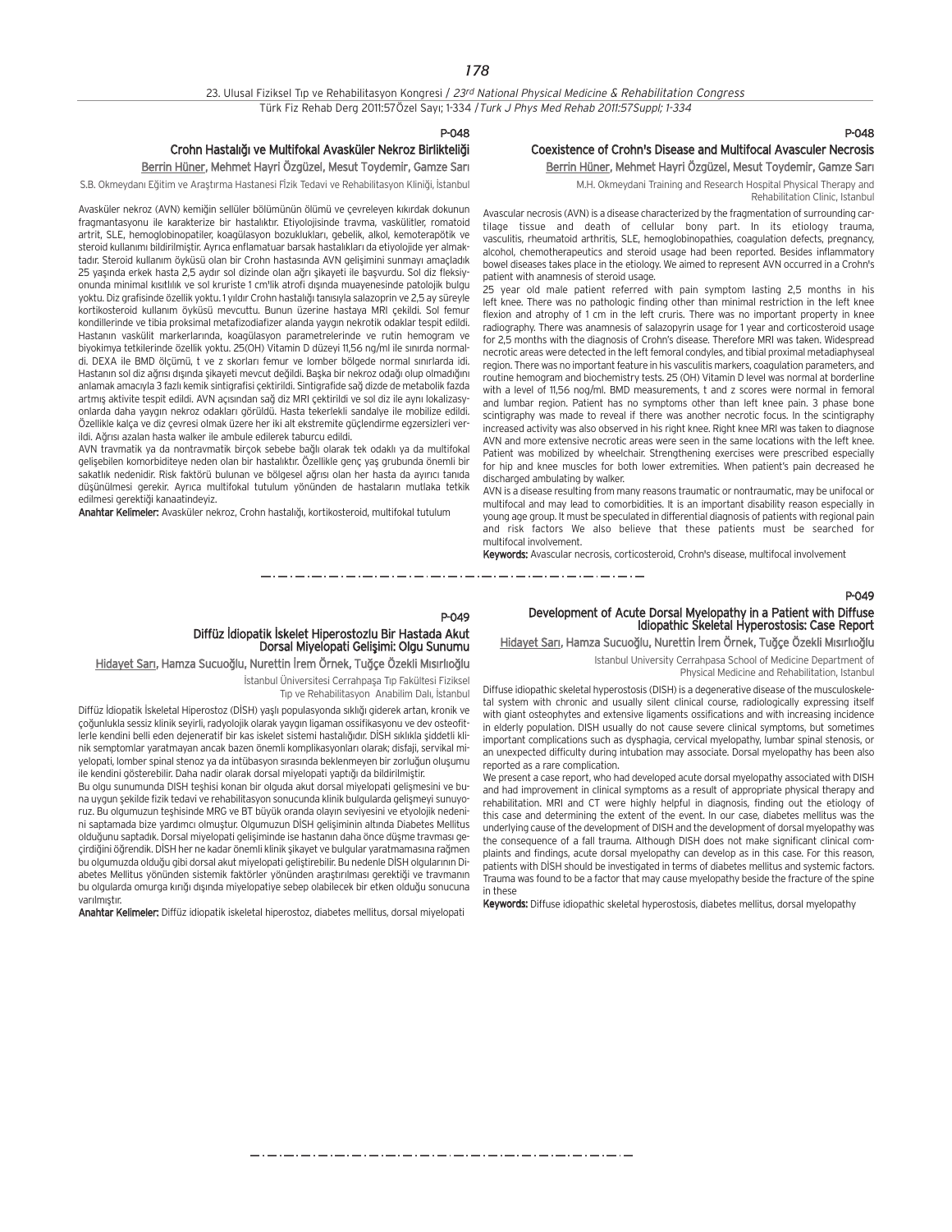P-048

## Crohn Hastalığı ve Multifokal Avasküler Nekroz Birlikteliği

Berrin Hüner, Mehmet Hayri Özgüzel, Mesut Toydemir, Gamze Sarı

S.B. Okmeydanı Eğitim ve Araştırma Hastanesi FIzik Tedavi ve Rehabilitasyon Kliniği, İstanbul

Avasküler nekroz (AVN) kemiğin sellüler bölümünün ölümü ve çevreleyen kıkırdak dokunun fragmantasyonu ile karakterize bir hastalıktır. Etiyolojisinde travma, vaskülitler, romatoid artrit, SLE, hemoglobinopatiler, koagülasyon bozuklukları, gebelik, alkol, kemoterapötik ve steroid kullanımı bildirilmiştir. Ayrıca enflamatuar barsak hastalıkları da etiyolojide yer almaktadır. Steroid kullanım öyküsü olan bir Crohn hastasında AVN gelişimini sunmayı amaçladık 25 yaşında erkek hasta 2,5 aydır sol dizinde olan ağrı şikayeti ile başvurdu. Sol diz fleksiyonunda minimal kısıtlılık ve sol kruriste 1 cm'lik atrofi dışında muayenesinde patolojik bulgu yoktu. Diz grafisinde özellik yoktu. 1 yıldır Crohn hastalığı tanısıyla salazoprin ve 2,5 ay süreyle kortikosteroid kullanım öyküsü mevcuttu. Bunun üzerine hastaya MRI çekildi. Sol femur kondillerinde ve tibia proksimal metafizodiafizer alanda yaygın nekrotik odaklar tespit edildi. Hastanın vaskülit markerlarında, koagülasyon parametrelerinde ve rutin hemogram ve biyokimya tetkilerinde özellik yoktu. 25(OH) Vitamin D düzeyi 11,56 ng/ml ile sınırda normaldi. DEXA ile BMD ölçümü, t ve z skorları femur ve lomber bölgede normal sınırlarda idi. Hastanın sol diz ağrısı dışında şikayeti mevcut değildi. Başka bir nekroz odağı olup olmadığını anlamak amacıyla 3 fazlı kemik sintigrafisi çektirildi. Sintigrafide sağ dizde de metabolik fazda artmış aktivite tespit edildi. AVN açısından sağ diz MRI çektirildi ve sol diz ile aynı lokalizasyonlarda daha yaygın nekroz odakları görüldü. Hasta tekerlekli sandalye ile mobilize edildi. Özellikle kalça ve diz çevresi olmak üzere her iki alt ekstremite güçlendirme egzersizleri verildi. Ağrısı azalan hasta walker ile ambule edilerek taburcu edildi.

AVN travmatik ya da nontravmatik birçok sebebe bağlı olarak tek odaklı ya da multifokal gelişebilen komorbiditeye neden olan bir hastalıktır. Özellikle genç yaş grubunda önemli bir sakatlık nedenidir. Risk faktörü bulunan ve bölgesel ağrısı olan her hasta da ayırıcı tanıda düşünülmesi gerekir. Ayrıca multifokal tutulum yönünden de hastaların mutlaka tetkik edilmesi gerektiği kanaatindeyiz.

**Anahtar Kelimeler:** Avasküler nekroz, Crohn hastalığı, kortikosteroid, multifokal tutulum

P-048

## Coexistence of Crohn's Disease and Multifocal Avasculer Necrosis

Berrin Hüner, Mehmet Hayri Özgüzel, Mesut Toydemir, Gamze Sarı

M.H. Okmeydani Training and Research Hospital Physical Therapy and Rehabilitation Clinic, Istanbul

Avascular necrosis (AVN) is a disease characterized by the fragmentation of surrounding cartilage tissue and death of cellular bony part. In its etiology trauma, vasculitis, rheumatoid arthritis, SLE, hemoglobinopathies, coagulation defects, pregnancy, alcohol, chemotherapeutics and steroid usage had been reported. Besides inflammatory bowel diseases takes place in the etiology. We aimed to represent AVN occurred in a Crohn's patient with anamnesis of steroid usage.

25 year old male patient referred with pain symptom lasting 2,5 months in his left knee. There was no pathologic finding other than minimal restriction in the left knee flexion and atrophy of 1 cm in the left cruris. There was no important property in knee radiography. There was anamnesis of salazopyrin usage for 1 year and corticosteroid usage for 2,5 months with the diagnosis of Crohn's disease. Therefore MRI was taken. Widespread necrotic areas were detected in the left femoral condyles, and tibial proximal metadiaphyseal region. There was no important feature in his vasculitis markers, coagulation parameters, and routine hemogram and biochemistry tests. 25 (OH) Vitamin D level was normal at borderline with a level of 11,56 nog/ml. BMD measurements, t and z scores were normal in femoral and lumbar region. Patient has no symptoms other than left knee pain. 3 phase bone scintigraphy was made to reveal if there was another necrotic focus. In the scintigraphy increased activity was also observed in his right knee. Right knee MRI was taken to diagnose AVN and more extensive necrotic areas were seen in the same locations with the left knee. Patient was mobilized by wheelchair. Strengthening exercises were prescribed especially for hip and knee muscles for both lower extremities. When patient's pain decreased he discharged ambulating by walker.

AVN is a disease resulting from many reasons traumatic or nontraumatic, may be unifocal or multifocal and may lead to comorbidities. It is an important disability reason especially in young age group. It must be speculated in differential diagnosis of patients with regional pain and risk factors We also believe that these patients must be searched for multifocal involvement.

**Keywords:** Avascular necrosis, corticosteroid, Crohn's disease, multifocal involvement

P-049

## Diffüz İdiopatik İskelet Hiperostozlu Bir Hastada Akut Dorsal Miyelopati Gelişimi: Olgu Sunumu

Hidayet Sarı, Hamza Sucuoğlu, Nurettin İrem Örnek, Tuğçe Özekli Mısırlıoğlu

İstanbul Üniversitesi Cerrahpaşa Tıp Fakültesi Fiziksel Tıp ve Rehabilitasyon Anabilim Dalı, İstanbul

Diffüz İdiopatik İskeletal Hiperostoz (DİSH) yaşlı populasyonda sıklığı giderek artan, kronik ve çoğunlukla sessiz klinik seyirli, radyolojik olarak yaygın ligaman ossifikasyonu ve dev osteofitlerle kendini belli eden dejeneratif bir kas iskelet sistemi hastalığıdır. DİSH sıklıkla şiddetli klinik semptomlar yaratmayan ancak bazen önemli komplikasyonları olarak; disfaji, servikal miyelopati, lomber spinal stenoz ya da intübasyon sırasında beklenmeyen bir zorluğun oluşumu ile kendini gösterebilir. Daha nadir olarak dorsal miyelopati yaptığı da bildirilmiştir.

Bu olgu sunumunda DISH teşhisi konan bir olguda akut dorsal miyelopati gelişmesini ve buna uygun şekilde fizik tedavi ve rehabilitasyon sonucunda klinik bulgularda gelişmeyi sunuyoruz. Bu olgumuzun teşhisinde MRG ve BT büyük oranda olayın seviyesini ve etyolojik nedenini saptamada bize yardımcı olmuştur. Olgumuzun DİSH gelişiminin altında Diabetes Mellitus olduğunu saptadık. Dorsal miyelopati gelişiminde ise hastanın daha önce düşme travması geçirdiğini öğrendik. DİSH her ne kadar önemli klinik şikayet ve bulgular yaratmamasına rağmen bu olgumuzda olduğu gibi dorsal akut miyelopati geliştirebilir. Bu nedenle DİSH olgularının Diabetes Mellitus yönünden sistemik faktörler yönünden araştırılması gerektiği ve travmanın bu olgularda omurga kırığı dışında miyelopatiye sebep olabilecek bir etken olduğu sonucuna varılmıştır.

**Anahtar Kelimeler:** Diffüz idiopatik iskeletal hiperostoz, diabetes mellitus, dorsal miyelopati

P-049

## Development of Acute Dorsal Myelopathy in a Patient with Diffuse Idiopathic Skeletal Hyperostosis: Case Report

Hidayet Sarı, Hamza Sucuoğlu, Nurettin İrem Örnek, Tuğçe Özekli Mısırlıoğlu

Istanbul University Cerrahpasa School of Medicine Department of Physical Medicine and Rehabilitation, Istanbul

Diffuse idiopathic skeletal hyperostosis (DISH) is a degenerative disease of the musculoskeletal system with chronic and usually silent clinical course, radiologically expressing itself with giant osteophytes and extensive ligaments ossifications and with increasing incidence in elderly population. DISH usually do not cause severe clinical symptoms, but sometimes important complications such as dysphagia, cervical myelopathy, lumbar spinal stenosis, or an unexpected difficulty during intubation may associate. Dorsal myelopathy has been also reported as a rare complication.

We present a case report, who had developed acute dorsal myelopathy associated with DISH and had improvement in clinical symptoms as a result of appropriate physical therapy and rehabilitation. MRI and CT were highly helpful in diagnosis, finding out the etiology of this case and determining the extent of the event. In our case, diabetes mellitus was the underlying cause of the development of DISH and the development of dorsal myelopathy was the consequence of a fall trauma. Although DISH does not make significant clinical complaints and findings, acute dorsal myelopathy can develop as in this case. For this reason, patients with DİSH should be investigated in terms of diabetes mellitus and systemic factors. Trauma was found to be a factor that may cause myelopathy beside the fracture of the spine in these

**Keywords:** Diffuse idiopathic skeletal hyperostosis, diabetes mellitus, dorsal myelopathy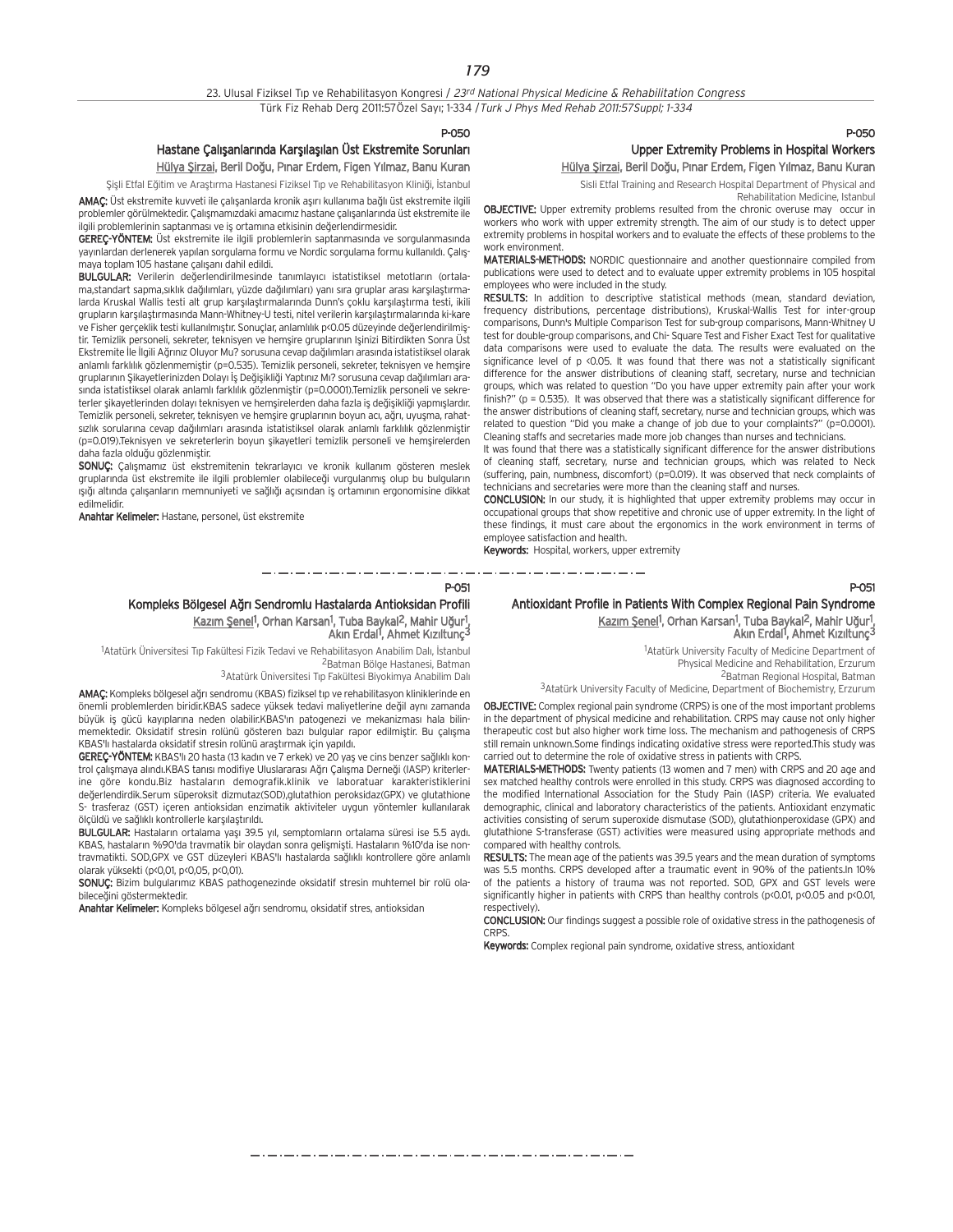P-050

## Hastane Çalışanlarında Karşılaşılan Üst Ekstremite Sorunları

Hülya Şirzai, Beril Doğu, Pınar Erdem, Figen Yılmaz, Banu Kuran

Şişli Etfal Eğitim ve Araştırma Hastanesi Fiziksel Tıp ve Rehabilitasyon Kliniği, İstanbul

**AMAÇ:** Üst ekstremite kuvveti ile çalışanlarda kronik aşırı kullanıma bağlı üst ekstremite ilgili problemler görülmektedir. Çalışmamızdaki amacımız hastane çalışanlarında üst ekstremite ile ilgili problemlerinin saptanması ve iş ortamına etkisinin değerlendirmesidir.

**GEREÇ-YÖNTEM:** Üst ekstremite ile ilgili problemlerin saptanmasında ve sorgulanmasında yayınlardan derlenerek yapılan sorgulama formu ve Nordic sorgulama formu kullanıldı. Çalışmaya toplam 105 hastane çalışanı dahil edildi.

**BULGULAR:** Verilerin değerlendirilmesinde tanımlayıcı istatistiksel metotların (ortalama,standart sapma,sıklık dağılımları, yüzde dağılımları) yanı sıra gruplar arası karşılaştırmalarda Kruskal Wallis testi alt grup karşılaştırmalarında Dunn's çoklu karşılaştırma testi, ikili grupların karşılaştırılmasında Mann-Whitney-U testi, nitel verilerin karşılaştırmalarında ki-kare ve Fisher gerçeklik testi kullanılmıştır. Sonuçlar, anlamlılık $p<0.05$ düzeyinde değerlendirilmiştir. Temizlik personeli, sekreter, teknisyen ve hemşire gruplarının İşinizi Bitirdikten Sonra Üst Ekstremite İle İlgili Ağrınız Oluyor Mu? sorusuna cevap dağılımları arasında istatistiksel olarak anlamlı farklılık gözlenmemiştir ($p=0.535$). Temizlik personeli, sekreter, teknisyen ve hemşire gruplarının Şikayetlerinizden Dolayı İş Değişikliği Yaptınız Mı? sorusuna cevap dağılımları arasında istatistiksel olarak anlamlı farklılık gözlenmiştir ($p=0.0001$).Temizlik personeli ve sekreterler şikayetlerinden dolayı teknisyen ve hemşirelerden daha fazla iş değişikliği yapmışlardır. Temizlik personeli, sekreter, teknisyen ve hemşire gruplarının boyun acı, ağrı, uyuşma, rahatsızlık sorularına cevap dağılımları arasında istatistiksel olarak anlamlı farklılık gözlenmiştir ($p=0.019$).Teknisyen ve sekreterlerin boyun şikayetleri temizlik personeli ve hemşirelerden daha fazla olduğu gözlenmiştir.

**SONUÇ:** Çalışmamız üst ekstremitenin tekrarlayıcı ve kronik kullanım gösteren meslek gruplarında üst ekstremite ile ilgili problemler olabileceği vurgulanmış olup bu bulguların ışığı altında çalışanların memnuniyeti ve sağlığı açısından iş ortamının ergonomisine dikkat edilmelidir.

**Anahtar Kelimeler:** Hastane, personel, üst ekstremite

P-050

## Upper Extremity Problems in Hospital Workers

Hülya Şirzai, Beril Doğu, Pınar Erdem, Figen Yılmaz, Banu Kuran

Sisli Etfal Training and Research Hospital Department of Physical and Rehabilitation Medicine, Istanbul

**OBJECTIVE:** Upper extremity problems resulted from the chronic overuse may occur in workers who work with upper extremity strength. The aim of our study is to detect upper extremity problems in hospital workers and to evaluate the effects of these problems to the work environment.

**MATERIALS-METHODS:** NORDIC questionnaire and another questionnaire compiled from publications were used to detect and to evaluate upper extremity problems in 105 hospital employees who were included in the study.

**RESULTS:** In addition to descriptive statistical methods (mean, standard deviation, frequency distributions, percentage distributions), Kruskal-Wallis Test for inter-group comparisons, Dunn's Multiple Comparison Test for sub-group comparisons, Mann-Whitney U test for double-group comparisons, and Chi- Square Test and Fisher Exact Test for qualitative data comparisons were used to evaluate the data. The results were evaluated on the significance level of $p<0.05$. It was found that there was not a statistically significant difference for the answer distributions of cleaning staff, secretary, nurse and technician groups, which was related to question "Do you have upper extremity pain after your work finish?" ($p=0.535$). It was observed that there was a statistically significant difference for the answer distributions of cleaning staff, secretary, nurse and technician groups, which was related to question "Did you make a change of job due to your complaints?" ($p=0.0001$). Cleaning staffs and secretaries made more job changes than nurses and technicians.

It was found that there was a statistically significant difference for the answer distributions of cleaning staff, secretary, nurse and technician groups, which was related to Neck (suffering, pain, numbness, discomfort) ($p=0.019$). It was observed that neck complaints of technicians and secretaries were more than the cleaning staff and nurses.

**CONCLUSION:** In our study, it is highlighted that upper extremity problems may occur in occupational groups that show repetitive and chronic use of upper extremity. In the light of these findings, it must care about the ergonomics in the work environment in terms of employee satisfaction and health.

**Keywords:** Hospital, workers, upper extremity

---

P-051

## Kompleks Bölgesel Ağrı Sendromlu Hastalarda Antioksidan Profili

Kazım Şenel[1], Orhan Karsan[1], Tuba Baykal[2], Mahir Uğur[1], Akın Erdal[1], Ahmet Kızıltunç[3]

[1]Atatürk Üniversitesi Tıp Fakültesi Fizik Tedavi ve Rehabilitasyon Anabilim Dalı, İstanbul
[2]Batman Bölge Hastanesi, Batman
[3]Atatürk Üniversitesi Tıp Fakültesi Biyokimya Anabilim Dalı

**AMAÇ:** Kompleks bölgesel ağrı sendromu (KBAS) fiziksel tıp ve rehabilitasyon kliniklerinde en önemli problemlerden biridir.KBAS sadece yüksek tedavi maliyetlerine değil aynı zamanda büyük iş gücü kayıplarına neden olabilir.KBAS'ın patogenezi ve mekanizması hala bilinmemektedir. Oksidatif stresin rolünü gösteren bazı bulgular rapor edilmiştir. Bu çalışma KBAS'lı hastalarda oksidatif stresin rolünü araştırmak için yapıldı.

**GEREÇ-YÖNTEM:** KBAS'lı 20 hasta (13 kadın ve 7 erkek) ve 20 yaş ve cins benzer sağlıklı kontrol çalışmaya alındı.KBAS tanısı modifiye Uluslararası Ağrı Çalışma Derneği (IASP) kriterlerine göre kondu.Biz hastaların demografik.klinik ve laboratuar karakteristiklerini değerlendirdik.Serum süperoksit dizmutaz(SOD),glutathion peroksidaz(GPX) ve glutathione S- trasferaz (GST) içeren antioksidan enzimatik aktiviteler uygun yöntemler kullanılarak ölçüldü ve sağlıklı kontrollerle karşılaştırıldı.

**BULGULAR:** Hastaların ortalama yaşı 39.5 yıl, semptomların ortalama süresi ise 5.5 aydı. KBAS, hastaların %90'ı da travmatik bir olaydan sonra gelişmişti. Hastaların %10'da ise nontravmatikti. SOD,GPX ve GST düzeyleri KBAS'lı hastalarda sağlıklı kontrollere göre anlamlı olarak yüksekti ($p<0,01$, $p<0,05$, $p<0,01$).

**SONUÇ:** Bizim bulgularımız KBAS pathogenezinde oksidatif stresin muhtemel bir rolü olabileceğini göstermektedir.

**Anahtar Kelimeler:** Kompleks bölgesel ağrı sendromu, oksidatif stres, antioksidan

P-051

## Antioxidant Profile in Patients With Complex Regional Pain Syndrome

Kazım Şenel[1], Orhan Karsan[1], Tuba Baykal[2], Mahir Uğur[1], Akın Erdal[1], Ahmet Kızıltunç[3]

[1]Atatürk University Faculty of Medicine Department of Physical Medicine and Rehabilitation, Erzurum
[2]Batman Regional Hospital, Batman
[3]Atatürk University Faculty of Medicine, Department of Biochemistry, Erzurum

**OBJECTIVE:** Complex regional pain syndrome (CRPS) is one of the most important problems in the department of physical medicine and rehabilitation. CRPS may cause not only higher therapeutic cost but also higher work time loss. The mechanism and pathogenesis of CRPS still remain unknown.Some findings indicating oxidative stress were reported.This study was carried out to determine the role of oxidative stress in patients with CRPS.

**MATERIALS-METHODS:** Twenty patients (13 women and 7 men) with CRPS and 20 age and sex matched healthy controls were enrolled in this study. CRPS was diagnosed according to the modified International Association for the Study Pain (IASP) criteria. We evaluated demographic, clinical and laboratory characteristics of the patients. Antioxidant enzymatic activities consisting of serum superoxide dismutase (SOD), glutathionperoxidase (GPX) and glutathione S-transferase (GST) activities were measured using appropriate methods and compared with healthy controls.

**RESULTS:** The mean age of the patients was 39.5 years and the mean duration of symptoms was 5.5 months. CRPS developed after a traumatic event in 90% of the patients.In 10% of the patients a history of trauma was not reported. SOD, GPX and GST levels were significantly higher in patients with CRPS than healthy controls ($p<0.01$, $p<0.05$ and $p<0.01$, respectively).

**CONCLUSION:** Our findings suggest a possible role of oxidative stress in the pathogenesis of CRPS.

**Keywords:** Complex regional pain syndrome, oxidative stress, antioxidant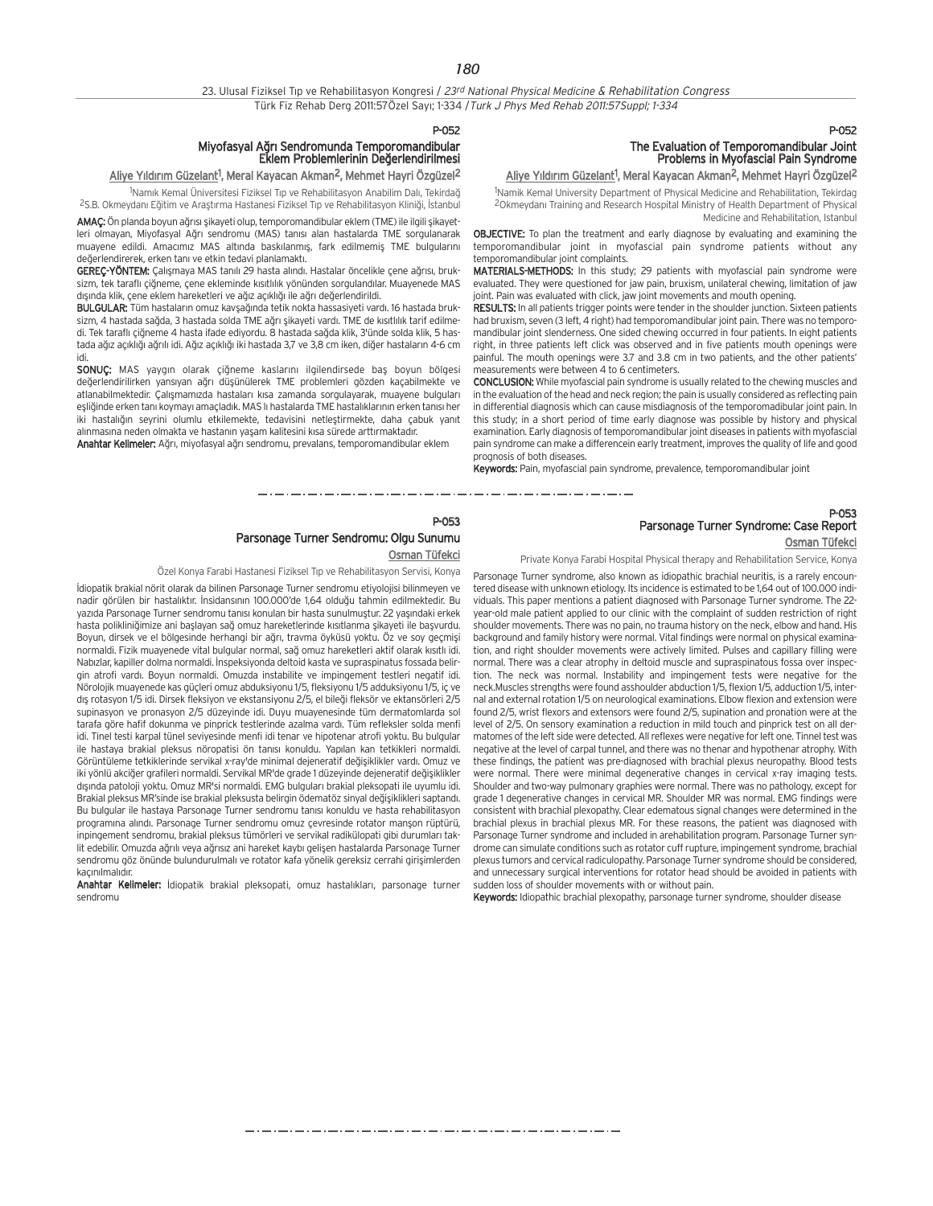## P-052

### Miyofasyal Ağrı Sendromunda Temporomandibular Eklem Problemlerinin Değerlendirilmesi

Aliye Yıldırım Güzelant[1], Meral Kayacan Akman[2], Mehmet Hayri Özgüzel[2]

[1]Namık Kemal Üniversitesi Fiziksel Tıp ve Rehabilitasyon Anabilim Dalı, Tekirdağ
[2]S.B. Okmeydanı Eğitim ve Araştırma Hastanesi Fiziksel Tıp ve Rehabilitasyon Kliniği, İstanbul

**AMAÇ:** Ön planda boyun ağrısı şikayeti olup, temporomandibular eklem (TME) ile ilgili şikayetleri olmayan, Miyofasyal Ağrı sendromu (MAS) tanısı alan hastalarda TME sorgulanarak muayene edildi. Amacımız MAS altında baskılanmış, fark edilmemiş TME bulgularını değerlendirerek, erken tanı ve etkin tedavi planlamaktı.

**GEREÇ-YÖNTEM:** Çalışmaya MAS tanılı 29 hasta alındı. Hastalar öncelikle çene ağrısı, bruksizm, tek taraflı çiğneme, çene ekleminde kısıtlılık yönünden sorgulandılar. Muayenede MAS dışında klik, çene eklem hareketleri ve ağız açıklığı ile ağrı değerlendirildi.

**BULGULAR:** Tüm hastaların omuz kavşağında tetik nokta hassasiyeti vardı. 16 hastada bruksizm, 4 hastada sağda, 3 hastada solda TME ağrı şikayeti vardı. TME de kısıtlılık tarif edilmedi. Tek taraflı çiğneme 4 hasta ifade ediyordu. 8 hastada sağda klik, 3'ünde solda klik, 5 hastada ağız açıklığı ağrılı idi. Ağız açıklığı iki hastada 3,7 ve 3,8 cm iken, diğer hastaların 4-6 cm idi.

**SONUÇ:** MAS yaygın olarak çiğneme kaslarını ilgilendirsede baş boyun bölgesi değerlendirilirken yansıyan ağrı düşünülerek TME problemleri gözden kaçabilmekte ve atlanabilmektedir. Çalışmamızda hastaları kısa zamanda sorgulayarak, muayene bulguları eşliğinde erken tanı koymayı amaçladık. MAS lı hastalarda TME hastalıklarının erken tanısı her iki hastalığın seyrini olumlu etkilemekte, tedavisini netleştirmekte, daha çabuk yanıt alınmasına neden olmakta ve hastanın yaşam kalitesini kısa sürede arttırmaktadır.

**Anahtar Kelimeler:** Ağrı, miyofasyal ağrı sendromu, prevalans, temporomandibular eklem

## P-052

### The Evaluation of Temporomandibular Joint Problems in Myofascial Pain Syndrome

Aliye Yıldırım Güzelant[1], Meral Kayacan Akman[2], Mehmet Hayri Özgüzel[2]

[1]Namık Kemal University Department of Physical Medicine and Rehabilitation, Tekirdag
[2]Okmeydanı Training and Research Hospital Ministry of Health Department of Physical Medicine and Rehabilitation, Istanbul

**OBJECTIVE:** To plan the treatment and early diagnose by evaluating and examining the temporomandibular joint in myofascial pain syndrome patients without any temporomandibular joint complaints.

**MATERIALS-METHODS:** In this study; 29 patients with myofascial pain syndrome were evaluated. They were questioned for jaw pain, bruxism, unilateral chewing, limitation of jaw joint. Pain was evaluated with click, jaw joint movements and mouth opening.

**RESULTS:** In all patients trigger points were tender in the shoulder junction. Sixteen patients had bruxism, seven (3 left, 4 right) had temporomandibular joint pain. There was no temporomandibular joint slenderness. One sided chewing occurred in four patients. In eight patients right, in three patients left click was observed and in five patients mouth openings were painful. The mouth openings were 3.7 and 3.8 cm in two patients, and the other patients' measurements were between 4 to 6 centimeters.

**CONCLUSION:** While myofascial pain syndrome is usually related to the chewing muscles and in the evaluation of the head and neck region; the pain is usually considered as reflecting pain in differential diagnosis which can cause misdiagnosis of the temporomandibular joint pain. In this study; in a short period of time early diagnose was possible by history and physical examination. Early diagnosis of temporomandibular joint diseases in patients with myofascial pain syndrome can make a differencein early treatment, improves the quality of life and good prognosis of both diseases.

**Keywords:** Pain, myofascial pain syndrome, prevalence, temporomandibular joint

---

## P-053

### Parsonage Turner Sendromu: Olgu Sunumu

Osman Tüfekci

Özel Konya Farabi Hastanesi Fiziksel Tıp ve Rehabilitasyon Servisi, Konya

İdiopatik brakial nörit olarak da bilinen Parsonage Turner sendromu etiyolojisi bilinmeyen ve nadir görülen bir hastalıktır. İnsidansının 100.000'de 1,64 olduğu tahmin edilmektedir. Bu yazıda Parsonage Turner sendromu tanısı konulan bir hasta sunulmuştur. 22 yaşındaki erkek hasta polikliniğimize ani başlayan sağ omuz hareketlerinde kısıtlanma şikayeti ile başvurdu. Boyun, dirsek ve el bölgesinde herhangi bir ağrı, travma öyküsü yoktu. Öz ve soy geçmişi normaldi. Fizik muayenede vital bulgular normal, sağ omuz hareketleri aktif olarak kısıtlı idi. Nabızlar, kapiller dolma normaldi. İnspeksiyonda deltoid kasta ve supraspinatus fossada belirgin atrofi vardı. Boyun normaldi. Omuzda instabilite ve impingement testleri negatif idi. Nörolojik muayenede kas güçleri omuz abduksiyonu 1/5, fleksiyonu 1/5 adduksiyonu 1/5, iç ve dış rotasyon 1/5 idi. Dirsek fleksiyon ve ekstansiyonu 2/5, el bileği fleksör ve ektansörleri 2/5 supinasyon ve pronasyon 2/5 düzeyinde idi. Duyu muayenesinde tüm dermatomlarda sol tarafa göre hafif dokunma ve pinprick testlerinde azalma vardı. Tüm refleksler solda menfi idi. Tinel testi karpal tünel seviyesinde menfi idi tenar ve hipotenar atrofi yoktu. Bu bulgular ile hastaya brakial pleksus nöropatisi ön tanısı konuldu. Yapılan kan tetkikleri normaldi. Görüntüleme tetkiklerinde servikal x-ray'de minimal dejeneratif değişiklikler vardı. Omuz ve iki yönlü akciğer grafileri normaldi. Servikal MR'de grade 1 düzeyinde dejeneratif değişiklikler dışında patoloji yoktu. Omuz MR'si normaldi. EMG bulguları brakial pleksopati ile uyumlu idi. Brakial pleksus MR'sinde ise brakial pleksusta belirgin ödematöz sinyal değişiklikleri saptandı. Bu bulgular ile hastaya Parsonage Turner sendromu tanısı konuldu ve hasta rehabilitasyon programına alındı. Parsonage Turner sendromu omuz çevresinde rotator manşon rüptürü, inpingement sendromu, brakial pleksus tümörleri ve servikal radikülopati gibi durumları taklit edebilir. Omuzda ağrılı veya ağrısız ani hareket kaybı gelişen hastalarda Parsonage Turner sendromu göz önünde bulundurulmalı ve rotator kafa yönelik gereksiz cerrahi girişimlerden kaçınılmalıdır.

**Anahtar Kelimeler:** İdiopatik brakial pleksopati, omuz hastalıkları, parsonage turner sendromu

## P-053

### Parsonage Turner Syndrome: Case Report

Osman Tüfekci

Private Konya Farabi Hospital Physical therapy and Rehabilitation Service, Konya

Parsonage Turner syndrome, also known as idiopathic brachial neuritis, is a rarely encountered disease with unknown etiology. Its incidence is estimated to be 1,64 out of 100.000 individuals. This paper mentions a patient diagnosed with Parsonage Turner syndrome. The 22-year-old male patient applied to our clinic with the complaint of sudden restriction of right shoulder movements. There was no pain, no trauma history on the neck, elbow and hand. His background and family history were normal. Vital findings were normal on physical examination, and right shoulder movements were actively limited. Pulses and capillary filling were normal. There was a clear atrophy in deltoid muscle and supraspinatous fossa over inspection. The neck was normal. Instability and impingement tests were negative for the neck.Muscles strengths were found asshoulder abduction 1/5, flexion 1/5, adduction 1/5, internal and external rotation 1/5 on neurological examinations. Elbow flexion and extension were found 2/5, wrist flexors and extensors were found 2/5, supination and pronation were at the level of 2/5. On sensory examination a reduction in mild touch and pinprick test on all dermatomes of the left side were detected. All reflexes were negative for left one. Tinnel test was negative at the level of carpal tunnel, and there was no thenar and hypothenar atrophy. With these findings, the patient was pre-diagnosed with brachial plexus neuropathy. Blood tests were normal. There were minimal degenerative changes in cervical x-ray imaging tests. Shoulder and two-way pulmonary graphies were normal. There was no pathology, except for grade 1 degenerative changes in cervical MR. Shoulder MR was normal. EMG findings were consistent with brachial plexopathy. Clear edematous signal changes were determined in the brachial plexus in brachial plexus MR. For these reasons, the patient was diagnosed with Parsonage Turner syndrome and included in arehabilitation program. Parsonage Turner syndrome can simulate conditions such as rotator cuff rupture, impingement syndrome, brachial plexus tumors and cervical radiculopathy. Parsonage Turner syndrome should be considered, and unnecessary surgical interventions for rotator head should be avoided in patients with sudden loss of shoulder movements with or without pain.

**Keywords:** Idiopathic brachial plexopathy, parsonage turner syndrome, shoulder disease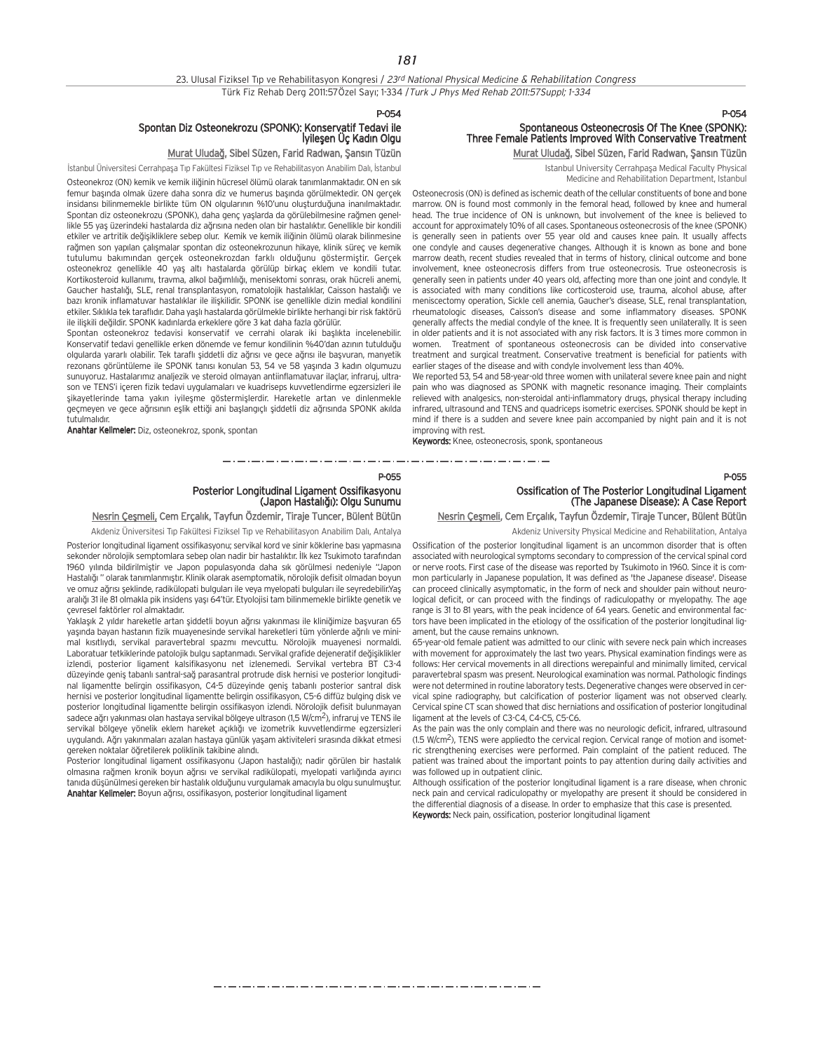P-054

## Spontan Diz Osteonekrozu (SPONK): Konservatif Tedavi ile İyileşen Üç Kadın Olgu

Murat Uludağ, Sibel Süzen, Farid Radwan, Şansın Tüzün

İstanbul Üniversitesi Cerrahpaşa Tıp Fakültesi Fiziksel Tıp ve Rehabilitasyon Anabilim Dalı, İstanbul

Osteonekroz (ON) kemik ve kemik iliğinin hücresel ölümü olarak tanımlanmaktadır. ON en sık femur başında olmak üzere daha sonra diz ve humerus başında görülmektedir. ON gerçek insidansı bilinmemekle birlikte tüm ON olgularının %10'unu oluşturduğuna inanılmaktadır. Spontan diz osteonekrozu (SPONK), daha genç yaşlarda da görülebilmesine rağmen genellikle 55 yaş üzerindeki hastalarda diz ağrısına neden olan bir hastalıktır. Genellikle bir kondili etkiler ve artritik değişikliklere sebep olur. Kemik ve kemik iliğinin ölümü olarak bilinmesine rağmen son yapılan çalışmalar spontan diz osteonekrozunun hikaye, klinik süreç ve kemik tutulumu bakımından gerçek osteonekrozdan farklı olduğunu göstermiştir. Gerçek osteonekroz genellikle 40 yaş altı hastalarda görülüp birkaç eklem ve kondili tutar. Kortikosteroid kullanımı, travma, alkol bağımlılığı, menisektomi sonrası, orak hücreli anemi, Gaucher hastalığı, SLE, renal transplantasyon, romatolojik hastalıklar, Caisson hastalığı ve bazı kronik inflamatuvar hastalıklar ile ilişkilidir. SPONK ise genellikle dizin medial kondilini etkiler. Sıklıkla tek taraflıdır. Daha yaşlı hastalarda görülmekle birlikte herhangi bir risk faktörü ile ilişkili değildir. SPONK kadınlarda erkeklere göre 3 kat daha fazla görülür.

Spontan osteonekroz tedavisi konservatif ve cerrahi olarak iki başlıkta incelenebilir. Konservatif tedavi genellikle erken dönemde ve femur kondilinin %40'dan azının tutulduğu olgularda yararlı olabilir. Tek taraflı şiddetli diz ağrısı ve gece ağrısı ile başvuran, manyetik rezonans görüntüleme ile SPONK tanısı konulan 53, 54 ve 58 yaşında 3 kadın olgumuzu sunuyoruz. Hastalarımız analjezik ve steroid olmayan antiinflamatuvar ilaçlar, infraruj, ultrason ve TENS'i içeren fizik tedavi uygulamaları ve kuadriseps kuvvetlendirme egzersizleri ile şikayetlerinde tama yakın iyileşme göstermişlerdir. Hareketle artan ve dinlenmekle geçmeyen ve gece ağrısının eşlik ettiği ani başlangıçlı şiddetli diz ağrısında SPONK akılda tutulmalıdır.

**Anahtar Kelimeler:** Diz, osteonekroz, sponk, spontan

P-054

## Spontaneous Osteonecrosis Of The Knee (SPONK): Three Female Patients Improved With Conservative Treatment

Murat Uludağ, Sibel Süzen, Farid Radwan, Şansın Tüzün

Istanbul University Cerrahpaşa Medical Faculty Physical Medicine and Rehabilitation Department, Istanbul

Osteonecrosis (ON) is defined as ischemic death of the cellular constituents of bone and bone marrow. ON is found most commonly in the femoral head, followed by knee and humeral head. The true incidence of ON is unknown, but involvement of the knee is believed to account for approximately 10% of all cases. Spontaneous osteonecrosis of the knee (SPONK) is generally seen in patients over 55 year old and causes knee pain. It usually affects one condyle and causes degenerative changes. Although it is known as bone and bone marrow death, recent studies revealed that in terms of history, clinical outcome and bone involvement, knee osteonecrosis differs from true osteonecrosis. True osteonecrosis is generally seen in patients under 40 years old, affecting more than one joint and condyle. It is associated with many conditions like corticosteroid use, trauma, alcohol abuse, after meniscectomy operation, Sickle cell anemia, Gaucher's disease, SLE, renal transplantation, rheumatologic diseases, Caisson's disease and some inflammatory diseases. SPONK generally affects the medial condyle of the knee. It is frequently seen unilaterally. It is seen in older patients and it is not associated with any risk factors. It is 3 times more common in women. Treatment of spontaneous osteonecrosis can be divided into conservative treatment and surgical treatment. Conservative treatment is beneficial for patients with earlier stages of the disease and with condyle involvement less than 40%.

We reported 53, 54 and 58-year-old three women with unilateral severe knee pain and night pain who was diagnosed as SPONK with magnetic resonance imaging. Their complaints relieved with analgesics, non-steroidal anti-inflammatory drugs, physical therapy including infrared, ultrasound and TENS and quadriceps isometric exercises. SPONK should be kept in mind if there is a sudden and severe knee pain accompanied by night pain and it is not improving with rest.

**Keywords:** Knee, osteonecrosis, sponk, spontaneous

---

P-055

## Posterior Longitudinal Ligament Ossifikasyonu (Japon Hastalığı): Olgu Sunumu

Nesrin Çeşmeli, Cem Erçalık, Tayfun Özdemir, Tiraje Tuncer, Bülent Bütün

Akdeniz Üniversitesi Tıp Fakültesi Fiziksel Tıp ve Rehabilitasyon Anabilim Dalı, Antalya

Posterior longitudinal ligament ossifikasyonu; servikal kord ve sinir köklerine bası yapmasına sekonder nörolojik semptomlara sebep olan nadir bir hastalıktır. İlk kez Tsukimoto tarafından 1960 yılında bildirilmiştir ve Japon populasyonda daha sık görülmesi nedeniyle ''Japon Hastalığı '' olarak tanımlanmıştır. Klinik olarak asemptomatik, nörolojik defisit olmadan boyun ve omuz ağrısı şeklinde, radikülopati bulguları ile veya myelopati bulguları ile seyredebilir.Yaş aralığı 31 ile 81 olmakla pik insidens yaşı 64'tür. Etyolojisi tam bilinmemekle birlikte genetik ve çevresel faktörler rol almaktadır.

Yaklaşık 2 yıldır hareketle artan şiddetli boyun ağrısı yakınması ile kliniğimize başvuran 65 yaşında bayan hastanın fizik muayenesinde servikal hareketleri tüm yönlerde ağrılı ve minimal kısıtlıydı, servikal paravertebral spazmı mevcuttu. Nörolojik muayenesi normaldi. Laboratuar tetkiklerinde patolojik bulgu saptanmadı. Servikal grafide dejeneratif değişiklikler izlendi, posterior ligament kalsifikasyonu net izlenemedi. Servikal vertebra BT C3-4 düzeyinde geniş tabanlı santral-sağ parasantral protrude disk hernisi ve posterior longitudinal ligamentte belirgin ossifikasyon, C4-5 düzeyinde geniş tabanlı posterior santral disk hernisi ve posterior longitudinal ligamentte belirgin ossifikasyon, C5-6 diffüz bulging disk ve posterior longitudinal ligamentte belirgin ossifikasyon izlendi. Nörolojik defisit bulunmayan sadece ağrı yakınması olan hastaya servikal bölgeye ultrason (1,5 W/cm$^2$), infraruj ve TENS ile servikal bölgeye yönelik eklem hareket açıklığı ve izometrik kuvvetlendirme egzersizleri uygulandı. Ağrı yakınmaları azalan hastaya günlük yaşam aktiviteleri sırasında dikkat etmesi gereken noktalar öğretilerek poliklinik takibine alındı.

Posterior longitudinal ligament ossifikasyonu (Japon hastalığı); nadir görülen bir hastalık olmasına rağmen kronik boyun ağrısı ve servikal radikülopati, myelopati varlığında ayırıcı tanıda düşünülmesi gereken bir hastalık olduğunu vurgulamak amacıyla bu olgu sunulmuştur.

**Anahtar Kelimeler:** Boyun ağrısı, ossifikasyon, posterior longitudinal ligament

P-055

## Ossification of The Posterior Longitudinal Ligament (The Japanese Disease): A Case Report

Nesrin Çeşmeli, Cem Erçalık, Tayfun Özdemir, Tiraje Tuncer, Bülent Bütün

Akdeniz University Physical Medicine and Rehabilitation, Antalya

Ossification of the posterior longitudinal ligament is an uncommon disorder that is often associated with neurological symptoms secondary to compression of the cervical spinal cord or nerve roots. First case of the disease was reported by Tsukimoto in 1960. Since it is common particularly in Japanese population, It was defined as 'the Japanese disease'. Disease can proceed clinically asymptomatic, in the form of neck and shoulder pain without neurological deficit, or can proceed with the findings of radiculopathy or myelopathy. The age range is 31 to 81 years, with the peak incidence of 64 years. Genetic and environmental factors have been implicated in the etiology of the ossification of the posterior longitudinal ligament, but the cause remains unknown.

65-year-old female patient was admitted to our clinic with severe neck pain which increases with movement for approximately the last two years. Physical examination findings were as follows: Her cervical movements in all directions werepainful and minimally limited, cervical paravertebral spasm was present. Neurological examination was normal. Pathologic findings were not determined in routine laboratory tests. Degenerative changes were observed in cervical spine radiography, but calcification of posterior ligament was not observed clearly. Cervical spine CT scan showed that disc herniations and ossification of posterior longitudinal ligament at the levels of C3-C4, C4-C5, C5-C6.

As the pain was the only complain and there was no neurologic deficit, infrared, ultrasound (1.5 W/cm$^2$), TENS were appliedto the cervical region. Cervical range of motion and isometric strengthening exercises were performed. Pain complaint of the patient reduced. The patient was trained about the important points to pay attention during daily activities and was followed up in outpatient clinic.

Although ossification of the posterior longitudinal ligament is a rare disease, when chronic neck pain and cervical radiculopathy or myelopathy are present it should be considered in the differential diagnosis of a disease. In order to emphasize that this case is presented.

**Keywords:** Neck pain, ossification, posterior longitudinal ligament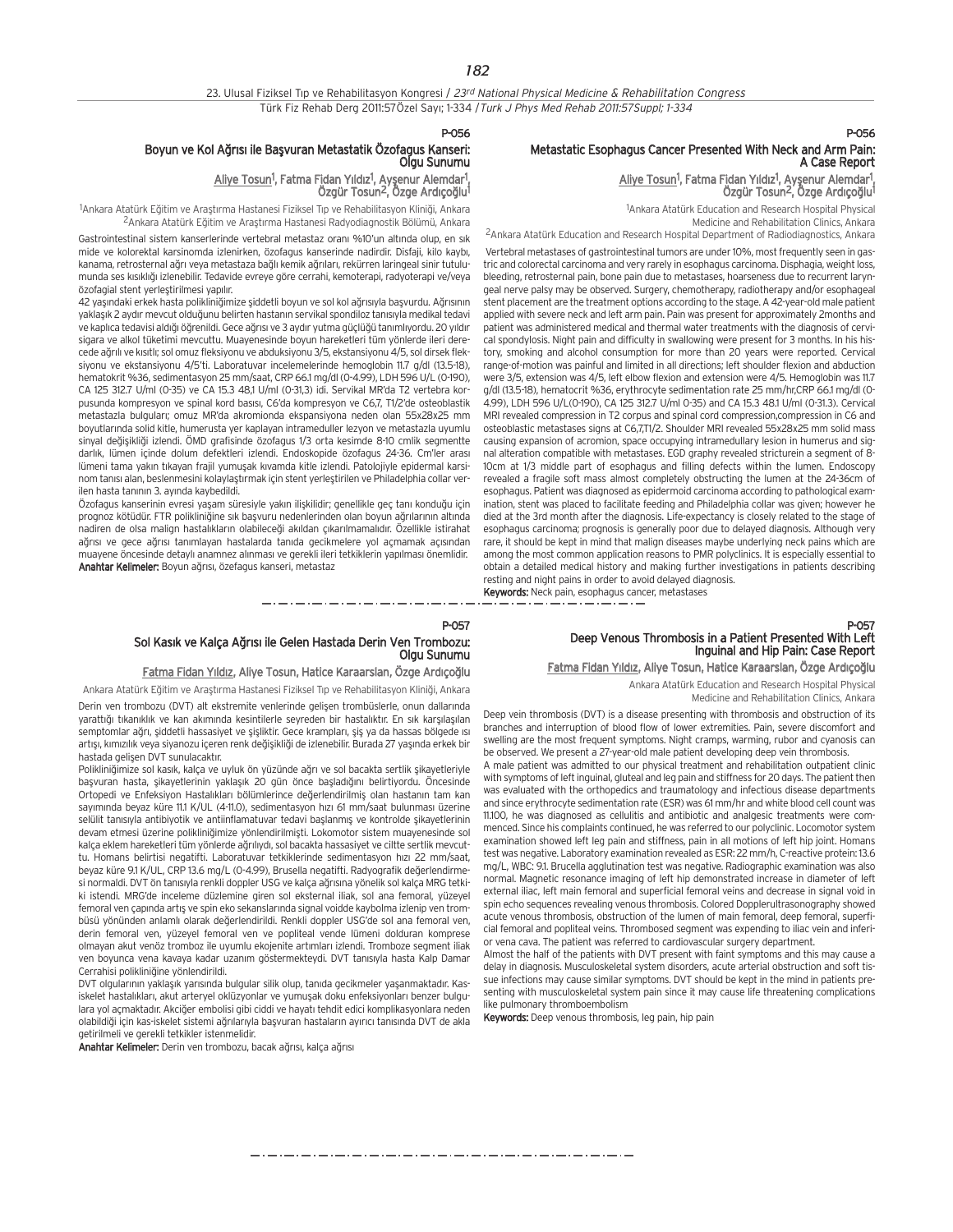## P-056

### Boyun ve Kol Ağrısı ile Başvuran Metastatik Özofagus Kanseri: Olgu Sunumu

Aliye Tosun[1], Fatma Fidan Yıldız[1], Ayşenur Alemdar[1], Özgür Tosun[2], Özge Ardıçoğlu[1]

[1]Ankara Atatürk Eğitim ve Araştırma Hastanesi Fiziksel Tıp ve Rehabilitasyon Kliniği, Ankara
[2]Ankara Atatürk Eğitim ve Araştırma Hastanesi Radyodiagnostik Bölümü, Ankara

Gastrointestinal sistem kanserlerinde vertebral metastaz oranı %10'un altında olup, en sık mide ve kolorektal karsinomda izlenirken, özofagus kanserinde nadirdir. Disfaji, kilo kaybı, kanama, retrosternal ağrı veya metastaza bağlı kemik ağrıları, rekürren laringeal sinir tutulumunda ses kısıklığı izlenebilir. Tedavide evreye göre cerrahi, kemoterapi, radyoterapi ve/veya özofagial stent yerleştirilmesi yapılır.

42 yaşındaki erkek hasta polikliniğimize şiddetli boyun ve sol kol ağrısıyla başvurdu. Ağrısının yaklaşık 2 aydır mevcut olduğunu belirten hastanın servikal spondiloz tanısıyla medikal tedavi ve kaplıca tedavisi aldığı öğrenildi. Gece ağrısı ve 3 aydır yutma güçlüğü tanımlıyordu. 20 yıldır sigara ve alkol tüketimi mevcuttu. Muayenesinde boyun hareketleri tüm yönlerde ileri derecede ağrılı ve kısıtlı; sol omuz fleksiyonu ve abduksiyonu 3/5, ekstansiyonu 4/5, sol dirsek fleksiyonu ve ekstansiyonu 4/5'ti. Laboratuvar incelemelerinde hemoglobin 11.7 g/dl (13.5-18), hematokrit %36, sedimentasyon 25 mm/saat, CRP 66.1 mg/dl (0-4.99), LDH 596 U/L (0-190), CA 125 312.7 U/ml (0-35) ve CA 15.3 48,1 U/ml (0-31,3) idi. Servikal MR'da T2 vertebra korpusunda kompresyon ve spinal kord basısı, C6'da kompresyon ve C6,7, T1/2'de osteoblastik metastazla bulguları; omuz MR'da akromionda ekspansiyona neden olan 55x28x25 mm boyutlarında solid kitle, humerusta yer kaplayan intrameduller lezyon ve metastazla uyumlu sinyal değişikliği izlendi. ÖMD grafisinde özofagus 1/3 orta kesimde 8-10 cmlik segmentte darlık, lümen içinde dolum defektleri izlendi. Endoskopide özofagus 24-36. Cm'ler arası lümeni tama yakın tıkayan frajil yumuşak kıvamda kitle izlendi. Patolojiyle epidermal karsinom tanısı alan, beslenmesini kolaylaştırmak için stent yerleştirilen ve Philadelphia collar verilen hasta tanının 3. ayında kaybedildi.

Özofagus kanserinin evresi yaşam süresiyle yakın ilişkilidir; genellikle geç tanı konduğu için prognoz kötüdür. FTR polikliniğine sık başvuru nedenlerinden olan boyun ağrılarının altında nadiren de olsa malign hastalıkların olabileceği akıldan çıkarılmamalıdır. Özellikle istirahat ağrısı ve gece ağrısı tanımlayan hastalarda tanıda gecikmelere yol açmamak açısından muayene öncesinde detaylı anamnez alınması ve gerekli ileri tetkiklerin yapılması önemlidir.

**Anahtar Kelimeler:** Boyun ağrısı, özefagus kanseri, metastaz

## P-056

### Metastatic Esophagus Cancer Presented With Neck and Arm Pain: A Case Report

Aliye Tosun[1], Fatma Fidan Yıldız[1], Ayşenur Alemdar[1], Özgür Tosun[2], Özge Ardıçoğlu[1]

[1]Ankara Atatürk Education and Research Hospital Physical Medicine and Rehabilitation Clinics, Ankara
[2]Ankara Atatürk Education and Research Hospital Department of Radiodiagnostics, Ankara

Vertebral metastases of gastrointestinal tumors are under 10%, most frequently seen in gastric and colorectal carcinoma and very rarely in esophagus carcinoma. Disphagia, weight loss, bleeding, retrosternal pain, bone pain due to metastases, hoarseness due to recurrent laryngeal nerve palsy may be observed. Surgery, chemotherapy, radiotherapy and/or esophageal stent placement are the treatment options according to the stage. A 42-year-old male patient applied with severe neck and left arm pain. Pain was present for approximately 2months and patient was administered medical and thermal water treatments with the diagnosis of cervical spondylosis. Night pain and difficulty in swallowing were present for 3 months. In his history, smoking and alcohol consumption for more than 20 years were reported. Cervical range-of-motion was painful and limited in all directions; left shoulder flexion and abduction were 3/5, extension was 4/5, left elbow flexion and extension were 4/5. Hemoglobin was 11.7 g/dl (13.5-18), hematocrit %36, erythrocyte sedimentation rate 25 mm/hr,CRP 66.1 mg/dl (0-4.99), LDH 596 U/L(0-190), CA 125 312.7 U/ml 0-35) and CA 15.3 48.1 U/ml (0-31.3). Cervical MRI revealed compression in T2 corpus and spinal cord compression,compression in C6 and osteoblastic metastases signs at C6,7,T1/2. Shoulder MRI revealed 55x28x25 mm solid mass causing expansion of acromion, space occupying intramedullary lesion in humerus and signal alteration compatible with metastases. EGD graphy revealed stricturein a segment of 8-10cm at 1/3 middle part of esophagus and filling defects within the lumen. Endoscopy revealed a fragile soft mass almost completely obstructing the lumen at the 24-36cm of esophagus. Patient was diagnosed as epidermoid carcinoma according to pathological examination, stent was placed to facilitate feeding and Philadelphia collar was given; however he died at the 3rd month after the diagnosis. Life-expectancy is closely related to the stage of esophagus carcinoma; prognosis is generally poor due to delayed diagnosis. Although very rare, it should be kept in mind that malign diseases maybe underlying neck pains which are among the most common application reasons to PMR polyclinics. It is especially essential to obtain a detailed medical history and making further investigations in patients describing resting and night pains in order to avoid delayed diagnosis.

**Keywords:** Neck pain, esophagus cancer, metastases

## P-057

### Sol Kasık ve Kalça Ağrısı ile Gelen Hastada Derin Ven Trombozu: Olgu Sunumu

Fatma Fidan Yıldız, Aliye Tosun, Hatice Karaarslan, Özge Ardıçoğlu

Ankara Atatürk Eğitim ve Araştırma Hastanesi Fiziksel Tıp ve Rehabilitasyon Kliniği, Ankara

Derin ven trombozu (DVT) alt ekstremite venlerinde gelişen trombüslerle, onun dallarında yarattığı tıkanıklık ve kan akımında kesintilerle seyreden bir hastalıktır. En sık karşılaşılan semptomlar ağrı, şiddetli hassasiyet ve şişliktir. Gece krampları, şiş ya da hassas bölgede ısı artışı, kımızılık veya siyanozu içeren renk değişikliği de izlenebilir. Burada 27 yaşında erkek bir hastada gelişen DVT sunulacaktır.

Polikliniğimize sol kasık, kalça ve uyluk ön yüzünde ağrı ve sol bacakta sertlik şikayetleriyle başvuran hasta, şikayetlerinin yaklaşık 20 gün önce başladığını belirtiyordu. Öncesinde Ortopedi ve Enfeksiyon Hastalıkları bölümlerince değerlendirilmiş olan hastanın tam kan sayımında beyaz küre 11.1 K/UL (4-11.0), sedimentasyon hızı 61 mm/saat bulunması üzerine selülit tanısıyla antibiyotik ve antiinflamatuvar tedavi başlanmış ve kontrolde şikayetlerinin devam etmesi üzerine polikliniğimize yönlendirilmişti. Lokomotor sistem muayenesinde sol kalça eklem hareketleri tüm yönlerde ağrılıydı, sol bacakta hassasiyet ve ciltte sertlik mevcuttu. Homans belirtisi negatifti. Laboratuvar tetkiklerinde sedimentasyon hızı 22 mm/saat, beyaz küre 9.1 K/UL, CRP 13.6 mg/L (0-4.99), Brusella negatifti. Radyografik değerlendirmesi normaldi. DVT ön tanısıyla renkli doppler USG ve kalça ağrısına yönelik sol kalça MRG tetkiki istendi. MRG'de inceleme düzlemine giren sol eksternal iliak, sol ana femoral, yüzeyel femoral ven çapında artış ve spin eko sekanslarında signal voidde kaybolma izlenip ven trombüsü yönünden anlamlı olarak değerlendirildi. Renkli doppler USG'de sol ana femoral ven, derin femoral ven, yüzeyel femoral ven ve popliteal vende lümeni dolduran komprese olmayan akut venöz tromboz ile uyumlu ekojenite artımları izlendi. Tromboze segment iliak ven boyunca vena kavaya kadar uzanım göstermekteydi. DVT tanısıyla hasta Kalp Damar Cerrahisi polikliniğine yönlendirildi.

DVT olgularının yaklaşık yarısında bulgular silik olup, tanıda gecikmeler yaşanmaktadır. Kas-iskelet hastalıkları, akut arteryel oklüzyonlar ve yumuşak doku enfeksiyonları benzer bulgulara yol açmaktadır. Akciğer embolisi gibi ciddi ve hayatı tehdit edici komplikasyonlara neden olabildiği için kas-iskelet sistemi ağrılarıyla başvuran hastaların ayırıcı tanısında DVT de akla getirilmeli ve gerekli tetkikler istenmelidir.

**Anahtar Kelimeler:** Derin ven trombozu, bacak ağrısı, kalça ağrısı

## P-057

### Deep Venous Thrombosis in a Patient Presented With Left Inguinal and Hip Pain: Case Report

Fatma Fidan Yıldız, Aliye Tosun, Hatice Karaarslan, Özge Ardıçoğlu

Ankara Atatürk Education and Research Hospital Physical Medicine and Rehabilitation Clinics, Ankara

Deep vein thrombosis (DVT) is a disease presenting with thrombosis and obstruction of its branches and interruption of blood flow of lower extremities. Pain, severe discomfort and swelling are the most frequent symptoms. Night cramps, warming, rubor and cyanosis can be observed. We present a 27-year-old male patient developing deep vein thrombosis.

A male patient was admitted to our physical treatment and rehabilitation outpatient clinic with symptoms of left inguinal, gluteal and leg pain and stiffness for 20 days. The patient then was evaluated with the orthopedics and traumatology and infectious disease departments and since erythrocyte sedimentation rate (ESR) was 61 mm/hr and white blood cell count was 11.100, he was diagnosed as cellulitis and antibiotic and analgesic treatments were commenced. Since his complaints continued, he was referred to our polyclinic. Locomotor system examination showed left leg pain and stiffness, pain in all motions of left hip joint. Homans test was negative. Laboratory examination revealed as ESR: 22 mm/h, C-reactive protein: 13.6 mg/L, WBC: 9.1. Brucella agglutination test was negative. Radiographic examination was also normal. Magnetic resonance imaging of left hip demonstrated increase in diameter of left external iliac, left main femoral and superficial femoral veins and decrease in signal void in spin echo sequences revealing venous thrombosis. Colored Dopplerultrasonography showed acute venous thrombosis, obstruction of the lumen of main femoral, deep femoral, superficial femoral and popliteal veins. Thrombosed segment was expending to iliac vein and inferior vena cava. The patient was referred to cardiovascular surgery department.

Almost the half of the patients with DVT present with faint symptoms and this may cause a delay in diagnosis. Musculoskeletal system disorders, acute arterial obstruction and soft tissue infections may cause similar symptoms. DVT should be kept in the mind in patients presenting with musculoskeletal system pain since it may cause life threatening complications like pulmonary thromboembolism

**Keywords:** Deep venous thrombosis, leg pain, hip pain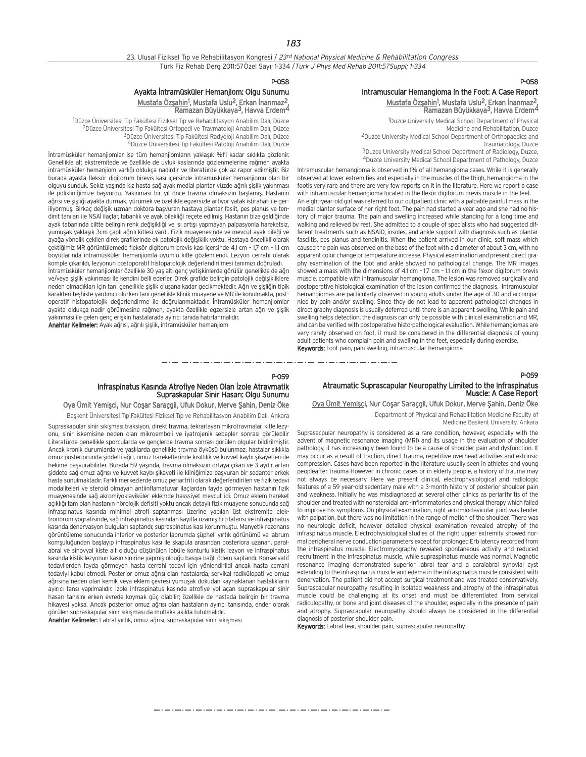P-058

## Ayakta İntramüsküler Hemanjiom: Olgu Sunumu

Mustafa Özşahin[1], Mustafa Uslu[2], Erkan İnanmaz[2], Ramazan Büyükkaya[3], Havva Erdem[4]

[1]Düzce Üniversitesi Tıp Fakültesi Fiziksel Tıp ve Rehabilitasyon Anabilim Dalı, Düzce
[2]Düzce Üniversitesi Tıp Fakültesi Ortopedi ve Travmatoloji Anabilim Dalı, Düzce
[3]Düzce Üniversitesi Tıp Fakültesi Radyoloji Anabilim Dalı, Düzce
[4]Düzce Üniversitesi Tıp Fakültesi Patoloji Anabilim Dalı, Düzce

İntramüsküler hemanjiomlar ise tüm hemanjiomların yaklaşık %1'i kadar sıklıkta gözlenir. Genellikle alt ekstremitede ve özellikle de uyluk kaslarında gözlenmelerine rağmen ayakta intramüsküler hemanjiom varlığı oldukça nadirdir ve literatürde çok az rapor edilmiştir. Biz burada ayakta fleksör digitorum birevis kası içersinde intramüsküler hemanjiomu olan bir olguyu sunduk. Sekiz yaşında kız hasta sağ ayak medial plantar yüzde ağrılı şişlik yakınması ile polikliniğimize başvurdu. Yakınması bir yıl önce travma olmaksızın başlamış. Hastanın ağrısı ve şişliği ayakta durmak, yürümek ve özellikle egzersizle artıyor yatak istirahatı ile geriliyormuş. Birkaç değişik uzman doktora başvuran hastaya plantar fasiit, pes planus ve tendinit tanıları ile NSAİ ilaçlar, tabanlık ve ayak bilekliği reçete edilmiş. Hastanın bize geldiğinde ayak tabanında ciltte belirgin renk değişikliği ve ısı artışı yapmayan palpasyonla hareketsiz, yumuşak yaklaşık 3cm çaplı ağrılı kitlesi vardı. Fizik muayenesinde ve mevcut ayak bileği ve ayağa yönelik çekilen direk grafilerinde ek patolojik değişiklik yoktu. Hastaya öncelikli olarak çektiğimiz MR görüntülemede fleksör digitorum brevis kası içersinde 4,1 cm – 1,7 cm – 1,1 cm boyutlarında intramüsküler hemanjiomla uyumlu kitle gözlemlendi. Lezyon cerrahi olarak komple çıkarıldı, lezyonun postoperatif histopatolojik değerlendirilmesi tanımızı doğruladı.

İntramüsküler hemanjiomlar özellikle 30 yaş altı genç yetişkinlerde görülür genellikle de ağrı ve/veya şişlik yakınması ile kendini belli ederler. Direk grafide belirgin patolojik değişikliklere neden olmadıkları için tanı genellikle şişlik oluşana kadar gecikmektedir. Ağrı ve şişliğin tipik karakteri teşhiste yardımcı olurken tanı genellikle klinik muayene ve MR ile konulmakta, postoperatif histopatolojik değerlendirme ile doğrulanmaktadır. İntramüsküler hemanjiomlar ayakta oldukça nadir görülmesine rağmen, ayakta özellikle egzersizle artan ağrı ve şişlik yakınması ile gelen genç erişkin hastalarada ayırıcı tanıda hatırlanmalıdır.

**Anahtar Kelimeler:** Ayak ağrısı, ağrılı şişlik, intramüsküler hemanjiom

P-058

## Intramuscular Hemangioma in the Foot: A Case Report

Mustafa Özşahin[1], Mustafa Uslu[2], Erkan İnanmaz[2], Ramazan Büyükkaya[3], Havva Erdem[4]

[1]Duzce University Medical School Department of Physical Medicine and Rehabilitation, Duzce
[2]Duzce University Medical School Department of Orthopaedics and Traumatology, Duzce
[3]Duzce University Medical School Department of Radiology, Duzce,
[4]Duzce University Medical School Department of Pathology, Duzce

Intramuscular hemangioma is observed in 1% of all hemangioma cases. While it is generally observed at lower extremities and especially in the muscles of the thigh, hemangioma in the footis very rare and there are very few reports on it in the literature. Here we report a case with intramuscular hemangioma located in the flexor digitorum brevis muscle in the feet. An eight-year-old girl was referred to our outpatient clinic with a palpable painful mass in the medial plantar surface of her right foot. The pain had started a year ago and she had no history of major trauma. The pain and swelling increased while standing for a long time and walking and relieved by rest. She admitted to a couple of specialists who had suggested different treatments such as NSAID, insoles, and ankle support with diagnosis such as plantar fasciitis, pes planus and tendinitis. When the patient arrived in our clinic, soft mass which caused the pain was observed on the base of the foot with a diameter of about 3 cm, with no apparent color change or temperature increase. Physical examination and present direct graphy examination of the foot and ankle showed no pathological change. The MR images showed a mass with the dimensions of 4.1 cm – 1.7 cm – 1.1 cm in the flexor digitorum brevis muscle, compatible with intramuscular hemangioma. The lesion was removed surgically and postoperative histological examination of the lesion confirmed the diagnosis. Intramuscular hemangiomas are particularly observed in young adults under the age of 30 and accompanied by pain and/or swelling. Since they do not lead to apparent pathological changes in direct graphy diagnosis is usually deferred until there is an apparent swelling. While pain and swelling helps detection, the diagnosis can only be possible with clinical examination and MR, and can be verified with postoperative histo-pathological evaluation. While hemangiomas are very rarely observed on foot, it must be considered in the differential diagnosis of young adult patients who complain pain and swelling in the feet, especially during exercise.

**Keywords:** Foot pain, pain swelling, intramuscular hemangioma

P-059

## Infraspinatus Kasında Atrofiye Neden Olan İzole Atravmatik Supraskapular Sinir Hasarı: Olgu Sunumu

Oya Ümit Yemişçi, Nur Coşar Saraçgil, Ufuk Dokur, Merve Şahin, Deniz Öke

Başkent Üniversitesi Tıp Fakültesi Fiziksel Tıp ve Rehabilitasyon Anabilim Dalı, Ankara

Supraskapular sinir sıkışması traksiyon, direkt travma, tekrarlayan mikrotravmalar, kitle lezyonu, sinir iskemisine neden olan mikroemboli ve iyatrojenik sebepler sonrası görülebilir Literatürde genellikle sporcularda ve gençlerde travma sonrası görülen olgular bildirilmiştir. Ancak kronik durumlarda ve yaşlılarda genellikle travma öyküsü bulunmaz, hastalar sıklıkla omuz posteriorunda şiddetli ağrı, omuz hareketlerinde kısıtlılık ve kuvvet kaybı şikayetleri ile hekime başvurabilirler. Burada 59 yaşında, travma olmaksızın ortaya çıkan ve 3 aydır artan şiddete sağ omuz ağrısı ve kuvvet kaybı şikayeti ile kliniğimize başvuran bir sedanter erkek hasta sunulmaktadır. Farklı merkezlerde omuz periartriti olarak değerlendirilen ve fizik tedavi modaliteleri ve steroid olmayan antiinflamatuvar ilaçlardan fayda görmeyen hastanın fizik muayenesinde sağ akromiyoklaviküler eklemde hasssiyet mevcut idi. Omuz eklem hareket açıklığı tam olan hastanın nörolojik defisiti yoktu ancak detaylı fizik muayene sonucunda sağ infraspinatus kasında minimal atrofi saptanması üzerine yapılan üst ekstremite elektronöromiyografisinde, sağ infraspinatus kasından kayıtla uzamış Erb latansı ve infraspinatus kasında denervasyon bulguları saptandı; supraspinatus kası korunmuştu. Manyetik rezonans görüntüleme sonucunda inferior ve posterior labrumda şüpheli yırtık görünümü ve labrum komşuluğundan başlayıp infraspinatus kası ile skapula arasından posteriora uzanan, paralabral ve sinovyal kiste ait olduğu düşünülen lobüle konturlu kistik lezyon ve infraspinatus kasında kistik lezyonun kasın sinirine yapmış olduğu basıya bağlı ödem saptandı. Konservatif tedavilerden fayda görmeyen hasta cerrahi tedavi için yönlendirildi ancak hasta cerrahi tedaviyi kabul etmedi. Posterior omuz ağrısı olan hastalarda, servikal radikülopati ve omuz ağrısına neden olan kemik veya eklem çevresi yumuşak dokudan kaynaklanan hastalıkların ayırıcı tanısı yapılmalıdır. İzole infraspinatus kasında atrofiye yol açan supraskapular sinir hasarı tanısını erken evrede koymak güç olabilir; özellikle de hastada belirgin bir travma hikayesi yoksa. Ancak posterior omuz ağrısı olan hastaların ayırıcı tanısında, ender olarak görülen supraskapular sinir sıkışması da mutlaka akılda tutulmalıdır.

**Anahtar Kelimeler:** Labral yırtık, omuz ağrısı, supraskapular sinir sıkışması

P-059

## Atraumatic Suprascapular Neuropathy Limited to the Infraspinatus Muscle: A Case Report

Oya Ümit Yemişçi, Nur Coşar Saraçgil, Ufuk Dokur, Merve Şahin, Deniz Öke

Department of Physical and Rehabilitation Medicine Faculty of Medicine Baskent University, Ankara

Suprasacpular neuropathy is considered as a rare condition, however, especially with the advent of magnetic resonance imaging (MRI) and its usage in the evaluation of shoulder pathology, it has increasingly been found to be a cause of shoulder pain and dysfunction. It may occur as a result of traction, direct trauma, repetitive overhead activities and extrinsic compression. Cases have been reported in the literature usually seen in athletes and young peopleafter trauma However in chronic cases or in elderly people, a history of trauma may not always be necessary. Here we present clinical, electrophysiological and radiologic features of a 59 year-old sedentary male with a 3-month history of posterior shoulder pain and weakness. Initially he was misdiagnosed at several other clinics as periarthritis of the shoulder and treated with nonsteroidal anti-inflammatories and physical therapy which failed to improve his symptoms. On physical examination, right acromioclavicular joint was tender with palpation, but there was no limitation in the range of motion of the shoulder. There was no neurologic deficit, however detailed physical examination revealed atrophy of the infraspinatus muscle. Electrophysiological studies of the right upper extremity showed normal peripheral nerve conduction parameters except for prolonged Erb latency recorded from the infraspinatus muscle. Electromyography revealed spontaneous activity and reduced recruitment in the infraspinatus muscle, while supraspinatus muscle was normal. Magnetic resonance imaging demonstrated superior labral tear and a paralabral synovial cyst extending to the infraspinatus muscle and edema in the infraspinatus muscle consistent with denervation. The patient did not accept surgical treatment and was treated conservatively. Suprascapular neuropathy resulting in isolated weakness and atrophy of the infraspinatus muscle could be challenging at its onset and must be differentiated from servical radiculopathy, or bone and joint diseases of the shoulder, especially in the presence of pain and atrophy. Suprascapular neuropathy should always be considered in the differential diagnosis of posterior shoulder pain.

**Keywords:** Labral tear, shoulder pain, suprascapular neuropathy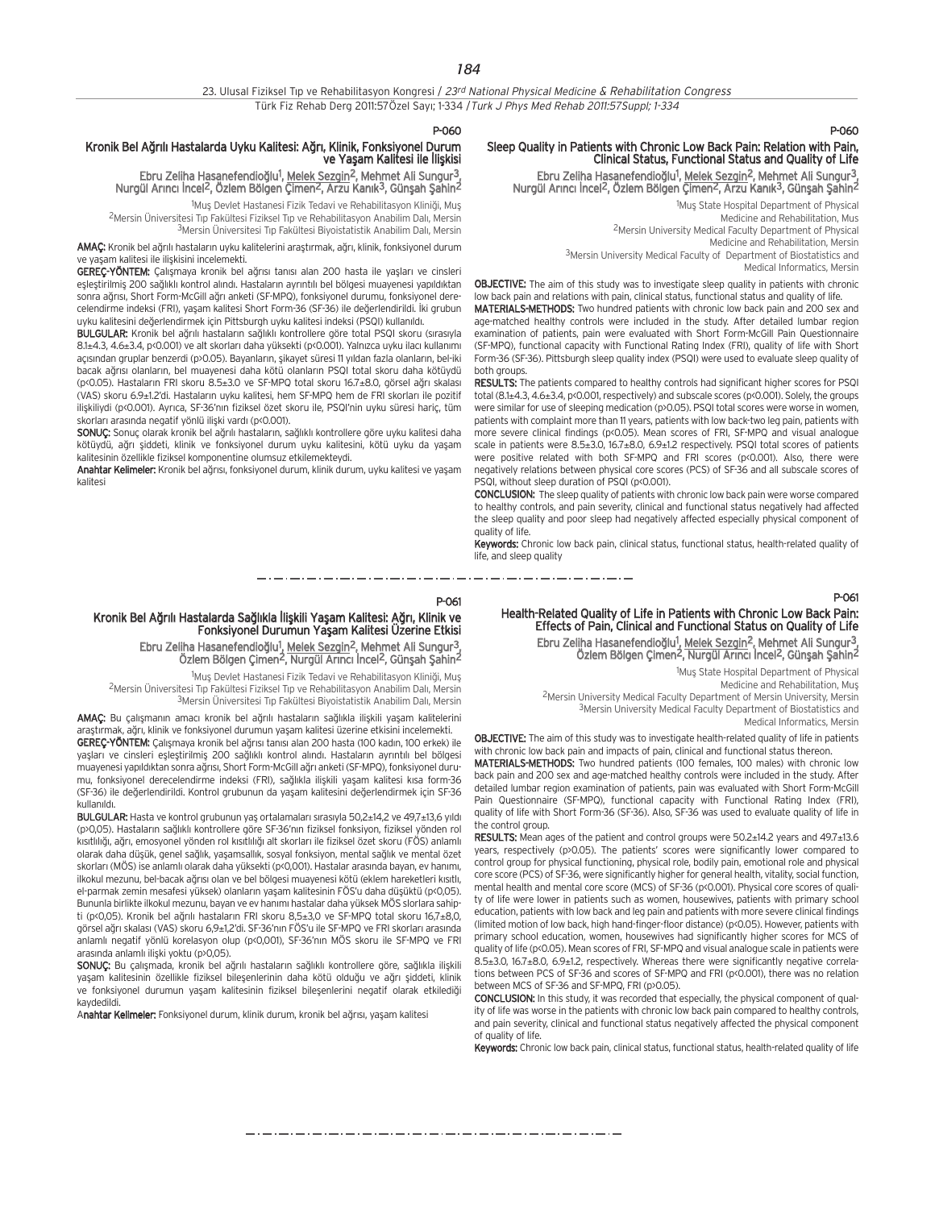P-060

## Kronik Bel Ağrılı Hastalarda Uyku Kalitesi: Ağrı, Klinik, Fonksiyonel Durum ve Yaşam Kalitesi ile İlişkisi

Ebru Zeliha Hasanefendioğlu[1], Melek Sezgin[2], Mehmet Ali Sungur[3], Nurgül Arıncı İncel[2], Özlem Bölgen Çimen[2], Arzu Kanık[3], Günşah Şahin[2]

[1]Muş Devlet Hastanesi Fizik Tedavi ve Rehabilitasyon Kliniği, Muş
[2]Mersin Üniversitesi Tıp Fakültesi Fiziksel Tıp ve Rehabilitasyon Anabilim Dalı, Mersin
[3]Mersin Üniversitesi Tıp Fakültesi Biyoistatistik Anabilim Dalı, Mersin

**AMAÇ:** Kronik bel ağrılı hastaların uyku kalitelerini araştırmak, ağrı, klinik, fonksiyonel durum ve yaşam kalitesi ile ilişkisini incelemekti.

**GEREÇ-YÖNTEM:** Çalışmaya kronik bel ağrısı tanısı alan 200 hasta ile yaşları ve cinsleri eşleştirilmiş 200 sağlıklı kontrol alındı. Hastaların ayrıntılı bel bölgesi muayenesi yapıldıktan sonra ağrısı, Short Form-McGill ağrı anketi (SF-MPQ), fonksiyonel durumu, fonksiyonel derecelendirme indeksi (FRI), yaşam kalitesi Short Form-36 (SF-36) ile değerlendirildi. İki grubun uyku kalitesini değerlendirmek için Pittsburgh uyku kalitesi indeksi (PSQI) kullanıldı.

**BULGULAR:** Kronik bel ağrılı hastaların sağlıklı kontrollere göre total PSQI skoru (sırasıyla 8.1±4.3, 4.6±3.4, p<0.001) ve alt skorları daha yüksekti (p<0.001). Yalnızca uyku ilacı kullanımı açısından gruplar benzerdi (p>0.05). Bayanların, şikayet süresi 11 yıldan fazla olanların, bel-iki bacak ağrısı olanların, bel muayenesi daha kötü olanların PSQI total skoru daha kötüydü (p<0.05). Hastaların FRI skoru 8.5±3.0 ve SF-MPQ total skoru 16.7±8.0, görsel ağrı skalası (VAS) skoru 6.9±1.2'dir. Hastaların uyku kalitesi, hem SF-MPQ hem de FRI skorları ile pozitif ilişkiliydi (p<0.001). Ayrıca, SF-36'nın fiziksel özet skoru ile, PSQI'nın uyku süresi hariç, tüm skorları arasında negatif yönlü ilişki vardı (p<0.001).

**SONUÇ:** Sonuç olarak kronik bel ağrılı hastaların, sağlıklı kontrollere göre uyku kalitesi daha kötüydü, ağrı şiddeti, klinik ve fonksiyonel durum uyku kalitesini, kötü uyku da yaşam kalitesinin özellikle fiziksel komponentini olumsuz etkilemekteydi.

**Anahtar Kelimeler:** Kronik bel ağrısı, fonksiyonel durum, klinik durum, uyku kalitesi ve yaşam kalitesi

P-060

## Sleep Quality in Patients with Chronic Low Back Pain: Relation with Pain, Clinical Status, Functional Status and Quality of Life

Ebru Zeliha Hasanefendioğlu[1], Melek Sezgin[2], Mehmet Ali Sungur[3], Nurgül Arıncı İncel[2], Özlem Bölgen Çimen[2], Arzu Kanık[3], Günşah Şahin[2]

[1]Muş State Hospital Department of Physical Medicine and Rehabilitation, Mus
[2]Mersin University Medical Faculty Department of Physical Medicine and Rehabilitation, Mersin
[3]Mersin University Medical Faculty of Department of Biostatistics and Medical Informatics, Mersin

**OBJECTIVE:** The aim of this study was to investigate sleep quality in patients with chronic low back pain and relations with pain, clinical status, functional status and quality of life.

**MATERIALS-METHODS:** Two hundred patients with chronic low back pain and 200 sex and age-matched healthy controls were included in the study. After detailed lumbar region examination of patients, pain were evaluated with Short Form-McGill Pain Questionnaire (SF-MPQ), functional capacity with Functional Rating Index (FRI), quality of life with Short Form-36 (SF-36). Pittsburgh sleep quality index (PSQI) were used to evaluate sleep quality of both groups.

**RESULTS:** The patients compared to healthy controls had significant higher scores for PSQI total (8.1±4.3, 4.6±3.4, p<0.001, respectively) and subscale scores (p<0.001). Solely, the groups were similar for use of sleeping medication (p>0.05). PSQI total scores were worse in women, patients with complaint more than 11 years, patients with low back-two leg pain, patients with more severe clinical findings (p<0.05). Mean scores of FRI, SF-MPQ and visual analogue scale in patients were 8.5±3.0, 16.7±8.0, 6.9±1.2 respectively. PSQI total scores of patients were positive related with both SF-MPQ and FRI scores (p<0.001). Also, there were negatively relations between physical core scores (PCS) of SF-36 and all subscale scores of PSQI, without sleep duration of PSQI (p<0.001).

**CONCLUSION:** The sleep quality of patients with chronic low back pain were worse compared to healthy controls, and pain severity, clinical and functional status negatively had affected the sleep quality and poor sleep had negatively affected especially physical component of quality of life.

**Keywords:** Chronic low back pain, clinical status, functional status, health-related quality of life, and sleep quality

P-061

## Kronik Bel Ağrılı Hastalarda Sağlıkla İlişkili Yaşam Kalitesi: Ağrı, Klinik ve Fonksiyonel Durumun Yaşam Kalitesi Üzerine Etkisi

Ebru Zeliha Hasanefendioğlu[1], Melek Sezgin[2], Mehmet Ali Sungur[3], Özlem Bölgen Çimen[2], Nurgül Arıncı İncel[2], Günşah Şahin[2]

[1]Muş Devlet Hastanesi Fizik Tedavi ve Rehabilitasyon Kliniği, Muş
[2]Mersin Üniversitesi Tıp Fakültesi Fiziksel Tıp ve Rehabilitasyon Anabilim Dalı, Mersin
[3]Mersin Üniversitesi Tıp Fakültesi Biyoistatistik Anabilim Dalı, Mersin

**AMAÇ:** Bu çalışmanın amacı kronik bel ağrılı hastaların sağlıkla ilişkili yaşam kalitelerini araştırmak, ağrı, klinik ve fonksiyonel durumun yaşam kalitesi üzerine etkisini incelemekti.

**GEREÇ-YÖNTEM:** Çalışmaya kronik bel ağrısı tanısı alan 200 hasta (100 kadın, 100 erkek) ile yaşları ve cinsleri eşleştirilmiş 200 sağlıklı kontrol alındı. Hastaların ayrıntılı bel bölgesi muayenesi yapıldıktan sonra ağrısı, Short Form-McGill ağrı anketi (SF-MPQ), fonksiyonel durumu, fonksiyonel derecelendirme indeksi (FRI), sağlıkla ilişkili yaşam kalitesi kısa form-36 (SF-36) ile değerlendirildi. Kontrol grubunun da yaşam kalitesi değerlendirmek için SF-36 kullanıldı.

**BULGULAR:** Hasta ve kontrol grubunun yaş ortalamaları sırasıyla 50,2±14,2 ve 49,7±13,6 yıldı (p>0,05). Hastaların sağlıklı kontrollere göre SF-36'nın fiziksel fonksiyon, fiziksel yönden rol kısıtlılığı, ağrı, emosyonel yönden rol kısıtlılığı alt skorları ile fiziksel özet skoru (FÖS) anlamlı olarak daha düşük, genel sağlık, yaşamsallık, sosyal fonksiyon, mental sağlık ve mental özet skorları (MÖS) ise anlamlı olarak daha yüksekti (p<0,001). Hastalar arasında bayan, ev hanımı, ilkokul mezunu, bel-bacak ağrısı olan ve bel bölgesi muayenesi kötü (eklem hareketleri kısıtlı, el-parmak zemin mesafesi yüksek) olanların yaşam kalitesinin FÖS'u daha düşüktü (p<0,05). Bununla birlikte ilkokul mezunu, bayan ve ev hanımı hastalar daha yüksek MÖS skorlara sahipti (p<0,05). Kronik bel ağrılı hastaların FRI skoru 8,5±3,0 ve SF-MPQ total skoru 16,7±8,0, görsel ağrı skalası (VAS) skoru 6,9±1,2'di. SF-36'nın FÖS'u ile SF-MPQ ve FRI skorları arasında anlamlı negatif yönlü korelasyon olup (p<0,001), SF-36'nın MÖS skoru ile SF-MPQ ve FRI arasında anlamlı ilişki yoktu (p>0,05).

**SONUÇ:** Bu çalışmada, kronik bel ağrılı hastaların sağlıklı kontrollere göre, sağlıkla ilişkili yaşam kalitesinin özellikle fiziksel bileşenlerinin daha kötü olduğu ve ağrı şiddeti, klinik ve fonksiyonel durumun yaşam kalitesinin fiziksel bileşenlerini negatif olarak etkilediği kaydedildi.

**Anahtar Kelimeler:** Fonksiyonel durum, klinik durum, kronik bel ağrısı, yaşam kalitesi

P-061

## Health-Related Quality of Life in Patients with Chronic Low Back Pain: Effects of Pain, Clinical and Functional Status on Quality of Life

Ebru Zeliha Hasanefendioğlu[1], Melek Sezgin[2], Mehmet Ali Sungur[3], Özlem Bölgen Çimen[2], Nurgül Arıncı İncel[2], Günşah Şahin[2]

[1]Muş State Hospital Department of Physical Medicine and Rehabilitation, Muş
[2]Mersin University Medical Faculty Department of Mersin University, Mersin
[3]Mersin University Medical Faculty Department of Biostatistics and Medical Informatics, Mersin

**OBJECTIVE:** The aim of this study was to investigate health-related quality of life in patients with chronic low back pain and impacts of pain, clinical and functional status thereon.

**MATERIALS-METHODS:** Two hundred patients (100 females, 100 males) with chronic low back pain and 200 sex and age-matched healthy controls were included in the study. After detailed lumbar region examination of patients, pain was evaluated with Short Form-McGill Pain Questionnaire (SF-MPQ), functional capacity with Functional Rating Index (FRI), quality of life with Short Form-36 (SF-36). Also, SF-36 was used to evaluate quality of life in the control group.

**RESULTS:** Mean ages of the patient and control groups were 50.2±14.2 years and 49.7±13.6 years, respectively (p>0.05). The patients' scores were significantly lower compared to control group for physical functioning, physical role, bodily pain, emotional role and physical core score (PCS) of SF-36, were significantly higher for general health, vitality, social function, mental health and mental core score (MCS) of SF-36 (p<0.001). Physical core scores of quality of life were lower in patients such as women, housewives, patients with primary school education, patients with low back and leg pain and patients with more severe clinical findings (limited motion of low back, high hand-finger-floor distance) (p<0.05). However, patients with primary school education, women, housewives had significantly higher scores for MCS of quality of life (p<0.05). Mean scores of FRI, SF-MPQ and visual analogue scale in patients were 8.5±3.0, 16.7±8.0, 6.9±1.2, respectively. Whereas there were significantly negative correlations between PCS of SF-36 and scores of SF-MPQ and FRI (p<0.001), there was no relation between MCS of SF-36 and SF-MPQ, FRI (p>0.05).

**CONCLUSION:** In this study, it was recorded that especially, the physical component of quality of life was worse in the patients with chronic low back pain compared to healthy controls, and pain severity, clinical and functional status negatively affected the physical component of quality of life.

**Keywords:** Chronic low back pain, clinical status, functional status, health-related quality of life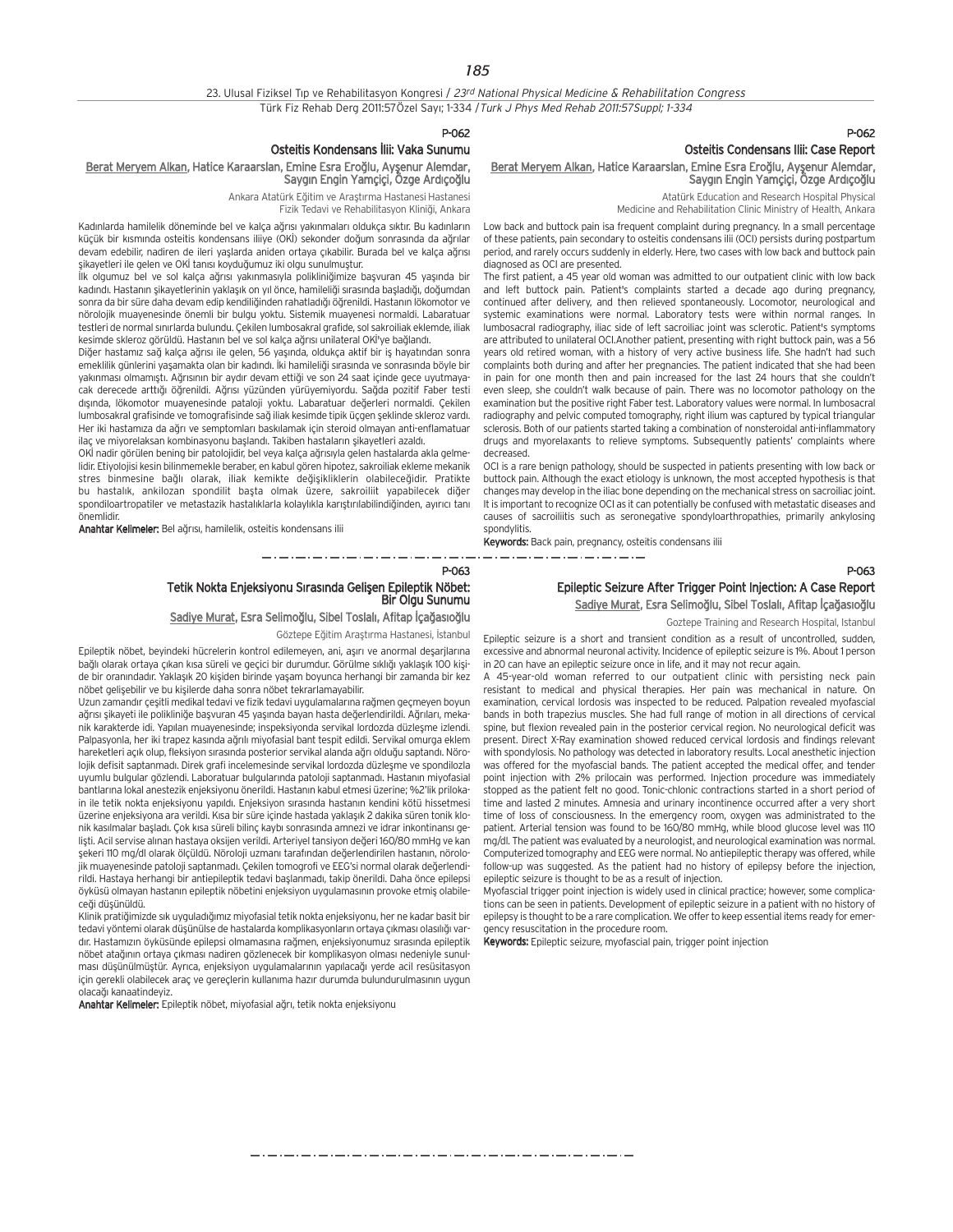P-062

## Osteitis Kondensans İlii: Vaka Sunumu

Berat Meryem Alkan, Hatice Karaarslan, Emine Esra Eroğlu, Ayşenur Alemdar, Saygın Engin Yamçiçi, Özge Ardıçoğlu

Ankara Atatürk Eğitim ve Araştırma Hastanesi Hastanesi Fizik Tedavi ve Rehabilitasyon Kliniği, Ankara

Kadınlarda hamilelik döneminde bel ve kalça ağrısı yakınmaları oldukça sıktır. Bu kadınların küçük bir kısmında osteitis kondensans iliiye (OKİ) sekonder doğum sonrasında da ağrılar devam edebilir, nadiren de ileri yaşlarda aniden ortaya çıkabilir. Burada bel ve kalça ağrısı şikayetleri ile gelen ve OKİ tanısı koyduğumuz iki olgu sunulmuştur.

İlk olgumuz bel ve sol kalça ağrısı yakınmasıyla polikliniğimize başvuran 45 yaşında bir kadındı. Hastanın şikayetlerinin yaklaşık on yıl önce, hamileliği sırasında başladığı, doğumdan sonra da bir süre daha devam edip kendiliğinden rahatladığı öğrenildi. Hastanın lökomotor ve nörolojik muayenesinde önemli bir bulgu yoktu. Sistemik muayenesi normaldi. Labaratuar testleri de normal sınırlarda bulundu. Çekilen lumbosakral grafide, sol sakroiliak eklemde, iliak kesimde skleroz görüldü. Hastanın bel ve sol kalça ağrısı unilateral OKİ'ye bağlandı.

Diğer hastamız sağ kalça ağrısı ile gelen, 56 yaşında, oldukça aktif bir iş hayatından sonra emeklilik günlerini yaşamakta olan bir kadındı. İki hamileliği sırasında ve sonrasında böyle bir yakınması olmamıştı. Ağrısının bir aydır devam ettiği ve son 24 saat içinde gece uyutmayacak derecede arttığı öğrenildi. Ağrısı yüzünden yürüyemiyordu. Sağda pozitif Faber testi dışında, lökomotor muayenesinde pataloji yoktu. Labaratuar değerleri normaldi. Çekilen lumbosakral grafisinde ve tomografisinde sağ iliak kesimde tipik üçgen şeklinde skleroz vardı. Her iki hastamıza da ağrı ve semptomları baskılamak için steroid olmayan anti-enflamatuar ilaç ve miyorelaksan kombinasyonu başlandı. Takiben hastaların şikayetleri azaldı.

OKİ nadir görülen bening bir patolojidir, bel veya kalça ağrısıyla gelen hastalarda akla gelmelidir. Etiyolojisi kesin bilinmemekle beraber, en kabul gören hipotez, sakroiliak ekleme mekanik stres binmesine bağlı olarak, iliak kemikte değişikliklerin olabileceğidir. Pratikte bu hastalık, ankilozan spondilit başta olmak üzere, sakroiliit yapabilecek diğer spondiloartropatiler ve metastazik hastalıklarla kolaylıkla karıştırılabilindiğinden, ayırıcı tanı önemlidir.

**Anahtar Kelimeler:** Bel ağrısı, hamilelik, osteitis kondensans ilii

P-062

## Osteitis Condensans Ilii: Case Report

Berat Meryem Alkan, Hatice Karaarslan, Emine Esra Eroğlu, Ayşenur Alemdar, Saygın Engin Yamçiçi, Özge Ardıçoğlu

Atatürk Education and Research Hospital Physical Medicine and Rehabilitation Clinic Ministry of Health, Ankara

Low back and buttock pain isa frequent complaint during pregnancy. In a small percentage of these patients, pain secondary to osteitis condensans ilii (OCI) persists during postpartum period, and rarely occurs suddenly in elderly. Here, two cases with low back and buttock pain diagnosed as OCI are presented.

The first patient, a 45 year old woman was admitted to our outpatient clinic with low back and left buttock pain. Patient's complaints started a decade ago during pregnancy, continued after delivery, and then relieved spontaneously. Locomotor, neurological and systemic examinations were normal. Laboratory tests were within normal ranges. In lumbosacral radiography, iliac side of left sacroiliac joint was sclerotic. Patient's symptoms are attributed to unilateral OCI.Another patient, presenting with right buttock pain, was a 56 years old retired woman, with a history of very active business life. She hadn't had such complaints both during and after her pregnancies. The patient indicated that she had been in pain for one month then and pain increased for the last 24 hours that she couldn't even sleep, she couldn't walk because of pain. There was no locomotor pathology on the examination but the positive right Faber test. Laboratory values were normal. In lumbosacral radiography and pelvic computed tomography, right ilium was captured by typical triangular sclerosis. Both of our patients started taking a combination of nonsteroidal anti-inflammatory drugs and myorelaxants to relieve symptoms. Subsequently patients' complaints where decreased.

OCI is a rare benign pathology, should be suspected in patients presenting with low back or buttock pain. Although the exact etiology is unknown, the most accepted hypothesis is that changes may develop in the iliac bone depending on the mechanical stress on sacroiliac joint. It is important to recognize OCI as it can potentially be confused with metastatic diseases and causes of sacroiliitis such as seronegative spondyloarthropathies, primarily ankylosing spondylitis.

**Keywords:** Back pain, pregnancy, osteitis condensans ilii

P-063

## Tetik Nokta Enjeksiyonu Sırasında Gelişen Epileptik Nöbet: Bir Olgu Sunumu

Sadiye Murat, Esra Selimoğlu, Sibel Toslalı, Afitap İçağasıoğlu

Göztepe Eğitim Araştırma Hastanesi, İstanbul

Epileptik nöbet, beyindeki hücrelerin kontrol edilemeyen, ani, aşırı ve anormal deşarjlarına bağlı olarak ortaya çıkan kısa süreli ve geçici bir durumdur. Görülme sıklığı yaklaşık 100 kişide bir oranındadır. Yaklaşık 20 kişiden birinde yaşam boyunca herhangi bir zamanda bir kez nöbet gelişebilir ve bu kişilerde daha sonra nöbet tekrarlamayabilir.

Uzun zamandır çeşitli medikal tedavi ve fizik tedavi uygulamalarına rağmen geçmeyen boyun ağrısı şikayeti ile polikliniğe başvuran 45 yaşında bayan hasta değerlendirildi. Ağrıları, mekanik karakterde idi. Yapılan muayenesinde; inspeksiyonda servikal lordozda düzleşme izlendi. Palpasyonla, her iki trapez kasında ağrılı miyofasial bant tespit edildi. Servikal omurga eklem hareketleri açık olup, fleksiyon sırasında posterior servikal alanda ağrı olduğu saptandı. Nörolojik defisit saptanmadı. Direk grafi incelemesinde servikal lordozda düzleşme ve spondiloza uyumlu bulgular gözlendi. Laboratuar bulgularında patoloji saptanmadı. Hastanın miyofasial bantlarına lokal anestezik enjeksiyonu önerildi. Hastanın kabul etmesi üzerine; %2'lik prilokain ile tetik nokta enjeksiyonu yapıldı. Enjeksiyon sırasında hastanın kendini kötü hissetmesi üzerine enjeksiyona ara verildi. Kısa bir süre içinde hastada yaklaşık 2 dakika süren tonik klonik kasılmalar başladı. Çok kısa süreli bilinç kaybı sonrasında amnezi ve idrar inkontinansı gelişti. Acil servise alınan hastaya oksijen verildi. Arteriyel tansiyon değeri 160/80 mmHg ve kan şekeri 110 mg/dl olarak ölçüldü. Nöroloji uzmanı tarafından değerlendirilen hastanın, nörolojik muayenesinde patoloji saptanmadı. Çekilen tomogrofi ve EEG'si normal olarak değerlendirildi. Hastaya herhangi bir antiepileptik tedavi başlanmadı, takip önerildi. Daha önce epilepsi öyküsü olmayan hastanın epileptik nöbetini enjeksiyon uygulamasının provoke etmiş olabileceği düşünüldü.

Klinik pratiğimizde sık uyguladığımız miyofasial tetik nokta enjeksiyonu, her ne kadar basit bir tedavi yöntemi olarak düşünülse de hastalarda komplikasyonların ortaya çıkması olasılığı vardır. Hastamızın öyküsünde epilepsi olmamasına rağmen, enjeksiyonumuz sırasında epileptik nöbet atağının ortaya çıkması nadiren gözlenecek bir komplikasyon olması nedeniyle sunulması düşünülmüştür. Ayrıca, enjeksiyon uygulamalarının yapılacağı yerde acil resüsitasyon için gerekli olabilecek araç ve gereçlerin kullanıma hazır durumda bulundurulmasının uygun olacağı kanaatindeyiz.

**Anahtar Kelimeler:** Epileptik nöbet, miyofasial ağrı, tetik nokta enjeksiyonu

P-063

## Epileptic Seizure After Trigger Point Injection: A Case Report

Sadiye Murat, Esra Selimoğlu, Sibel Toslalı, Afitap İçağasıoğlu

Goztepe Training and Research Hospital, Istanbul

Epileptic seizure is a short and transient condition as a result of uncontrolled, sudden, excessive and abnormal neuronal activity. Incidence of epileptic seizure is 1%. About 1 person in 20 can have an epileptic seizure once in life, and it may not recur again.

A 45-year-old woman referred to our outpatient clinic with persisting neck pain resistant to medical and physical therapies. Her pain was mechanical in nature. On examination, cervical lordosis was inspected to be reduced. Palpation revealed myofascial bands in both trapezius muscles. She had full range of motion in all directions of cervical spine, but flexion revealed pain in the posterior cervical region. No neurological deficit was present. Direct X-Ray examination showed reduced cervical lordosis and findings relevant with spondylosis. No pathology was detected in laboratory results. Local anesthetic injection was offered for the myofascial bands. The patient accepted the medical offer, and tender point injection with 2% prilocain was performed. Injection procedure was immediately stopped as the patient felt no good. Tonic-chlonic contractions started in a short period of time and lasted 2 minutes. Amnesia and urinary incontinence occurred after a very short time of loss of consciousness. In the emergency room, oxygen was administrated to the patient. Arterial tension was found to be 160/80 mmHg, while blood glucose level was 110 mg/dl. The patient was evaluated by a neurologist, and neurological examination was normal. Computerized tomography and EEG were normal. No antiepileptic therapy was offered, while follow-up was suggested. As the patient had no history of epilepsy before the injection, epileptic seizure is thought to be as a result of injection.

Myofascial trigger point injection is widely used in clinical practice; however, some complications can be seen in patients. Development of epileptic seizure in a patient with no history of epilepsy is thought to be a rare complication. We offer to keep essential items ready for emergency resuscitation in the procedure room.

**Keywords:** Epileptic seizure, myofascial pain, trigger point injection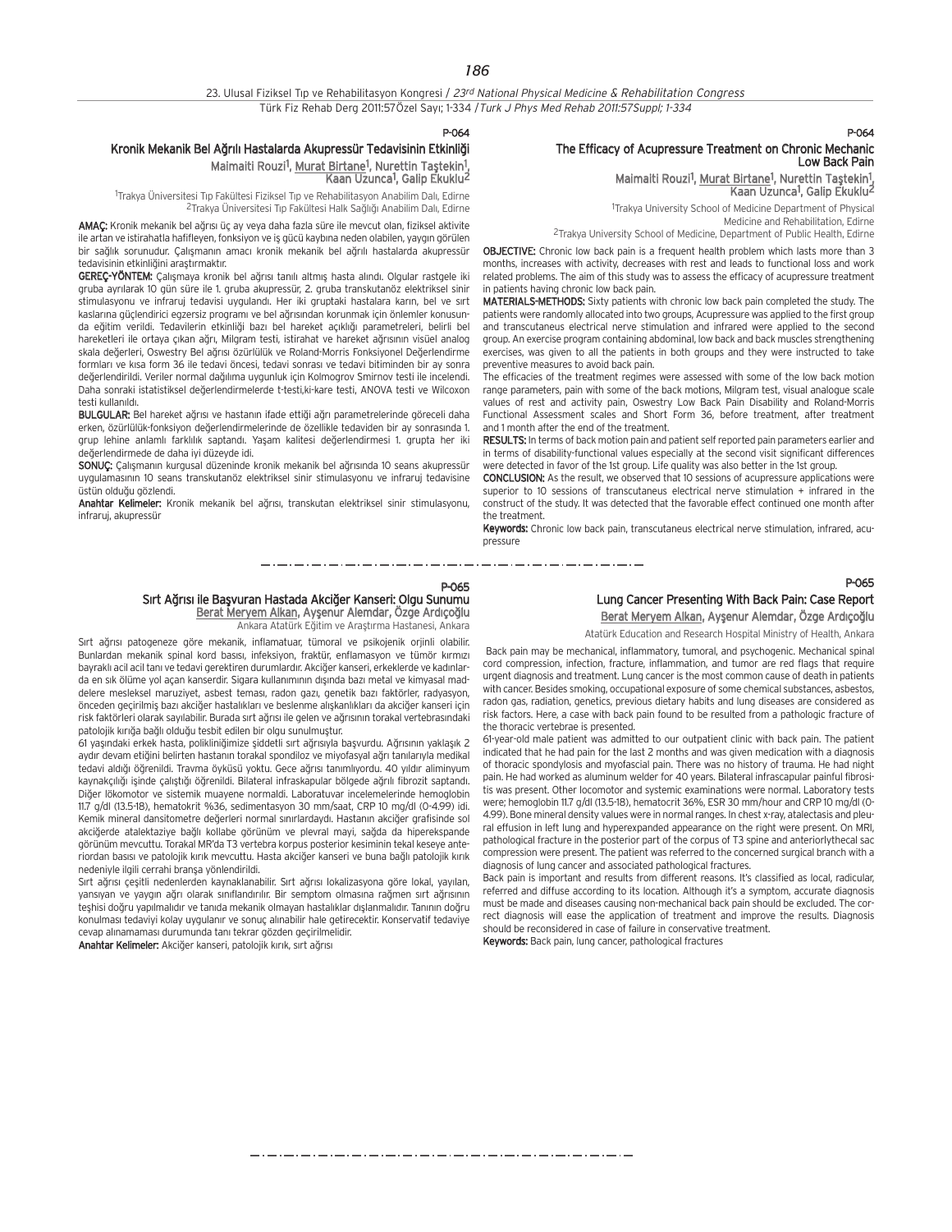P-064

## Kronik Mekanik Bel Ağrılı Hastalarda Akupressür Tedavisinin Etkinliği

Maimaiti Rouzi[1], Murat Birtane[1], Nurettin Taştekin[1], Kaan Uzunca[1], Galip Ekuklu[2]

[1]Trakya Üniversitesi Tıp Fakültesi Fiziksel Tıp ve Rehabilitasyon Anabilim Dalı, Edirne
[2]Trakya Üniversitesi Tıp Fakültesi Halk Sağlığı Anabilim Dalı, Edirne

**AMAÇ:** Kronik mekanik bel ağrısı üç ay veya daha fazla süre ile mevcut olan, fiziksel aktivite ile artan ve istirahatla hafifleyen, fonksiyon ve iş gücü kaybına neden olabilen, yaygın görülen bir sağlık sorunudur. Çalışmanın amacı kronik mekanik bel ağrılı hastalarda akupressür tedavisinin etkinliğini araştırmaktır.

**GEREÇ-YÖNTEM:** Çalışmaya kronik bel ağrısı tanılı altmış hasta alındı. Olgular rastgele iki gruba ayrılarak 10 gün süre ile 1. gruba akupressür, 2. gruba transkutanöz elektriksel sinir stimulasyonu ve infraruj tedavisi uygulandı. Her iki gruptaki hastalara karın, bel ve sırt kaslarına güçlendirici egzersiz programı ve bel ağrısından korunmak için önlemler konusunda eğitim verildi. Tedavilerin etkinliği bazı bel hareket açıklığı parametreleri, belirli bel hareketleri ile ortaya çıkan ağrı, Milgram testi, istirahat ve hareket ağrısının visüel analog skala değerleri, Oswestry Bel ağrısı özürlülük ve Roland-Morris Fonksiyonel Değerlendirme formları ve kısa form 36 ile tedavi öncesi, tedavi sonrası ve tedavi bitiminden bir ay sonra değerlendirildi. Veriler normal dağılıma uygunluk için Kolmogrov Smirnov testi ile incelendi. Daha sonraki istatistiksel değerlendirmelerde t-testi,ki-kare testi, ANOVA testi ve Wilcoxon testi kullanıldı.

**BULGULAR:** Bel hareket ağrısı ve hastanın ifade ettiği ağrı parametrelerinde göreceli daha erken, özürlülük-fonksiyon değerlendirmelerinde de özellikle tedaviden bir ay sonrasında 1. grup lehine anlamlı farklılık saptandı. Yaşam kalitesi değerlendirmesi 1. grupta her iki değerlendirmede de daha iyi düzeyde idi.

**SONUÇ:** Çalışmanın kurgusal düzeninde kronik mekanik bel ağrısında 10 seans akupressür uygulamasının 10 seans transkutanöz elektriksel sinir stimulasyonu ve infraruj tedavisine üstün olduğu gözlendi.

**Anahtar Kelimeler:** Kronik mekanik bel ağrısı, transkutan elektriksel sinir stimulasyonu, infraruj, akupressür

P-064

## The Efficacy of Acupressure Treatment on Chronic Mechanic Low Back Pain

Maimaiti Rouzi[1], Murat Birtane[1], Nurettin Taştekin[1], Kaan Uzunca[1], Galip Ekuklu[2]

[1]Trakya University School of Medicine Department of Physical Medicine and Rehabilitation, Edirne
[2]Trakya University School of Medicine, Department of Public Health, Edirne

**OBJECTIVE:** Chronic low back pain is a frequent health problem which lasts more than 3 months, increases with activity, decreases with rest and leads to functional loss and work related problems. The aim of this study was to assess the efficacy of acupressure treatment in patients having chronic low back pain.

**MATERIALS-METHODS:** Sixty patients with chronic low back pain completed the study. The patients were randomly allocated into two groups, Acupressure was applied to the first group and transcutaneus electrical nerve stimulation and infrared were applied to the second group. An exercise program containing abdominal, low back and back muscles strengthening exercises, was given to all the patients in both groups and they were instructed to take preventive measures to avoid back pain.

The efficacies of the treatment regimes were assessed with some of the low back motion range parameters, pain with some of the back motions, Milgram test, visual analogue scale values of rest and activity pain, Oswestry Low Back Pain Disability and Roland-Morris Functional Assessment scales and Short Form 36, before treatment, after treatment and 1 month after the end of the treatment.

**RESULTS:** In terms of back motion pain and patient self reported pain parameters earlier and in terms of disability-functional values especially at the second visit significant differences were detected in favor of the 1st group. Life quality was also better in the 1st group.

**CONCLUSION:** As the result, we observed that 10 sessions of acupressure applications were superior to 10 sessions of transcutaneus electrical nerve stimulation + infrared in the construct of the study. It was detected that the favorable effect continued one month after the treatment.

**Keywords:** Chronic low back pain, transcutaneus electrical nerve stimulation, infrared, acupressure

P-065

## Sırt Ağrısı ile Başvuran Hastada Akciğer Kanseri: Olgu Sunumu

Berat Meryem Alkan, Ayşenur Alemdar, Özge Ardıçoğlu

Ankara Atatürk Eğitim ve Araştırma Hastanesi, Ankara

Sırt ağrısı patogeneze göre mekanik, inflamatuar, tümoral ve psikojenik orjinli olabilir. Bunlardan mekanik spinal kord basısı, infeksiyon, fraktür, enflamasyon ve tümör kırmızı bayraklı acil acil tanı ve tedavi gerektiren durumlardır. Akciğer kanseri, erkeklerde ve kadınlarda en sık ölüme yol açan kanserdir. Sigara kullanımının dışında bazı metal ve kimyasal maddelere mesleksel maruziyet, asbest teması, radon gazı, genetik bazı faktörler, radyasyon, önceden geçirilmiş bazı akciğer hastalıkları ve beslenme alışkanlıkları da akciğer kanseri için risk faktörleri olarak sayılabilir. Burada sırt ağrısı ile gelen ve ağrısının torakal vertebrasındaki patolojik kırığa bağlı olduğu tesbit edilen bir olgu sunulmuştur.

61 yaşındaki erkek hasta, polikliniğimize şiddetli sırt ağrısıyla başvurdu. Ağrısının yaklaşık 2 aydır devam etiğini belirten hastanın torakal spondiloz ve miyofasyal ağrı tanılarıyla medikal tedavi aldığı öğrenildi. Travma öyküsü yoktu. Gece ağrısı tanımlıyordu. 40 yıldır aliminyum kaynakçılığı işinde çalıştığı öğrenildi. Bilateral infraskapular bölgede ağrılı fibrozit saptandı. Diğer lökomotor ve sistemik muayene normaldi. Laboratuvar incelemelerinde hemoglobin 11.7 g/dl (13.5-18), hematokrit %36, sedimentasyon 30 mm/saat, CRP 10 mg/dl (0-4.99) idi. Kemik mineral dansitometre değerleri normal sınırlardaydı. Hastanın akciğer grafisinde sol akciğerde atalektaziye bağlı kollabe görünüm ve plevral mayi, sağda da hiperekspande görünüm mevcuttu. Torakal MR'da T3 vertebra korpus posterior kesiminin tekal keseye anteriordan basısı ve patolojik kırık mevcuttu. Hasta akciğer kanseri ve buna bağlı patolojik kırık nedeniyle ilgili cerrahi branşa yönlendirildi.

Sırt ağrısı çeşitli nedenlerden kaynaklanabilir. Sırt ağrısı lokalizasyona göre lokal, yayılan, yansıyan ve yaygın ağrı olarak sınıflandırılır. Bir semptom olmasına rağmen sırt ağrısının teşhisi doğru yapılmalıdır ve tanıda mekanik olmayan hastalıklar dışlanmalıdır. Tanının doğru konulması tedaviyi kolay uygulanır ve sonuç alınabilir hale getirecektir. Konservatif tedaviye cevap alınamaması durumunda tanı tekrar gözden geçirilmelidir.

**Anahtar Kelimeler:** Akciğer kanseri, patolojik kırık, sırt ağrısı

P-065

## Lung Cancer Presenting With Back Pain: Case Report

Berat Meryem Alkan, Ayşenur Alemdar, Özge Ardıçoğlu

Atatürk Education and Research Hospital Ministry of Health, Ankara

Back pain may be mechanical, inflammatory, tumoral, and psychogenic. Mechanical spinal cord compression, infection, fracture, inflammation, and tumor are red flags that require urgent diagnosis and treatment. Lung cancer is the most common cause of death in patients with cancer. Besides smoking, occupational exposure of some chemical substances, asbestos, radon gas, radiation, genetics, previous dietary habits and lung diseases are considered as risk factors. Here, a case with back pain found to be resulted from a pathologic fracture of the thoracic vertebrae is presented.

61-year-old male patient was admitted to our outpatient clinic with back pain. The patient indicated that he had pain for the last 2 months and was given medication with a diagnosis of thoracic spondylosis and myofascial pain. There was no history of trauma. He had night pain. He had worked as aluminum welder for 40 years. Bilateral infrascapular painful fibrositis was present. Other locomotor and systemic examinations were normal. Laboratory tests were; hemoglobin 11.7 g/dl (13.5-18), hematokrit 36%, ESR 30 mm/hour and CRP 10 mg/dl (0-4.99). Bone mineral density values were in normal ranges. In chest x-ray, atalectasis and pleural effusion in left lung and hyperexpanded appearance on the right were present. On MRI, pathological fracture in the posterior part of the corpus of T3 spine and anteriorlythecal sac compression were present. The patient was referred to the concerned surgical branch with a diagnosis of lung cancer and associated pathological fractures.

Back pain is important and results from different reasons. It's classified as local, radicular, referred and diffuse according to its location. Although it's a symptom, accurate diagnosis must be made and diseases causing non-mechanical back pain should be excluded. The correct diagnosis will ease the application of treatment and improve the results. Diagnosis should be reconsidered in case of failure in conservative treatment.

**Keywords:** Back pain, lung cancer, pathological fractures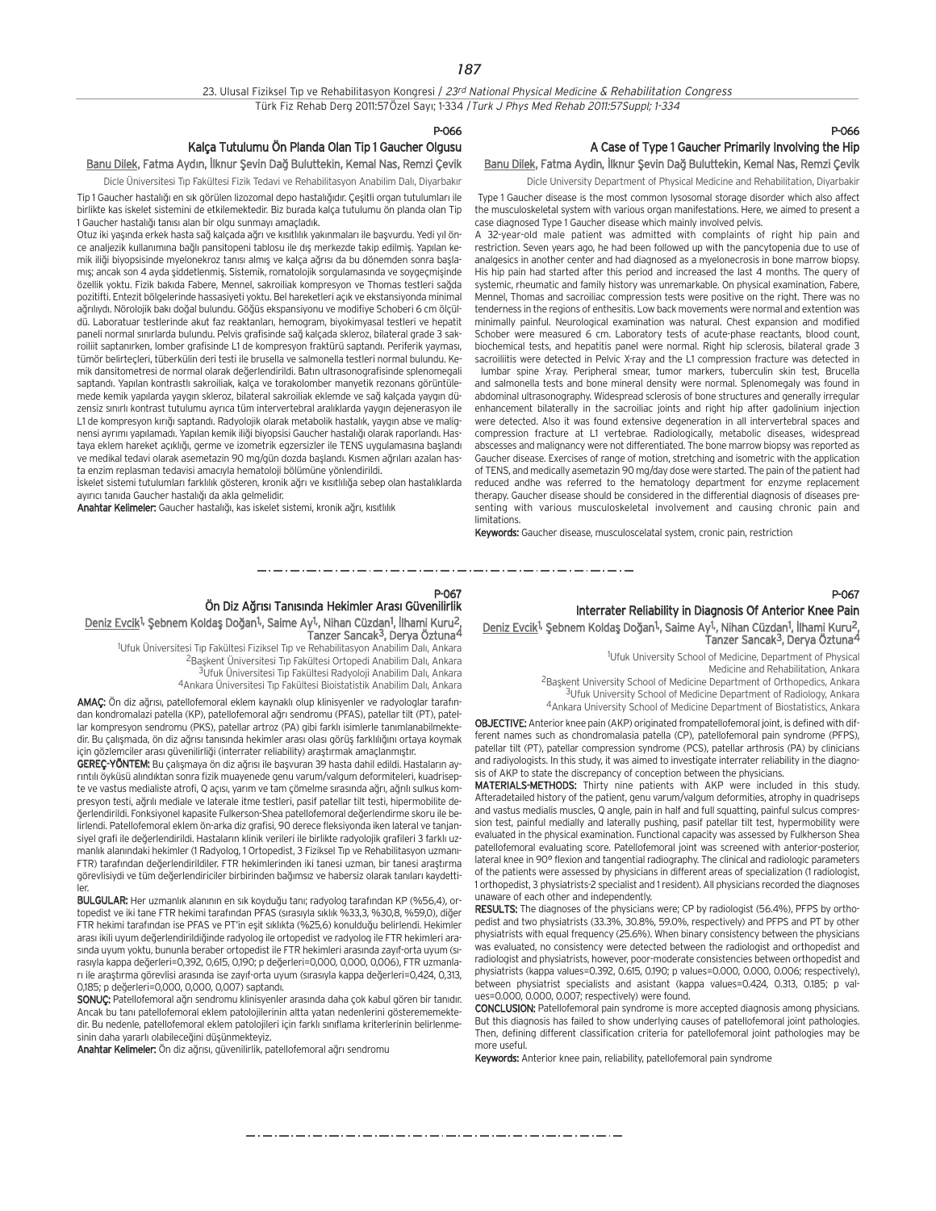P-066

## Kalça Tutulumu Ön Planda Olan Tip 1 Gaucher Olgusu

Banu Dilek, Fatma Aydın, İlknur Şevin Dağ Buluttekin, Kemal Nas, Remzi Çevik

Dicle Üniversitesi Tıp Fakültesi Fizik Tedavi ve Rehabilitasyon Anabilim Dalı, Diyarbakır

Tip 1 Gaucher hastalığı en sık görülen lizozomal depo hastalığıdır. Çeşitli organ tutulumları ile birlikte kas iskelet sistemini de etkilemektedir. Biz burada kalça tutulumu ön planda olan Tip 1 Gaucher hastalığı tanısı alan bir olgu sunmayı amaçladık.

Otuz iki yaşında erkek hasta sağ kalçada ağrı ve kısıtlılık yakınmaları ile başvurdu. Yedi yıl önce analjezik kullanımına bağlı pansitopeni tablosu ile dış merkezde takip edilmiş. Yapılan kemik iliği biyopsisinde myelonekroz tanısı almış ve kalça ağrısı da bu dönemden sonra başlamış; ancak son 4 ayda şiddetlenmiş. Sistemik, romatolojik sorgulamasında ve soygeçmişinde özellik yoktu. Fizik bakıda Fabere, Mennel, sakroiliak kompresyon ve Thomas testleri sağda pozitifti. Entezit bölgelerinde hassasiyeti yoktu. Bel hareketleri açık ve ekstansiyonda minimal ağrılıydı. Nörolojik bakı doğal bulundu. Göğüs ekspansiyonu ve modifiye Schoberi 6 cm ölçüldü. Laboratuar testlerinde akut faz reaktanları, hemogram, biyokimyasal testleri ve hepatit paneli normal sınırlarda bulundu. Pelvis grafisinde sağ kalçada skleroz, bilateral grade 3 sakroiliit saptanırken, lomber grafisinde L1 de kompresyon fraktürü saptandı. Periferik yayması, tümör belirteçleri, tüberkülin deri testi ile brusella ve salmonella testleri normal bulundu. Kemik dansitometresi de normal olarak değerlendirildi. Batın ultrasonografisinde splenomegali saptandı. Yapılan kontrastlı sakroiliak, kalça ve torakolomber manyetik rezonans görüntülemede kemik yapılarda yaygın skleroz, bilateral sakroiliak eklemde ve sağ kalçada yaygın düzensiz sınırlı kontrast tutulumu ayrıca tüm intervertebral aralıklarda yaygın dejenerasyon ile L1 de kompresyon kırığı saptandı. Radyolojik olarak metabolik hastalık, yaygın abse ve malignensi ayrımı yapılamadı. Yapılan kemik iliği biyopsisi Gaucher hastalığı olarak raporlandı. Hastaya eklem hareket açıklığı, germe ve izometrik egzersizler ile TENS uygulamasına başlandı ve medikal tedavi olarak asemetazin 90 mg/gün dozda başlandı. Kısmen ağrıları azalan hasta enzim replasman tedavisi amacıyla hematoloji bölümüne yönlendirildi.

İskelet sistemi tutulumları farklılık gösteren, kronik ağrı ve kısıtlılığa sebep olan hastalıklarda ayırıcı tanıda Gaucher hastalığı da akla gelmelidir.

**Anahtar Kelimeler:** Gaucher hastalığı, kas iskelet sistemi, kronik ağrı, kısıtlılık

P-066

## A Case of Type 1 Gaucher Primarily Involving the Hip

Banu Dilek, Fatma Aydin, İlknur Şevin Dağ Buluttekin, Kemal Nas, Remzi Çevik

Dicle University Department of Physical Medicine and Rehabilitation, Diyarbakir

Type 1 Gaucher disease is the most common lysosomal storage disorder which also affect the musculoskeletal system with various organ manifestations. Here, we aimed to present a case diagnosed Type 1 Gaucher disease which mainly involved pelvis.

A 32-year-old male patient was admitted with complaints of right hip pain and restriction. Seven years ago, he had been followed up with the pancytopenia due to use of analgesics in another center and had diagnosed as a myelonecrosis in bone marrow biopsy. His hip pain had started after this period and increased the last 4 months. The query of systemic, rheumatic and family history was unremarkable. On physical examination, Fabere, Mennel, Thomas and sacroiliac compression tests were positive on the right. There was no tenderness in the regions of enthesitis. Low back movements were normal and extention was minimally painful. Neurological examination was natural. Chest expansion and modified Schober were measured 6 cm. Laboratory tests of acute-phase reactants, blood count, biochemical tests, and hepatitis panel were normal. Right hip sclerosis, bilateral grade 3 sacroiliitis were detected in Pelvic X-ray and the L1 compression fracture was detected in lumbar spine X-ray. Peripheral smear, tumor markers, tuberculin skin test, Brucella and salmonella tests and bone mineral density were normal. Splenomegaly was found in abdominal ultrasonography. Widespread sclerosis of bone structures and generally irregular enhancement bilaterally in the sacroiliac joints and right hip after gadolinium injection were detected. Also it was found extensive degeneration in all intervertebral spaces and compression fracture at L1 vertebrae. Radiologically, metabolic diseases, widespread abscesses and malignancy were not differentiated. The bone marrow biopsy was reported as Gaucher disease. Exercises of range of motion, stretching and isometric with the application of TENS, and medically asemetazin 90 mg/day dose were started. The pain of the patient had reduced andhe was referred to the hematology department for enzyme replacement therapy. Gaucher disease should be considered in the differential diagnosis of diseases presenting with various musculoskeletal involvement and causing chronic pain and limitations.

**Keywords:** Gaucher disease, musculoscelatal system, cronic pain, restriction

P-067

## Ön Diz Ağrısı Tanısında Hekimler Arası Güvenilirlik

Deniz Evcik[1], Şebnem Koldaş Doğan[1], Saime Ay[1], Nihan Cüzdan[1], İlhami Kuru[2], Tanzer Sancak[3], Derya Öztuna[4]

[1]Ufuk Üniversitesi Tıp Fakültesi Fiziksel Tıp ve Rehabilitasyon Anabilim Dalı, Ankara
[2]Başkent Üniversitesi Tıp Fakültesi Ortopedi Anabilim Dalı, Ankara
[3]Ufuk Üniversitesi Tıp Fakültesi Radyoloji Anabilim Dalı, Ankara
[4]Ankara Üniversitesi Tıp Fakültesi Bioistatistik Anabilim Dalı, Ankara

**AMAÇ:** Ön diz ağrısı, patellofemoral eklem kaynaklı olup klinisyenler ve radyologlar tarafından kondromalazi patella (KP), patellofemoral ağrı sendromu (PFAS), patellar tilt (PT), patellar kompresyon sendromu (PKS), patellar artroz (PA) gibi farklı isimlerle tanımlanabilmektedir. Bu çalışmada, ön diz ağrısı tanısında hekimler arası olası görüş farklılığını ortaya koymak için gözlemciler arası güvenilirliği (interrater reliability) araştırmak amaçlanmıştır.

**GEREÇ-YÖNTEM:** Bu çalışmaya ön diz ağrısı ile başvuran 39 hasta dahil edildi. Hastaların ayrıntılı öyküsü alındıktan sonra fizik muayenede genu varum/valgum deformiteleri, kuadrisepte ve vastus medialiste atrofi, Q açısı, yarım ve tam çömelme sırasında ağrı, ağrılı sulkus kompresyon testi, ağrılı mediale ve laterale itme testleri, pasif patellar tilt testi, hipermobilite değerlendirildi. Fonksiyonel kapasite Fulkerson-Shea patellofemoral değerlendirme skoru ile belirlendi. Patellofemoral eklem ön-arka diz grafisi, 90 derece fleksiyonda iken lateral ve tanjansiyel grafi ile değerlendirildi. Hastaların klinik verileri ile birlikte radyolojik grafileri 3 farklı uzmanlık alanındaki hekimler (1 Radyolog, 1 Ortopedist, 3 Fiziksel Tıp ve Rehabilitasyon uzmanı-FTR) tarafından değerlendirildiler. FTR hekimlerinden iki tanesi uzman, bir tanesi araştırma görevlisiydi ve tüm değerlendiriciler birbirinden bağımsız ve habersiz olarak tanıları kaydettiler.

**BULGULAR:** Her uzmanlık alanının en sık koyduğu tanı; radyolog tarafından KP (%56,4), ortopedist ve iki tane FTR hekimi tarafından PFAS (sırasıyla sıklık %33,3, %30,8, %59,0), diğer FTR hekimi tarafından ise PFAS ve PT'in eşit sıklıkta (%25,6) konulduğu belirlendi. Hekimler arası ikili uyum değerlendirildiğinde radyolog ile ortopedist ve radyolog ile FTR hekimleri arasında uyum yoktu, bununla beraber ortopedist ile FTR hekimleri arasında zayıf-orta uyum (sırasıyla kappa değerleri=0,392, 0,615, 0,190; p değerleri=0,000, 0,000, 0,006), FTR uzmanları ile araştırma görevlisi arasında ise zayıf-orta uyum (sırasıyla kappa değerleri=0,424, 0,313, 0,185; p değerleri=0,000, 0,000, 0,007) saptandı.

**SONUÇ:** Patellofemoral ağrı sendromu klinisyenler arasında daha çok kabul gören bir tanıdır. Ancak bu tanı patellofemoral eklem patolojilerinin altta yatan nedenlerini gösterememektedir. Bu nedenle, patellofemoral eklem patolojileri için farklı sınıflama kriterlerinin belirlenmesinin daha yararlı olabileceğini düşünmekteyiz.

**Anahtar Kelimeler:** Ön diz ağrısı, güvenilirlik, patellofemoral ağrı sendromu

P-067

## Interrater Reliability in Diagnosis Of Anterior Knee Pain

Deniz Evcik[1], Şebnem Koldaş Doğan[1], Saime Ay[1], Nihan Cüzdan[1], İlhami Kuru[2], Tanzer Sancak[3], Derya Öztuna[4]

[1]Ufuk University School of Medicine, Department of Physical Medicine and Rehabilitation, Ankara
[2]Başkent University School of Medicine Department of Orthopedics, Ankara
[3]Ufuk University School of Medicine Department of Radiology, Ankara
[4]Ankara University School of Medicine Department of Biostatistics, Ankara

**OBJECTIVE:** Anterior knee pain (AKP) originated frompatellofemoral joint, is defined with different names such as chondromalasia patella (CP), patellofemoral pain syndrome (PFPS), patellar tilt (PT), patellar compression syndrome (PCS), patellar arthrosis (PA) by clinicians and radiyologists. In this study, it was aimed to investigate interrater reliability in the diagnosis of AKP to state the discrepancy of conception between the physicians.

**MATERIALS-METHODS:** Thirty nine patients with AKP were included in this study. Afteradetailed history of the patient, genu varum/valgum deformities, atrophy in quadriseps and vastus medialis muscles, Q angle, pain in half and full squatting, painful sulcus compression test, painful medially and laterally pushing, pasif patellar tilt test, hypermobility were evaluated in the physical examination. Functional capacity was assessed by Fulkherson Shea patellofemoral evaluating score. Patellofemoral joint was screened with anterior-posterior, lateral knee in 90° flexion and tangential radiography. The clinical and radiologic parameters of the patients were assessed by physicians in different areas of specialization (1 radiologist, 1 orthopedist, 3 physiatrists-2 specialist and 1 resident). All physicians recorded the diagnoses unaware of each other and independently.

**RESULTS:** The diagnoses of the physicians were; CP by radiologist (56.4%), PFPS by orthopedist and two physiatrists (33.3%, 30.8%, 59.0%, respectively) and PFPS and PT by other physiatrists with equal frequency (25.6%). When binary consistency between the physicians was evaluated, no consistency were detected between the radiologist and orthopedist and radiologist and physiatrists, however, poor-moderate consistencies between orthopedist and physiatrists (kappa values=0.392, 0.615, 0.190; p values=0.000, 0.000, 0.006; respectively), between physiatrist specialists and asistant (kappa values=0.424, 0.313, 0.185; p values=0.000, 0.000, 0.007; respectively) were found.

**CONCLUSION:** Patellofemoral pain syndrome is more accepted diagnosis among physicians. But this diagnosis has failed to show underlying causes of patellofemoral joint pathologies. Then, defining different classification criteria for patellofemoral joint pathologies may be more useful.

**Keywords:** Anterior knee pain, reliability, patellofemoral pain syndrome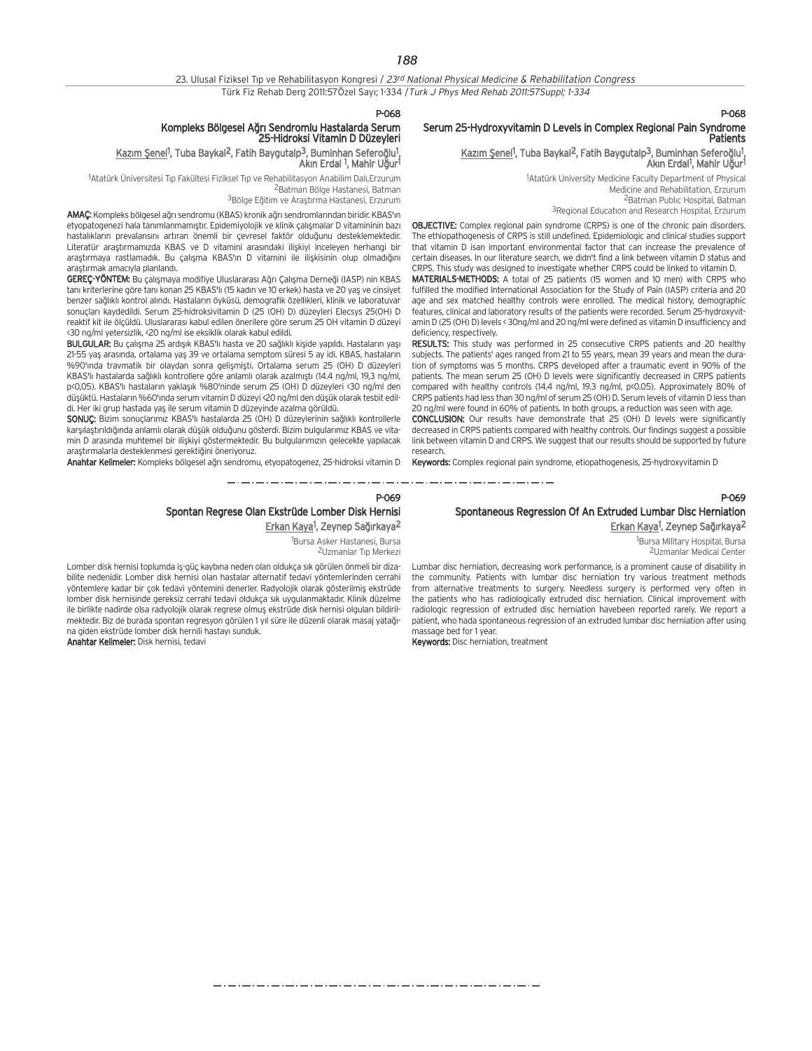P-068

## Kompleks Bölgesel Ağrı Sendromlu Hastalarda Serum 25-Hidroksi Vitamin D Düzeyleri

Kazım Şenel[1], Tuba Baykal[2], Fatih Baygutalp[3], Buminhan Seferoğlu[1], Akın Erdal [1], Mahir Uğur[1]

[1]Atatürk Üniversitesi Tıp Fakültesi Fiziksel Tıp ve Rehabilitasyon Anabilim Dalı,Erzurum
[2]Batman Bölge Hastanesi, Batman
[3]Bölge Eğitim ve Araştırma Hastanesi, Erzurum

**AMAÇ:** Kompleks bölgesel ağrı sendromu (KBAS) kronik ağrı sendromlarından biridir. KBAS'ın etyopatogenezi hala tanımlanmamıştır. Epidemiyolojik ve klinik çalışmalar D vitamininin bazı hastalıkların prevalansını artıran önemli bir çevresel faktör olduğunu desteklemektedir. Literatür araştırmamızda KBAS ve D vitamini arasındaki ilişkiyi inceleyen herhangi bir araştırmaya rastlamadık. Bu çalışma KBAS'ın D vitamini ile ilişkisinin olup olmadığını araştırmak amacıyla planlandı.

**GEREÇ-YÖNTEM:** Bu çalışmaya modifiye Uluslararası Ağrı Çalışma Derneği (IASP) nin KBAS tanı kriterlerine göre tanı konan 25 KBAS'lı (15 kadın ve 10 erkek) hasta ve 20 yaş ve cinsiyet benzer sağlıklı kontrol alındı. Hastaların öyküsü, demografik özellikleri, klinik ve laboratuvar sonuçları kaydedildi. Serum 25-hidroksivitamin D (25 (OH) D) düzeyleri Elecsys 25(OH) D reaktif kit ile ölçüldü. Uluslararası kabul edilen önerilere göre serum 25 OH vitamin D düzeyi <30 ng/ml yetersizlik, <20 ng/ml ise eksiklik olarak kabul edildi.

**BULGULAR:** Bu çalışma 25 ardışık KBAS'lı hasta ve 20 sağlıklı kişide yapıldı. Hastaların yaşı 21-55 yaş arasında, ortalama yaş 39 ve ortalama semptom süresi 5 ay idi. KBAS, hastaların %90'ında travmatik bir olaydan sonra gelişmişti. Ortalama serum 25 (OH) D düzeyleri KBAS'lı hastalarda sağlıklı kontrollere göre anlamlı olarak azalmıştı (14.4 ng/ml, 19,3 ng/ml, p<0,05). KBAS'lı hastaların yaklaşık %80'ninde serum 25 (OH) D düzeyleri <30 ng/ml den düşüktü. Hastaların %60'ında serum vitamin D düzeyi <20 ng/ml den düşük olarak tesbit edildi. Her iki grup hastada yaş ile serum vitamin D düzeyinde azalma görüldü.

**SONUÇ:** Bizim sonuçlarımız KBAS'lı hastalarda 25 (OH) D düzeylerinin sağlıklı kontrollerle karşılaştırıldığında anlamlı olarak düşük olduğunu gösterdi. Bizim bulgularımız KBAS ve vitamin D arasında muhtemel bir ilişkiyi göstermektedir. Bu bulgularımızın gelecekte yapılacak araştırmalarla desteklenmesi gerektiğini öneriyoruz.

**Anahtar Kelimeler:** Kompleks bölgesel ağrı sendromu, etyopatogenez, 25-hidroksi vitamin D

P-068

## Serum 25-Hydroxyvitamin D Levels in Complex Regional Pain Syndrome Patients

Kazım Şenel[1], Tuba Baykal[2], Fatih Baygutalp[3], Buminhan Seferoğlu[1], Akın Erdal[1], Mahir Uğur[1]

[1]Atatürk University Medicine Faculty Department of Physical Medicine and Rehabilitation, Erzurum
[2]Batman Public Hospital, Batman
[3]Regional Education and Research Hospital, Erzurum

**OBJECTIVE:** Complex regional pain syndrome (CRPS) is one of the chronic pain disorders. The ethiopathogenesis of CRPS is still undefined. Epidemiologic and clinical studies support that vitamin D isan important environmental factor that can increase the prevalence of certain diseases. In our literature search, we didn't find a link between vitamin D status and CRPS. This study was designed to investigate whether CRPS could be linked to vitamin D.

**MATERIALS-METHODS:** A total of 25 patients (15 women and 10 men) with CRPS who fulfilled the modified International Association for the Study of Pain (IASP) criteria and 20 age and sex matched healthy controls were enrolled. The medical history, demographic features, clinical and laboratory results of the patients were recorded. Serum 25-hydroxyvitamin D (25 (OH) D) levels < 30ng/ml and 20 ng/ml were defined as vitamin D insufficiency and deficiency, respectively.

**RESULTS:** This study was performed in 25 consecutive CRPS patients and 20 healthy subjects. The patients' ages ranged from 21 to 55 years, mean 39 years and the mean duration of symptoms was 5 months. CRPS developed after a traumatic event in 90% of the patients. The mean serum 25 (OH) D levels were significantly decreased in CRPS patients compared with healthy controls (14.4 ng/ml, 19.3 ng/ml, p<0.05). Approximately 80% of CRPS patients had less than 30 ng/ml of serum 25 (OH) D. Serum levels of vitamin D less than 20 ng/ml were found in 60% of patients. In both groups, a reduction was seen with age.

**CONCLUSION:** Our results have demonstrate that 25 (OH) D levels were significantly decreased in CRPS patients compared with healthy controls. Our findings suggest a possible link between vitamin D and CRPS. We suggest that our results should be supported by future research.

**Keywords:** Complex regional pain syndrome, etiopathogenesis, 25-hydroxyvitamin D

P-069

## Spontan Regrese Olan Ekstrüde Lomber Disk Hernisi

Erkan Kaya[1], Zeynep Sağırkaya[2]

[1]Bursa Asker Hastanesi, Bursa
[2]Uzmanlar Tıp Merkezi

Lomber disk hernisi toplumda iş-güç kaybına neden olan oldukça sık görülen önmeli bir dizabilite nedenidir. Lomber disk hernisi olan hastalar alternatif tedavi yöntemlerinden cerrahi yöntemlere kadar bir çok tedavi yöntemini denerler. Radyolojik olarak gösterilmiş ekstrüde lomber disk hernisinde gereksiz cerrahi tedavi oldukça sık uygulanmaktadır. Klinik düzelme ile birlikte nadirde olsa radyolojik olarak regrese olmuş ekstrüde disk hernisi olguları bildirilmektedir. Biz de burada spontan regresyon görülen 1 yıl süre ile düzenli olarak masaj yatağına giden ekstrüde lomber disk hernili hastayı sunduk.

**Anahtar Kelimeler:** Disk hernisi, tedavi

P-069

## Spontaneous Regression Of An Extruded Lumbar Disc Herniation

Erkan Kaya[1], Zeynep Sağırkaya[2]

[1]Bursa Military Hospital, Bursa
[2]Uzmanlar Medical Center

Lumbar disc herniation, decreasing work performance, is a prominent cause of disability in the community. Patients with lumbar disc herniation try various treatment methods from alternative treatments to surgery. Needless surgery is performed very often in the patients who has radiologically extruded disc herniation. Clinical improvement with radiologic regression of extruded disc herniation havebeen reported rarely. We report a patient, who hada spontaneous regression of an extruded lumbar disc herniation after using massage bed for 1 year.

**Keywords:** Disc herniation, treatment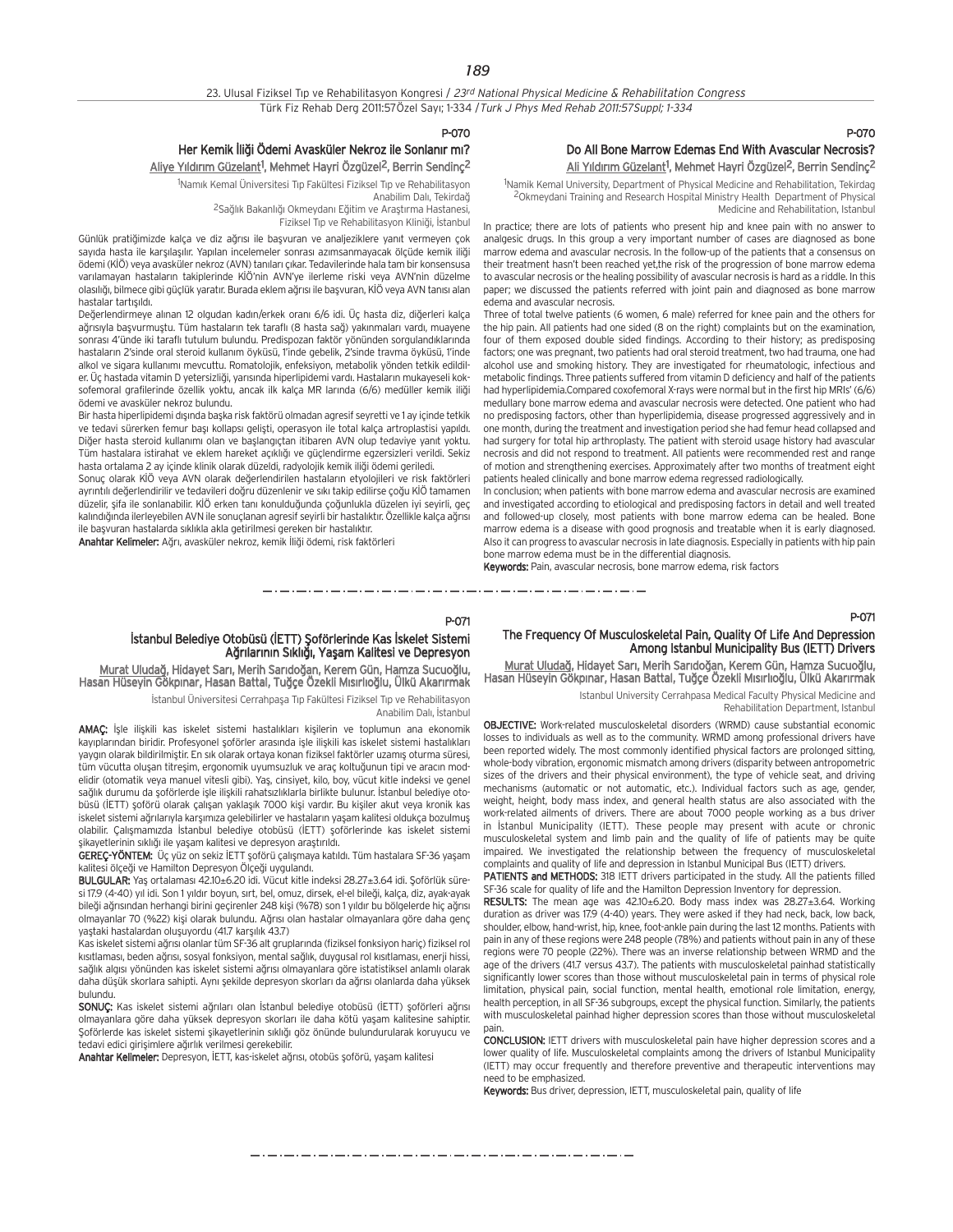P-070

## Her Kemik İliği Ödemi Avasküler Nekroz ile Sonlanır mı?

Aliye Yıldırım Güzelant[1], Mehmet Hayri Özgüzel[2], Berrin Sendinç[2]

[1]Namık Kemal Üniversitesi Tıp Fakültesi Fiziksel Tıp ve Rehabilitasyon Anabilim Dalı, Tekirdağ
[2]Sağlık Bakanlığı Okmeydanı Eğitim ve Araştırma Hastanesi, Fiziksel Tıp ve Rehabilitasyon Kliniği, İstanbul

Günlük pratiğimizde kalça ve diz ağrısı ile başvuran ve analjeziklere yanıt vermeyen çok sayıda hasta ile karşılaşılır. Yapılan incelemeler sonrası azımsanmayacak ölçüde kemik iliği ödemi (KİÖ) veya avasküler nekroz (AVN) tanıları çıkar. Tedavilerinde hala tam bir konsensusa varılamayan hastaların takiplerinde KİÖ'nin AVN'ye ilerleme riski veya AVN'nin düzelme olasılığı, bilmece gibi güçlük yaratır. Burada eklem ağrısı ile başvuran, KİÖ veya AVN tanısı alan hastalar tartışıldı.

Değerlendirmeye alınan 12 olgudan kadın/erkek oranı 6/6 idi. Üç hasta diz, diğerleri kalça ağrısıyla başvurmuştu. Tüm hastaların tek taraflı (8 hasta sağ) yakınmaları vardı, muayene sonrası 4'ünde iki taraflı tutulum bulundu. Predispozan faktör yönünden sorgulandıklarında hastaların 2'sinde oral steroid kullanım öyküsü, 1'inde gebelik, 2'sinde travma öyküsü, 1'inde alkol ve sigara kullanımı mevcuttu. Romatolojik, enfeksiyon, metabolik yönden tetkik edildiler. Üç hastada vitamin D yetersizliği, yarısında hiperlipidemi vardı. Hastaların mukayeseli koksofemoral grafilerinde özellik yoktu, ancak ilk kalça MR larında (6/6) medüller kemik iliği ödemi ve avasküler nekroz bulundu.

Bir hasta hiperlipidemi dışında başka risk faktörü olmadan agresif seyretti ve 1 ay içinde tetkik ve tedavi sürerken femur başı kollapsı gelişti, operasyon ile total kalça artroplastisi yapıldı. Diğer hasta steroid kullanımı olan ve başlangıçtan itibaren AVN olup tedaviye yanıt yoktu. Tüm hastalara istirahat ve eklem hareket açıklığı ve güçlendirme egzersizleri verildi. Sekiz hasta ortalama 2 ay içinde klinik olarak düzeldi, radyolojik kemik iliği ödemi geriledi.

Sonuç olarak KİÖ veya AVN olarak değerlendirilen hastaların etyolojileri ve risk faktörleri ayrıntılı değerlendirilir ve tedavileri doğru düzenlenir ve sıkı takip edilirse çoğu KİÖ tamamen düzelir, şifa ile sonlanabilir. KİÖ erken tanı konulduğunda çoğunlukla düzelen iyi seyirli, geç kalındığında ilerleyebilen AVN ile sonuçlanan agresif seyirli bir hastalıktır. Özellikle kalça ağrısı ile başvuran hastalarda sıklıkla akla getirilmesi gereken bir hastalıktır.

**Anahtar Kelimeler:** Ağrı, avasküler nekroz, kemik iliği ödemi, risk faktörleri

P-070

## Do All Bone Marrow Edemas End With Avascular Necrosis?

Ali Yıldırım Güzelant[1], Mehmet Hayri Özgüzel[2], Berrin Sendinç[2]

[1]Namık Kemal University, Department of Physical Medicine and Rehabilitation, Tekirdag
[2]Okmeydani Training and Research Hospital Ministry Health Department of Physical Medicine and Rehabilitation, Istanbul

In practice; there are lots of patients who present hip and knee pain with no answer to analgesic drugs. In this group a very important number of cases are diagnosed as bone marrow edema and avascular necrosis. In the follow-up of the patients that a consensus on their treatment hasn't been reached yet,the risk of the progression of bone marrow edema to avascular necrosis or the healing possibility of avascular necrosis is hard as a riddle. In this paper; we discussed the patients referred with joint pain and diagnosed as bone marrow edema and avascular necrosis.

Three of total twelve patients (6 women, 6 male) referred for knee pain and the others for the hip pain. All patients had one sided (8 on the right) complaints but on the examination, four of them exposed double sided findings. According to their history; as predisposing factors; one was pregnant, two patients had oral steroid treatment, two had trauma, one had alcohol use and smoking history. They are investigated for rheumatologic, infectious and metabolic findings. Three patients suffered from vitamin D deficiency and half of the patients had hyperlipidemia.Compared coxofemoral X-rays were normal but in the first hip MRIs' (6/6) medullary bone marrow edema and avascular necrosis were detected. One patient who had no predisposing factors, other than hyperlipidemia, disease progressed aggressively and in one month, during the treatment and investigation period she had femur head collapsed and had surgery for total hip arthroplasty. The patient with steroid usage history had avascular necrosis and did not respond to treatment. All patients were recommended rest and range of motion and strengthening exercises. Approximately after two months of treatment eight patients healed clinically and bone marrow edema regressed radiologically.

In conclusion; when patients with bone marrow edema and avascular necrosis are examined and investigated according to etiological and predisposing factors in detail and well treated and followed-up closely, most patients with bone marrow edema can be healed. Bone marrow edema is a disease with good prognosis and treatable when it is early diagnosed. Also it can progress to avascular necrosis in late diagnosis. Especially in patients with hip pain bone marrow edema must be in the differential diagnosis.

**Keywords:** Pain, avascular necrosis, bone marrow edema, risk factors

P-071

## İstanbul Belediye Otobüsü (İETT) Şoförlerinde Kas İskelet Sistemi Ağrılarının Sıklığı, Yaşam Kalitesi ve Depresyon

Murat Uludağ, Hidayet Sarı, Merih Sarıdoğan, Kerem Gün, Hamza Sucuoğlu, Hasan Hüseyin Gökpınar, Hasan Battal, Tuğçe Özekli Mısırlıoğlu, Ülkü Akarırmak

İstanbul Üniversitesi Cerrahpaşa Tıp Fakültesi Fiziksel Tıp ve Rehabilitasyon Anabilim Dalı, İstanbul

**AMAÇ:** İşle ilişkili kas iskelet sistemi hastalıkları kişilerin ve toplumun ana ekonomik kayıplarından biridir. Profesyonel şoförler arasında işle ilişkili kas iskelet sistemi hastalıkları yaygın olarak bildirilmiştir. En sık olarak ortaya konan fiziksel faktörler uzamış oturma süresi, tüm vücutta oluşan titreşim, ergonomik uyumsuzluk ve araç koltuğunun tipi ve aracın modelidir (otomatik veya manuel vitesli gibi). Yaş, cinsiyet, kilo, boy, vücut kitle indeksi ve genel sağlık durumu da şoförlerde işle ilişkili rahatsızlıklarla birlikte bulunur. İstanbul belediye otobüsü (İETT) şoförü olarak çalışan yaklaşık 7000 kişi vardır. Bu kişiler akut veya kronik kas iskelet sistemi ağrılarıyla karşımıza gelebilirler ve hastaların yaşam kalitesi oldukça bozulmuş olabilir. Çalışmamızda İstanbul belediye otobüsü (İETT) şoförlerinde kas iskelet sistemi şikayetlerinin sıklığı ile yaşam kalitesi ve depresyon araştırıldı.

**GEREÇ-YÖNTEM:** Üç yüz on sekiz İETT şoförü çalışmaya katıldı. Tüm hastalara SF-36 yaşam kalitesi ölçeği ve Hamilton Depresyon Ölçeği uygulandı.

**BULGULAR:** Yaş ortalaması 42.10±6.20 idi. Vücut kitle indeksi 28.27±3.64 idi. Şoförlük süresi 17.9 (4-40) yıl idi. Son 1 yıldır boyun, sırt, bel, omuz, dirsek, el-el bileği, kalça, diz, ayak-ayak bileği ağrısından herhangi birini geçirenler 248 kişi (%78) son 1 yıldır bu bölgelerde hiç ağrısı olmayanlar 70 (%22) kişi olarak bulundu. Ağrısı olan hastalar olmayanlara göre daha genç yaştaki hastalardan oluşuyordu (41.7 karşılık 43.7)

Kas iskelet sistemi ağrısı olanlar tüm SF-36 alt gruplarında (fiziksel fonksiyon hariç) fiziksel rol kısıtlaması, beden ağrısı, sosyal fonksiyon, mental sağlık, duygusal rol kısıtlaması, enerji hissi, sağlık algısı yönünden kas iskelet sistemi ağrısı olmayanlara göre istatistiksel anlamlı olarak daha düşük skorlara sahipti. Aynı şekilde depresyon skorları da ağrısı olanlarda daha yüksek bulundu.

**SONUÇ:** Kas iskelet sistemi ağrıları olan İstanbul belediye otobüsü (İETT) şoförleri ağrısı olmayanlara göre daha yüksek depresyon skorları ile daha kötü yaşam kalitesine sahiptir. Şoförlerde kas iskelet sistemi şikayetlerinin sıklığı göz önünde bulundurularak koruyucu ve tedavi edici girişimlere ağırlık verilmesi gerekebilir.

**Anahtar Kelimeler:** Depresyon, İETT, kas-iskelet ağrısı, otobüs şoförü, yaşam kalitesi

P-071

## The Frequency Of Musculoskeletal Pain, Quality Of Life And Depression Among Istanbul Municipality Bus (IETT) Drivers

Murat Uludağ, Hidayet Sarı, Merih Sarıdoğan, Kerem Gün, Hamza Sucuoğlu, Hasan Hüseyin Gökpınar, Hasan Battal, Tuğçe Özekli Mısırlıoğlu, Ülkü Akarırmak

Istanbul University Cerrahpasa Medical Faculty Physical Medicine and Rehabilitation Department, Istanbul

**OBJECTIVE:** Work-related musculoskeletal disorders (WRMD) cause substantial economic losses to individuals as well as to the community. WRMD among professional drivers have been reported widely. The most commonly identified physical factors are prolonged sitting, whole-body vibration, ergonomic mismatch among drivers (disparity between antropometric sizes of the drivers and their physical environment), the type of vehicle seat, and driving mechanisms (automatic or not automatic, etc.). Individual factors such as age, gender, weight, height, body mass index, and general health status are also associated with the work-related ailments of drivers. There are about 7000 people working as a bus driver in İstanbul Municipality (IETT). These people may present with acute or chronic musculoskeletal system and limb pain and the quality of life of patients may be quite impaired. We investigated the relationship between the frequency of musculoskeletal complaints and quality of life and depression in Istanbul Municipal Bus (IETT) drivers.

**PATIENTS and METHODS:** 318 IETT drivers participated in the study. All the patients filled SF-36 scale for quality of life and the Hamilton Depression Inventory for depression.

**RESULTS:** The mean age was 42.10±6.20. Body mass index was 28.27±3.64. Working duration as driver was 17.9 (4-40) years. They were asked if they had neck, back, low back, shoulder, elbow, hand-wrist, hip, knee, foot-ankle pain during the last 12 months. Patients with pain in any of these regions were 248 people (78%) and patients without pain in any of these regions were 70 people (22%). There was an inverse relationship between WRMD and the age of the drivers (41.7 versus 43.7). The patients with musculoskeletal painhad statistically significantly lower scores than those without musculoskeletal pain in terms of physical role limitation, physical pain, social function, mental health, emotional role limitation, energy, health perception, in all SF-36 subgroups, except the physical function. Similarly, the patients with musculoskeletal painhad higher depression scores than those without musculoskeletal pain.

**CONCLUSION:** IETT drivers with musculoskeletal pain have higher depression scores and a lower quality of life. Musculoskeletal complaints among the drivers of Istanbul Municipality (IETT) may occur frequently and therefore preventive and therapeutic interventions may need to be emphasized.

**Keywords:** Bus driver, depression, IETT, musculoskeletal pain, quality of life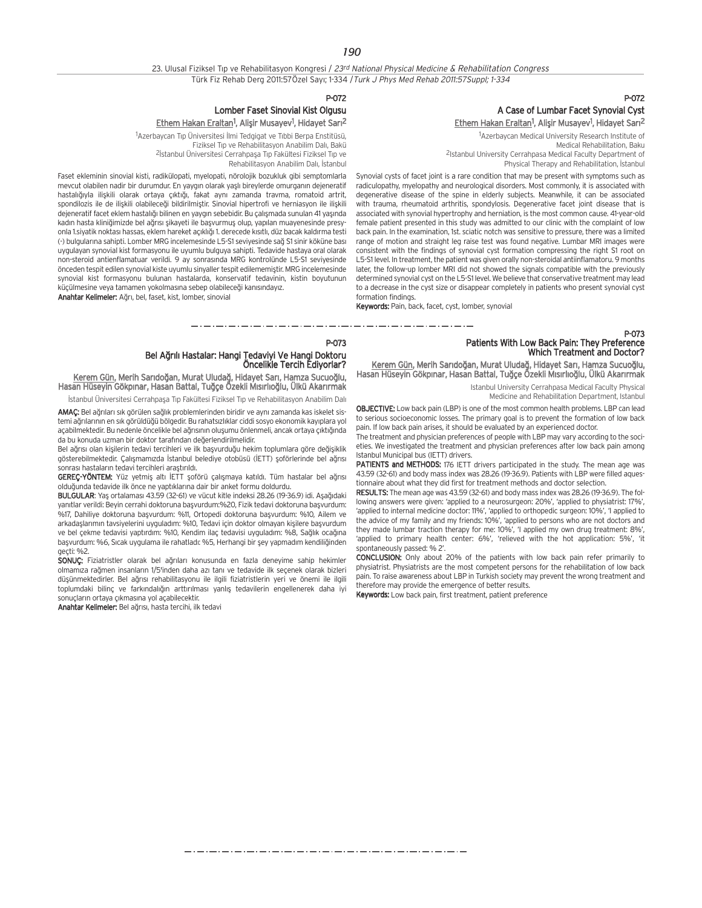## P-072

### Lomber Faset Sinovial Kist Olgusu

Ethem Hakan Eraltan[1], Alişir Musayev[1], Hidayet Sarı[2]

[1]Azerbaycan Tıp Üniversitesi İlmi Tedgigat ve Tıbbi Berpa Enstitüsü, Fiziksel Tıp ve Rehabilitasyon Anabilim Dalı, Bakü
[2]İstanbul Üniversitesi Cerrahpaşa Tıp Fakültesi Fiziksel Tıp ve Rehabilitasyon Anabilim Dalı, İstanbul

Faset ekleminin sinovial kisti, radikülopati, myelopati, nörolojik bozukluk gibi semptomlarla mevcut olabilen nadir bir durumdur. En yaygın olarak yaşlı bireylerde omurganın dejeneratif hastalığıyla ilişkili olarak ortaya çıktığı, fakat aynı zamanda travma, romatoid artrit, spondilozis ile de ilişkili olabileceği bildirilmiştir. Sinovial hipertrofi ve herniasyon ile ilişkili dejeneratif facet eklem hastalığı bilinen en yaygın sebebidir. Bu çalışmada sunulan 41 yaşında kadın hasta kliniğimizde bel ağrısı şikayeti ile başvurmuş olup, yapılan muayenesinde presyonla 1.siyatik noktası hassas, eklem hareket açıklığı 1. derecede kısıtlı, düz bacak kaldırma testi (-) bulgularına sahipti. Lomber MRG incelemesinde L5-S1 seviyesinde sağ S1 sinir köküne bası uygulayan synovial kist formasyonu ile uyumlu bulguya sahipti. Tedavide hastaya oral olarak non-steroid antienflamatuar verildi. 9 ay sonrasında MRG kontrolünde L5-S1 seviyesinde önceden tespit edilen synovial kiste uyumlu sinyaller tespit edilememiştir. MRG incelemesinde synovial kist formasyonu bulunan hastalarda, konservatif tedavinin, kistin boyutunun küçülmesine veya tamamen yokolmasına sebep olabileceği kanısındayız.

**Anahtar Kelimeler:** Ağrı, bel, faset, kist, lomber, sinovial

## P-072

### A Case of Lumbar Facet Synovial Cyst

Ethem Hakan Eraltan[1], Alişir Musayev[1], Hidayet Sarı[2]

[1]Azerbaycan Medical University Research Institute of Medical Rehabilitation, Baku
[2]Istanbul University Cerrahpasa Medical Faculty Department of Physical Therapy and Rehabilitation, İstanbul

Synovial cysts of facet joint is a rare condition that may be present with symptoms such as radiculopathy, myelopathy and neurological disorders. Most commonly, it is associated with degenerative disease of the spine in elderly subjects. Meanwhile, it can be associated with trauma, rheumatoid arthritis, spondylosis. Degenerative facet joint disease that is associated with synovial hypertrophy and herniation, is the most common cause. 41-year-old female patient presented in this study was admitted to our clinic with the complaint of low back pain. In the examination, 1st. sciatic notch was sensitive to pressure, there was a limited range of motion and straight leg raise test was found negative. Lumbar MRI images were consistent with the findings of synovial cyst formation compressing the right S1 root on L5-S1 level. In treatment, the patient was given orally non-steroidal antiinflamatoru. 9 months later, the follow-up lomber MRI did not showed the signals compatible with the previously determined synovial cyst on the L5-S1 level. We believe that conservative treatment may lead to a decrease in the cyst size or disappear completely in patients who present synovial cyst formation findings.

**Keywords:** Pain, back, facet, cyst, lomber, synovial

## P-073

### Bel Ağrılı Hastalar: Hangi Tedaviyi Ve Hangi Doktoru Öncelikle Tercih Ediyorlar?

Kerem Gün, Merih Sarıdoğan, Murat Uludağ, Hidayet Sarı, Hamza Sucuoğlu, Hasan Hüseyin Gökpınar, Hasan Battal, Tuğçe Özekli Mısırlıoğlu, Ülkü Akarırmak

İstanbul Üniversitesi Cerrahpaşa Tıp Fakültesi Fiziksel Tıp ve Rehabilitasyon Anabilim Dalı

**AMAÇ:** Bel ağrıları sık görülen sağlık problemlerinden biridir ve aynı zamanda kas iskelet sistemi ağrılarının en sık görüldüğü bölgedir. Bu rahatsızlıklar ciddi sosyo ekonomik kayıplara yol açabilmektedir. Bu nedenle öncelikle bel ağrısının oluşumu önlenmeli, ancak ortaya çıktığında da bu konuda uzman bir doktor tarafından değerlendirilmelidir.

Bel ağrısı olan kişilerin tedavi tercihleri ve ilk başvurduğu hekim toplumlara göre değişiklik gösterebilmektedir. Çalışmamızda İstanbul belediye otobüsü (İETT) şoförlerinde bel ağrısı sonrası hastaların tedavi tercihleri araştırıldı.

**GEREÇ-YÖNTEM:** Yüz yetmiş altı İETT şoförü çalışmaya katıldı. Tüm hastalar bel ağrısı olduğunda tedavide ilk önce ne yaptıklarına dair bir anket formu doldurdu.

**BULGULAR**: Yaş ortalaması 43.59 (32-61) ve vücut kitle indeksi 28.26 (19-36.9) idi. Aşağıdaki yanıtlar verildi: Beyin cerrahi doktoruna başvurdum:%20, Fizik tedavi doktoruna başvurdum: %17, Dahiliye doktoruna başvurdum: %11, Ortopedi doktoruna başvurdum: %10, Ailem ve arkadaşlarımın tavsiyelerini uyguladım: %10, Tedavi için doktor olmayan kişilere başvurdum ve bel çekme tedavisi yaptırdım: %10, Kendim ilaç tedavisi uyguladım: %8, Sağlık ocağına başvurdum: %6, Sıcak uygulama ile rahatladı: %5, Herhangi bir şey yapmadım kendiliğinden geçti: %2.

**SONUÇ:** Fiziatristler olarak bel ağrıları konusunda en fazla deneyime sahip hekimler olmamıza rağmen insanların 1/5'inden daha azı tanı ve tedavide ilk seçenek olarak bizleri düşünmektedirler. Bel ağrısı rehabilitasyonu ile ilgili fiziatristlerin yeri ve önemi ile ilgili toplumdaki bilinç ve farkındalığın arttırılması yanlış tedavilerin engellenerek daha iyi sonuçların ortaya çıkmasına yol açabilecektir.

**Anahtar Kelimeler:** Bel ağrısı, hasta tercihi, ilk tedavi

## P-073

### Patients With Low Back Pain: They Preference Which Treatment and Doctor?

Kerem Gün, Merih Sarıdoğan, Murat Uludağ, Hidayet Sarı, Hamza Sucuoğlu, Hasan Hüseyin Gökpınar, Hasan Battal, Tuğçe Özekli Mısırlıoğlu, Ülkü Akarırmak

Istanbul University Cerrahpasa Medical Faculty Physical Medicine and Rehabilitation Department, Istanbul

**OBJECTIVE:** Low back pain (LBP) is one of the most common health problems. LBP can lead to serious socioeconomic losses. The primary goal is to prevent the formation of low back pain. If low back pain arises, it should be evaluated by an experienced doctor.

The treatment and physician preferences of people with LBP may vary according to the societies. We investigated the treatment and physician preferences after low back pain among Istanbul Municipal bus (IETT) drivers.

**PATIENTS and METHODS:** 176 IETT drivers participated in the study. The mean age was 43.59 (32-61) and body mass index was 28.26 (19-36.9). Patients with LBP were filled aquestionnaire about what they did first for treatment methods and doctor selection.

**RESULTS:** The mean age was 43.59 (32-61) and body mass index was 28.26 (19-36.9). The following answers were given: 'applied to a neurosurgeon: 20%', 'applied to physiatrist: 17%', 'applied to internal medicine doctor: 11%', 'applied to orthopedic surgeon: 10%', 'I applied to the advice of my family and my friends: 10%', 'applied to persons who are not doctors and they made lumbar traction therapy for me: 10%', 'I applied my own drug treatment: 8%', 'applied to primary health center: 6%', 'relieved with the hot application: 5%', 'it spontaneously passed: % 2'.

**CONCLUSION:** Only about 20% of the patients with low back pain refer primarily to physiatrist. Physiatrists are the most competent persons for the rehabilitation of low back pain. To raise awareness about LBP in Turkish society may prevent the wrong treatment and therefore may provide the emergence of better results.

**Keywords:** Low back pain, first treatment, patient preference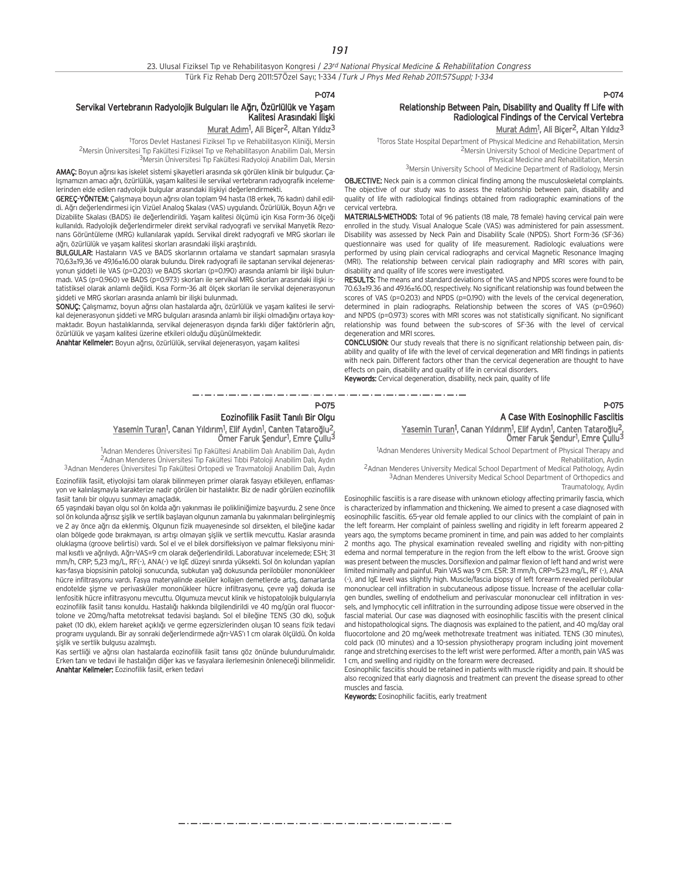## P-074

### Servikal Vertebranın Radyolojik Bulguları ile Ağrı, Özürlülük ve Yaşam Kalitesi Arasındaki İlişki

Murat Adım[1], Ali Biçer[2], Altan Yıldız[3]

[1]Toros Devlet Hastanesi Fiziksel Tıp ve Rehabilitasyon Kliniği, Mersin
[2]Mersin Üniversitesi Tıp Fakültesi Fiziksel Tıp ve Rehabilitasyon Anabilim Dalı, Mersin
[3]Mersin Üniversitesi Tıp Fakültesi Radyoloji Anabilim Dalı, Mersin

**AMAÇ:** Boyun ağrısı kas iskelet sistemi şikayetleri arasında sık görülen klinik bir bulgudur. Çalışmamızın amacı ağrı, özürlülük, yaşam kalitesi ile servikal vertebranın radyografik incelemelerinden elde edilen radyolojik bulgular arasındaki ilişkiyi değerlendirmekti.

**GEREÇ-YÖNTEM:** Çalışmaya boyun ağrısı olan toplam 94 hasta (18 erkek, 76 kadın) dahil edildi. Ağrı değerlendirmesi için Vizüel Analog Skalası (VAS) uygulandı. Özürlülük, Boyun Ağrı ve Dizabilite Skalası (BADS) ile değerlendirildi. Yaşam kalitesi ölçümü için Kısa Form-36 ölçeği kullanıldı. Radyolojik değerlendirmeler direkt servikal radyografi ve servikal Manyetik Rezonans Görüntüleme (MRG) kullanılarak yapıldı. Servikal direkt radyografi ve MRG skorları ile ağrı, özürlülük ve yaşam kalitesi skorları arasındaki ilişki araştırıldı.

**BULGULAR:** Hastaların VAS ve BADS skorlarının ortalama ve standart sapmaları sırasıyla 70,63±19,36 ve 49,16±16.00 olarak bulundu. Direk radyografi ile saptanan servikal dejenerasyonun şiddeti ile VAS (p=0.203) ve BADS skorları (p=0.190) arasında anlamlı bir ilişki bulunmadı. VAS (p=0.960) ve BADS (p=0.973) skorları ile servikal MRG skorları arasındaki ilişki istatistiksel olarak anlamlı değildi. Kısa Form-36 alt ölçek skorları ile servikal dejenerasyonun şiddeti ve MRG skorları arasında anlamlı bir ilişki bulunmadı.

**SONUÇ:** Çalışmamız, boyun ağrısı olan hastalarda ağrı, özürlülük ve yaşam kalitesi ile servikal dejenerasyonun şiddeti ve MRG bulguları arasında anlamlı bir ilişki olmadığını ortaya koymaktadır. Boyun hastalıklarında, servikal dejenerasyon dışında farklı diğer faktörlerin ağrı, özürlülük ve yaşam kalitesi üzerine etkileri olduğu düşünülmektedir.

**Anahtar Kelimeler:** Boyun ağrısı, özürlülük, servikal dejenerasyon, yaşam kalitesi

## P-074

### Relationship Between Pain, Disability and Quality ff Life with Radiological Findings of the Cervical Vertebra

Murat Adım[1], Ali Biçer[2], Altan Yıldız[3]

[1]Toros State Hospital Department of Physical Medicine and Rehabilitation, Mersin
[2]Mersin University School of Medicine Department of Physical Medicine and Rehabilitation, Mersin
[3]Mersin University School of Medicine Department of Radiology, Mersin

**OBJECTIVE:** Neck pain is a common clinical finding among the musculoskeletal complaints. The objective of our study was to assess the relationship between pain, disability and quality of life with radiological findings obtained from radiographic examinations of the cervical vertebra.

**MATERIALS-METHODS:** Total of 96 patients (18 male, 78 female) having cervical pain were enrolled in the study. Visual Analogue Scale (VAS) was administered for pain assessment. Disability was assessed by Neck Pain and Disability Scale (NPDS). Short Form-36 (SF-36) questionnaire was used for quality of life measurement. Radiologic evaluations were performed by using plain cervical radiographs and cervical Magnetic Resonance Imaging (MRI). The relationship between cervical plain radiography and MRI scores with pain, disability and quality of life scores were investigated.

**RESULTS:** The means and standard deviations of the VAS and NPDS scores were found to be 70.63±19.36 and 49.16±16.00, respectively. No significant relationship was found between the scores of VAS (p=0.203) and NPDS (p=0.190) with the levels of the cervical degeneration, determined in plain radiographs. Relationship between the scores of VAS (p=0.960) and NPDS (p=0.973) scores with MRI scores was not statistically significant. No significant relationship was found between the sub-scores of SF-36 with the level of cervical degeneration and MRI scores.

**CONCLUSION:** Our study reveals that there is no significant relationship between pain, disability and quality of life with the level of cervical degeneration and MRI findings in patients with neck pain. Different factors other than the cervical degeneration are thought to have effects on pain, disability and quality of life in cervical disorders.

**Keywords:** Cervical degeneration, disability, neck pain, quality of life

## P-075

### Eozinofilik Fasiit Tanılı Bir Olgu

Yasemin Turan[1], Canan Yıldırım[1], Elif Aydın[1], Canten Tataroğlu[2], Ömer Faruk Şendur[1], Emre Çullu[3]

[1]Adnan Menderes Üniversitesi Tıp Fakültesi Anabilim Dalı Anabilim Dalı, Aydın
[2]Adnan Menderes Üniversitesi Tıp Fakültesi Tıbbi Patoloji Anabilim Dalı, Aydın
[3]Adnan Menderes Üniversitesi Tıp Fakültesi Ortopedi ve Travmatoloji Anabilim Dalı, Aydın

Eozinofilik fasiit, etiyolojisi tam olarak bilinmeyen primer olarak fasyayı etkileyen, enflamasyon ve kalınlaşmayla karakterize nadir görülen bir hastalıktır. Biz de nadir görülen eozinofilik fasiit tanılı bir olguyu sunmayı amaçladık.

65 yaşındaki bayan olgu sol ön kolda ağrı yakınması ile polikliniğimize başvurdu. 2 sene önce sol ön kolunda ağrısız şişlik ve sertlik başlayan olgunun zamanla bu yakınmaları belirginleşmiş ve 2 ay önce ağrı da eklenmiş. Olgunun fizik muayenesinde sol dirsekten, el bileğine kadar olan bölgede gode bırakmayan, ısı artışı olmayan şişlik ve sertlik mevcuttu. Kaslar arasında oluklaşma (groove belirtisi) vardı. Sol el ve el bilek dorsifleksiyon ve palmar fleksiyonu minimal kısıtlı ve ağrılıydı. Ağrı-VAS=9 cm olarak değerlendirildi. Laboratuvar incelemede; ESH; 31 mm/h, CRP; 5,23 mg/L, RF(-), ANA(-) ve IgE düzeyi sınırda yüksekti. Sol ön kolundan yapılan kas-fasya biopsisinin patoloji sonucunda, subkutan yağ dokusunda perilobüler mononükleer hücre infiltrasyonu vardı. Fasya materyalinde aselüler kollajen demetlerde artış, damarlarda endotelde şişme ve perivasküler mononükleer hücre infiltrasyonu, çevre yağ dokuda ise lenfositik hücre infiltrasyonu mevcuttu. Olgumuza mevcut klinik ve histopatolojik bulgularıyla eozinofilik fasiit tanısı konuldu. Hastalığı hakkında bilgilendirildi ve 40 mg/gün oral fluocortolone ve 20mg/hafta metotreksat tedavisi başlandı. Sol el bileğine TENS (30 dk), soğuk paket (10 dk), eklem hareket açıklığı ve germe egzersizlerinden oluşan 10 seans fizik tedavi programı uygulandı. Bir ay sonraki değerlendirmede ağrı-VAS'ı 1 cm olarak ölçüldü. Ön kolda şişlik ve sertlik bulgusu azalmıştı.

Kas sertliği ve ağrısı olan hastalarda eozinofilik fasiit tanısı göz önünde bulundurulmalıdır. Erken tanı ve tedavi ile hastalığın diğer kas ve fasyalara ilerlemesinin önleneceği bilinmelidir.

**Anahtar Kelimeler:** Eozinofilik fasiit, erken tedavi

## P-075

### A Case With Eosinophilic Fasciitis

Yasemin Turan[1], Canan Yıldırım[1], Elif Aydın[1], Canten Tataroğlu[2], Ömer Faruk Şendur[1], Emre Çullu[3]

[1]Adnan Menderes University Medical School Department of Physical Therapy and Rehabilitation, Aydin
[2]Adnan Menderes University Medical School Department of Medical Pathology, Aydin
[3]Adnan Menderes University Medical School Department of Orthopedics and Traumatology, Aydin

Eosinophilic fasciitis is a rare disease with unknown etiology affecting primarily fascia, which is characterized by inflammation and thickening. We aimed to present a case diagnosed with eosinophilic fasciitis. 65-year old female applied to our clinics with the complaint of pain in the left forearm. Her complaint of painless swelling and rigidity in left forearm appeared 2 years ago, the symptoms became prominent in time, and pain was added to her complaints 2 months ago. The physical examination revealed swelling and rigidity with non-pitting edema and normal temperature in the region from the left elbow to the wrist. Groove sign was present between the muscles. Dorsiflexion and palmar flexion of left hand and wrist were limited minimally and painful. Pain VAS was 9 cm. ESR: 31 mm/h, CRP=5.23 mg/L, RF (-), ANA (-), and IgE level was slightly high. Muscle/fascia biopsy of left forearm revealed perilobular mononuclear cell infiltration in subcutaneous adipose tissue. Increase of the acellular collagen bundles, swelling of endothelium and perivascular mononuclear cell infiltration in vessels, and lymphocytic cell infiltration in the surrounding adipose tissue were observed in the fascial material. Our case was diagnosed with eosinophilic fasciitis with the present clinical and histopathological signs. The diagnosis was explained to the patient, and 40 mg/day oral fluocortolone and 20 mg/week methotrexate treatment was initiated. TENS (30 minutes), cold pack (10 minutes) and a 10-session physiotherapy program including joint movement range and stretching exercises to the left wrist were performed. After a month, pain VAS was 1 cm, and swelling and rigidity on the forearm were decreased.

Eosinophilic fasciitis should be retained in patients with muscle rigidity and pain. It should be also recognized that early diagnosis and treatment can prevent the disease spread to other muscles and fascia.

**Keywords:** Eosinophilic faciitis, early treatment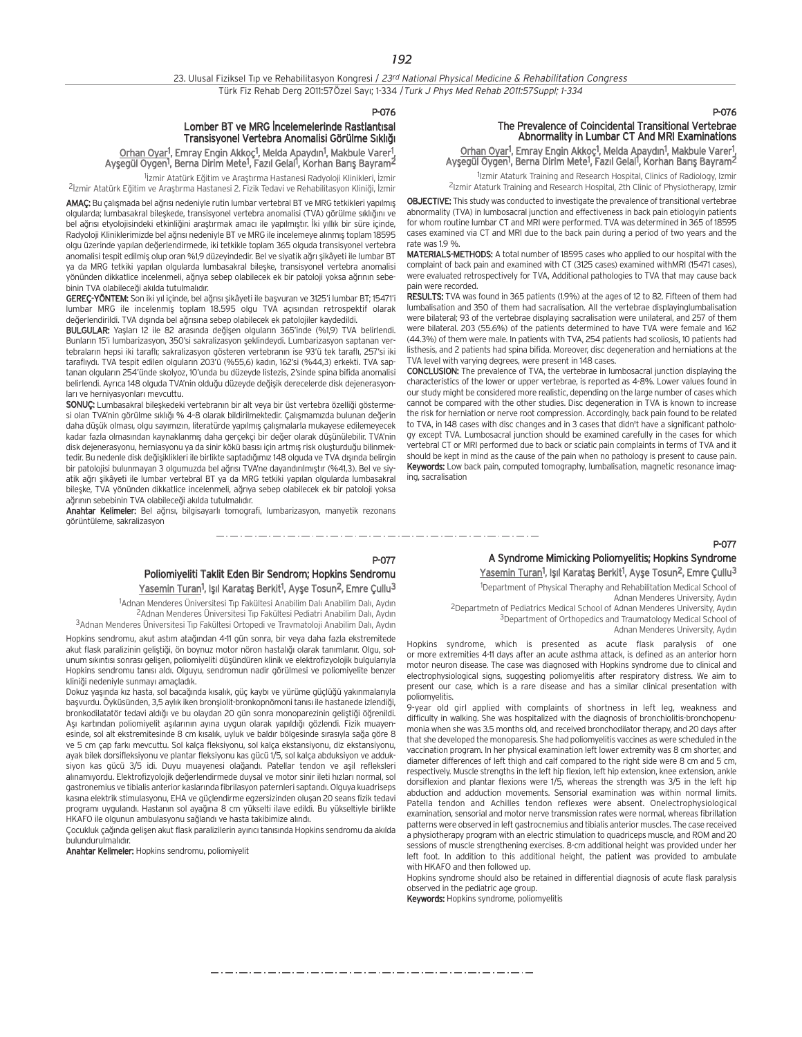P-076

## Lomber BT ve MRG İncelemelerinde Rastlantısal Transisyonel Vertebra Anomalisi Görülme Sıklığı

Orhan Oyar[1], Emray Engin Akkoç[1], Melda Apaydın[1], Makbule Varer[1], Ayşegül Oygen[1], Berna Dirim Mete[1], Fazıl Gelal[1], Korhan Barış Bayram[2]

[1]İzmir Atatürk Eğitim ve Araştırma Hastanesi Radyoloji Klinikleri, İzmir
[2]İzmir Atatürk Eğitim ve Araştırma Hastanesi 2. Fizik Tedavi ve Rehabilitasyon Kliniği, İzmir

**AMAÇ:** Bu çalışmada bel ağrısı nedeniyle rutin lumbar vertebral BT ve MRG tetkikleri yapılmış olgularda; lumbasakral bileşkede, transisyonel vertebra anomalisi (TVA) görülme sıklığını ve bel ağrısı etyolojisindeki etkinliğini araştırmak amacı ile yapılmıştır. İki yıllık bir süre içinde, Radyoloji Kliniklerimizde bel ağrısı nedeniyle BT ve MRG ile incelemeye alınmış toplam 18595 olgu üzerinde yapılan değerlendirmede, iki tetkikle toplam 365 olguda transisyonel vertebra anomalisi tespit edilmiş olup oran %1,9 düzeyindedir. Bel ve siyatik ağrı şikâyeti ile lumbar BT ya da MRG tetkiki yapılan olgularda lumbasakral bileşke, transisyonel vertebra anomalisi yönünden dikkatlice incelenmeli, ağrıya sebep olabilecek ek bir patoloji yoksa ağrının sebebinin TVA olabileceği akılda tutulmalıdır.

**GEREÇ-YÖNTEM:** Son iki yıl içinde, bel ağrısı şikâyeti ile başvuran ve 3125'i lumbar BT; 15471'i lumbar MRG ile incelenmiş toplam 18.595 olgu TVA açısından retrospektif olarak değerlendirildi. TVA dışında bel ağrısına sebep olabilecek ek patolojiler kaydedildi.

**BULGULAR:** Yaşları 12 ile 82 arasında değişen olguların 365'inde (%1,9) TVA belirlendi. Bunların 15'i lumbarizasyon, 350'si sakralizasyon şeklindeydi. Lumbarizasyon saptanan vertebraların hepsi iki taraflı; sakralizasyon gösteren vertebranın ise 93'ü tek taraflı, 257'si iki taraflıydı. TVA tespit edilen olguların 203'ü (%55,6) kadın, 162'si (%44,3) erkekti. TVA saptanan olguların 254'ünde skolyoz, 10'unda bu düzeyde listezis, 2'sinde spina bifida anomalisi belirlendi. Ayrıca 148 olguda TVA'nın olduğu düzeyde değişik derecelerde disk dejenerasyonları ve herniyasyonları mevcuttu.

**SONUÇ:** Lumbasakral bileşkedeki vertebranın bir alt veya bir üst vertebra özelliği göstermesi olan TVA'nın görülme sıklığı % 4-8 olarak bildirilmektedir. Çalışmamızda bulunan değerin daha düşük olması, olgu sayımızın, literatürde yapılmış çalışmalarla mukayese edilemeyecek kadar fazla olmasından kaynaklanmış daha gerçekçi bir değer olarak düşünülebilir. TVA'nın disk dejenerasyonu, herniasyonu ya da sinir kökü basısı için artmış risk oluşturduğu bilinmektedir. Bu nedenle disk değişiklikleri ile birlikte saptadığımız 148 olguda ve TVA dışında belirgin bir patolojisi bulunmayan 3 olgumuzda bel ağrısı TVA'ne dayandırılmıştır (%41,3). Bel ve siyatik ağrı şikâyeti ile lumbar vertebral BT ya da MRG tetkiki yapılan olgularda lumbasakral bileşke, TVA yönünden dikkatlice incelenmeli, ağrıya sebep olabilecek ek bir patoloji yoksa ağrının sebebinin TVA olabileceği akılda tutulmalıdır.

**Anahtar Kelimeler:** Bel ağrısı, bilgisayarlı tomografi, lumbarizasyon, manyetik rezonans görüntüleme, sakralizasyon

P-076

## The Prevalence of Coincidental Transitional Vertebrae Abnormality in Lumbar CT And MRI Examinations

Orhan Oyar[1], Emray Engin Akkoç[1], Melda Apaydın[1], Makbule Varer[1], Ayşegül Oygen[1], Berna Dirim Mete[1], Fazıl Gelal[1], Korhan Barış Bayram[2]

[1]Izmir Ataturk Training and Research Hospital, Clinics of Radiology, Izmir
[2]Izmir Ataturk Training and Research Hospital, 2th Clinic of Physiotherapy, Izmir

**OBJECTIVE:** This study was conducted to investigate the prevalence of transitional vertebrae abnormality (TVA) in lumbosacral junction and effectiveness in back pain etiologyin patients for whom routine lumbar CT and MRI were performed. TVA was determined in 365 of 18595 cases examined via CT and MRI due to the back pain during a period of two years and the rate was 1.9 %.

**MATERIALS-METHODS:** A total number of 18595 cases who applied to our hospital with the complaint of back pain and examined with CT (3125 cases) examined withMRI (15471 cases), were evaluated retrospectively for TVA, Additional pathologies to TVA that may cause back pain were recorded.

**RESULTS:** TVA was found in 365 patients (1.9%) at the ages of 12 to 82. Fifteen of them had lumbalisation and 350 of them had sacralisation. All the vertebrae displayinglumbalisation were bilateral; 93 of the vertebrae displaying sacralisation were unilateral, and 257 of them were bilateral. 203 (55.6%) of the patients determined to have TVA were female and 162 (44.3%) of them were male. In patients with TVA, 254 patients had scoliosis, 10 patients had listhesis, and 2 patients had spina bifida. Moreover, disc degeneration and herniations at the TVA level with varying degrees, were present in 148 cases.

**CONCLUSION:** The prevalence of TVA, the vertebrae in lumbosacral junction displaying the characteristics of the lower or upper vertebrae, is reported as 4-8%. Lower values found in our study might be considered more realistic, depending on the large number of cases which cannot be compared with the other studies. Disc degeneration in TVA is known to increase the risk for herniation or nerve root compression. Accordingly, back pain found to be related to TVA, in 148 cases with disc changes and in 3 cases that didn't have a significant pathology except TVA. Lumbosacral junction should be examined carefully in the cases for which vertebral CT or MRI performed due to back or sciatic pain complaints in terms of TVA and it should be kept in mind as the cause of the pain when no pathology is present to cause pain.

**Keywords:** Low back pain, computed tomography, lumbalisation, magnetic resonance imaging, sacralisation

P-077

## Poliomiyeliti Taklit Eden Bir Sendrom; Hopkins Sendromu

Yasemin Turan[1], Işıl Karataş Berkit[1], Ayşe Tosun[2], Emre Çullu[3]

[1]Adnan Menderes Üniversitesi Tıp Fakültesi Anabilim Dalı Anabilim Dalı, Aydın
[2]Adnan Menderes Üniversitesi Tıp Fakültesi Pediatri Anabilim Dalı, Aydın
[3]Adnan Menderes Üniversitesi Tıp Fakültesi Ortopedi ve Travmatoloji Anabilim Dalı, Aydın

Hopkins sendromu, akut astım atağından 4-11 gün sonra, bir veya daha fazla ekstremitede akut flask paralizinin geliştiği, ön boynuz motor nöron hastalığı olarak tanımlanır. Olgu, solunum sıkıntısı sonrası gelişen, poliomiyeliti düşündüren klinik ve elektrofizyolojik bulgularıyla Hopkins sendromu tanısı aldı. Olguyu, sendromun nadir görülmesi ve poliomiyelite benzer kliniği nedeniyle sunmayı amaçladık.

Dokuz yaşında kız hasta, sol bacağında kısalık, güç kaybı ve yürüme güçlüğü yakınmalarıyla başvurdu. Öyküsünden, 3,5 aylık iken bronşiolit-bronkopnömoni tanısı ile hastanede izlendiği, bronkodilatatör tedavi aldığı ve bu olaydan 20 gün sonra monoparezinin geliştiği öğrenildi. Aşı kartından poliomiyelit aşılarının ayına uygun olarak yapıldığı gözlendi. Fizik muayenesinde, sol alt ekstremitesinde 8 cm kısalık, uyluk ve baldır bölgesinde sırasıyla sağa göre 8 ve 5 cm çap farkı mevcuttu. Sol kalça fleksiyonu, sol kalça ekstansiyonu, diz ekstansiyonu, ayak bilek dorsifleksiyonu ve plantar fleksiyonu kas gücü 1/5, sol kalça abduksiyon ve adduksiyon kas gücü 3/5 idi. Duyu muayenesi olağandı. Patellar tendon ve aşil refleksleri alınamıyordu. Elektrofizyolojik değerlendirmede duysal ve motor sinir ileti hızları normal, sol gastronemius ve tibialis anterior kaslarında fibrilasyon paternleri saptandı. Olguya kuadriseps kasına elektrik stimulasyonu, EHA ve güçlendirme egzersizinden oluşan 20 seans fizik tedavi programı uygulandı. Hastanın sol ayağına 8 cm yükselti ilave edildi. Bu yükseltiyle birlikte HKAFO ile olgunun ambulasyonu sağlandı ve hasta takibimize alındı.

Çocukluk çağında gelişen akut flask paralizilerin ayırıcı tanısında Hopkins sendromu da akılda bulundurulmalıdır.

**Anahtar Kelimeler:** Hopkins sendromu, poliomiyelit

P-077

## A Syndrome Mimicking Poliomyelitis; Hopkins Syndrome

Yasemin Turan[1], Işıl Karataş Berkit[1], Ayşe Tosun[2], Emre Çullu[3]

[1]Department of Physical Theraphy and Rehabilitation Medical School of Adnan Menderes University, Aydın
[2]Departmetn of Pediatrics Medical School of Adnan Menderes University, Aydın
[3]Department of Orthopedics and Traumatology Medical School of Adnan Menderes University, Aydın

Hopkins syndrome, which is presented as acute flask paralysis of one or more extremities 4-11 days after an acute asthma attack, is defined as an anterior horn motor neuron disease. The case was diagnosed with Hopkins syndrome due to clinical and electrophysiological signs, suggesting poliomyelitis after respiratory distress. We aim to present our case, which is a rare disease and has a similar clinical presentation with poliomyelitis.

9-year old girl applied with complaints of shortness in left leg, weakness and difficulty in walking. She was hospitalized with the diagnosis of bronchiolitis-bronchopenumonia when she was 3.5 months old, and received bronchodilator therapy, and 20 days after that she developed the monoparesis. She had poliomyelitis vaccines as were scheduled in the vaccination program. In her physical examination left lower extremity was 8 cm shorter, and diameter differences of left thigh and calf compared to the right side were 8 cm and 5 cm, respectively. Muscle strengths in the left hip flexion, left hip extension, knee extension, ankle dorsiflexion and plantar flexions were 1/5, whereas the strength was 3/5 in the left hip abduction and adduction movements. Sensorial examination was within normal limits. Patella tendon and Achilles tendon reflexes were absent. Onelectrophysiological examination, sensorial and motor nerve transmission rates were normal, whereas fibrillation patterns were observed in left gastrocnemius and tibialis anterior muscles. The case received a physiotherapy program with an electric stimulation to quadriceps muscle, and ROM and 20 sessions of muscle strengthening exercises. 8-cm additional height was provided under her left foot. In addition to this additional height, the patient was provided to ambulate with HKAFO and then followed up.

Hopkins syndrome should also be retained in differential diagnosis of acute flask paralysis observed in the pediatric age group.

**Keywords:** Hopkins syndrome, poliomyelitis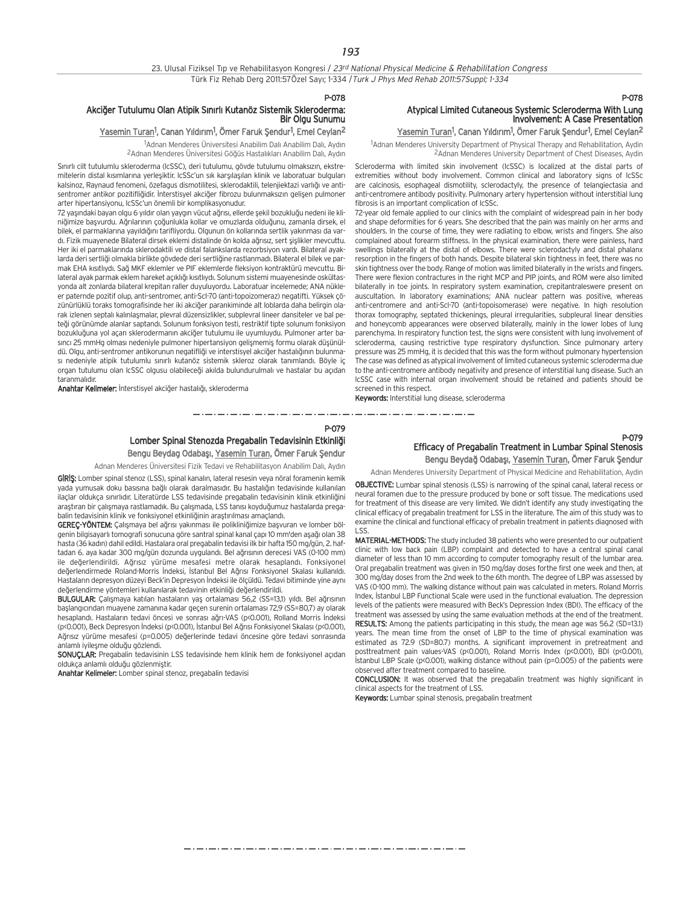P-078

## Akciğer Tutulumu Olan Atipik Sınırlı Kutanöz Sistemik Skleroderma: Bir Olgu Sunumu

Yasemin Turan[1], Canan Yıldırım[1], Ömer Faruk Şendur[1], Emel Ceylan[2]

[1]Adnan Menderes Üniversitesi Anabilim Dalı Anabilim Dalı, Aydın
[2]Adnan Menderes Üniversitesi Göğüs Hastalıkları Anabilim Dalı, Aydın

Sınırlı cilt tutulumlu skleroderma (lcSSC), deri tutulumu, gövde tutulumu olmaksızın, ekstremitelerin distal kısımlarına yerleşiktir. lcSSc'un sık karşılaşılan klinik ve laboratuar bulguları kalsinoz, Raynaud fenomeni, özefagus dismotilitesi, sklerodaktili, telenjiektazi varlığı ve antisentromer antikor pozitifliğidir. İnterstisyel akciğer fibrozu bulunmaksızın gelişen pulmoner arter hipertansiyonu, lcSSc'un önemli bir komplikasyonudur.

72 yaşındaki bayan olgu 6 yıldır olan yaygın vücut ağrısı, ellerde şekil bozukluğu nedeni ile kliniğimize başvurdu. Ağrılarının çoğunlukla kollar ve omuzlarda olduğunu, zamanla dirsek, el bilek, el parmaklarına yayıldığını tarifliyordu. Olgunun ön kollarında sertlik yakınması da vardı. Fizik muayenede Bilateral dirsek eklemi distalinde ön kolda ağrısız, sert şişlikler mevcuttu. Her iki el parmaklarında sklerodaktili ve distal falankslarda rezorbsiyon vardı. Bilateral ayaklarda deri sertliği olmakla birlikte gövdede deri sertliğine rastlanmadı. Bilateral el bilek ve parmak EHA kısıtlıydı. Sağ MKF eklemler ve PIF eklemlerde fleksiyon kontraktürü mevcuttu. Bilateral ayak parmak eklem hareket açıklığı kısıtlıydı. Solunum sistemi muayenesinde oskültasyonda alt zonlarda bilateral krepitan raller duyuluyordu. Laboratuar incelemede; ANA nükleer paternde pozitif olup, anti-sentromer, anti-Scl-70 (anti-topoizomeraz) negatifti. Yüksek çözünürlüklü toraks tomografisinde her iki akciğer parankiminde alt loblarda daha belirgin olarak izlenen septalı kalınlaşmalar, plevral düzensizlikler, subplevral lineer dansiteler ve bal peteği görünümde alanlar saptandı. Solunum fonksiyon testi, restriktif tipte solunum fonksiyon bozukluğuna yol açan sklerodermanın akciğer tutulumu ile uyumluydu. Pulmoner arter basıncı 25 mmHg olması nedeniyle pulmoner hipertansiyon gelişmemiş formu olarak düşünüldü. Olgu, anti-sentromer antikorunun negatifliği ve interstisyel akciğer hastalığının bulunması nedeniyle atipik tutulumlu sınırlı kutanöz sistemik skleroz olarak tanımlandı. Böyle iç organ tutulumu olan lcSSC olgusu olabileceği akılda bulundurulmalı ve hastalar bu açıdan taranmalıdır.

**Anahtar Kelimeler:** İnterstisyel akciğer hastalığı, skleroderma

P-078

## Atypical Limited Cutaneous Systemic Scleroderma With Lung Involvement: A Case Presentation

Yasemin Turan[1], Canan Yıldırım[1], Ömer Faruk Şendur[1], Emel Ceylan[2]

[1]Adnan Menderes University Department of Physical Therapy and Rehabilitation, Aydin
[2]Adnan Menderes University Department of Chest Diseases, Aydin

Scleroderma with limited skin involvement (lcSSC) is localized at the distal parts of extremities without body involvement. Common clinical and laboratory signs of lcSSc are calcinosis, esophageal dismotility, sclerodactyly, the presence of telangiectasia and anti-centromere antibody positivity. Pulmonary artery hypertension without interstitial lung fibrosis is an important complication of lcSSc.

72-year old female applied to our clinics with the complaint of widespread pain in her body and shape deformities for 6 years. She described that the pain was mainly on her arms and shoulders. In the course of time, they were radiating to elbow, wrists and fingers. She also complained about forearm stiffness. In the physical examination, there were painless, hard swellings bilaterally at the distal of elbows. There were sclerodactyly and distal phalanx resorption in the fingers of both hands. Despite bilateral skin tightness in feet, there was no skin tightness over the body. Range of motion was limited bilaterally in the wrists and fingers. There were flexion contractures in the right MCP and PIP joints, and ROM were also limited bilaterally in toe joints. In respiratory system examination, crepitantraleswere present on auscultation. In laboratory examinations; ANA nuclear pattern was positive, whereas anti-centromere and anti-Scl-70 (anti-topoisomerase) were negative. In high resolution thorax tomography, septated thickenings, pleural irregularities, subpleural linear densities and honeycomb appearances were observed bilaterally, mainly in the lower lobes of lung parenchyma. In respiratory function test, the signs were consistent with lung involvement of scleroderma, causing restrictive type respiratory dysfunction. Since pulmonary artery pressure was 25 mmHg, it is decided that this was the form without pulmonary hypertension The case was defined as atypical involvement of limited cutaneous systemic scleroderma due to the anti-centromere antibody negativity and presence of interstitial lung disease. Such an lcSSC case with internal organ involvement should be retained and patients should be screened in this respect.

**Keywords:** Interstitial lung disease, scleroderma

P-079

## Lomber Spinal Stenozda Pregabalin Tedavisinin Etkinliği

Bengu Beydag Odabaşı, Yasemin Turan, Ömer Faruk Şendur

Adnan Menderes Üniversitesi Fizik Tedavi ve Rehabilitasyon Anabilim Dalı, Aydın

**GİRİŞ:** Lomber spinal stenoz (LSS), spinal kanalın, lateral resesin veya nöral foramenin kemik yada yumuşak doku basısına bağlı olarak daralmasıdır. Bu hastalığın tedavisinde kullanılan ilaçlar oldukça sınırlıdır. Literatürde LSS tedavisinde pregabalin tedavisinin klinik etkinliğini araştıran bir çalışmaya rastlamadık. Bu çalışmada, LSS tanısı koyduğumuz hastalarda pregabalin tedavisinin klinik ve fonksiyonel etkinliğinin araştırılması amaçlandı.

**GEREÇ-YÖNTEM:** Çalışmaya bel ağrısı yakınması ile polikliniğimize başvuran ve lomber bölgenin bilgisayarlı tomografi sonucuna göre santral spinal kanal çapı 10 mm'den aşağı olan 38 hasta (36 kadın) dahil edildi. Hastalara oral pregabalin tedavisi ilk bir hafta 150 mg/gün, 2. haftadan 6. aya kadar 300 mg/gün dozunda uygulandı. Bel ağrısının derecesi VAS (0-100 mm) ile değerlendirildi. Ağrısız yürüme mesafesi metre olarak hesaplandı. Fonksiyonel değerlendirmede Roland-Morris İndeksi, İstanbul Bel Ağrısı Fonksiyonel Skalası kullanıldı. Hastaların depresyon düzeyi Beck'in Depresyon İndeksi ile ölçüldü. Tedavi bitiminde yine aynı değerlendirme yöntemleri kullanılarak tedavinin etkinliği değerlendirildi.

**BULGULAR:** Çalışmaya katılan hastaların yaş ortalaması 56,2 (SS=13,1) yıldı. Bel ağrısının başlangıcından muayene zamanına kadar geçen surenin ortalaması 72,9 (SS=80,7) ay olarak hesaplandı. Hastaların tedavi öncesi ve sonrası ağrı-VAS ($p<0.001$), Rolland Morris İndeksi ($p<0.001$), Beck Depresyon İndeksi ($p<0.001$), İstanbul Bel Ağrısı Fonksiyonel Skalası ($p<0.001$), Ağrısız yürüme mesafesi ($p=0.005$) değerlerinde tedavi öncesine göre tedavi sonrasında anlamlı iyileşme olduğu gözlendi.

**SONUÇLAR:** Pregabalin tedavisinin LSS tedavisinde hem klinik hem de fonksiyonel açıdan oldukça anlamlı olduğu gözlenmiştir.

**Anahtar Kelimeler:** Lomber spinal stenoz, pregabalin tedavisi

P-079

## Efficacy of Pregabalin Treatment in Lumbar Spinal Stenosis

Bengu Beydağ Odabaşı, Yasemin Turan, Ömer Faruk Şendur

Adnan Menderes University Department of Physical Medicine and Rehabilitation, Aydin

**OBJECTIVE:** Lumbar spinal stenosis (LSS) is narrowing of the spinal canal, lateral recess or neural foramen due to the pressure produced by bone or soft tissue. The medications used for treatment of this disease are very limited. We didn't identify any study investigating the clinical efficacy of pregabalin treatment for LSS in the literature. The aim of this study was to examine the clinical and functional efficacy of prebalin treatment in patients diagnosed with LSS.

**MATERIAL-METHODS:** The study included 38 patients who were presented to our outpatient clinic with low back pain (LBP) complaint and detected to have a central spinal canal diameter of less than 10 mm according to computer tomography result of the lumbar area. Oral pregabalin treatment was given in 150 mg/day doses forthe first one week and then, at 300 mg/day doses from the 2nd week to the 6th month. The degree of LBP was assessed by VAS (0-100 mm). The walking distance without pain was calculated in meters. Roland Morris Index, İstanbul LBP Functional Scale were used in the functional evaluation. The depression levels of the patients were measured with Beck's Depression Index (BDI). The efficacy of the treatment was assessed by using the same evaluation methods at the end of the treatment.

**RESULTS:** Among the patients participating in this study, the mean age was 56.2 (SD=13.1) years. The mean time from the onset of LBP to the time of physical examination was estimated as 72.9 (SD=80.7) months. A significant improvement in pretreatment and posttreatment pain values-VAS ($p<0.001$), Roland Morris Index ($p<0.001$), BDI ($p<0.001$), İstanbul LBP Scale ($p<0.001$), walking distance without pain ($p=0.005$) of the patients were observed after treatment compared to baseline.

**CONCLUSION:** It was observed that the pregabalin treatment was highly significant in clinical aspects for the treatment of LSS.

**Keywords:** Lumbar spinal stenosis, pregabalin treatment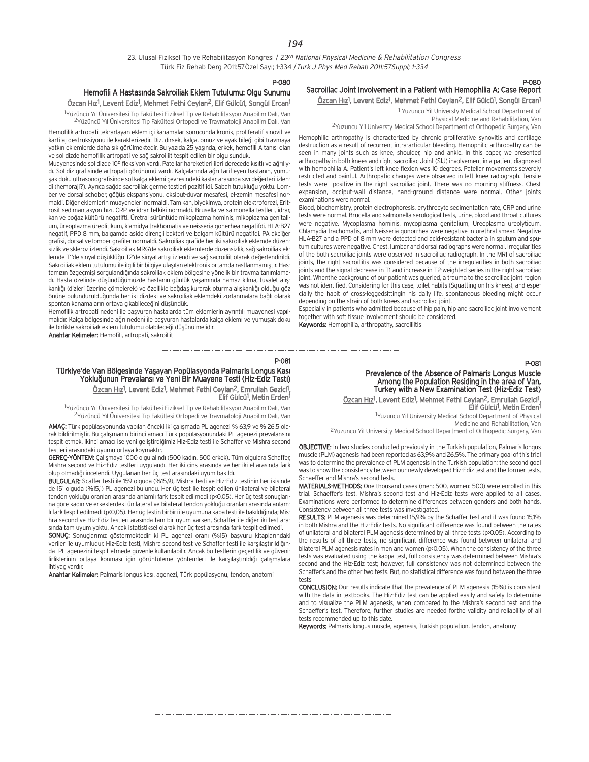P-080

## Hemofili A Hastasında Sakroiliak Eklem Tutulumu: Olgu Sunumu

Özcan Hız[1], Levent Ediz[1], Mehmet Fethi Ceylan[2], Elif Gülcü1, Songül Ercan[1]

[1]Yüzüncü Yıl Üniversitesi Tıp Fakültesi Fiziksel Tıp ve Rehabilitasyon Anabilim Dalı, Van
[2]Yüzüncü Yıl Üniversitesi Tıp Fakültesi Ortopedi ve Travmatoloji Anabilim Dalı, Van

Hemofilik artropati tekrarlayan eklem içi kanamalar sonucunda kronik, proliferatif sinovit ve kartilaj destrüksiyonu ile karakterizedir. Diz, dirsek, kalça, omuz ve ayak bileği gibi travmaya yatkın eklemlerde daha sık görülmektedir. Bu yazıda 25 yaşında, erkek, hemofili A tanısı olan ve sol dizde hemofilik artropati ve sağ sakroiliit tespit edilen bir olgu sunduk.

Muayenesinde sol dizde 10º fleksiyon vardı. Patellar hareketleri ileri derecede kısıtlı ve ağrılıydı. Sol diz grafisinde artropati görünümü vardı. Kalçalarında ağrı tarifleyen hastanın, yumuşak doku ultrasonografisinde sol kalça eklemi çevresindeki kaslar arasında sıvı değerleri izlendi (hemoraji?). Ayrıca sağda sacroiliak germe testleri pozitif idi. Sabah tutukluğu yoktu. Lomber ve dorsal schober, göğüs ekspansiyonu, oksiput-duvar mesafesi, el-zemin mesafesi normaldi. Diğer eklemlerin muayeneleri normaldi. Tam kan, biyokimya, protein elektroforezi, Eritrosit sedimantasyon hızı, CRP ve idrar tetkiki normaldi. Brusella ve salmonella testleri, idrar, kan ve boğaz kültürü negatifti. Üretral sürüntüde mikoplazma hominis, mikoplazma genitalium, üreoplazma üreolitikum, klamidya trakhomatis ve neisseria gonerhea negatifdi. HLA-B27 negatif, PPD 8 mm, balgamda aside dirençli bakteri ve balgam kültürü negatifdi. PA akciğer grafisi, dorsal ve lomber grafiler normaldi. Sakroiliak grafide her iki sakroiliak eklemde düzensizlik ve skleroz izlendi. Sakroiliak MRG'de sakroiliak eklemlerde düzensizlik, sağ sakroiliak eklemde T1'de sinyal düşüklüğü T2'de sinyal artışı izlendi ve sağ sacroiliit olarak değerlendirildi. Sakroiliak eklem tutulumu ile ilgili bir bilgiye ulaşılan elektronik ortamda rastlanmamıştır. Hastamızın özgeçmişi sorgulandığında sakroiliak eklem bölgesine yönelik bir travma tanımlamadı. Hasta özelinde düşündüğümüzde hastanın günlük yaşamında namaz kılma, tuvalet alışkanlığı (dizleri üzerine çömelerek) ve özellikle bağdaş kurarak oturma alışkanlığı olduğu göz önüne bulundurulduğunda her iki dizdeki ve sakroiliak eklemdeki zorlanmalara bağlı olarak spontan kanamaların ortaya çıkabileceğini düşündük.

Hemofilik artropati nedeni ile başvuran hastalarda tüm eklemlerin ayrıntılı muayenesi yapılmalıdır. Kalça bölgesinde ağrı nedeni ile başvuran hastalarda kalça eklemi ve yumuşak doku ile birlikte sakroiliak eklem tutulumu olabileceği düşünülmelidir.

**Anahtar Kelimeler:** Hemofili, artropati, sakroiliit

P-080

## Sacroiliac Joint Involvement in a Patient with Hemophilia A: Case Report

Özcan Hız[1], Levent Ediz[1], Mehmet Fethi Ceylan[2], Elif Gülcü[1], Songül Ercan[1]

[1] Yuzuncu Yil Universty Medical School Department of Physical Medicine and Rehabilitation, Van
[2]Yuzuncu Yil Universty Medical School Department of Orthopedic Surgery, Van

Hemophilic arthropathy is characterized by chronic proliferative synovitis and cartilage destruction as a result of recurrent intra-articular bleeding. Hemophilic arthropathy can be seen in many joints such as knee, shoulder, hip and ankle. In this paper, we presented arthropathy in both knees and right sacroiliac Joint (SIJ) involvement in a patient diagnosed with hemophilia A. Patient's left knee flexion was 10 degrees. Patellar movements severely restricted and painful. Arthropatic changes were observed in left knee radiograph. Tensile tests were positive in the right sacroiliac joint. There was no morning stiffness. Chest expansion, occiput-wall distance, hand-ground distance were normal. Other joints examinations were normal.

Blood, biochemistry, protein electrophoresis, erythrocyte sedimentation rate, CRP and urine tests were normal. Brucella and salmonella serological tests, urine, blood and throat cultures were negative. Mycoplasma hominis, mycoplasma genitalium, Ureoplasma ureolyticum, Chlamydia trachomatis, and Neisseria gonorrhea were negative in urethral smear. Negative HLA-B27 and a PPD of 8 mm were detected and acid-resistant bacteria in sputum and sputum cultures were negative. Chest, lumbar and dorsal radiographs were normal. Irregularities of the both sacroiliac joints were observed in sacroiliac radiograph. In the MRI of sacroiliac joints, the right sacroiliitis was considered because of the irregularities in both sacroiliac joints and the signal decrease in T1 and increase in T2-weighted series in the right sacroiliac joint. Whenthe background of our patient was queried, a trauma to the sacroiliac joint region was not identified. Considering for this case, toilet habits (Squatting on his knees), and especially the habit of cross-leggedsittingin his daily life, spontaneous bleeding might occur depending on the strain of both knees and sacroiliac joint.

Especially in patients who admitted because of hip pain, hip and sacroiliac joint involvement together with soft tissue involvement should be considered.

**Keywords:** Hemophilia, arthropathy, sacroiliitis

P-081

## Türkiye'de Van Bölgesinde Yaşayan Popülasyonda Palmaris Longus Kası Yokluğunun Prevalansı ve Yeni Bir Muayene Testi (Hiz-Ediz Testi)

Özcan Hız[1], Levent Ediz[1], Mehmet Fethi Ceylan[2], Emrullah Gezici[1], Elif Gülcü[1], Metin Erden[1]

[1]Yüzüncü Yıl Üniversitesi Tıp Fakültesi Fiziksel Tıp ve Rehabilitasyon Anabilim Dalı, Van
[2]Yüzüncü Yıl Üniversitesi Tıp Fakültesi Ortopedi ve Travmatoloji Anabilim Dalı, Van

**AMAÇ:** Türk popülasyonunda yapılan önceki iki çalışmada PL agenezi % 63,9 ve % 26,5 olarak bildirilmiştir. Bu çalışmanın birinci amacı Türk popülasyonundaki PL agenezi prevalansını tespit etmek, ikinci amacı ise yeni geliştirdiğimiz Hiz-Ediz testi ile Schaffer ve Mishra second testleri arasındaki uyumu ortaya koymaktır.

**GEREÇ-YÖNTEM:** Çalışmaya 1000 olgu alındı (500 kadın, 500 erkek). Tüm olgulara Schaffer, Mishra second ve Hiz-Ediz testleri uygulandı. Her iki cins arasında ve her iki el arasında fark olup olmadığı incelendi. Uygulanan her üç test arasındaki uyum bakıldı.

**BULGULAR:** Scaffer testi ile 159 olguda (%15,9), Mishra testi ve Hiz-Ediz testinin her ikisinde de 151 olguda (%15,1) PL agenezi bulundu. Her üç test ile tespit edilen ünilateral ve bilateral tendon yokluğu oranları arasında anlamlı fark tespit edilmedi (p<0,05). Her üç test sonuçlarına göre kadın ve erkeklerdeki ünilateral ve bilateral tendon yokluğu oranları arasında anlamlı fark tespit edilmedi (p<0,05). Her üç testin birbiri ile uyumuna kapa testi ile bakıldığında; Mishra second ve Hiz-Ediz testleri arasında tam bir uyum varken, Schaffer ile diğer iki test arasında tam uyum yoktu. Ancak istatistiksel olarak her üç test arasında fark tespit edilmedi.

**SONUÇ:** Sonuçlarımız göstermektedir ki PL agenezi oranı (%15) başvuru kitaplarındaki veriler ile uyumludur. Hiz-Ediz testi, Mishra second test ve Schaffer testi ile karşılaştırıldığında PL agenezini tespit etmede güvenle kullanılabilir. Ancak bu testlerin geçerlilik ve güvenilirliklerinin ortaya konması için görüntüleme yöntemleri ile karşılaştırıldığı çalışmalara ihtiyaç vardır.

**Anahtar Kelimeler:** Palmaris longus kası, agenezi, Türk popülasyonu, tendon, anatomi

P-081

## Prevalence of the Absence of Palmaris Longus Muscle Among the Population Residing in the area of Van, Turkey with a New Examination Test (Hiz-Ediz Test)

Özcan Hız[1], Levent Ediz[1], Mehmet Fethi Ceylan[2], Emrullah Gezici[1], Elif Gülcü[1], Metin Erden[1]

[1]Yuzuncu Yil University Medical School Department of Physical Medicine and Rehabilitation, Van
[2]Yuzuncu Yil University Medical School Department of Orthopedic Surgery, Van

**OBJECTIVE:** In two studies conducted previously in the Turkish population, Palmaris longus muscle (PLM) agenesis had been reported as 63,9% and 26,5%. The primary goal of this trial was to determine the prevalence of PLM agenesis in the Turkish population; the second goal was to show the consistency between our newly developed Hiz-Ediz test and the former tests, Schaeffer and Mishra's second tests.

**MATERIALS-METHODS:** One thousand cases (men: 500, women: 500) were enrolled in this trial. Schaeffer's test, Mishra's second test and Hiz-Ediz tests were applied to all cases. Examinations were performed to determine differences between genders and both hands. Consistency between all three tests was investigated.

**RESULTS:** PLM agenesis was determined 15,9% by the Schaffer test and it was found 15,1% in both Mishra and the Hiz-Ediz tests. No significant difference was found between the rates of unilateral and bilateral PLM agenesis determined by all three tests (p>0.05). According to the results of all three tests, no significant difference was found between unilateral and bilateral PLM agenesis rates in men and women (p<0.05). When the consistency of the three tests was evaluated using the kappa test, full consistency was determined between Mishra's second and the Hiz-Ediz test; however, full consistency was not determined between the Schaffer's and the other two tests. But, no statistical difference was found between the three tests

**CONCLUSION:** Our results indicate that the prevalence of PLM agenesis (15%) is consistent with the data in textbooks. The Hiz-Ediz test can be applied easily and safely to determine and to visualize the PLM agenesis, when compared to the Mishra's second test and the Schaeffer's test. Therefore, further studies are needed forthe validity and reliability of all tests recommended up to this date.

**Keywords:** Palmaris longus muscle, agenesis, Turkish population, tendon, anatomy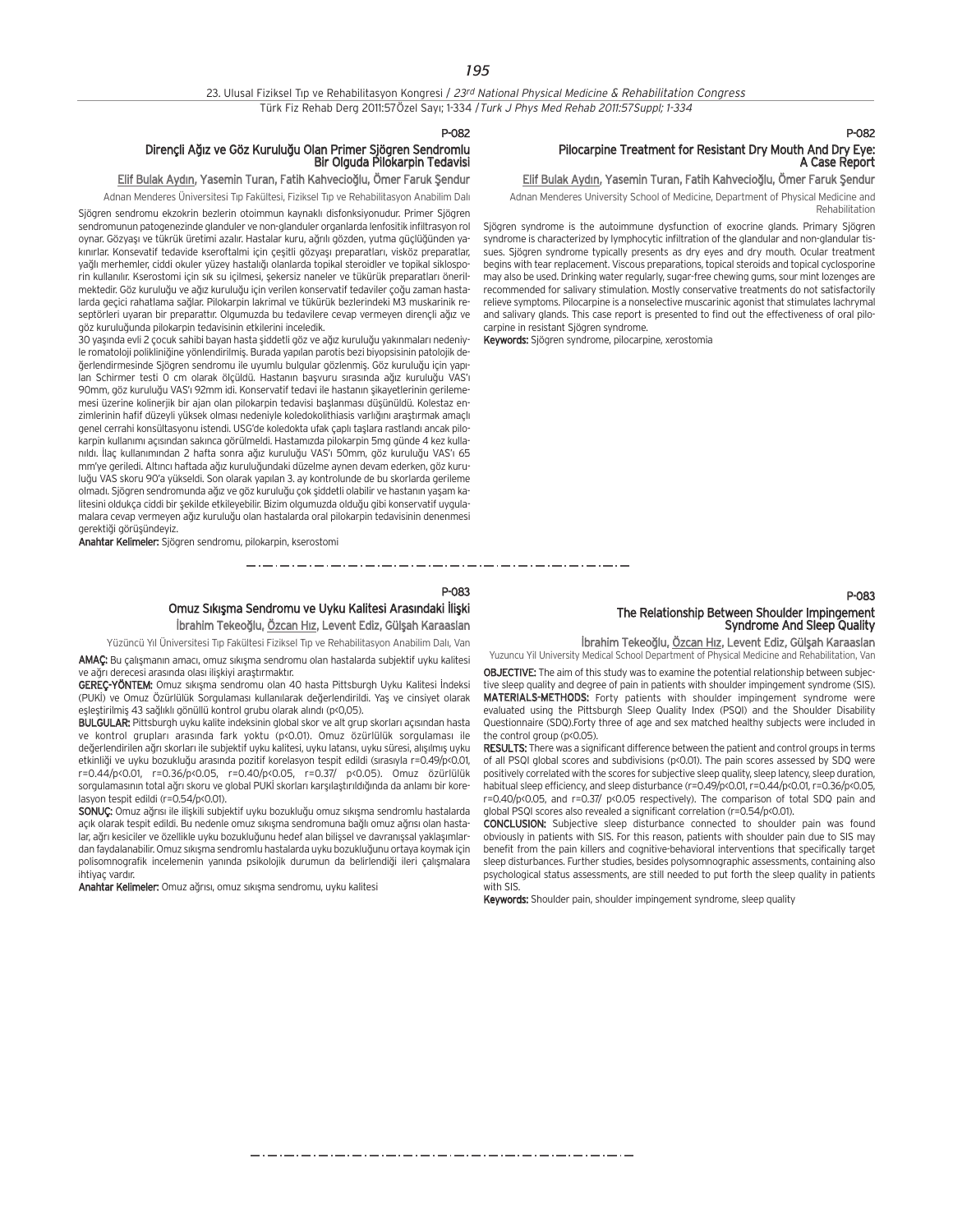P-082

## Dirençli Ağız ve Göz Kuruluğu Olan Primer Sjögren Sendromlu Bir Olguda Pilokarpin Tedavisi

Elif Bulak Aydın, Yasemin Turan, Fatih Kahvecioğlu, Ömer Faruk Şendur

Adnan Menderes Üniversitesi Tıp Fakültesi, Fiziksel Tıp ve Rehabilitasyon Anabilim Dalı

Sjögren sendromu ekzokrin bezlerin otoimmun kaynaklı disfonksiyonudur. Primer Sjögren sendromunun patogenezinde glanduler ve non-glanduler organlarda lenfositik infiltrasyon rol oynar. Gözyaşı ve tükrük üretimi azalır. Hastalar kuru, ağrılı gözden, yutma güçlüğünden yakınırlar. Konsevatif tedavide kseroftalmi için çeşitli gözyaşı preparatları, visköz preparatlar, yağlı merhemler, ciddi okuler yüzey hastalığı olanlarda topikal steroidler ve topikal siklosporin kullanılır. Kserostomi için sık su içilmesi, şekersiz naneler ve tükürük preparatları önerilmektedir. Göz kuruluğu ve ağız kuruluğu için verilen konservatif tedaviler çoğu zaman hastalarda geçici rahatlama sağlar. Pilokarpin lakrimal ve tükürük bezlerindeki M3 muskarinik reseptörleri uyaran bir preparattır. Olgumuzda bu tedavilere cevap vermeyen dirençli ağız ve göz kuruluğunda pilokarpin tedavisinin etkilerini inceledik.

30 yaşında evli 2 çocuk sahibi bayan hasta şiddetli göz ve ağız kuruluğu yakınmaları nedeniyle romatoloji polikliniğine yönlendirilmiş. Burada yapılan parotis bezi biyopsisinin patolojik değerlendirmesinde Sjögren sendromu ile uyumlu bulgular gözlenmiş. Göz kuruluğu için yapılan Schirmer testi 0 cm olarak ölçüldü. Hastanın başvuru sırasında ağız kuruluğu VAS'ı 90mm, göz kuruluğu VAS'ı 92mm idi. Konservatif tedavi ile hastanın şikayetlerinin gerilememesi üzerine kolinerjik bir ajan olan pilokarpin tedavisi başlanması düşünüldü. Kolestaz enzimlerinin hafif düzeyli yüksek olması nedeniyle koledokolithiasis varlığını araştırmak amaçlı genel cerrahi konsültasyonu istendi. USG'de koledokta ufak çaplı taşlara rastlandı ancak pilokarpin kullanımı açısından sakınca görülmeldi. Hastamızda pilokarpin 5mg günde 4 kez kullanıldı. İlaç kullanımından 2 hafta sonra ağız kuruluğu VAS'ı 50mm, göz kuruluğu VAS'ı 65 mm'ye geriledi. Altıncı haftada ağız kuruluğundaki düzelme aynen devam ederken, göz kuruluğu VAS skoru 90'a yükseldi. Son olarak yapılan 3. ay kontrolunde de bu skorlarda gerileme olmadı. Sjögren sendromunda ağız ve göz kuruluğu çok şiddetli olabilir ve hastanın yaşam kalitesini oldukça ciddi bir şekilde etkileyebilir. Bizim olgumuzda olduğu gibi konservatif uygulamalara cevap vermeyen ağız kuruluğu olan hastalarda oral pilokarpin tedavisinin denenmesi gerektiği görüşündeyiz.

**Anahtar Kelimeler:** Sjögren sendromu, pilokarpin, kserostomi

P-082

## Pilocarpine Treatment for Resistant Dry Mouth And Dry Eye: A Case Report

Elif Bulak Aydın, Yasemin Turan, Fatih Kahvecioğlu, Ömer Faruk Şendur

Adnan Menderes University School of Medicine, Department of Physical Medicine and Rehabilitation

Sjögren syndrome is the autoimmune dysfunction of exocrine glands. Primary Sjögren syndrome is characterized by lymphocytic infiltration of the glandular and non-glandular tissues. Sjögren syndrome typically presents as dry eyes and dry mouth. Ocular treatment begins with tear replacement. Viscous preparations, topical steroids and topical cyclosporine may also be used. Drinking water regularly, sugar-free chewing gums, sour mint lozenges are recommended for salivary stimulation. Mostly conservative treatments do not satisfactorily relieve symptoms. Pilocarpine is a nonselective muscarinic agonist that stimulates lachrymal and salivary glands. This case report is presented to find out the effectiveness of oral pilocarpine in resistant Sjögren syndrome.

**Keywords:** Sjögren syndrome, pilocarpine, xerostomia

P-083

## Omuz Sıkışma Sendromu ve Uyku Kalitesi Arasındaki İlişki

İbrahim Tekeoğlu, Özcan Hız, Levent Ediz, Gülşah Karaaslan

Yüzüncü Yıl Üniversitesi Tıp Fakültesi Fiziksel Tıp ve Rehabilitasyon Anabilim Dalı, Van

**AMAÇ:** Bu çalışmanın amacı, omuz sıkışma sendromu olan hastalarda subjektif uyku kalitesi ve ağrı derecesi arasında olası ilişkiyi araştırmaktır.

**GEREÇ-YÖNTEM:** Omuz sıkışma sendromu olan 40 hasta Pittsburgh Uyku Kalitesi İndeksi (PUKİ) ve Omuz Özürlülük Sorgulaması kullanılarak değerlendirildi. Yaş ve cinsiyet olarak eşleştirilmiş 43 sağlıklı gönüllü kontrol grubu olarak alındı (p<0,05).

**BULGULAR:** Pittsburgh uyku kalite indeksinin global skor ve alt grup skorları açısından hasta ve kontrol grupları arasında fark yoktu (p<0.01). Omuz özürlülük sorgulaması ile değerlendirilen ağrı skorları ile subjektif uyku kalitesi, uyku latansı, uyku süresi, alışılmış uyku etkinliği ve uyku bozukluğu arasında pozitif korelasyon tespit edildi (sırasıyla r=0.49/p<0.01, r=0.44/p<0.01, r=0.36/p<0.05, r=0.40/p<0.05, r=0.37/ p<0.05). Omuz özürlülük sorgulamasının total ağrı skoru ve global PUKİ skorları karşılaştırıldığında da anlamı bir korelasyon tespit edildi (r=0.54/p<0.01).

**SONUÇ:** Omuz ağrısı ile ilişkili subjektif uyku bozukluğu omuz sıkışma sendromlu hastalarda açık olarak tespit edildi. Bu nedenle omuz sıkışma sendromuna bağlı omuz ağrısı olan hastalar, ağrı kesiciler ve özellikle uyku bozukluğunu hedef alan bilişsel ve davranışsal yaklaşımlardan faydalanabilir. Omuz sıkışma sendromlu hastalarda uyku bozukluğunu ortaya koymak için polisomnografik incelemenin yanında psikolojik durumun da belirlendiği ileri çalışmalara ihtiyaç vardır.

**Anahtar Kelimeler:** Omuz ağrısı, omuz sıkışma sendromu, uyku kalitesi

P-083

## The Relationship Between Shoulder Impingement Syndrome And Sleep Quality

İbrahim Tekeoğlu, Özcan Hız, Levent Ediz, Gülşah Karaaslan

Yuzuncu Yil University Medical School Department of Physical Medicine and Rehabilitation, Van

**OBJECTIVE:** The aim of this study was to examine the potential relationship between subjective sleep quality and degree of pain in patients with shoulder impingement syndrome (SIS).

**MATERIALS-METHODS:** Forty patients with shoulder impingement syndrome were evaluated using the Pittsburgh Sleep Quality Index (PSQI) and the Shoulder Disability Questionnaire (SDQ).Forty three of age and sex matched healthy subjects were included in the control group (p<0.05).

**RESULTS:** There was a significant difference between the patient and control groups in terms of all PSQI global scores and subdivisions (p<0.01). The pain scores assessed by SDQ were positively correlated with the scores for subjective sleep quality, sleep latency, sleep duration, habitual sleep efficiency, and sleep disturbance (r=0.49/p<0.01, r=0.44/p<0.01, r=0.36/p<0.05, r=0.40/p<0.05, and r=0.37/ p<0.05 respectively). The comparison of total SDQ pain and global PSQI scores also revealed a significant correlation (r=0.54/p<0.01).

**CONCLUSION:** Subjective sleep disturbance connected to shoulder pain was found obviously in patients with SIS. For this reason, patients with shoulder pain due to SIS may benefit from the pain killers and cognitive-behavioral interventions that specifically target sleep disturbances. Further studies, besides polysomnographic assessments, containing also psychological status assessments, are still needed to put forth the sleep quality in patients with SIS.

**Keywords:** Shoulder pain, shoulder impingement syndrome, sleep quality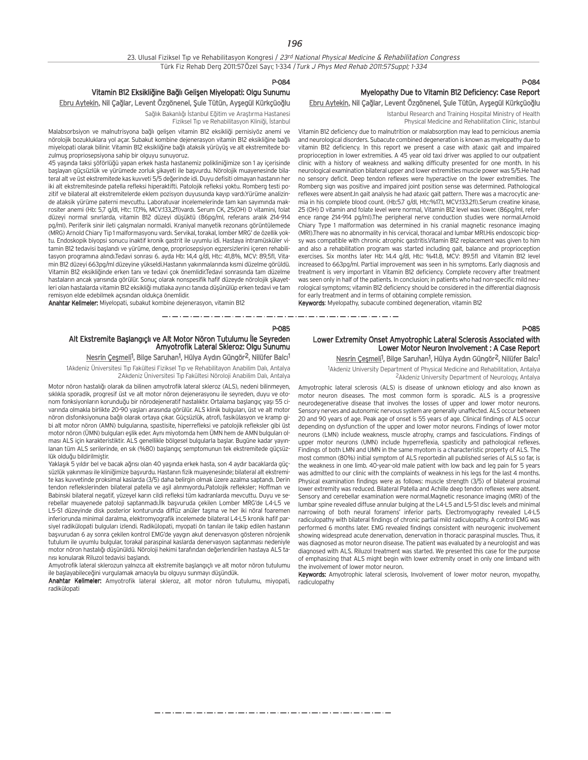P-084

## Vitamin B12 Eksikliğine Bağlı Gelişen Miyelopati: Olgu Sunumu

Ebru Aytekin, Nil Çağlar, Levent Özgönenel, Şule Tütün, Ayşegül Kürkçüoğlu

Sağlık Bakanlığı İstanbul Eğitim ve Araştırma Hastanesi
Fiziksel Tıp ve Rehabilitasyon Kliniği, İstanbul

Malabsorbsiyon ve malnutrisyona bağlı gelişen vitamin B12 eksikliği pernisiyöz anemi ve nörolojik bozukluklara yol açar. Subakut kombine dejenerasyon vitamin B12 eksikliğine bağlı miyelopati olarak bilinir. Vitamin B12 eksikliğine bağlı ataksik yürüyüş ve alt ekstremitede bozulmuş propriosepsiyona sahip bir olguyu sunuyoruz.

45 yaşında taksi şöförlüğü yapan erkek hasta hastanemiz polikliniğimize son 1 ay içerisinde başlayan güçsüzlük ve yürümede zorluk şikayeti ile başvurdu. Nörolojik muayenesinde bilateral alt ve üst ekstremitede kas kuvveti 5/5 değerinde idi. Duyu defisiti olmayan hastanın her iki alt ekstremitesinde patella refleksi hiperaktifti. Patolojik refleksi yoktu. Romberg testi pozitif ve bilateral alt ekstremitelerde eklem pozisyon duyusunda kayıp vardı.Yürüme analizinde ataksik yürüme paterni mevcuttu. Laboratuvar incelemelerinde tam kan sayımında makrositer anemi (Hb: 5,7 g/dl, Htc: 17,1%, MCV:133,2fl)vardı. Serum CK, 25(OH) D vitamini, folat düzeyi normal sınırlarda, vitamin B12 düzeyi düşüktü (86pg/ml, referans aralık 214-914 pg/ml). Periferik sinir ileti çalışmaları normaldi. Kraniyal manyetik rezonans görüntülemede (MRG) Arnold Chiary Tip 1 malformasyonu vardı. Servikal, torakal, lomber MRG' de özellik yoktu. Endoskopik biyopsi sonucu inaktif kronik gastrit ile uyumlu idi. Hastaya intramüsküler vitamin B12 tedavisi başlandı ve yürüme, denge, propriosepsiyon egzersizlerini içeren rehabilitasyon programına alındı.Tedavi sonrası 6. ayda Hb: 14,4 g/dl, Htc: 41,8%, MCV: 89,5fl, Vitamin B12 düzeyi 663pg/ml düzeyine yükseldi.Hastanın yakınmalarında kısmi düzelme görüldü. Vitamin B12 eksikliğinde erken tanı ve tedavi çok önemlidir.Tedavi sonrasında tam düzelme hastaların ancak yarısında görülür. Sonuç olarak nonspesifik hafif düzeyde nörolojik şikayetleri olan hastalarda vitamin B12 eksikliği mutlaka ayırıcı tanıda düşünülüp erken tedavi ve tam remisyon elde edebilmek açısından oldukça önemlidir.

**Anahtar Kelimeler:** Miyelopati, subakut kombine dejenerasyon, vitamin B12

P-084

## Myelopathy Due to Vitamin B12 Deficiency: Case Report

Ebru Aytekin, Nil Çağlar, Levent Özgönenel, Şule Tütün, Ayşegül Kürkçüoğlu

Istanbul Research and Training Hospital Ministry of Health
Physical Medicine and Rehabilitation Clinic, Istanbul

Vitamin B12 deficiency due to malnutrition or malabsorption may lead to pernicious anemia and neurological disorders. Subacute combined degeneration is known as myelopathy due to vitamin B12 deficiency. In this report we present a case with ataxic gait and impaired proprioception in lower extremities. A 45 year old taxi driver was applied to our outpatient clinic with a history of weakness and walking difficulty presented for one month. In his neurological examination bilateral upper and lower extremities muscle power was 5/5.He had no sensory deficit. Deep tendon reflexes were hyperactive on the lower extremities. The Romberg sign was positive and impaired joint position sense was determined. Pathological reflexes were absent.In gait analysis he had ataxic gait pattern. There was a macrocytic anemia in his complete blood count. (Hb:5.7 g/dl, Htc:%17.1, MCV:133.2fl).Serum creatine kinase, 25 (OH) D vitamin and folate level were normal, Vitamin B12 level was lower. (86pg/ml, reference range 214-914 pg/ml).The peripheral nerve conduction studies were normal.Arnold Chiary Type 1 malformation was determined in his cranial magnetic resonance imaging (MRI).There was no abnormality in his cervical, thoracal and lumbar MRI.His endoscopic biopsy was compatible with chronic atrophic gastritis.Vitamin B12 replacement was given to him and also a rehabilitation program was started including gait, balance and proprioception exercises. Six months later Hb: 14.4 g/dl, Htc: %41.8, MCV: 89.5fl and Vitamin B12 level increased to 663pg/ml. Partial improvement was seen in his symptoms. Early diagnosis and treatment is very important in Vitamin B12 deficiency. Complete recovery after treatment was seen only in half of the patients. In conclusion; in patients who had non-specific mild neurological symptoms; vitamin B12 deficiency should be considered in the differential diagnosis for early treatment and in terms of obtaining complete remission.

**Keywords**: Myelopathy, subacute combined degeneration, vitamin B12

P-085

## Alt Ekstremite Başlangıçlı ve Alt Motor Nöron Tutulumu İle Seyreden Amyotrofik Lateral Skleroz: Olgu Sunumu

Nesrin Çeşmeli[1], Bilge Saruhan[1], Hülya Aydın Güngör[2], Nilüfer Balcı[1]

[1]Akdeniz Üniversitesi Tıp Fakültesi Fiziksel Tıp ve Rehabilitayon Anabilim Dalı, Antalya
[2]Akdeniz Üniversitesi Tıp Fakültesi Nöroloji Anabilim Dalı, Antalya

Motor nöron hastalığı olarak da bilinen amyotrofik lateral skleroz (ALS), nedeni bilinmeyen, sıklıkla sporadik, progresif üst ve alt motor nöron dejenerasyonu ile seyreden, duyu ve otonom fonksiyonların korunduğu bir nörodejeneratif hastalıktır. Ortalama başlangıç yaşı 55 civarında olmakla birlikte 20-90 yaşları arasında görülür. ALS klinik bulguları, üst ve alt motor nöron disfonksiyonuna bağlı olarak ortaya çıkar. Güçsüzlük, atrofi, fasikülasyon ve kramp gibi alt motor nöron (AMN) bulgularına, spastisite, hiperrefleksi ve patolojik refleksler gibi üst motor nöron (ÜMN) bulguları eşlik eder. Aynı miyotomda hem ÜMN hem de AMN bulguları olması ALS için karakteristiktir. ALS genellikle bölgesel bulgularla başlar. Bugüne kadar yayınlanan tüm ALS serilerinde, en sık (%80) başlangıç semptomunun tek ekstremitede güçsüzlük olduğu bildirilmiştir.

Yaklaşık 5 yıldır bel ve bacak ağrısı olan 40 yaşında erkek hasta, son 4 aydır bacaklarda güçsüzlük yakınması ile kliniğimize başvurdu. Hastanın fizik muayenesinde; bilateral alt ekstremite kas kuvvetinde proksimal kaslarda (3/5) daha belirgin olmak üzere azalma saptandı. Derin tendon reflekslerinden bilateral patella ve aşil alınmıyordu.Patolojik refleksler; Hoffman ve Babinski bilateral negatif, yüzeyel karın cildi refleksi tüm kadranlarda mevcuttu. Duyu ve serebellar muayenede patoloji saptanmadı.İlk başvuruda çekilen Lomber MRG'de L4-L5 ve L5-S1 düzeyinde disk posterior konturunda diffüz anüler taşma ve her iki nöral foramen inferiorunda minimal daralma, elektromyografik incelemede bilateral L4-L5 kronik hafif parsiyel radikülopati bulguları izlendi. Radikülopati, myopati ön tanıları ile takip edilen hastanın başvurudan 6 ay sonra çekilen kontrol EMG'de yaygın akut denervasyon gösteren nörojenik tutulum ile uyumlu bulgular, torakal paraspinal kaslarda denervasyon saptanması nedeniyle motor nöron hastalığı düşünüldü. Nöroloji hekimi tarafından değerlendirilen hastaya ALS tanısı konularak Riluzol tedavisi başlandı.

Amyotrofik lateral sklerozun yalnızca alt ekstremite başlangıçlı ve alt motor nöron tutulumu ile başlayabileceğini vurgulamak amacıyla bu olguyu sunmayı düşündük.

**Anahtar Kelimeler:** Amyotrofik lateral skleroz, alt motor nöron tutulumu, miyopati, radikülopati

P-085

## Lower Extremity Onset Amyotrophic Lateral Sclerosis Associated with Lower Motor Neuron Involvement : A Case Report

Nesrin Çeşmeli[1], Bilge Saruhan[1], Hülya Aydın Güngör[2], Nilüfer Balcı[1]

[1]Akdeniz University Department of Physical Medicine and Rehabilitation, Antalya
[2]Akdeniz University Department of Neurology, Antalya

Amyotrophic lateral sclerosis (ALS) is disease of unknown etiology and also known as motor neuron diseases. The most common form is sporadic. ALS is a progressive neurodegenerative disease that involves the losses of upper and lower motor neurons. Sensory nerves and autonomic nervous system are generally unaffected. ALS occur between 20 and 90 years of age. Peak age of onset is 55 years of age. Clinical findings of ALS occur depending on dysfunction of the upper and lower motor neurons. Findings of lower motor neurons (LMN) include weakness, muscle atrophy, cramps and fasciculations. Findings of upper motor neurons (UMN) include hyperreflexia, spasticity and pathological reflexes. Findings of both LMN and UMN in the same myotom is a characteristic property of ALS. The most common (80%) initial symptom of ALS reportedin all published series of ALS so far, is the weakness in one limb. 40-year-old male patient with low back and leg pain for 5 years was admitted to our clinic with the complaints of weakness in his legs for the last 4 months. Physical examination findings were as follows: muscle strength (3/5) of bilateral proximal lower extremity was reduced. Bilateral Patella and Achille deep tendon reflexes were absent. Sensory and cerebellar examination were normal.Magnetic resonance imaging (MRI) of the lumbar spine revealed diffuse annular bulging at the L4-L5 and L5-S1 disc levels and minimal narrowing of both neural foramens' inferior parts. Electromyography revealed L4-L5 radiculopathy with bilateral findings of chronic partial mild radiculopathy. A control EMG was performed 6 months later. EMG revealed findings consistent with neurogenic involvement showing widespread acute denervation, denervation in thoracic paraspinal muscles. Thus, it was diagnosed as motor neuron disease. The patient was evaluated by a neurologist and was diagnosed with ALS. Riluzol treatment was started. We presented this case for the purpose of emphasizing that ALS might begin with lower extremity onset in only one limband with the involvement of lower motor neuron.

**Keywords:** Amyotrophic lateral sclerosis, Involvement of lower motor neuron, myopathy, radiculopathy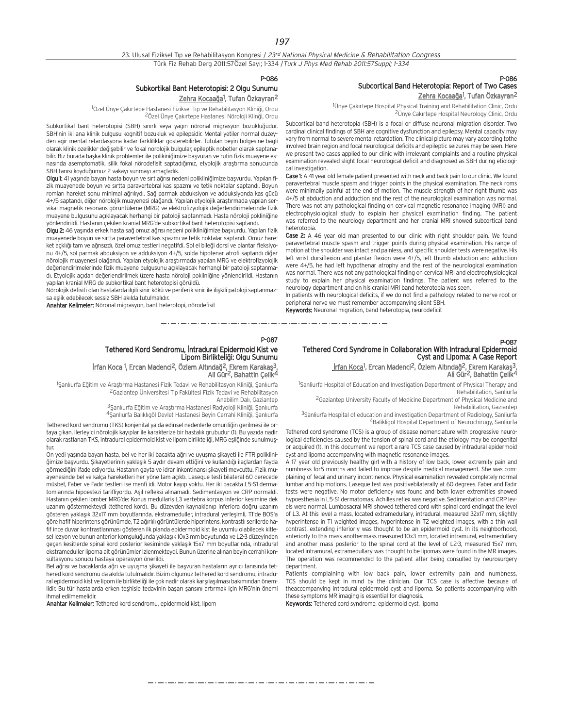P-086

## Subkortikal Bant Heterotopisi: 2 Olgu Sunumu

Zehra Kocaağa[1], Tufan Özkayran[2]

[1]Özel Ünye Çakırtepe Hastanesi Fiziksel Tıp ve Rehabilitasyon Kliniği, Ordu
[2]Özel Ünye Çakırtepe Hastanesi Nöroloji Kliniği, Ordu

Subkortikal bant heterotopisi (SBH) sınırlı veya yagın nöronal migrasyon bozukluğudur. SBH'nin iki ana klinik bulgusu kognitif bozukluk ve epilepsidir. Mental yetiler normal duzeyden agir mental retardasyona kadar farkliliklar gosterebilirler. Tutulan beyin bolgesine bagli olarak klinik ozelikler değişebilir ve fokal norolojik bulgular, epileptik nobetler olarak saptanabilir. Biz burada başka klinik problemler ile polikiniğimize başvuran ve rutin fizik muayene esnasında asemptomatik, silik fokal nörodefisit saptadığımız, etyolojik araştırma sonucunda SBH tanısı koyduğumuz 2 vakayı sunmayı amaçladık.

**Olgu 1:** 41 yaşında bayan hasta boyun ve sırt ağrısı nedeni polikliniğimize başvurdu. Yapılan fizik muayenede boyun ve sırtta paravertebral kas spazmı ve tetik noktalar saptandı. Boyun romları hareket sonu minimal ağrılıydı. Sağ parmak abduksiyon ve adduksiyonda kas gücü 4+/5 saptandı, diğer nörolojik muayenesi olağandı. Yapılan etyolojik araştırmada yapılan servikal magnetik resonans görüntüleme (MRG) ve elektrofizyolojik değerlendirimelerinde fizik muayene bulgusunu açıklayacak herhangi bir patoloji saptanmadı. Hasta nöroloji pokliniğine yönlendirildi. Hastanın çekilen kranial MRG'de subkortikal bant heterotopisi saptandı.

**Olgu 2:** 46 yaşında erkek hasta sağ omuz ağrısı nedeni polikliniğimize başvurdu. Yapılan fizik muayenede boyun ve sırtta paravertebral kas spazmı ve tetik noktalar saptandı. Omuz hareket açıklığı tam ve ağrısızdı, özel omuz testleri negatifdi. Sol el bileği dorsi ve plantar fleksiyonu 4+/5, sol parmak abduksiyon ve adduksiyon 4+/5, solda hipotenar atrofi saptandı diğer nörolojik muayenesi olağandı. Yapılan etyolojik araştırmada yapılan MRG ve elektrofizyolojik değerlendirimelerinde fizik muayene bulgusunu açıklayacak herhangi bir patoloji saptanmadı. Etyolojik açıdan değerlendirilmek üzere hasta nöroloji pokliniğine yönlendirildi. Hastanın yapılan kranial MRG de subkortikal bant heterotopisi görüldü.

Nörolojik defisiti olan hastalarda ilgili sinir kökü ve periferik sinir ile ilişkili patoloji saptanmazsa eşlik edebilecek sessiz SBH akılda tutulmalıdır.

**Anahtar Kelimeler:** Nöronal migrasyon, bant heterotopi, nörodefisit

P-086

## Subcortical Band Heterotopia: Report of Two Cases

Zehra Kocaağa[1], Tufan Özkayran[2]

[1]Ünye Çakırtepe Hospital Physical Training and Rehabilitation Clinic, Ordu
[2]Ünye Cakırtepe Hospital Neurology Clinic, Ordu

Subcortical band heterotopia (SBH) is a focal or diffuse neuronal migration disorder. Two cardinal clinical findings of SBH are cognitive dysfunction and epilepsy. Mental capacity may vary from normal to severe mental retardation. The clinical picture may vary according tothe involved brain region and focal neurological deficits and epileptic seizures may be seen. Here we present two cases applied to our clinic with irrelevant complaints and a routine physical examination revealed slight focal neurological deficit and diagnosed as SBH during etiological investigation.

**Case 1:** A 41 year old female patient presented with neck and back pain to our clinic. We found paravertebral muscle spasm and trigger points in the physical examination. The neck roms were minimally painful at the end of motion. The muscle strength of her right thumb was 4+/5 at abduction and adduction and the rest of the neurological examination was normal. There was not any pathological finding on cervical magnetic resonance imaging (MRI) and electrophysiological study to explain her physical examination finding. The patient was referred to the neurology department and her cranial MRI showed subcortical band heterotopia.

**Case 2:** A 46 year old man presented to our clinic with right shoulder pain. We found paravertebral muscle spasm and trigger points during physical examination. His range of motion at the shoulder was intact and painless, and specific shoulder tests were negative. His left wrist dorsiflexion and plantar flexion were 4+/5, left thumb abduction and adduction were 4+/5, he had left hypothenar atrophy and the rest of the neurological examination was normal. There was not any pathological finding on cervical MRI and electrophysiological study to explain his physical examination findings. The patient was referred to the neurology department and on his cranial MRI band heterotopia was seen.

In patients with neurological deficits, if we do not find a pathology related to nerve root or peripheral nerve we must remember accompanying silent SBH.

**Keywords:** Neuronal migration, band heterotopia, neurodeficit

---

P-087

## Tethered Kord Sendromu, İntradural Epidermoid Kist ve Lipom Birlikteliği: Olgu Sunumu

İrfan Koca[1], Ercan Madenci[2], Özlem Altındağ[2], Ekrem Karakaş[3], Ali Gür[2], Bahattin Çelik[4]

[1]Şanlıurfa Eğitim ve Araştırma Hastanesi Fizik Tedavi ve Rehabilitasyon Kliniği, Şanlıurfa
[2]Gaziantep Üniversitesi Tıp Fakültesi Fizik Tedavi ve Rehabilitasyon Anabilim Dalı, Gaziantep
[3]Şanlıurfa Eğitim ve Araştırma Hastanesi Radyoloji Kliniği, Şanlıurfa
[4]Şanlıurfa Balıklıgöl Devlet Hastanesi Beyin Cerrahi Kliniği, Şanlıurfa

Tethered kord sendromu (TKS) konjenital ya da edinsel nedenlerle omuriliğin gerilmesi ile ortaya çıkan, ilerleyici nörolojik kayıplar ile karakterize bir hastalık grubudur (1). Bu yazıda nadir olarak rastlanan TKS, intradural epidermoid kist ve lipom birlikteliği, MRG eşliğinde sunulmuştur.

On yedi yaşında bayan hasta, bel ve her iki bacakta ağrı ve uyuşma şikayeti ile FTR polikliniğimize başvurdu. Şikayetlerinin yaklaşık 5 aydır devam ettiğini ve kullandığı ilaçlardan fayda görmediğini ifade ediyordu. Hastanın gayta ve idrar inkontinansı şikayeti mevcuttu. Fizik muayenesinde bel ve kalça hareketleri her yöne tam açıktı. Laseque testi bilateral 60 derecede müsbet, Faber ve Fadır testleri ise menfi idi. Motor kayıp yoktu. Her iki bacakta L5-S1 dermatomlarında hipoestezi tarifliyordu. Aşil refleksi alınamadı. Sedimentasyon ve CRP normaldi. Hastanın çekilen lomber MRG'de: Konus medullaris L3 vertebra korpus inferior kesimine dek uzanım göstermekteydi (tethered kord). Bu düzeyden kaynaklanıp inferiora doğru uzanım gösteren yaklaşık 32x17 mm boyutlarında, ekstrameduller, intradural yerleşimli, T1'de BOS'a göre hafif hiperintens görünümde, T2 ağırlıklı görüntülerde hiperintens, kontrastlı serilerde hafif ince duvar kontrastlanması gösteren ilk planda epidermoid kist ile uyumlu olabilecek kitlesel lezyon ve bunun anterior komşuluğunda yaklaşık 10x3 mm boyutunda ve L2-3 düzeyinden geçen kesitlerde spinal kord posterior kesiminde yaklaşık 15x7 mm boyutlarında, intradural ekstrameduller lipoma ait görünümler izlenmekteydi. Bunun üzerine alınan beyin cerrahi konsültasyonu sonucu hastaya operasyon önerildi.

Bel ağrısı ve bacaklarda ağrı ve uyuşma şikayeti ile başvuran hastaların ayrıcı tanısında tethered kord sendromu da akılda tutulmalıdır. Bizim olgumuz tethered kord sendromu, intradural epidermoid kist ve lipom ile birlikteliği ile çok nadir olarak karşılaşılması bakımından önemlidir. Bu tür hastalarda erken teşhisle tedavinin başarı şansını artırmak için MRG'nin önemi ihmal edilmemelidir.

**Anahtar Kelimeler:** Tethered kord sendromu, epidermoid kist, lipom

P-087

## Tethered Cord Syndrome in Collaboration With Intradural Epidermoid Cyst and Lipoma: A Case Report

İrfan Koca[1], Ercan Madenci[2], Özlem Altındağ[2], Ekrem Karakaş[3], Ali Gür[2], Bahattin Çelik[4]

[1]Sanliurfa Hospital of Education and Investigation Department of Physical Therapy and Rehabilitation, Sanliurfa
[2]Gaziantep University Faculty of Medicine Department of Physical Medicine and Rehabilitation, Gaziantep
[3]Sanliurfa Hospital of education and investigation Department of Radiology, Sanliurfa
[4]Balikligol Hospital Department of Neurochirugy, Sanliurfa

Tethered cord syndrome (TCS) is a group of disease nomenclature with progressive neurological deficiencies caused by the tension of spinal cord and the etiology may be congenital or acquired (1). In this document we report a rare TCS case caused by intradural epidermoid cyst and lipoma accompanying with magnetic resonance images.

A 17 year old previously healthy girl with a history of low back, lower extremity pain and numbness for5 months and failed to improve despite medical management. She was complaining of fecal and urinary incontinence. Physical examination revealed completely normal lumbar and hip motions. Laseque test was positivebilaterally at 60 degrees. Faber and Fadır tests were negative. No motor deficiency was found and both lower extremities showed hypoesthesia in L5-S1 dermatomas. Achilles reflex was negative. Sedimentation and CRP levels were normal. Lumbosacral MRI showed tethered cord with spinal cord endingat the level of L3. At this level a mass, located extramedullary, intradural, measured 32x17 mm, slightly hyperintense in T1 weighted images, hyperintense in T2 weighted images, with a thin wall contrast, extending inferiorly was thought to be an epidermoid cyst. In its neighborhood, anteriorly to this mass anothermass measured 10x3 mm, located intramural, extramedullary and another mass posterior to the spinal cord at the level of L2-3, measured 15x7 mm, located intramural, extramedullary was thought to be lipomas were found in the MR images. The operation was recommended to the patient after being consulted by neurosurgery department.

Patients complaining with low back pain, lower extremity pain and numbness, TCS should be kept in mind by the clinician. Our TCS case is affective because of theaccompanying intradural epidermoid cyst and lipoma. So patients accompanying with these symptoms MR imaging is essential for diagnosis.

**Keywords:** Tethered cord syndrome, epidermoid cyst, lipoma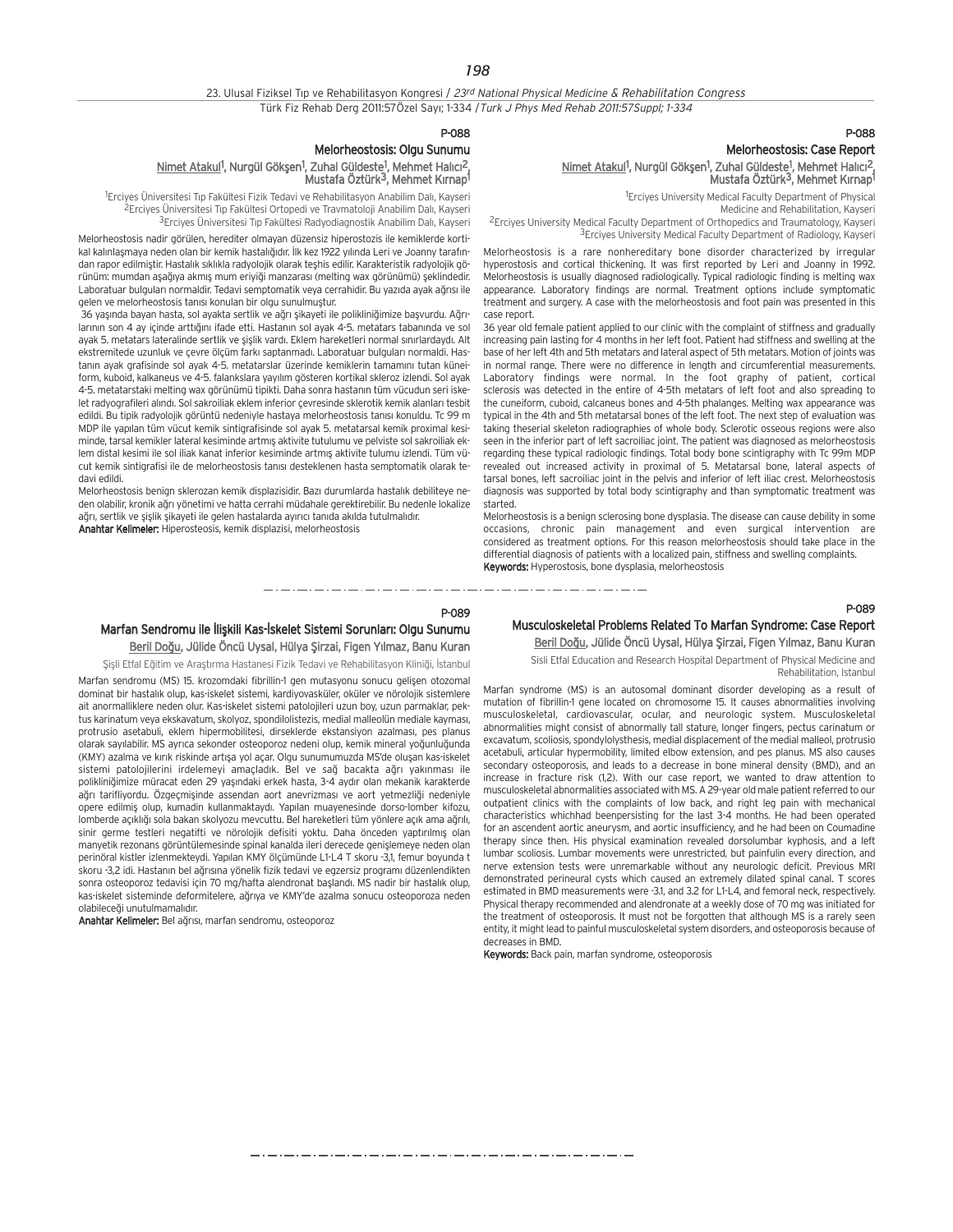P-088

## Melorheostosis: Olgu Sunumu

Nimet Atakul[1], Nurgül Gökşen[1], Zuhal Güldeste[1], Mehmet Halıcı[2], Mustafa Öztürk[3], Mehmet Kırnap[1]

[1]Erciyes Üniversitesi Tıp Fakültesi Fizik Tedavi ve Rehabilitasyon Anabilim Dalı, Kayseri
[2]Erciyes Üniversitesi Tıp Fakültesi Ortopedi ve Travmatoloji Anabilim Dalı, Kayseri
[3]Erciyes Üniversitesi Tıp Fakültesi Radyodiagnostik Anabilim Dalı, Kayseri

Melorheostosis nadir görülen, herediter olmayan düzensiz hiperostozis ile kemiklerde kortikal kalınlaşmaya neden olan bir kemik hastalığıdır. İlk kez 1922 yılında Leri ve Joanny tarafından rapor edilmiştir. Hastalık sıklıkla radyolojik olarak teşhis edilir. Karakteristik radyolojik görünüm: mumdan aşağıya akmış mum eriyiği manzarası (melting wax görünümü) şeklindedir. Laboratuar bulguları normaldir. Tedavi semptomatik veya cerrahidir. Bu yazıda ayak ağrısı ile gelen ve melorheostosis tanısı konulan bir olgu sunulmuştur.

36 yaşında bayan hasta, sol ayakta sertlik ve ağrı şikayeti ile polikliniğimize başvurdu. Ağrılarının son 4 ay içinde arttığını ifade etti. Hastanın sol ayak 4-5. metatars tabanında ve sol ayak 5. metatars lateralinde sertlik ve şişlik vardı. Eklem hareketleri normal sınırlardaydı. Alt ekstremitede uzunluk ve çevre ölçüm farkı saptanmadı. Laboratuar bulguları normaldi. Hastanın ayak grafisinde sol ayak 4-5. metatarslar üzerinde kemiklerin tamamını tutan küneiform, kuboid, kalkaneus ve 4-5. falankslara yayılım gösteren kortikal skleroz izlendi. Sol ayak 4-5. metatarstaki melting wax görünümü tipikti. Daha sonra hastanın tüm vücudun seri iskelet radyografileri alındı. Sol sakroiliak eklem inferior çevresinde sklerotik kemik alanları tesbit edildi. Bu tipik radyolojik görüntü nedeniyle hastaya melorheostosis tanısı konuldu. Tc 99 m MDP ile yapılan tüm vücut kemik sintigrafisinde sol ayak 5. metatarsal kemik proximal kesiminde, tarsal kemikler lateral kesiminde artmış aktivite tutulumu ve pelviste sol sakroiliak eklem distal kesimi ile sol iliak kanat inferior kesiminde artmış aktivite tutulumu izlendi. Tüm vücut kemik sintigrafisi ile de melorheostosis tanısı desteklenen hasta semptomatik olarak tedavi edildi.

Melorheostosis benign sklerozan kemik displazisidir. Bazı durumlarda hastalık debiliteye neden olabilir, kronik ağrı yönetimi ve hatta cerrahi müdahale gerektirebilir. Bu nedenle lokalize ağrı, sertlik ve şişlik şikayeti ile gelen hastalarda ayırıcı tanıda akılda tutulmalıdır.

**Anahtar Kelimeler:** Hiperosteosis, kemik displazisi, melorheostosis

P-088

## Melorheostosis: Case Report

Nimet Atakul[1], Nurgül Gökşen[1], Zuhal Güldeste[1], Mehmet Halıcı[2], Mustafa Öztürk[3], Mehmet Kırnap[1]

[1]Erciyes University Medical Faculty Department of Physical Medicine and Rehabilitation, Kayseri
[2]Erciyes University Medical Faculty Department of Orthopedics and Traumatology, Kayseri
[3]Erciyes University Medical Faculty Department of Radiology, Kayseri

Melorheostosis is a rare nonhereditary bone disorder characterized by irregular hyperostosis and cortical thickening. It was first reported by Leri and Joanny in 1992. Melorheostosis is usually diagnosed radiologically. Typical radiologic finding is melting wax appearance. Laboratory findings are normal. Treatment options include symptomatic treatment and surgery. A case with the melorheostosis and foot pain was presented in this case report.

36 year old female patient applied to our clinic with the complaint of stiffness and gradually increasing pain lasting for 4 months in her left foot. Patient had stiffness and swelling at the base of her left 4th and 5th metatars and lateral aspect of 5th metatars. Motion of joints was in normal range. There were no difference in length and circumferential measurements. Laboratory findings were normal. In the foot graphy of patient, cortical sclerosis was detected in the entire of 4-5th metatars of left foot and also spreading to the cuneiform, cuboid, calcaneus bones and 4-5th phalanges. Melting wax appearance was typical in the 4th and 5th metatarsal bones of the left foot. The next step of evaluation was taking theserial skeleton radiographies of whole body. Sclerotic osseous regions were also seen in the inferior part of left sacroiliac joint. The patient was diagnosed as melorheostosis regarding these typical radiologic findings. Total body bone scintigraphy with Tc 99m MDP revealed out increased activity in proximal of 5. Metatarsal bone, lateral aspects of tarsal bones, left sacroiliac joint in the pelvis and inferior of left iliac crest. Melorheostosis diagnosis was supported by total body scintigraphy and than symptomatic treatment was started.

Melorheostosis is a benign sclerosing bone dysplasia. The disease can cause debility in some occasions, chronic pain management and even surgical intervention are considered as treatment options. For this reason melorheostosis should take place in the differential diagnosis of patients with a localized pain, stiffness and swelling complaints.

**Keywords:** Hyperostosis, bone dysplasia, melorheostosis

---

P-089

## Marfan Sendromu ile İlişkili Kas-İskelet Sistemi Sorunları: Olgu Sunumu

Beril Doğu, Jülide Öncü Uysal, Hülya Şirzai, Figen Yılmaz, Banu Kuran

Şişli Etfal Eğitim ve Araştırma Hastanesi Fizik Tedavi ve Rehabilitasyon Kliniği, İstanbul

Marfan sendromu (MS) 15. krozomdaki fibrillin-1 gen mutasyonu sonucu gelişen otozomal dominat bir hastalık olup, kas-iskelet sistemi, kardiyovasküler, oküler ve nörolojik sistemlere ait anormalliklere neden olur. Kas-iskelet sistemi patolojileri uzun boy, uzun parmaklar, pektus karinatum veya ekskavatum, skolyoz, spondilolistezis, medial malleolün mediale kayması, protrusio asetabuli, eklem hipermobilitesi, dirseklerde ekstansiyon azalması, pes planus olarak sayılabilir. MS ayrıca sekonder osteoporoz nedeni olup, kemik mineral yoğunluğunda (KMY) azalma ve kırık riskinde artışa yol açar. Olgu sunumumuzda MS'de oluşan kas-iskelet sistemi patolojilerini irdelemeyi amaçladık. Bel ve sağ bacakta ağrı yakınması ile polikliniğimize müracat eden 29 yaşındaki erkek hasta, 3-4 aydır olan mekanik karakterde ağrı tarifliyordu. Özgeçmişinde assendan aort anevrizması ve aort yetmezliği nedeniyle opere edilmiş olup, kumadin kullanmaktaydı. Yapılan muayenesinde dorso-lomber kifozu, lomberde açıklığı sola bakan skolyozu mevcuttu. Bel hareketleri tüm yönlere açık ama ağrılı, sinir germe testleri negatifti ve nörolojik defisiti yoktu. Daha önceden yaptırılmış olan manyetik rezonans görüntülemesinde spinal kanalda ileri derecede genişlemeye neden olan perinöral kistler izlenmekteydi. Yapılan KMY ölçümünde L1-L4 T skoru -3,1, femur boyunda t skoru -3,2 idi. Hastanın bel ağrısına yönelik fizik tedavi ve egzersiz programı düzenlendikten sonra osteoporoz tedavisi için 70 mg/hafta alendronat başlandı. MS nadir bir hastalık olup, kas-iskelet sisteminde deformitelere, ağrıya ve KMY'de azalma sonucu osteoporoza neden olabileceği unutulmamalıdır.

**Anahtar Kelimeler:** Bel ağrısı, marfan sendromu, osteoporoz

P-089

## Musculoskeletal Problems Related To Marfan Syndrome: Case Report

Beril Doğu, Jülide Öncü Uysal, Hülya Şirzai, Figen Yılmaz, Banu Kuran

Sisli Etfal Education and Research Hospital Department of Physical Medicine and Rehabilitation, Istanbul

Marfan syndrome (MS) is an autosomal dominant disorder developing as a result of mutation of fibrillin-1 gene located on chromosome 15. It causes abnormalities involving musculoskeletal, cardiovascular, ocular, and neurologic system. Musculoskeletal abnormalities might consist of abnormally tall stature, longer fingers, pectus carinatum or excavatum, scoliosis, spondylolysthesis, medial displacement of the medial malleol, protrusio acetabuli, articular hypermobility, limited elbow extension, and pes planus. MS also causes secondary osteoporosis, and leads to a decrease in bone mineral density (BMD), and an increase in fracture risk (1,2). With our case report, we wanted to draw attention to musculoskeletal abnormalities associated with MS. A 29-year old male patient referred to our outpatient clinics with the complaints of low back, and right leg pain with mechanical characteristics whichhad beenpersisting for the last 3-4 months. He had been operated for an ascendent aortic aneurysm, and aortic insufficiency, and he had been on Coumadine therapy since then. His physical examination revealed dorsolumbar kyphosis, and a left lumbar scoliosis. Lumbar movements were unrestricted, but painfulin every direction, and nerve extension tests were unremarkable without any neurologic deficit. Previous MRI demonstrated perineural cysts which caused an extremely dilated spinal canal. T scores estimated in BMD measurements were -3.1, and 3.2 for L1-L4, and femoral neck, respectively. Physical therapy recommended and alendronate at a weekly dose of 70 mg was initiated for the treatment of osteoporosis. It must not be forgotten that although MS is a rarely seen entity, it might lead to painful musculoskeletal system disorders, and osteoporosis because of decreases in BMD.

**Keywords:** Back pain, marfan syndrome, osteoporosis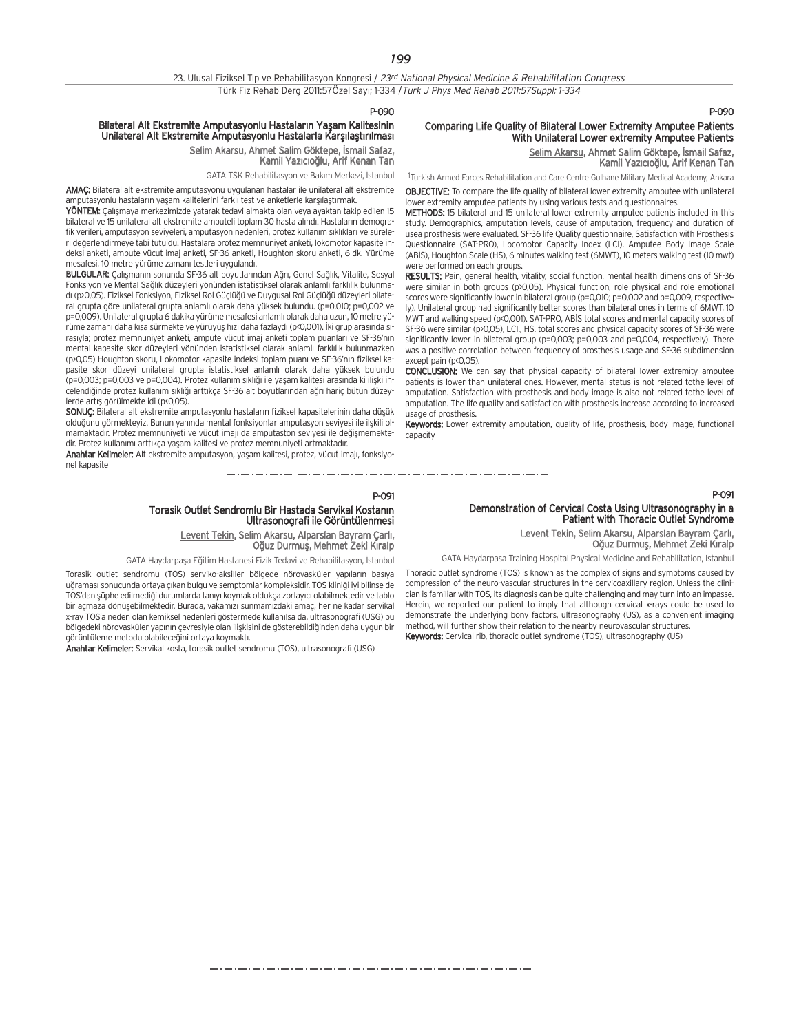P-090

## Bilateral Alt Ekstremite Amputasyonlu Hastaların Yaşam Kalitesinin Unilateral Alt Ekstremite Amputasyonlu Hastalarla Karşılaştırılması

Selim Akarsu, Ahmet Salim Göktepe, İsmail Safaz, Kamil Yazıcıoğlu, Arif Kenan Tan

GATA TSK Rehabilitasyon ve Bakım Merkezi, İstanbul

**AMAÇ:** Bilateral alt ekstremite amputasyonu uygulanan hastalar ile unilateral alt ekstremite amputasyonlu hastaların yaşam kalitelerini farklı test ve anketlerle karşılaştırmak.

**YÖNTEM:** Çalışmaya merkezimizde yatarak tedavi almakta olan veya ayaktan takip edilen 15 bilateral ve 15 unilateral alt ekstremite amputeli toplam 30 hasta alındı. Hastaların demografik verileri, amputasyon seviyeleri, amputasyon nedenleri, protez kullanım sıklıkları ve süreleri değerlendirmeye tabi tutuldu. Hastalara protez memnuniyet anketi, lokomotor kapasite indeksi, ampute vücut imaj anketi, SF-36 anketi, Houghton skoru anketi, 6 dk. Yürüme mesafesi, 10 metre yürüme zamanı testleri uygulandı.

**BULGULAR:** Çalışmanın sonunda SF-36 alt boyutlarından Ağrı, Genel Sağlık, Vitalite, Sosyal Fonksiyon ve Mental Sağlık düzeyleri yönünden istatistiksel olarak anlamlı farklılık bulunmadı (p>0,05). Fiziksel Fonksiyon, Fiziksel Rol Güçlüğü ve Duygusal Rol Güçlüğü düzeyleri bilateral grupta göre unilateral grupta anlamlı olarak daha yüksek bulundu. (p=0,010; p=0,002 ve p=0,009). Unilateral grupta 6 dakika yürüme mesafesi anlamlı olarak daha uzun, 10 metre yürüme zamanı daha kısa sürmekte ve yürüyüş hızı daha fazlaydı (p<0,001). İki grup arasında sırasıyla; protez memnuniyet anketi, ampute vücut imaj anketi toplam puanları ve SF-36'nın mental kapasite skor düzeyleri yönünden istatistiksel olarak anlamlı farklılık bulunmazken (p>0,05) Houghton skoru, Lokomotor kapasite indeksi toplam puanı ve SF-36'nın fiziksel kapasite skor düzeyi unilateral grupta istatistiksel anlamlı olarak daha yüksek bulundu (p=0,003; p=0,003 ve p=0,004). Protez kullanım sıklığı ile yaşam kalitesi arasında ki ilişki incelendiğinde protez kullanım sıklığı arttıkça SF-36 alt boyutlarından ağrı hariç bütün düzeylerde artış görülmekte idi (p<0,05).

**SONUÇ:** Bilateral alt ekstremite amputasyonlu hastaların fiziksel kapasitelerinin daha düşük olduğunu görmekteyiz. Bunun yanında mental fonksiyonlar amputasyon seviyesi ile ilişkili olmamaktadır. Protez memnuniyeti ve vücut imajı da amputaston seviyesi ile değişmemektedir. Protez kullanımı arttıkça yaşam kalitesi ve protez memnuniyeti artmaktadır.

**Anahtar Kelimeler:** Alt ekstremite amputasyon, yaşam kalitesi, protez, vücut imajı, fonksiyonel kapasite

P-090

## Comparing Life Quality of Bilateral Lower Extremity Amputee Patients With Unilateral Lower extremity Amputee Patients

Selim Akarsu, Ahmet Salim Göktepe, İsmail Safaz, Kamil Yazıcıoğlu, Arif Kenan Tan

[1]Turkish Armed Forces Rehabilitation and Care Centre Gulhane Military Medical Academy, Ankara

**OBJECTIVE:** To compare the life quality of bilateral lower extremity amputee with unilateral lower extremity amputee patients by using various tests and questionnaires.

**METHODS:** 15 bilateral and 15 unilateral lower extremity amputee patients included in this study. Demographics, amputation levels, cause of amputation, frequency and duration of usea prosthesis were evaluated. SF-36 life Quality questionnaire, Satisfaction with Prosthesis Questionnaire (SAT-PRO), Locomotor Capacity Index (LCI), Amputee Body İmage Scale (ABİS), Houghton Scale (HS), 6 minutes walking test (6MWT), 10 meters walking test (10 mwt) were performed on each groups.

**RESULTS:** Pain, general health, vitality, social function, mental health dimensions of SF-36 were similar in both groups (p>0,05). Physical function, role physical and role emotional scores were significantly lower in bilateral group (p=0,010; p=0,002 and p=0,009, respectively). Unilateral group had significantly better scores than bilateral ones in terms of 6MWT, 10 MWT and walking speed (p<0,001). SAT-PRO, ABİS total scores and mental capacity scores of SF-36 were similar (p>0,05), LCI., HS. total scores and physical capacity scores of SF-36 were significantly lower in bilateral group (p=0,003; p=0,003 and p=0,004, respectively). There was a positive correlation between frequency of prosthesis usage and SF-36 subdimension except pain (p<0,05).

**CONCLUSION:** We can say that physical capacity of bilateral lower extremity amputee patients is lower than unilateral ones. However, mental status is not related tothe level of amputation. Satisfaction with prosthesis and body image is also not related tothe level of amputation. The life quality and satisfaction with prosthesis increase according to increased usage of prosthesis.

**Keywords:** Lower extremity amputation, quality of life, prosthesis, body image, functional capacity

P-091

## Torasik Outlet Sendromlu Bir Hastada Servikal Kostanın Ultrasonografi ile Görüntülenmesi

Levent Tekin, Selim Akarsu, Alparslan Bayram Çarlı, Oğuz Durmuş, Mehmet Zeki Kıralp

GATA Haydarpaşa Eğitim Hastanesi Fizik Tedavi ve Rehabilitasyon, İstanbul

Torasik outlet sendromu (TOS) serviko-aksiller bölgede nörovasküler yapıların basıya uğraması sonucunda ortaya çıkan bulgu ve semptomlar kompleksidir. TOS kliniği iyi bilinse de TOS'dan şüphe edilmediği durumlarda tanıyı koymak oldukça zorlayıcı olabilmektedir ve tablo bir açmaza dönüşebilmektedir. Burada, vakamızı sunmamızdaki amaç, her ne kadar servikal x-ray TOS'a neden olan kemiksel nedenleri göstermede kullanılsa da, ultrasonografi (USG) bu bölgedeki nörovasküler yapının çevresiyle olan ilişkisini de gösterebildiğinden daha uygun bir görüntüleme metodu olabileceğini ortaya koymaktı.

**Anahtar Kelimeler:** Servikal kosta, torasik outlet sendromu (TOS), ultrasonografi (USG)

P-091

## Demonstration of Cervical Costa Using Ultrasonography in a Patient with Thoracic Outlet Syndrome

Levent Tekin, Selim Akarsu, Alparslan Bayram Çarlı, Oğuz Durmuş, Mehmet Zeki Kıralp

GATA Haydarpasa Training Hospital Physical Medicine and Rehabilitation, Istanbul

Thoracic outlet syndrome (TOS) is known as the complex of signs and symptoms caused by compression of the neuro-vascular structures in the cervicoaxillary region. Unless the clinician is familiar with TOS, its diagnosis can be quite challenging and may turn into an impasse. Herein, we reported our patient to imply that although cervical x-rays could be used to demonstrate the underlying bony factors, ultrasonography (US), as a convenient imaging method, will further show their relation to the nearby neurovascular structures.

**Keywords:** Cervical rib, thoracic outlet syndrome (TOS), ultrasonography (US)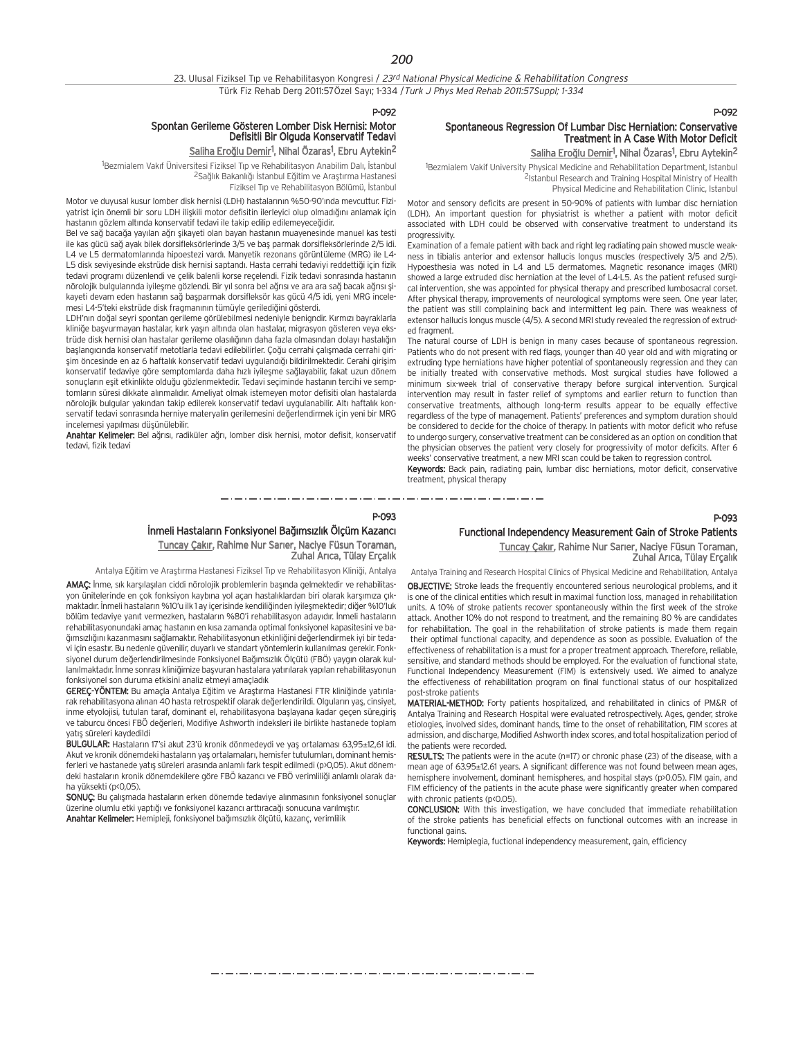P-092

## Spontan Gerileme Gösteren Lomber Disk Hernisi: Motor Defisitli Bir Olguda Konservatif Tedavi

Saliha Eroğlu Demir[1], Nihal Özaras[1], Ebru Aytekin[2]

[1]Bezmialem Vakıf Üniversitesi Fiziksel Tıp ve Rehabilitasyon Anabilim Dalı, İstanbul
[2]Sağlık Bakanlığı İstanbul Eğitim ve Araştırma Hastanesi Fiziksel Tıp ve Rehabilitasyon Bölümü, İstanbul

Motor ve duyusal kusur lomber disk hernisi (LDH) hastalarının %50-90'ında mevcuttur. Fizyatrist için önemli bir soru LDH ilişkili motor defisitin ilerleyici olup olmadığını anlamak için hastanın gözlem altında konservatif tedavi ile takip edilip edilemeyeceğidir.

Bel ve sağ bacağa yayılan ağrı şikayeti olan bayan hastanın muayenesinde manuel kas testi ile kas gücü sağ ayak bilek dorsifleksörlerinde 3/5 ve baş parmak dorsifleksörlerinde 2/5 idi. L4 ve L5 dermatomlarında hipoestezi vardı. Manyetik rezonans görüntüleme (MRG) ile L4-L5 disk seviyesinde ekstrüde disk hernisi saptandı. Hasta cerrahi tedaviyi reddettiği için fizik tedavi programı düzenlendi ve çelik balenli korse reçelendi. Fizik tedavi sonrasında hastanın nörolojik bulgularında iyileşme gözlendi. Bir yıl sonra bel ağrısı ve ara ara sağ bacak ağrısı şikayeti devam eden hastanın sağ başparmak dorsifleksör kas gücü 4/5 idi, yeni MRG incelemesi L4-5'teki ekstrüde disk fragmanının tümüyle gerilediğini gösterdi.

LDH'nın doğal seyri spontan gerileme görülebilmesi nedeniyle benigndir. Kırmızı bayraklarla kliniğe başvurmayan hastalar, kırk yaşın altında olan hastalar, migrasyon gösteren veya ekstrüde disk hernisi olan hastalar gerileme olasılığının daha fazla olmasından dolayı hastalığın başlangıcında konservatif metotlarla tedavi edilebilirler. Çoğu cerrahi çalışmada cerrahi girişim öncesinde en az 6 haftalık konservatif tedavi uygulandığı bildirilmektedir. Cerahi girişim konservatif tedaviye göre semptomlarda daha hızlı iyileşme sağlayabilir, fakat uzun dönem sonuçların eşit etkinlikte olduğu gözlenmektedir. Tedavi seçiminde hastanın tercihi ve semptomların süresi dikkate alınmalıdır. Ameliyat olmak istemeyen motor defisiti olan hastalarda nörolojik bulgular yakından takip edilerek konservatif tedavi uygulanabilir. Altı haftalık konservatif tedavi sonrasında herniye materyalin gerilemesini değerlendirmek için yeni bir MRG incelemesi yapılması düşünülebilir.

**Anahtar Kelimeler:** Bel ağrısı, radiküler ağrı, lomber disk hernisi, motor defisit, konservatif tedavi, fizik tedavi

P-092

## Spontaneous Regression Of Lumbar Disc Herniation: Conservative Treatment in A Case With Motor Deficit

Saliha Eroğlu Demir[1], Nihal Özaras[1], Ebru Aytekin[2]

[1]Bezmialem Vakif University Physical Medicine and Rehabilitation Department, Istanbul
[2]Istanbul Research and Training Hospital Ministry of Health Physical Medicine and Rehabilitation Clinic, Istanbul

Motor and sensory deficits are present in 50-90% of patients with lumbar disc herniation (LDH). An important question for physiatrist is whether a patient with motor deficit associated with LDH could be observed with conservative treatment to understand its progressivity.

Examination of a female patient with back and right leg radiating pain showed muscle weakness in tibialis anterior and extensor hallucis longus muscles (respectively 3/5 and 2/5). Hypoesthesia was noted in L4 and L5 dermatomes. Magnetic resonance images (MRI) showed a large extruded disc herniation at the level of L4-L5. As the patient refused surgical intervention, she was appointed for physical therapy and prescribed lumbosacral corset. After physical therapy, improvements of neurological symptoms were seen. One year later, the patient was still complaining back and intermittent leg pain. There was weakness of extensor hallucis longus muscle (4/5). A second MRI study revealed the regression of extruded fragment.

The natural course of LDH is benign in many cases because of spontaneous regression. Patients who do not present with red flags, younger than 40 year old and with migrating or extruding type herniations have higher potential of spontaneously regression and they can be initially treated with conservative methods. Most surgical studies have followed a minimum six-week trial of conservative therapy before surgical intervention. Surgical intervention may result in faster relief of symptoms and earlier return to function than conservative treatments, although long-term results appear to be equally effective regardless of the type of management. Patients' preferences and symptom duration should be considered to decide for the choice of therapy. In patients with motor deficit who refuse to undergo surgery, conservative treatment can be considered as an option on condition that the physician observes the patient very closely for progressivity of motor deficits. After 6 weeks' conservative treatment, a new MRI scan could be taken to regression control.

**Keywords:** Back pain, radiating pain, lumbar disc herniations, motor deficit, conservative treatment, physical therapy

P-093

## İnmeli Hastaların Fonksiyonel Bağımsızlık Ölçüm Kazancı

Tuncay Çakır, Rahime Nur Sarıer, Naciye Füsun Toraman, Zuhal Arıca, Tülay Erçalık

Antalya Eğitim ve Araştırma Hastanesi Fiziksel Tıp ve Rehabilitasyon Kliniği, Antalya

**AMAÇ:** İnme, sık karşılaşılan ciddi nörolojik problemlerin başında gelmektedir ve rehabilitasyon ünitelerinde en çok fonksiyon kaybına yol açan hastalıklardan biri olarak karşımıza çıkmaktadır. İnmeli hastaların %10'u ilk 1 ay içerisinde kendiliğinden iyileşmektedir; diğer %10'luk bölüm tedaviye yanıt vermezken, hastaların %80'i rehabilitasyon adayıdır. İnmeli hastaların rehabilitasyonundaki amaç hastanın en kısa zamanda optimal fonksiyonel kapasitesini ve bağımsızlığını kazanmasını sağlamaktır. Rehabilitasyonun etkinliğini değerlendirmek iyi bir tedavi için esastır. Bu nedenle güvenilir, duyarlı ve standart yöntemlerin kullanılması gerekir. Fonksiyonel durum değerlendirilmesinde Fonksiyonel Bağımsızlık Ölçütü (FBÖ) yaygın olarak kullanılmaktadır. İnme sonrası kliniğimize başvuran hastalara yatırılarak yapılan rehabilitasyonun fonksiyonel son duruma etkisini analiz etmeyi amaçladık

**GEREÇ-YÖNTEM:** Bu amaçla Antalya Eğitim ve Araştırma Hastanesi FTR kliniğinde yatırılarak rehabilitasyona alınan 40 hasta retrospektif olarak değerlendirildi. Olguların yaş, cinsiyet, inme etyolojisi, tutulan taraf, dominant el, rehabilitasyona başlayana kadar geçen süre,giriş ve taburcu öncesi FBÖ değerleri, Modifiye Ashworth indeksleri ile birlikte hastanede toplam yatış süreleri kaydedildi

**BULGULAR:** Hastaların 17'si akut 23'ü kronik dönmedeydi ve yaş ortalaması 63,95±12,61 idi. Akut ve kronik dönemdeki hastaların yaş ortalamaları, hemisfer tutulumları, dominant hemisferleri ve hastanede yatış süreleri arasında anlamlı fark tespit edilmedi (p>0,05). Akut dönemdeki hastaların kronik dönemdekilere göre FBÖ kazancı ve FBÖ verimliliği anlamlı olarak daha yüksekti (p<0,05).

**SONUÇ:** Bu çalışmada hastaların erken dönemde tedaviye alınmasının fonksiyonel sonuçlar üzerine olumlu etki yaptığı ve fonksiyonel kazancı arttıracağı sonucuna varılmıştır.

**Anahtar Kelimeler:** Hemipleji, fonksiyonel bağımsızlık ölçütü, kazanç, verimlilik

P-093

## Functional Independency Measurement Gain of Stroke Patients

Tuncay Çakır, Rahime Nur Sarıer, Naciye Füsun Toraman, Zuhal Arıca, Tülay Erçalık

Antalya Training and Research Hospital Clinics of Physical Medicine and Rehabilitation, Antalya

**OBJECTIVE:** Stroke leads the frequently encountered serious neurological problems, and it is one of the clinical entities which result in maximal function loss, managed in rehabilitation units. A 10% of stroke patients recover spontaneously within the first week of the stroke attack. Another 10% do not respond to treatment, and the remaining 80 % are candidates for rehabilitation. The goal in the rehabilitation of stroke patients is made them regain their optimal functional capacity, and dependence as soon as possible. Evaluation of the effectiveness of rehabilitation is a must for a proper treatment approach. Therefore, reliable, sensitive, and standard methods should be employed. For the evaluation of functional state, Functional Independency Measurement (FIM) is extensively used. We aimed to analyze the effectiveness of rehabilitation program on final functional status of our hospitalized post-stroke patients

**MATERIAL-METHOD:** Forty patients hospitalized, and rehabilitated in clinics of PM&R of Antalya Training and Research Hospital were evaluated retrospectively. Ages, gender, stroke etiologies, involved sides, dominant hands, time to the onset of rehabilitation, FIM scores at admission, and discharge, Modified Ashworth index scores, and total hospitalization period of the patients were recorded.

**RESULTS:** The patients were in the acute (n=17) or chronic phase (23) of the disease, with a mean age of 63.95±12.61 years. A significant difference was not found between mean ages, hemisphere involvement, dominant hemispheres, and hospital stays (p>0.05). FIM gain, and FIM efficiency of the patients in the acute phase were significantly greater when compared with chronic patients (p<0.05).

**CONCLUSION:** With this investigation, we have concluded that immediate rehabilitation of the stroke patients has beneficial effects on functional outcomes with an increase in functional gains.

**Keywords:** Hemiplegia, fuctional independency measurement, gain, efficiency